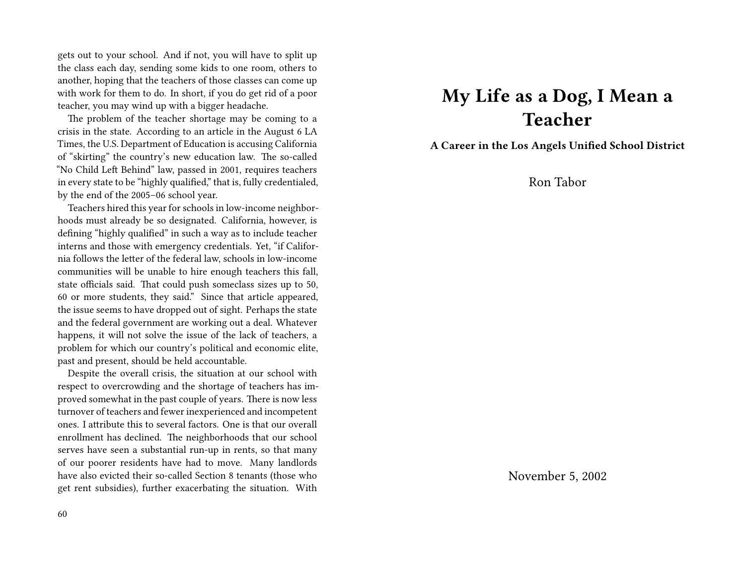gets out to your school. And if not, you will have to split up the class each day, sending some kids to one room, others to another, hoping that the teachers of those classes can come up with work for them to do. In short, if you do get rid of a poor teacher, you may wind up with a bigger headache.

The problem of the teacher shortage may be coming to a crisis in the state. According to an article in the August 6 LA Times, the U.S. Department of Education is accusing California of "skirting" the country's new education law. The so-called "No Child Left Behind" law, passed in 2001, requires teachers in every state to be "highly qualified," that is, fully credentialed, by the end of the 2005–06 school year.

Teachers hired this year for schools in low-income neighborhoods must already be so designated. California, however, is defining "highly qualified" in such a way as to include teacher interns and those with emergency credentials. Yet, "if California follows the letter of the federal law, schools in low-income communities will be unable to hire enough teachers this fall, state officials said. That could push someclass sizes up to 50, 60 or more students, they said." Since that article appeared, the issue seems to have dropped out of sight. Perhaps the state and the federal government are working out a deal. Whatever happens, it will not solve the issue of the lack of teachers, a problem for which our country's political and economic elite, past and present, should be held accountable.

Despite the overall crisis, the situation at our school with respect to overcrowding and the shortage of teachers has improved somewhat in the past couple of years. There is now less turnover of teachers and fewer inexperienced and incompetent ones. I attribute this to several factors. One is that our overall enrollment has declined. The neighborhoods that our school serves have seen a substantial run-up in rents, so that many of our poorer residents have had to move. Many landlords have also evicted their so-called Section 8 tenants (those who get rent subsidies), further exacerbating the situation. With

# My Life as a Dog, I Mean a Teacher

**A Career in the Los Angels Unified School District**

Ron Tabor

November 5, 2002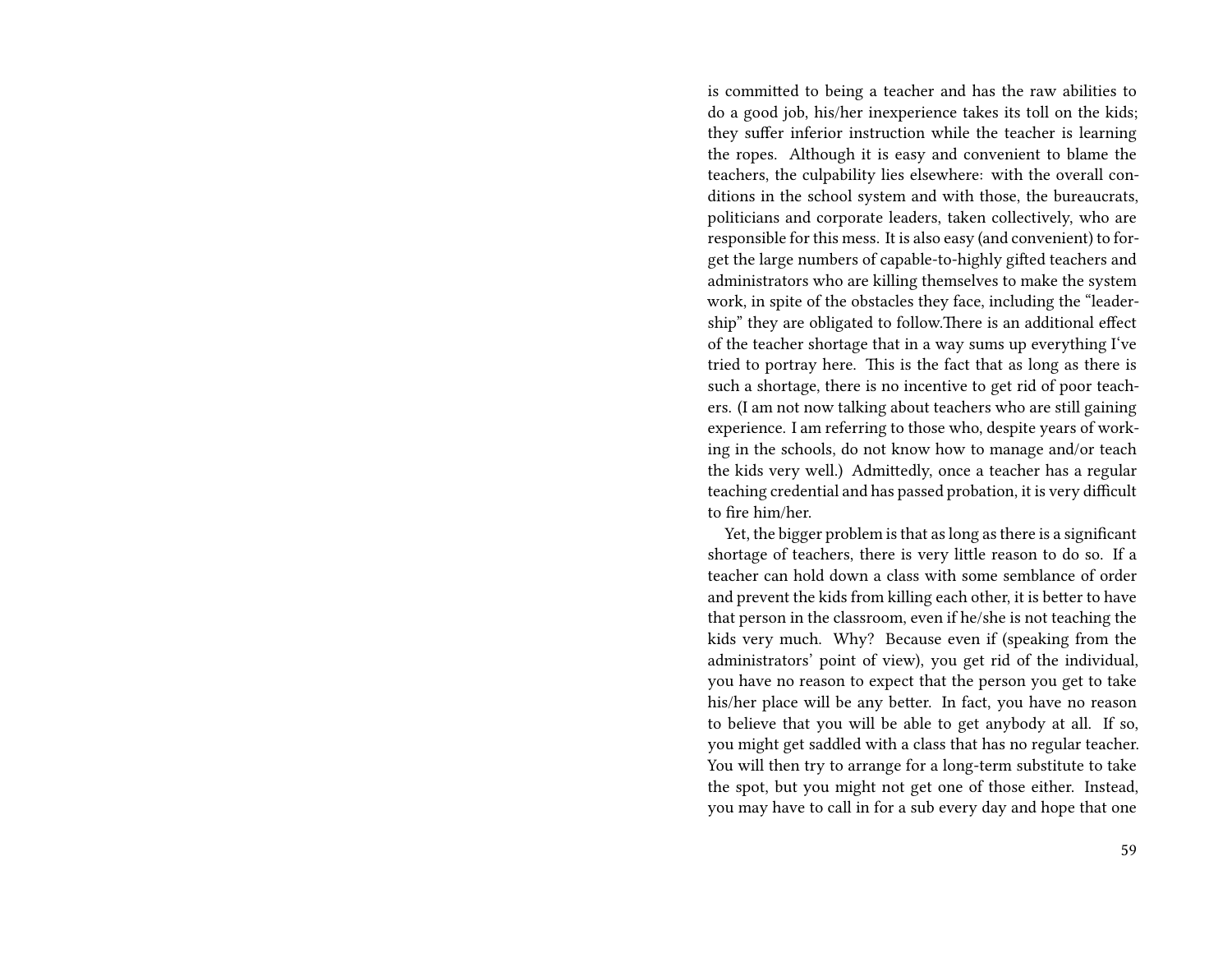is committed to being a teacher and has the raw abilities to do a good job, his/her inexperience takes its toll on the kids; they suffer inferior instruction while the teacher is learning the ropes. Although it is easy and convenient to blame the teachers, the culpability lies elsewhere: with the overall conditions in the school system and with those, the bureaucrats, politicians and corporate leaders, taken collectively, who are responsible for this mess. It is also easy (and convenient) to forget the large numbers of capable-to-highly gifted teachers and administrators who are killing themselves to make the system work, in spite of the obstacles they face, including the "leadership" they are obligated to follow.There is an additional effect of the teacher shortage that in a way sums up everything I've tried to portray here. This is the fact that as long as there is such a shortage, there is no incentive to get rid of poor teachers. (I am not now talking about teachers who are still gaining experience. I am referring to those who, despite years of working in the schools, do not know how to manage and/or teach the kids very well.) Admittedly, once a teacher has a regular teaching credential and has passed probation, it is very difficult to fire him/her.

Yet, the bigger problem is that as long as there is a significant shortage of teachers, there is very little reason to do so. If a teacher can hold down a class with some semblance of order and prevent the kids from killing each other, it is better to have that person in the classroom, even if he/she is not teaching the kids very much. Why? Because even if (speaking from the administrators' point of view), you get rid of the individual, you have no reason to expect that the person you get to take his/her place will be any better. In fact, you have no reason to believe that you will be able to get anybody at all. If so, you might get saddled with a class that has no regular teacher. You will then try to arrange for a long-term substitute to take the spot, but you might not get one of those either. Instead, you may have to call in for a sub every day and hope that one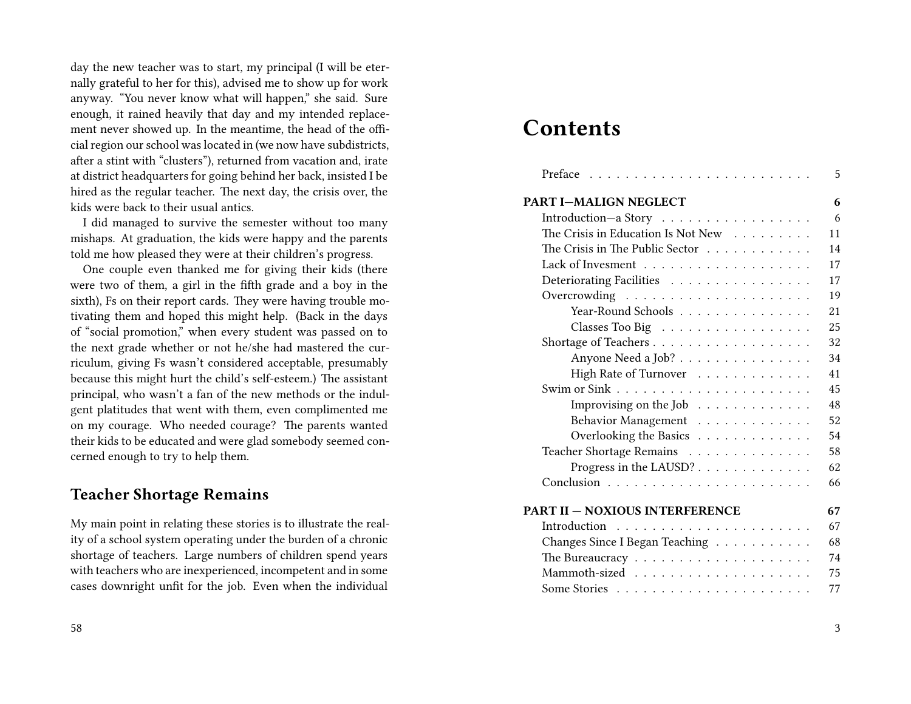day the new teacher was to start, my principal (I will be eternally grateful to her for this), advised me to show up for work anyway. "You never know what will happen," she said. Sure enough, it rained heavily that day and my intended replacement never showed up. In the meantime, the head of the official region our school was located in (we now have subdistricts, after a stint with "clusters"), returned from vacation and, irate at district headquarters for going behind her back, insisted I be hired as the regular teacher. The next day, the crisis over, the kids were back to their usual antics.

I did managed to survive the semester without too many mishaps. At graduation, the kids were happy and the parents told me how pleased they were at their children's progress.

One couple even thanked me for giving their kids (there were two of them, a girl in the fifth grade and a boy in the sixth), Fs on their report cards. They were having trouble motivating them and hoped this might help. (Back in the days of "social promotion," when every student was passed on to the next grade whether or not he/she had mastered the curriculum, giving Fs wasn't considered acceptable, presumably because this might hurt the child's self-esteem.) The assistant principal, who wasn't a fan of the new methods or the indulgent platitudes that went with them, even complimented me on my courage. Who needed courage? The parents wanted their kids to be educated and were glad somebody seemed concerned enough to try to help them.

## Teacher Shortage Remains

My main point in relating these stories is to illustrate the reality of a school system operating under the burden of a chronic shortage of teachers. Large numbers of children spend years with teachers who are inexperienced, incompetent and in some cases downright unfit for the job. Even when the individual

# Contents

| | |
|---|---|
| Preface | 5 |
| **PART I—MALIGN NEGLECT** | **6** |
| Introduction—a Story | 6 |
| The Crisis in Education Is Not New | 11 |
| The Crisis in The Public Sector | 14 |
| Lack of Invesment | 17 |
| Deteriorating Facilities | 17 |
| Overcrowding | 19 |
| Year-Round Schools | 21 |
| Classes Too Big | 25 |
| Shortage of Teachers | 32 |
| Anyone Need a Job? | 34 |
| High Rate of Turnover | 41 |
| Swim or Sink | 45 |
| Improvising on the Job | 48 |
| Behavior Management | 52 |
| Overlooking the Basics | 54 |
| Teacher Shortage Remains | 58 |
| Progress in the LAUSD? | 62 |
| Conclusion | 66 |
| **PART II — NOXIOUS INTERFERENCE** | **67** |
| Introduction | 67 |
| Changes Since I Began Teaching | 68 |
| The Bureaucracy | 74 |
| Mammoth-sized | 75 |
| Some Stories | 77 |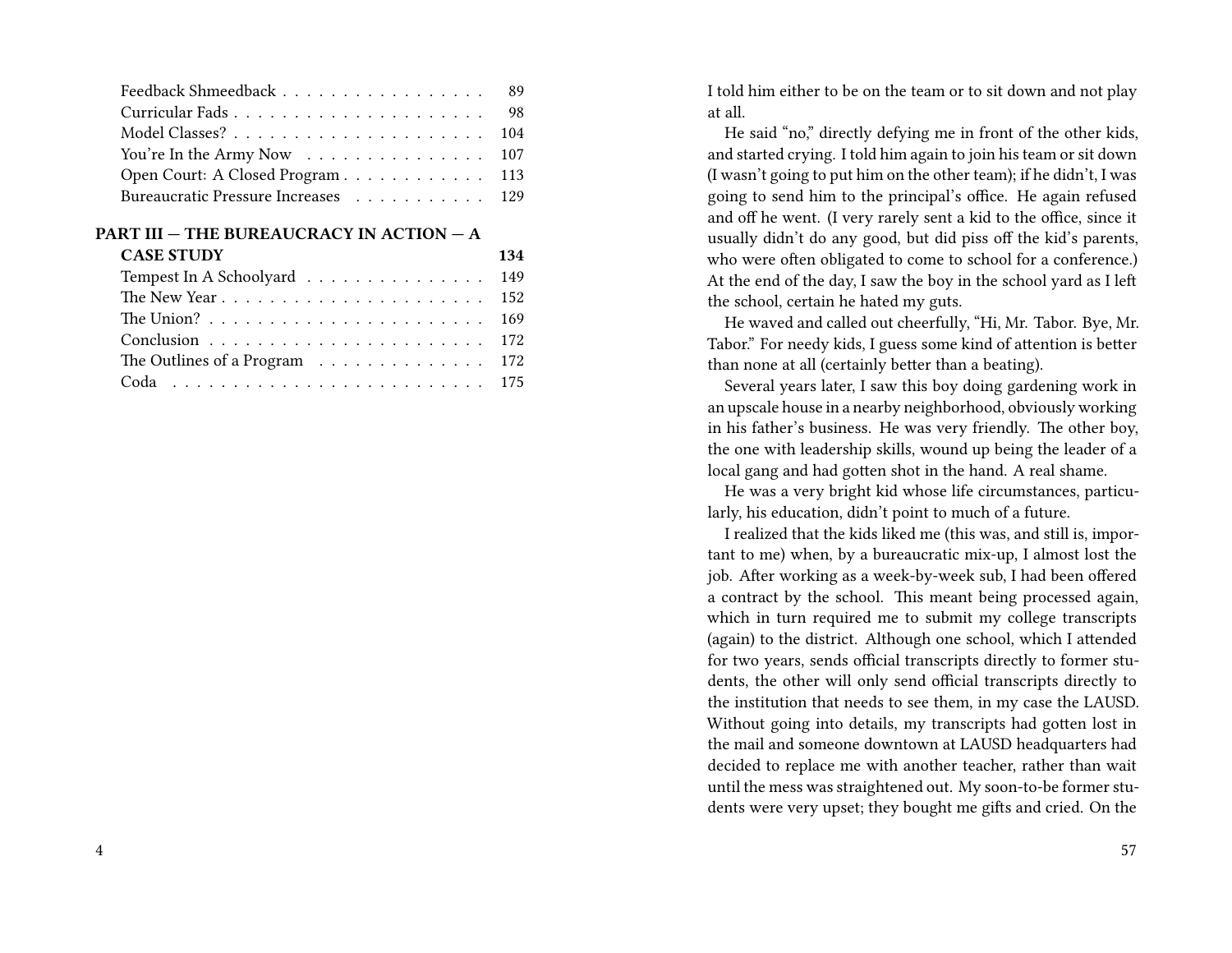| | |
|---|---|
| Feedback Shmeedback | 89 |
| Curricular Fads | 98 |
| Model Classes? | 104 |
| You're In the Army Now | 107 |
| Open Court: A Closed Program | 113 |
| Bureaucratic Pressure Increases | 129 |
| **PART III — THE BUREAUCRACY IN ACTION — A CASE STUDY** | **134** |
| Tempest In A Schoolyard | 149 |
| The New Year | 152 |
| The Union? | 169 |
| Conclusion | 172 |
| The Outlines of a Program | 172 |
| Coda | 175 |

I told him either to be on the team or to sit down and not play at all.

He said "no," directly defying me in front of the other kids, and started crying. I told him again to join his team or sit down (I wasn't going to put him on the other team); if he didn't, I was going to send him to the principal's office. He again refused and off he went. (I very rarely sent a kid to the office, since it usually didn't do any good, but did piss off the kid's parents, who were often obligated to come to school for a conference.) At the end of the day, I saw the boy in the school yard as I left the school, certain he hated my guts.

He waved and called out cheerfully, "Hi, Mr. Tabor. Bye, Mr. Tabor." For needy kids, I guess some kind of attention is better than none at all (certainly better than a beating).

Several years later, I saw this boy doing gardening work in an upscale house in a nearby neighborhood, obviously working in his father's business. He was very friendly. The other boy, the one with leadership skills, wound up being the leader of a local gang and had gotten shot in the hand. A real shame.

He was a very bright kid whose life circumstances, particularly, his education, didn't point to much of a future.

I realized that the kids liked me (this was, and still is, important to me) when, by a bureaucratic mix-up, I almost lost the job. After working as a week-by-week sub, I had been offered a contract by the school. This meant being processed again, which in turn required me to submit my college transcripts (again) to the district. Although one school, which I attended for two years, sends official transcripts directly to former students, the other will only send official transcripts directly to the institution that needs to see them, in my case the LAUSD. Without going into details, my transcripts had gotten lost in the mail and someone downtown at LAUSD headquarters had decided to replace me with another teacher, rather than wait until the mess was straightened out. My soon-to-be former students were very upset; they bought me gifts and cried. On the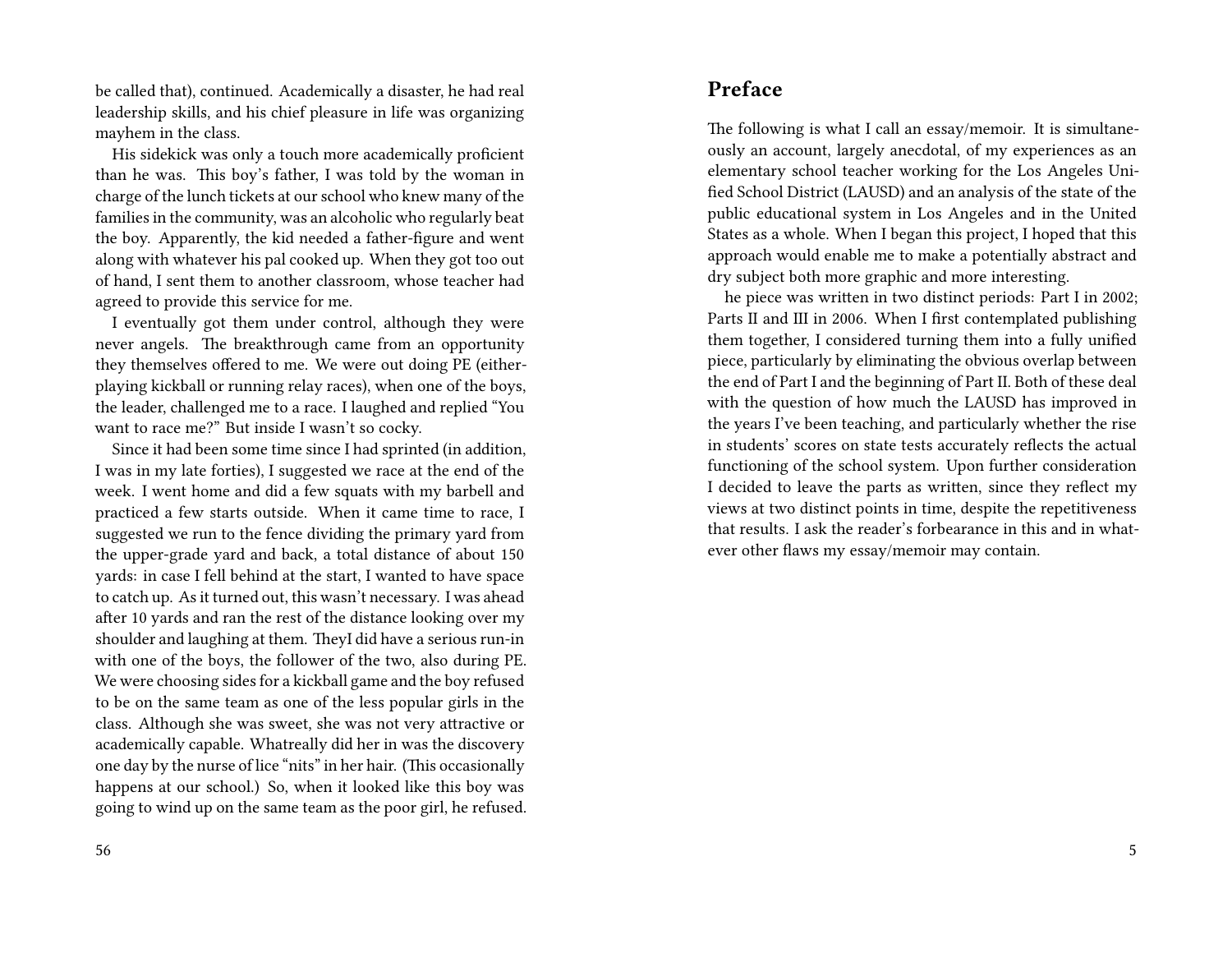be called that), continued. Academically a disaster, he had real leadership skills, and his chief pleasure in life was organizing mayhem in the class.

His sidekick was only a touch more academically proficient than he was. This boy's father, I was told by the woman in charge of the lunch tickets at our school who knew many of the families in the community, was an alcoholic who regularly beat the boy. Apparently, the kid needed a father-figure and went along with whatever his pal cooked up. When they got too out of hand, I sent them to another classroom, whose teacher had agreed to provide this service for me.

I eventually got them under control, although they were never angels. The breakthrough came from an opportunity they themselves offered to me. We were out doing PE (either-playing kickball or running relay races), when one of the boys, the leader, challenged me to a race. I laughed and replied "You want to race me?" But inside I wasn't so cocky.

Since it had been some time since I had sprinted (in addition, I was in my late forties), I suggested we race at the end of the week. I went home and did a few squats with my barbell and practiced a few starts outside. When it came time to race, I suggested we run to the fence dividing the primary yard from the upper-grade yard and back, a total distance of about 150 yards: in case I fell behind at the start, I wanted to have space to catch up. As it turned out, this wasn't necessary. I was ahead after 10 yards and ran the rest of the distance looking over my shoulder and laughing at them. TheyI did have a serious run-in with one of the boys, the follower of the two, also during PE. We were choosing sides for a kickball game and the boy refused to be on the same team as one of the less popular girls in the class. Although she was sweet, she was not very attractive or academically capable. Whatreally did her in was the discovery one day by the nurse of lice "nits" in her hair. (This occasionally happens at our school.) So, when it looked like this boy was going to wind up on the same team as the poor girl, he refused.

## Preface

The following is what I call an essay/memoir. It is simultaneously an account, largely anecdotal, of my experiences as an elementary school teacher working for the Los Angeles Unified School District (LAUSD) and an analysis of the state of the public educational system in Los Angeles and in the United States as a whole. When I began this project, I hoped that this approach would enable me to make a potentially abstract and dry subject both more graphic and more interesting.

he piece was written in two distinct periods: Part I in 2002; Parts II and III in 2006. When I first contemplated publishing them together, I considered turning them into a fully unified piece, particularly by eliminating the obvious overlap between the end of Part I and the beginning of Part II. Both of these deal with the question of how much the LAUSD has improved in the years I've been teaching, and particularly whether the rise in students' scores on state tests accurately reflects the actual functioning of the school system. Upon further consideration I decided to leave the parts as written, since they reflect my views at two distinct points in time, despite the repetitiveness that results. I ask the reader's forbearance in this and in whatever other flaws my essay/memoir may contain.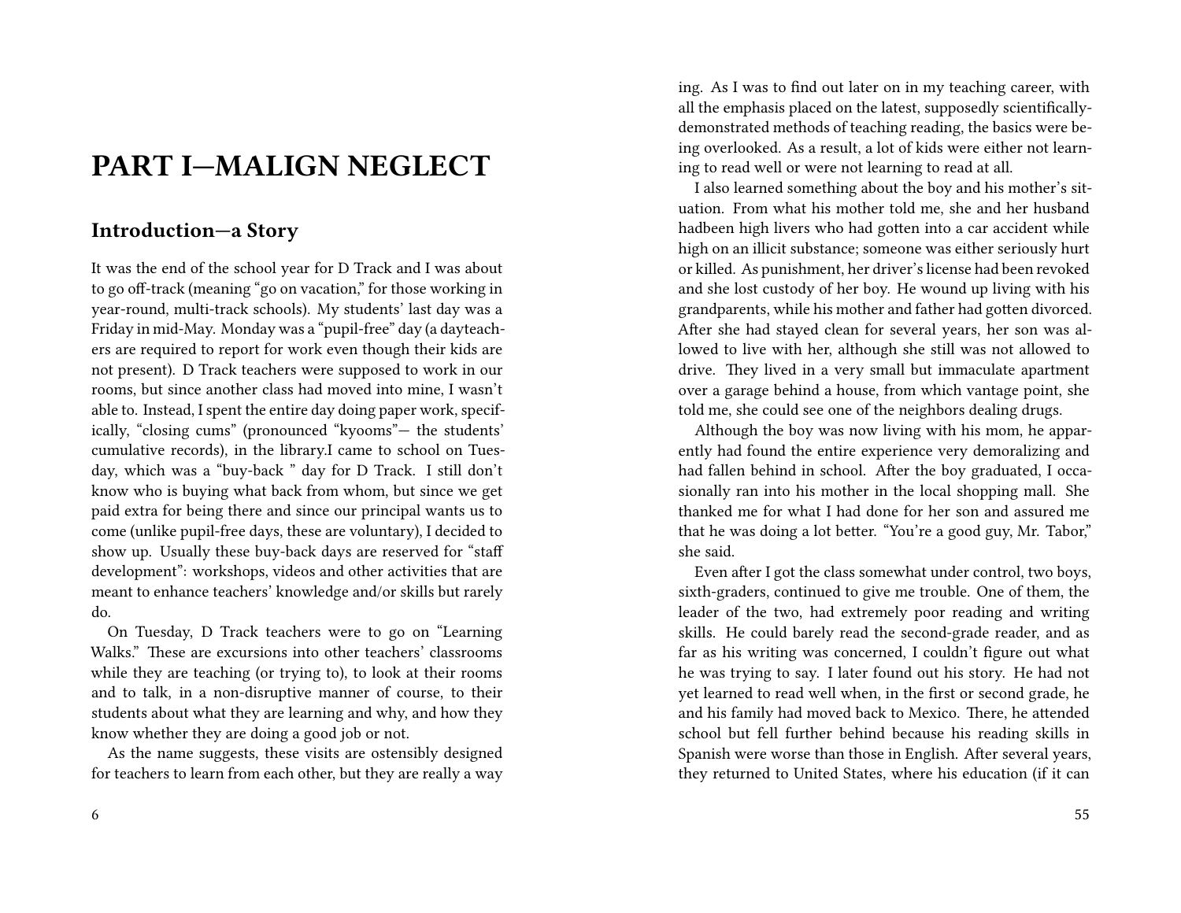# PART I—MALIGN NEGLECT

## Introduction—a Story

It was the end of the school year for D Track and I was about to go off-track (meaning "go on vacation," for those working in year-round, multi-track schools). My students' last day was a Friday in mid-May. Monday was a "pupil-free" day (a dayteachers are required to report for work even though their kids are not present). D Track teachers were supposed to work in our rooms, but since another class had moved into mine, I wasn't able to. Instead, I spent the entire day doing paper work, specifically, "closing cums" (pronounced "kyooms"— the students' cumulative records), in the library.I came to school on Tuesday, which was a "buy-back " day for D Track. I still don't know who is buying what back from whom, but since we get paid extra for being there and since our principal wants us to come (unlike pupil-free days, these are voluntary), I decided to show up. Usually these buy-back days are reserved for "staff development": workshops, videos and other activities that are meant to enhance teachers' knowledge and/or skills but rarely do.

On Tuesday, D Track teachers were to go on "Learning Walks." These are excursions into other teachers' classrooms while they are teaching (or trying to), to look at their rooms and to talk, in a non-disruptive manner of course, to their students about what they are learning and why, and how they know whether they are doing a good job or not.

As the name suggests, these visits are ostensibly designed for teachers to learn from each other, but they are really a way

ing. As I was to find out later on in my teaching career, with all the emphasis placed on the latest, supposedly scientifically-demonstrated methods of teaching reading, the basics were being overlooked. As a result, a lot of kids were either not learning to read well or were not learning to read at all.

I also learned something about the boy and his mother's situation. From what his mother told me, she and her husband hadbeen high livers who had gotten into a car accident while high on an illicit substance; someone was either seriously hurt or killed. As punishment, her driver's license had been revoked and she lost custody of her boy. He wound up living with his grandparents, while his mother and father had gotten divorced. After she had stayed clean for several years, her son was allowed to live with her, although she still was not allowed to drive. They lived in a very small but immaculate apartment over a garage behind a house, from which vantage point, she told me, she could see one of the neighbors dealing drugs.

Although the boy was now living with his mom, he apparently had found the entire experience very demoralizing and had fallen behind in school. After the boy graduated, I occasionally ran into his mother in the local shopping mall. She thanked me for what I had done for her son and assured me that he was doing a lot better. "You're a good guy, Mr. Tabor," she said.

Even after I got the class somewhat under control, two boys, sixth-graders, continued to give me trouble. One of them, the leader of the two, had extremely poor reading and writing skills. He could barely read the second-grade reader, and as far as his writing was concerned, I couldn't figure out what he was trying to say. I later found out his story. He had not yet learned to read well when, in the first or second grade, he and his family had moved back to Mexico. There, he attended school but fell further behind because his reading skills in Spanish were worse than those in English. After several years, they returned to United States, where his education (if it can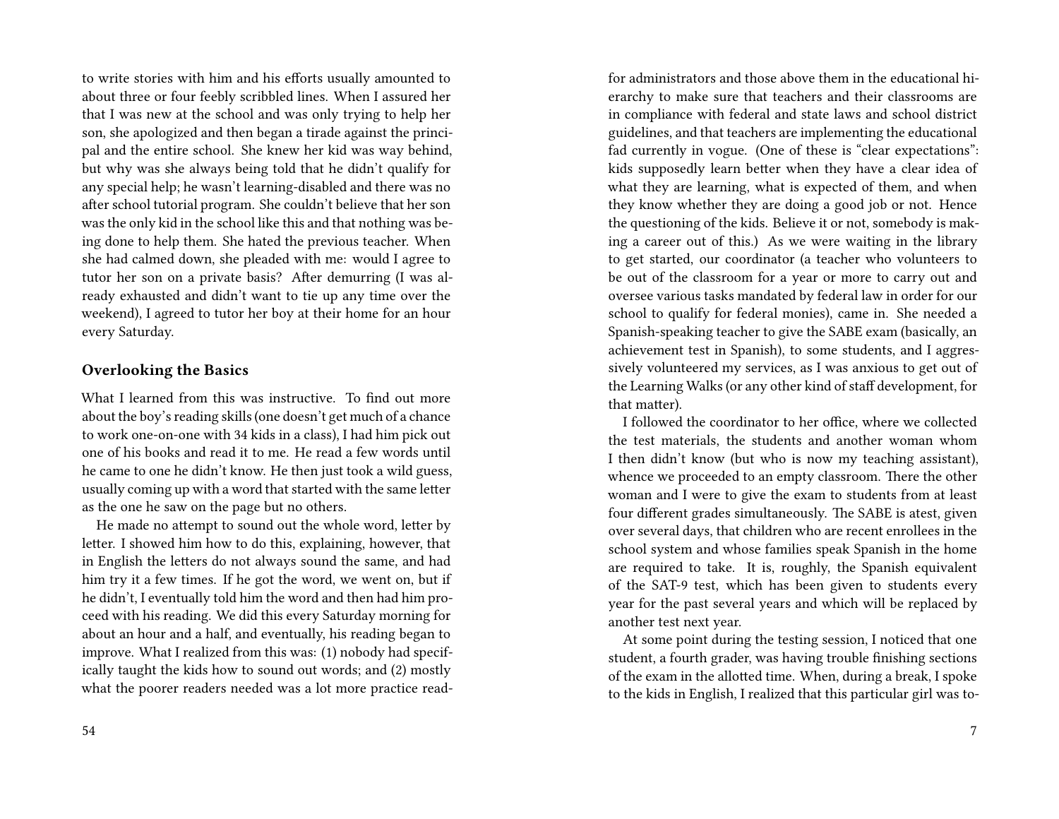to write stories with him and his efforts usually amounted to about three or four feebly scribbled lines. When I assured her that I was new at the school and was only trying to help her son, she apologized and then began a tirade against the principal and the entire school. She knew her kid was way behind, but why was she always being told that he didn't qualify for any special help; he wasn't learning-disabled and there was no after school tutorial program. She couldn't believe that her son was the only kid in the school like this and that nothing was being done to help them. She hated the previous teacher. When she had calmed down, she pleaded with me: would I agree to tutor her son on a private basis? After demurring (I was already exhausted and didn't want to tie up any time over the weekend), I agreed to tutor her boy at their home for an hour every Saturday.

### Overlooking the Basics

What I learned from this was instructive. To find out more about the boy's reading skills (one doesn't get much of a chance to work one-on-one with 34 kids in a class), I had him pick out one of his books and read it to me. He read a few words until he came to one he didn't know. He then just took a wild guess, usually coming up with a word that started with the same letter as the one he saw on the page but no others.

He made no attempt to sound out the whole word, letter by letter. I showed him how to do this, explaining, however, that in English the letters do not always sound the same, and had him try it a few times. If he got the word, we went on, but if he didn't, I eventually told him the word and then had him proceed with his reading. We did this every Saturday morning for about an hour and a half, and eventually, his reading began to improve. What I realized from this was: (1) nobody had specifically taught the kids how to sound out words; and (2) mostly what the poorer readers needed was a lot more practice read-

for administrators and those above them in the educational hierarchy to make sure that teachers and their classrooms are in compliance with federal and state laws and school district guidelines, and that teachers are implementing the educational fad currently in vogue. (One of these is "clear expectations": kids supposedly learn better when they have a clear idea of what they are learning, what is expected of them, and when they know whether they are doing a good job or not. Hence the questioning of the kids. Believe it or not, somebody is making a career out of this.) As we were waiting in the library to get started, our coordinator (a teacher who volunteers to be out of the classroom for a year or more to carry out and oversee various tasks mandated by federal law in order for our school to qualify for federal monies), came in. She needed a Spanish-speaking teacher to give the SABE exam (basically, an achievement test in Spanish), to some students, and I aggressively volunteered my services, as I was anxious to get out of the Learning Walks (or any other kind of staff development, for that matter).

I followed the coordinator to her office, where we collected the test materials, the students and another woman whom I then didn't know (but who is now my teaching assistant), whence we proceeded to an empty classroom. There the other woman and I were to give the exam to students from at least four different grades simultaneously. The SABE is atest, given over several days, that children who are recent enrollees in the school system and whose families speak Spanish in the home are required to take. It is, roughly, the Spanish equivalent of the SAT-9 test, which has been given to students every year for the past several years and which will be replaced by another test next year.

At some point during the testing session, I noticed that one student, a fourth grader, was having trouble finishing sections of the exam in the allotted time. When, during a break, I spoke to the kids in English, I realized that this particular girl was to-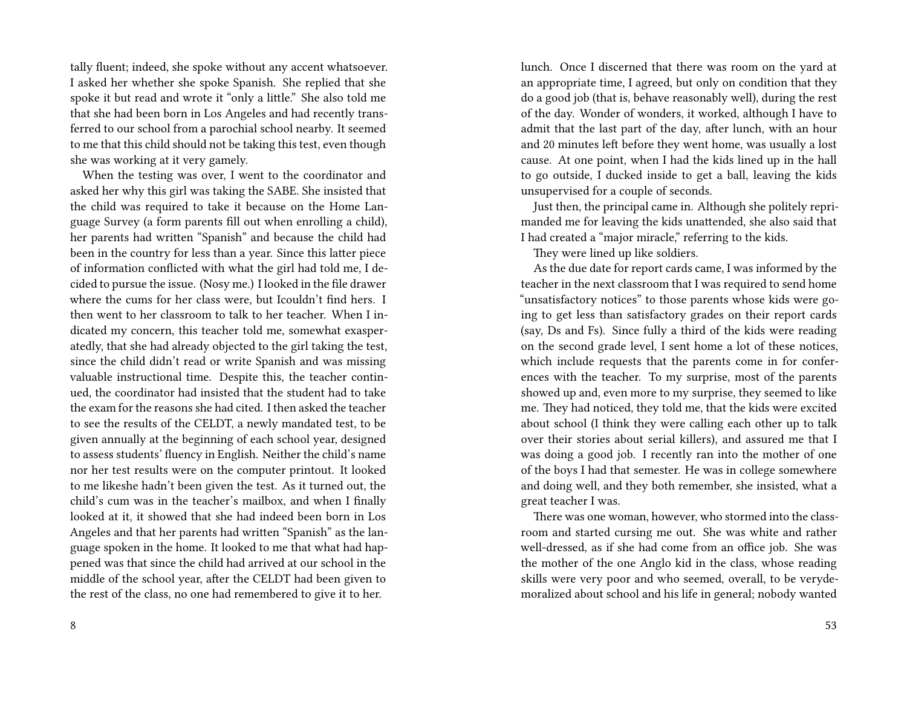tally fluent; indeed, she spoke without any accent whatsoever. I asked her whether she spoke Spanish. She replied that she spoke it but read and wrote it "only a little." She also told me that she had been born in Los Angeles and had recently transferred to our school from a parochial school nearby. It seemed to me that this child should not be taking this test, even though she was working at it very gamely.

When the testing was over, I went to the coordinator and asked her why this girl was taking the SABE. She insisted that the child was required to take it because on the Home Language Survey (a form parents fill out when enrolling a child), her parents had written "Spanish" and because the child had been in the country for less than a year. Since this latter piece of information conflicted with what the girl had told me, I decided to pursue the issue. (Nosy me.) I looked in the file drawer where the cums for her class were, but Icouldn't find hers. I then went to her classroom to talk to her teacher. When I indicated my concern, this teacher told me, somewhat exasperatedly, that she had already objected to the girl taking the test, since the child didn't read or write Spanish and was missing valuable instructional time. Despite this, the teacher continued, the coordinator had insisted that the student had to take the exam for the reasons she had cited. I then asked the teacher to see the results of the CELDT, a newly mandated test, to be given annually at the beginning of each school year, designed to assess students' fluency in English. Neither the child's name nor her test results were on the computer printout. It looked to me likeshe hadn't been given the test. As it turned out, the child's cum was in the teacher's mailbox, and when I finally looked at it, it showed that she had indeed been born in Los Angeles and that her parents had written "Spanish" as the language spoken in the home. It looked to me that what had happened was that since the child had arrived at our school in the middle of the school year, after the CELDT had been given to the rest of the class, no one had remembered to give it to her.

lunch. Once I discerned that there was room on the yard at an appropriate time, I agreed, but only on condition that they do a good job (that is, behave reasonably well), during the rest of the day. Wonder of wonders, it worked, although I have to admit that the last part of the day, after lunch, with an hour and 20 minutes left before they went home, was usually a lost cause. At one point, when I had the kids lined up in the hall to go outside, I ducked inside to get a ball, leaving the kids unsupervised for a couple of seconds.

Just then, the principal came in. Although she politely reprimanded me for leaving the kids unattended, she also said that I had created a "major miracle," referring to the kids.

They were lined up like soldiers.

As the due date for report cards came, I was informed by the teacher in the next classroom that I was required to send home "unsatisfactory notices" to those parents whose kids were going to get less than satisfactory grades on their report cards (say, Ds and Fs). Since fully a third of the kids were reading on the second grade level, I sent home a lot of these notices, which include requests that the parents come in for conferences with the teacher. To my surprise, most of the parents showed up and, even more to my surprise, they seemed to like me. They had noticed, they told me, that the kids were excited about school (I think they were calling each other up to talk over their stories about serial killers), and assured me that I was doing a good job. I recently ran into the mother of one of the boys I had that semester. He was in college somewhere and doing well, and they both remember, she insisted, what a great teacher I was.

There was one woman, however, who stormed into the classroom and started cursing me out. She was white and rather well-dressed, as if she had come from an office job. She was the mother of the one Anglo kid in the class, whose reading skills were very poor and who seemed, overall, to be verydemoralized about school and his life in general; nobody wanted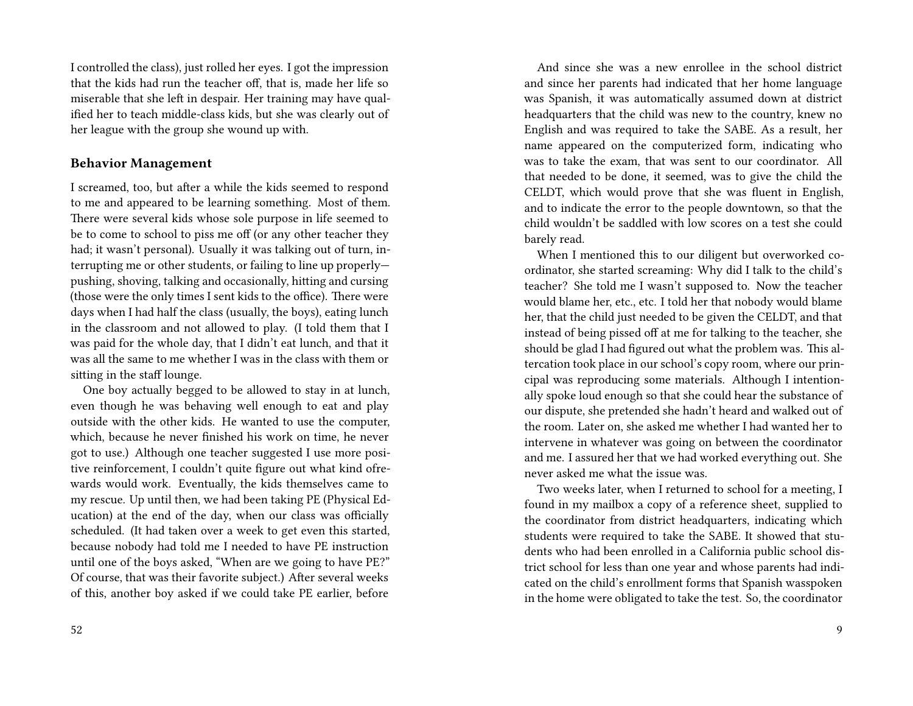I controlled the class), just rolled her eyes. I got the impression that the kids had run the teacher off, that is, made her life so miserable that she left in despair. Her training may have qualified her to teach middle-class kids, but she was clearly out of her league with the group she wound up with.

### Behavior Management

I screamed, too, but after a while the kids seemed to respond to me and appeared to be learning something. Most of them. There were several kids whose sole purpose in life seemed to be to come to school to piss me off (or any other teacher they had; it wasn't personal). Usually it was talking out of turn, interrupting me or other students, or failing to line up properly—pushing, shoving, talking and occasionally, hitting and cursing (those were the only times I sent kids to the office). There were days when I had half the class (usually, the boys), eating lunch in the classroom and not allowed to play. (I told them that I was paid for the whole day, that I didn't eat lunch, and that it was all the same to me whether I was in the class with them or sitting in the staff lounge.

One boy actually begged to be allowed to stay in at lunch, even though he was behaving well enough to eat and play outside with the other kids. He wanted to use the computer, which, because he never finished his work on time, he never got to use.) Although one teacher suggested I use more positive reinforcement, I couldn't quite figure out what kind ofrewards would work. Eventually, the kids themselves came to my rescue. Up until then, we had been taking PE (Physical Education) at the end of the day, when our class was officially scheduled. (It had taken over a week to get even this started, because nobody had told me I needed to have PE instruction until one of the boys asked, "When are we going to have PE?" Of course, that was their favorite subject.) After several weeks of this, another boy asked if we could take PE earlier, before

And since she was a new enrollee in the school district and since her parents had indicated that her home language was Spanish, it was automatically assumed down at district headquarters that the child was new to the country, knew no English and was required to take the SABE. As a result, her name appeared on the computerized form, indicating who was to take the exam, that was sent to our coordinator. All that needed to be done, it seemed, was to give the child the CELDT, which would prove that she was fluent in English, and to indicate the error to the people downtown, so that the child wouldn't be saddled with low scores on a test she could barely read.

When I mentioned this to our diligent but overworked coordinator, she started screaming: Why did I talk to the child's teacher? She told me I wasn't supposed to. Now the teacher would blame her, etc., etc. I told her that nobody would blame her, that the child just needed to be given the CELDT, and that instead of being pissed off at me for talking to the teacher, she should be glad I had figured out what the problem was. This altercation took place in our school's copy room, where our principal was reproducing some materials. Although I intentionally spoke loud enough so that she could hear the substance of our dispute, she pretended she hadn't heard and walked out of the room. Later on, she asked me whether I had wanted her to intervene in whatever was going on between the coordinator and me. I assured her that we had worked everything out. She never asked me what the issue was.

Two weeks later, when I returned to school for a meeting, I found in my mailbox a copy of a reference sheet, supplied to the coordinator from district headquarters, indicating which students were required to take the SABE. It showed that students who had been enrolled in a California public school district school for less than one year and whose parents had indicated on the child's enrollment forms that Spanish wasspoken in the home were obligated to take the test. So, the coordinator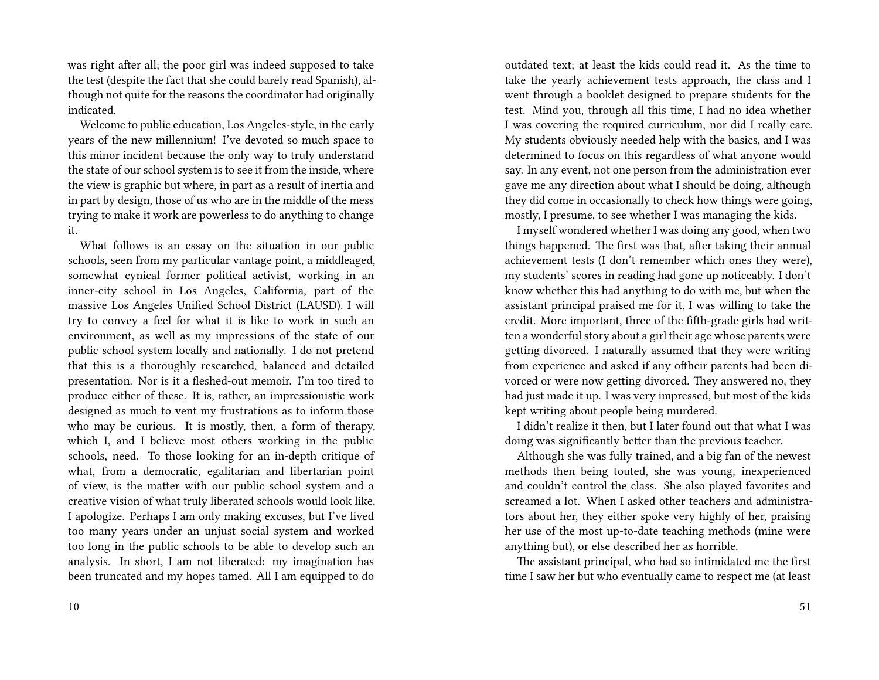was right after all; the poor girl was indeed supposed to take the test (despite the fact that she could barely read Spanish), although not quite for the reasons the coordinator had originally indicated.

Welcome to public education, Los Angeles-style, in the early years of the new millennium! I've devoted so much space to this minor incident because the only way to truly understand the state of our school system is to see it from the inside, where the view is graphic but where, in part as a result of inertia and in part by design, those of us who are in the middle of the mess trying to make it work are powerless to do anything to change it.

What follows is an essay on the situation in our public schools, seen from my particular vantage point, a middleaged, somewhat cynical former political activist, working in an inner-city school in Los Angeles, California, part of the massive Los Angeles Unified School District (LAUSD). I will try to convey a feel for what it is like to work in such an environment, as well as my impressions of the state of our public school system locally and nationally. I do not pretend that this is a thoroughly researched, balanced and detailed presentation. Nor is it a fleshed-out memoir. I'm too tired to produce either of these. It is, rather, an impressionistic work designed as much to vent my frustrations as to inform those who may be curious. It is mostly, then, a form of therapy, which I, and I believe most others working in the public schools, need. To those looking for an in-depth critique of what, from a democratic, egalitarian and libertarian point of view, is the matter with our public school system and a creative vision of what truly liberated schools would look like, I apologize. Perhaps I am only making excuses, but I've lived too many years under an unjust social system and worked too long in the public schools to be able to develop such an analysis. In short, I am not liberated: my imagination has been truncated and my hopes tamed. All I am equipped to do

outdated text; at least the kids could read it. As the time to take the yearly achievement tests approach, the class and I went through a booklet designed to prepare students for the test. Mind you, through all this time, I had no idea whether I was covering the required curriculum, nor did I really care. My students obviously needed help with the basics, and I was determined to focus on this regardless of what anyone would say. In any event, not one person from the administration ever gave me any direction about what I should be doing, although they did come in occasionally to check how things were going, mostly, I presume, to see whether I was managing the kids.

I myself wondered whether I was doing any good, when two things happened. The first was that, after taking their annual achievement tests (I don't remember which ones they were), my students' scores in reading had gone up noticeably. I don't know whether this had anything to do with me, but when the assistant principal praised me for it, I was willing to take the credit. More important, three of the fifth-grade girls had written a wonderful story about a girl their age whose parents were getting divorced. I naturally assumed that they were writing from experience and asked if any oftheir parents had been divorced or were now getting divorced. They answered no, they had just made it up. I was very impressed, but most of the kids kept writing about people being murdered.

I didn't realize it then, but I later found out that what I was doing was significantly better than the previous teacher.

Although she was fully trained, and a big fan of the newest methods then being touted, she was young, inexperienced and couldn't control the class. She also played favorites and screamed a lot. When I asked other teachers and administrators about her, they either spoke very highly of her, praising her use of the most up-to-date teaching methods (mine were anything but), or else described her as horrible.

The assistant principal, who had so intimidated me the first time I saw her but who eventually came to respect me (at least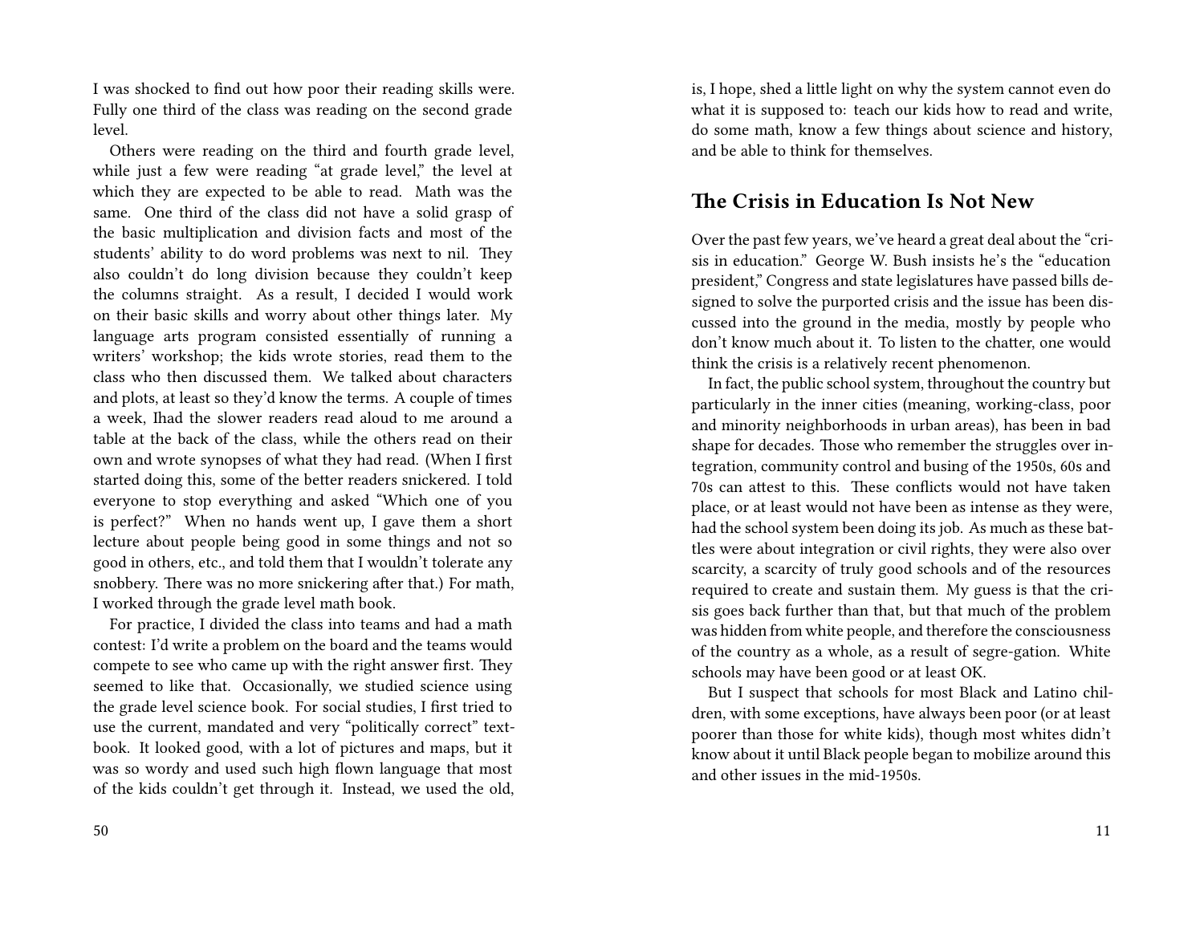I was shocked to find out how poor their reading skills were. Fully one third of the class was reading on the second grade level.

Others were reading on the third and fourth grade level, while just a few were reading "at grade level," the level at which they are expected to be able to read. Math was the same. One third of the class did not have a solid grasp of the basic multiplication and division facts and most of the students' ability to do word problems was next to nil. They also couldn't do long division because they couldn't keep the columns straight. As a result, I decided I would work on their basic skills and worry about other things later. My language arts program consisted essentially of running a writers' workshop; the kids wrote stories, read them to the class who then discussed them. We talked about characters and plots, at least so they'd know the terms. A couple of times a week, Ihad the slower readers read aloud to me around a table at the back of the class, while the others read on their own and wrote synopses of what they had read. (When I first started doing this, some of the better readers snickered. I told everyone to stop everything and asked "Which one of you is perfect?" When no hands went up, I gave them a short lecture about people being good in some things and not so good in others, etc., and told them that I wouldn't tolerate any snobbery. There was no more snickering after that.) For math, I worked through the grade level math book.

For practice, I divided the class into teams and had a math contest: I'd write a problem on the board and the teams would compete to see who came up with the right answer first. They seemed to like that. Occasionally, we studied science using the grade level science book. For social studies, I first tried to use the current, mandated and very "politically correct" textbook. It looked good, with a lot of pictures and maps, but it was so wordy and used such high flown language that most of the kids couldn't get through it. Instead, we used the old,

is, I hope, shed a little light on why the system cannot even do what it is supposed to: teach our kids how to read and write, do some math, know a few things about science and history, and be able to think for themselves.

## The Crisis in Education Is Not New

Over the past few years, we've heard a great deal about the "crisis in education." George W. Bush insists he's the "education president," Congress and state legislatures have passed bills designed to solve the purported crisis and the issue has been discussed into the ground in the media, mostly by people who don't know much about it. To listen to the chatter, one would think the crisis is a relatively recent phenomenon.

In fact, the public school system, throughout the country but particularly in the inner cities (meaning, working-class, poor and minority neighborhoods in urban areas), has been in bad shape for decades. Those who remember the struggles over integration, community control and busing of the 1950s, 60s and 70s can attest to this. These conflicts would not have taken place, or at least would not have been as intense as they were, had the school system been doing its job. As much as these battles were about integration or civil rights, they were also over scarcity, a scarcity of truly good schools and of the resources required to create and sustain them. My guess is that the crisis goes back further than that, but that much of the problem was hidden from white people, and therefore the consciousness of the country as a whole, as a result of segre-gation. White schools may have been good or at least OK.

But I suspect that schools for most Black and Latino children, with some exceptions, have always been poor (or at least poorer than those for white kids), though most whites didn't know about it until Black people began to mobilize around this and other issues in the mid-1950s.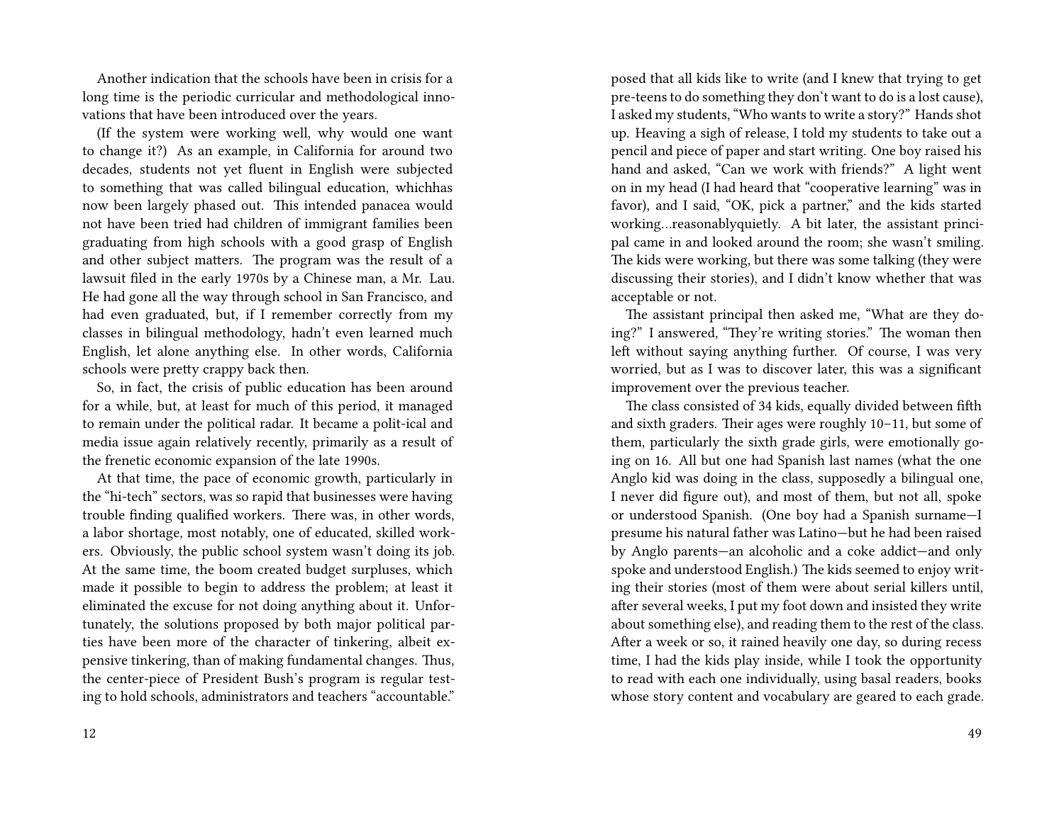Another indication that the schools have been in crisis for a long time is the periodic curricular and methodological innovations that have been introduced over the years.

(If the system were working well, why would one want to change it?) As an example, in California for around two decades, students not yet fluent in English were subjected to something that was called bilingual education, whichhas now been largely phased out. This intended panacea would not have been tried had children of immigrant families been graduating from high schools with a good grasp of English and other subject matters. The program was the result of a lawsuit filed in the early 1970s by a Chinese man, a Mr. Lau. He had gone all the way through school in San Francisco, and had even graduated, but, if I remember correctly from my classes in bilingual methodology, hadn't even learned much English, let alone anything else. In other words, California schools were pretty crappy back then.

So, in fact, the crisis of public education has been around for a while, but, at least for much of this period, it managed to remain under the political radar. It became a polit-ical and media issue again relatively recently, primarily as a result of the frenetic economic expansion of the late 1990s.

At that time, the pace of economic growth, particularly in the "hi-tech" sectors, was so rapid that businesses were having trouble finding qualified workers. There was, in other words, a labor shortage, most notably, one of educated, skilled workers. Obviously, the public school system wasn't doing its job. At the same time, the boom created budget surpluses, which made it possible to begin to address the problem; at least it eliminated the excuse for not doing anything about it. Unfortunately, the solutions proposed by both major political parties have been more of the character of tinkering, albeit expensive tinkering, than of making fundamental changes. Thus, the center-piece of President Bush's program is regular testing to hold schools, administrators and teachers "accountable."

posed that all kids like to write (and I knew that trying to get pre-teens to do something they don't want to do is a lost cause), I asked my students, "Who wants to write a story?" Hands shot up. Heaving a sigh of release, I told my students to take out a pencil and piece of paper and start writing. One boy raised his hand and asked, "Can we work with friends?" A light went on in my head (I had heard that "cooperative learning" was in favor), and I said, "OK, pick a partner," and the kids started working…reasonablyquietly. A bit later, the assistant principal came in and looked around the room; she wasn't smiling. The kids were working, but there was some talking (they were discussing their stories), and I didn't know whether that was acceptable or not.

The assistant principal then asked me, "What are they doing?" I answered, "They're writing stories." The woman then left without saying anything further. Of course, I was very worried, but as I was to discover later, this was a significant improvement over the previous teacher.

The class consisted of 34 kids, equally divided between fifth and sixth graders. Their ages were roughly 10–11, but some of them, particularly the sixth grade girls, were emotionally going on 16. All but one had Spanish last names (what the one Anglo kid was doing in the class, supposedly a bilingual one, I never did figure out), and most of them, but not all, spoke or understood Spanish. (One boy had a Spanish surname—I presume his natural father was Latino—but he had been raised by Anglo parents—an alcoholic and a coke addict—and only spoke and understood English.) The kids seemed to enjoy writing their stories (most of them were about serial killers until, after several weeks, I put my foot down and insisted they write about something else), and reading them to the rest of the class. After a week or so, it rained heavily one day, so during recess time, I had the kids play inside, while I took the opportunity to read with each one individually, using basal readers, books whose story content and vocabulary are geared to each grade.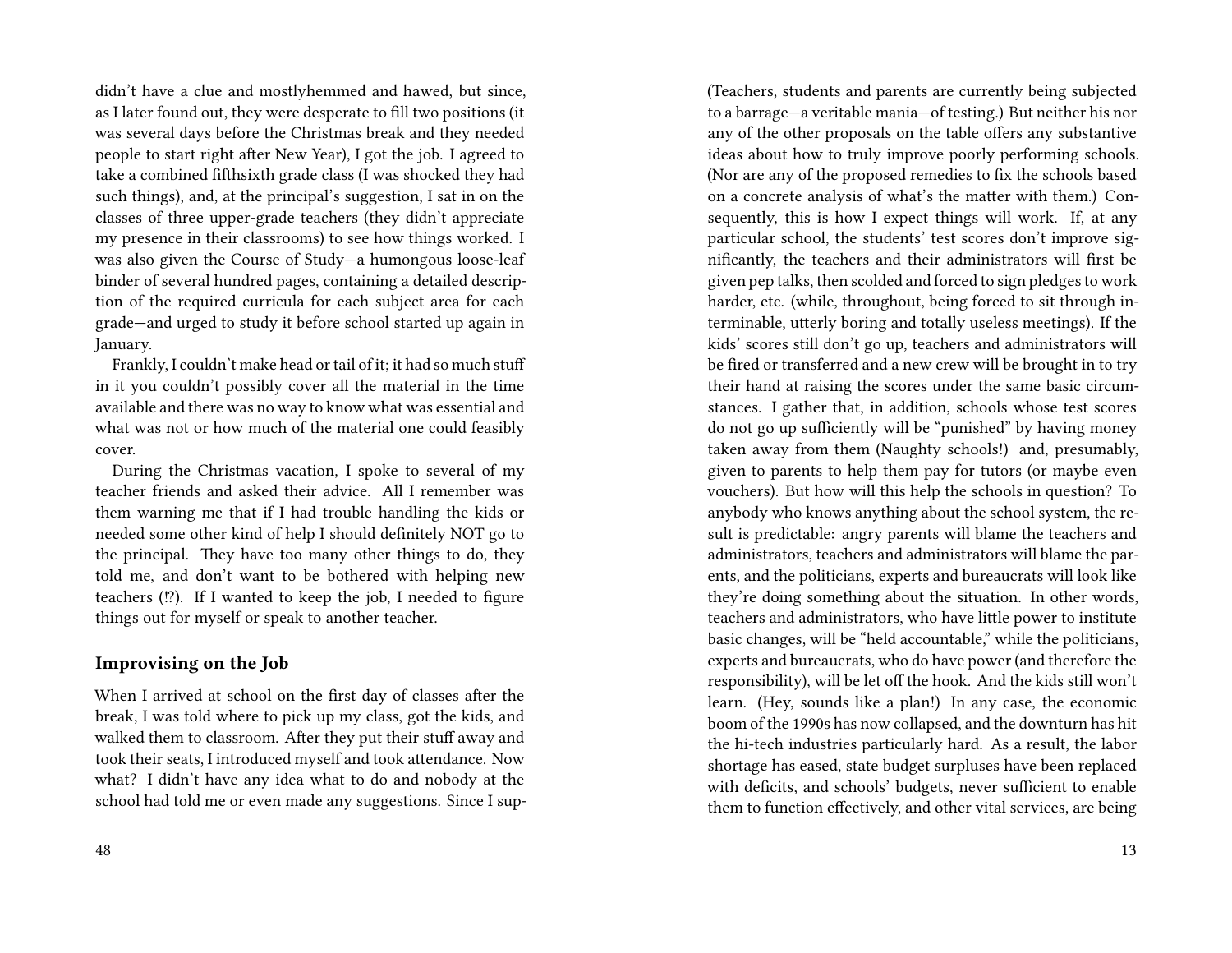didn't have a clue and mostlyhemmed and hawed, but since, as I later found out, they were desperate to fill two positions (it was several days before the Christmas break and they needed people to start right after New Year), I got the job. I agreed to take a combined fifthsixth grade class (I was shocked they had such things), and, at the principal's suggestion, I sat in on the classes of three upper-grade teachers (they didn't appreciate my presence in their classrooms) to see how things worked. I was also given the Course of Study—a humongous loose-leaf binder of several hundred pages, containing a detailed description of the required curricula for each subject area for each grade—and urged to study it before school started up again in January.

Frankly, I couldn't make head or tail of it; it had so much stuff in it you couldn't possibly cover all the material in the time available and there was no way to know what was essential and what was not or how much of the material one could feasibly cover.

During the Christmas vacation, I spoke to several of my teacher friends and asked their advice. All I remember was them warning me that if I had trouble handling the kids or needed some other kind of help I should definitely NOT go to the principal. They have too many other things to do, they told me, and don't want to be bothered with helping new teachers (!?). If I wanted to keep the job, I needed to figure things out for myself or speak to another teacher.

### Improvising on the Job

When I arrived at school on the first day of classes after the break, I was told where to pick up my class, got the kids, and walked them to classroom. After they put their stuff away and took their seats, I introduced myself and took attendance. Now what? I didn't have any idea what to do and nobody at the school had told me or even made any suggestions. Since I sup-

(Teachers, students and parents are currently being subjected to a barrage—a veritable mania—of testing.) But neither his nor any of the other proposals on the table offers any substantive ideas about how to truly improve poorly performing schools. (Nor are any of the proposed remedies to fix the schools based on a concrete analysis of what's the matter with them.) Consequently, this is how I expect things will work. If, at any particular school, the students' test scores don't improve significantly, the teachers and their administrators will first be given pep talks, then scolded and forced to sign pledges to work harder, etc. (while, throughout, being forced to sit through interminable, utterly boring and totally useless meetings). If the kids' scores still don't go up, teachers and administrators will be fired or transferred and a new crew will be brought in to try their hand at raising the scores under the same basic circumstances. I gather that, in addition, schools whose test scores do not go up sufficiently will be "punished" by having money taken away from them (Naughty schools!) and, presumably, given to parents to help them pay for tutors (or maybe even vouchers). But how will this help the schools in question? To anybody who knows anything about the school system, the result is predictable: angry parents will blame the teachers and administrators, teachers and administrators will blame the parents, and the politicians, experts and bureaucrats will look like they're doing something about the situation. In other words, teachers and administrators, who have little power to institute basic changes, will be "held accountable," while the politicians, experts and bureaucrats, who do have power (and therefore the responsibility), will be let off the hook. And the kids still won't learn. (Hey, sounds like a plan!) In any case, the economic boom of the 1990s has now collapsed, and the downturn has hit the hi-tech industries particularly hard. As a result, the labor shortage has eased, state budget surpluses have been replaced with deficits, and schools' budgets, never sufficient to enable them to function effectively, and other vital services, are being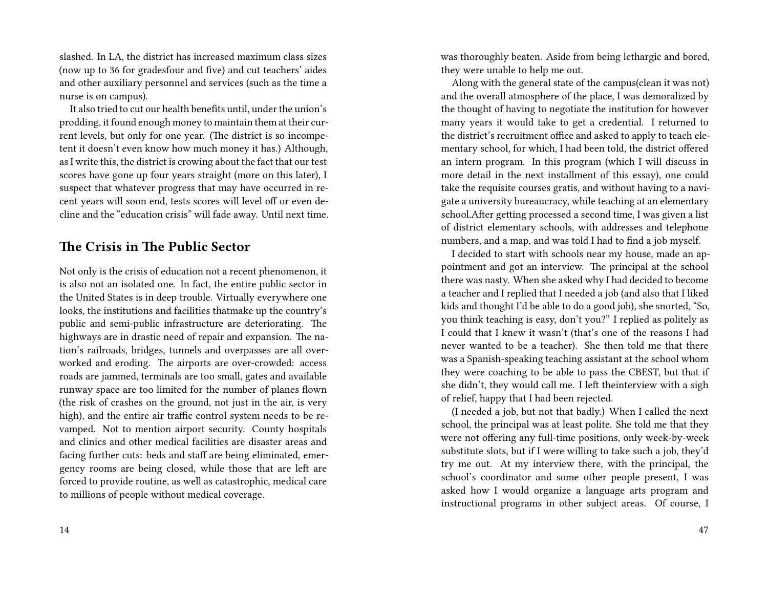slashed. In LA, the district has increased maximum class sizes (now up to 36 for gradesfour and five) and cut teachers' aides and other auxiliary personnel and services (such as the time a nurse is on campus).

It also tried to cut our health benefits until, under the union's prodding, it found enough money to maintain them at their current levels, but only for one year. (The district is so incompetent it doesn't even know how much money it has.) Although, as I write this, the district is crowing about the fact that our test scores have gone up four years straight (more on this later), I suspect that whatever progress that may have occurred in recent years will soon end, tests scores will level off or even decline and the "education crisis" will fade away. Until next time.

## The Crisis in The Public Sector

Not only is the crisis of education not a recent phenomenon, it is also not an isolated one. In fact, the entire public sector in the United States is in deep trouble. Virtually everywhere one looks, the institutions and facilities thatmake up the country's public and semi-public infrastructure are deteriorating. The highways are in drastic need of repair and expansion. The nation's railroads, bridges, tunnels and overpasses are all overworked and eroding. The airports are over-crowded: access roads are jammed, terminals are too small, gates and available runway space are too limited for the number of planes flown (the risk of crashes on the ground, not just in the air, is very high), and the entire air traffic control system needs to be revamped. Not to mention airport security. County hospitals and clinics and other medical facilities are disaster areas and facing further cuts: beds and staff are being eliminated, emergency rooms are being closed, while those that are left are forced to provide routine, as well as catastrophic, medical care to millions of people without medical coverage.

was thoroughly beaten. Aside from being lethargic and bored, they were unable to help me out.

Along with the general state of the campus(clean it was not) and the overall atmosphere of the place, I was demoralized by the thought of having to negotiate the institution for however many years it would take to get a credential. I returned to the district's recruitment office and asked to apply to teach elementary school, for which, I had been told, the district offered an intern program. In this program (which I will discuss in more detail in the next installment of this essay), one could take the requisite courses gratis, and without having to a navigate a university bureaucracy, while teaching at an elementary school.After getting processed a second time, I was given a list of district elementary schools, with addresses and telephone numbers, and a map, and was told I had to find a job myself.

I decided to start with schools near my house, made an appointment and got an interview. The principal at the school there was nasty. When she asked why I had decided to become a teacher and I replied that I needed a job (and also that I liked kids and thought I'd be able to do a good job), she snorted, "So, you think teaching is easy, don't you?" I replied as politely as I could that I knew it wasn't (that's one of the reasons I had never wanted to be a teacher). She then told me that there was a Spanish-speaking teaching assistant at the school whom they were coaching to be able to pass the CBEST, but that if she didn't, they would call me. I left theinterview with a sigh of relief, happy that I had been rejected.

(I needed a job, but not that badly.) When I called the next school, the principal was at least polite. She told me that they were not offering any full-time positions, only week-by-week substitute slots, but if I were willing to take such a job, they'd try me out. At my interview there, with the principal, the school's coordinator and some other people present, I was asked how I would organize a language arts program and instructional programs in other subject areas. Of course, I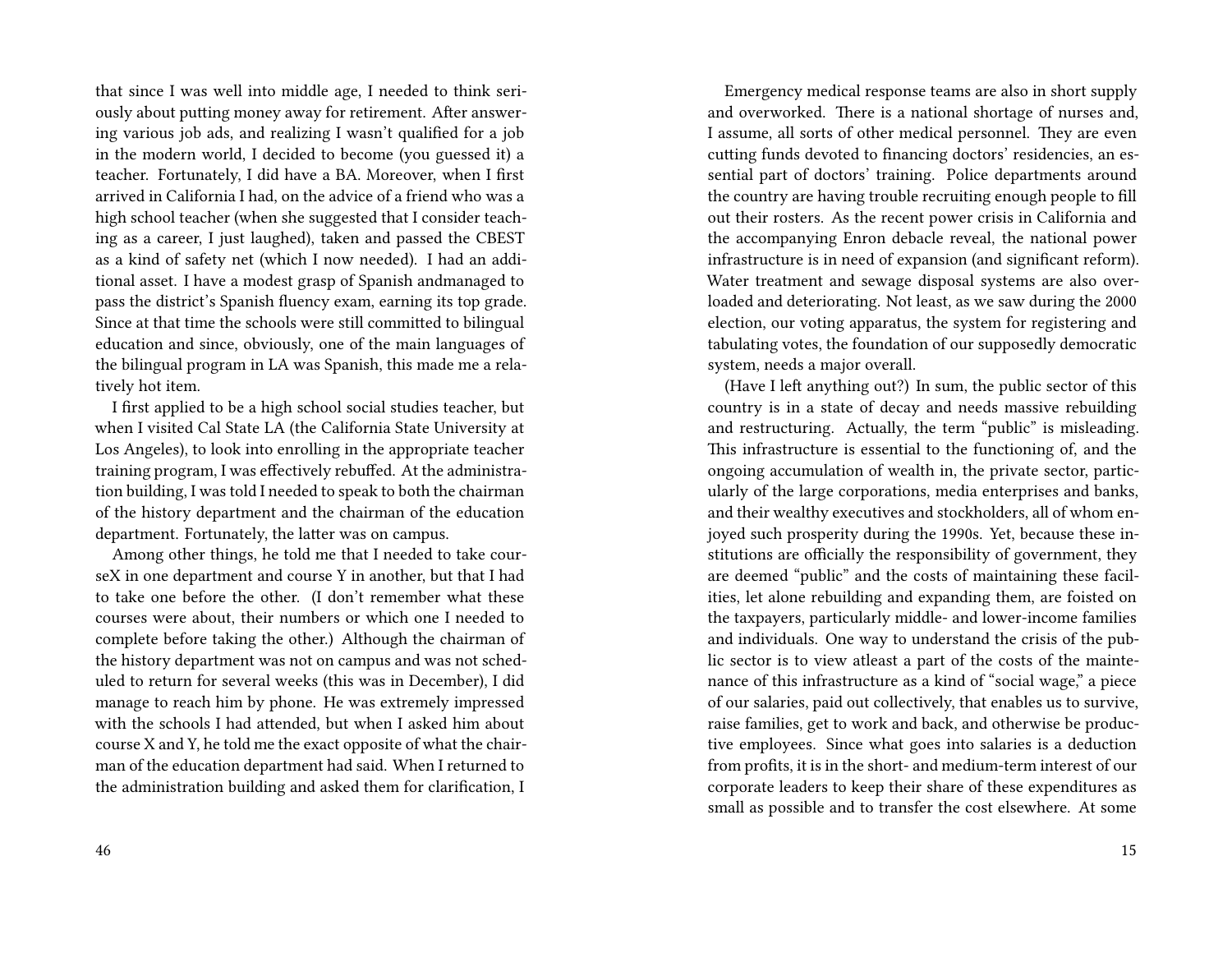that since I was well into middle age, I needed to think seriously about putting money away for retirement. After answering various job ads, and realizing I wasn't qualified for a job in the modern world, I decided to become (you guessed it) a teacher. Fortunately, I did have a BA. Moreover, when I first arrived in California I had, on the advice of a friend who was a high school teacher (when she suggested that I consider teaching as a career, I just laughed), taken and passed the CBEST as a kind of safety net (which I now needed). I had an additional asset. I have a modest grasp of Spanish andmanaged to pass the district's Spanish fluency exam, earning its top grade. Since at that time the schools were still committed to bilingual education and since, obviously, one of the main languages of the bilingual program in LA was Spanish, this made me a relatively hot item.

I first applied to be a high school social studies teacher, but when I visited Cal State LA (the California State University at Los Angeles), to look into enrolling in the appropriate teacher training program, I was effectively rebuffed. At the administration building, I was told I needed to speak to both the chairman of the history department and the chairman of the education department. Fortunately, the latter was on campus.

Among other things, he told me that I needed to take courseX in one department and course Y in another, but that I had to take one before the other. (I don't remember what these courses were about, their numbers or which one I needed to complete before taking the other.) Although the chairman of the history department was not on campus and was not scheduled to return for several weeks (this was in December), I did manage to reach him by phone. He was extremely impressed with the schools I had attended, but when I asked him about course X and Y, he told me the exact opposite of what the chairman of the education department had said. When I returned to the administration building and asked them for clarification, I

Emergency medical response teams are also in short supply and overworked. There is a national shortage of nurses and, I assume, all sorts of other medical personnel. They are even cutting funds devoted to financing doctors' residencies, an essential part of doctors' training. Police departments around the country are having trouble recruiting enough people to fill out their rosters. As the recent power crisis in California and the accompanying Enron debacle reveal, the national power infrastructure is in need of expansion (and significant reform). Water treatment and sewage disposal systems are also overloaded and deteriorating. Not least, as we saw during the 2000 election, our voting apparatus, the system for registering and tabulating votes, the foundation of our supposedly democratic system, needs a major overall.

(Have I left anything out?) In sum, the public sector of this country is in a state of decay and needs massive rebuilding and restructuring. Actually, the term "public" is misleading. This infrastructure is essential to the functioning of, and the ongoing accumulation of wealth in, the private sector, particularly of the large corporations, media enterprises and banks, and their wealthy executives and stockholders, all of whom enjoyed such prosperity during the 1990s. Yet, because these institutions are officially the responsibility of government, they are deemed "public" and the costs of maintaining these facilities, let alone rebuilding and expanding them, are foisted on the taxpayers, particularly middle- and lower-income families and individuals. One way to understand the crisis of the public sector is to view atleast a part of the costs of the maintenance of this infrastructure as a kind of "social wage," a piece of our salaries, paid out collectively, that enables us to survive, raise families, get to work and back, and otherwise be productive employees. Since what goes into salaries is a deduction from profits, it is in the short- and medium-term interest of our corporate leaders to keep their share of these expenditures as small as possible and to transfer the cost elsewhere. At some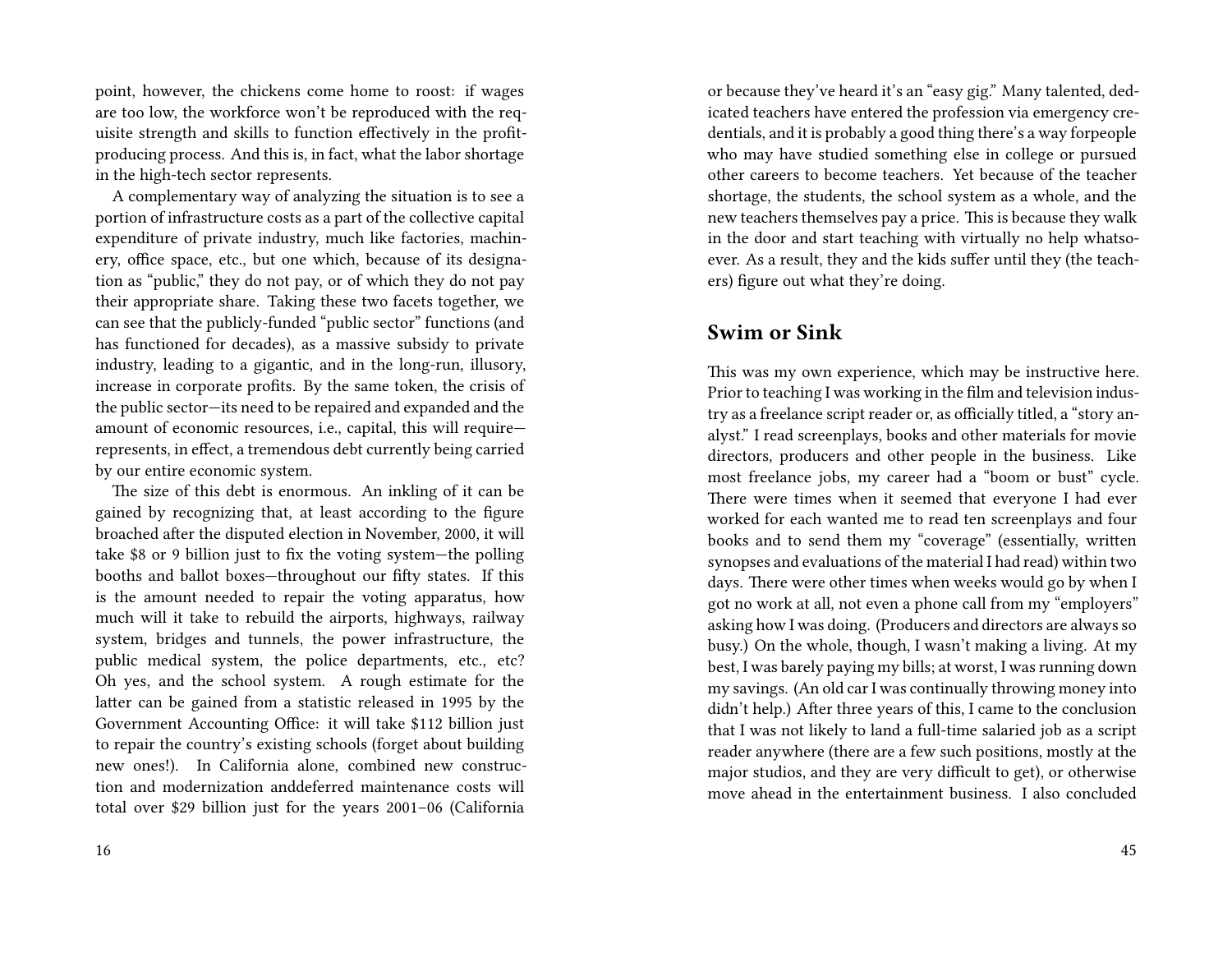point, however, the chickens come home to roost: if wages are too low, the workforce won't be reproduced with the requisite strength and skills to function effectively in the profit-producing process. And this is, in fact, what the labor shortage in the high-tech sector represents.

A complementary way of analyzing the situation is to see a portion of infrastructure costs as a part of the collective capital expenditure of private industry, much like factories, machinery, office space, etc., but one which, because of its designation as "public," they do not pay, or of which they do not pay their appropriate share. Taking these two facets together, we can see that the publicly-funded "public sector" functions (and has functioned for decades), as a massive subsidy to private industry, leading to a gigantic, and in the long-run, illusory, increase in corporate profits. By the same token, the crisis of the public sector—its need to be repaired and expanded and the amount of economic resources, i.e., capital, this will require—represents, in effect, a tremendous debt currently being carried by our entire economic system.

The size of this debt is enormous. An inkling of it can be gained by recognizing that, at least according to the figure broached after the disputed election in November, 2000, it will take $8 or 9 billion just to fix the voting system—the polling booths and ballot boxes—throughout our fifty states. If this is the amount needed to repair the voting apparatus, how much will it take to rebuild the airports, highways, railway system, bridges and tunnels, the power infrastructure, the public medical system, the police departments, etc., etc? Oh yes, and the school system. A rough estimate for the latter can be gained from a statistic released in 1995 by the Government Accounting Office: it will take $112 billion just to repair the country's existing schools (forget about building new ones!). In California alone, combined new construction and modernization anddeferred maintenance costs will total over $29 billion just for the years 2001–06 (California

or because they've heard it's an "easy gig." Many talented, dedicated teachers have entered the profession via emergency credentials, and it is probably a good thing there's a way forpeople who may have studied something else in college or pursued other careers to become teachers. Yet because of the teacher shortage, the students, the school system as a whole, and the new teachers themselves pay a price. This is because they walk in the door and start teaching with virtually no help whatsoever. As a result, they and the kids suffer until they (the teachers) figure out what they're doing.

## Swim or Sink

This was my own experience, which may be instructive here. Prior to teaching I was working in the film and television industry as a freelance script reader or, as officially titled, a "story analyst." I read screenplays, books and other materials for movie directors, producers and other people in the business. Like most freelance jobs, my career had a "boom or bust" cycle. There were times when it seemed that everyone I had ever worked for each wanted me to read ten screenplays and four books and to send them my "coverage" (essentially, written synopses and evaluations of the material I had read) within two days. There were other times when weeks would go by when I got no work at all, not even a phone call from my "employers" asking how I was doing. (Producers and directors are always so busy.) On the whole, though, I wasn't making a living. At my best, I was barely paying my bills; at worst, I was running down my savings. (An old car I was continually throwing money into didn't help.) After three years of this, I came to the conclusion that I was not likely to land a full-time salaried job as a script reader anywhere (there are a few such positions, mostly at the major studios, and they are very difficult to get), or otherwise move ahead in the entertainment business. I also concluded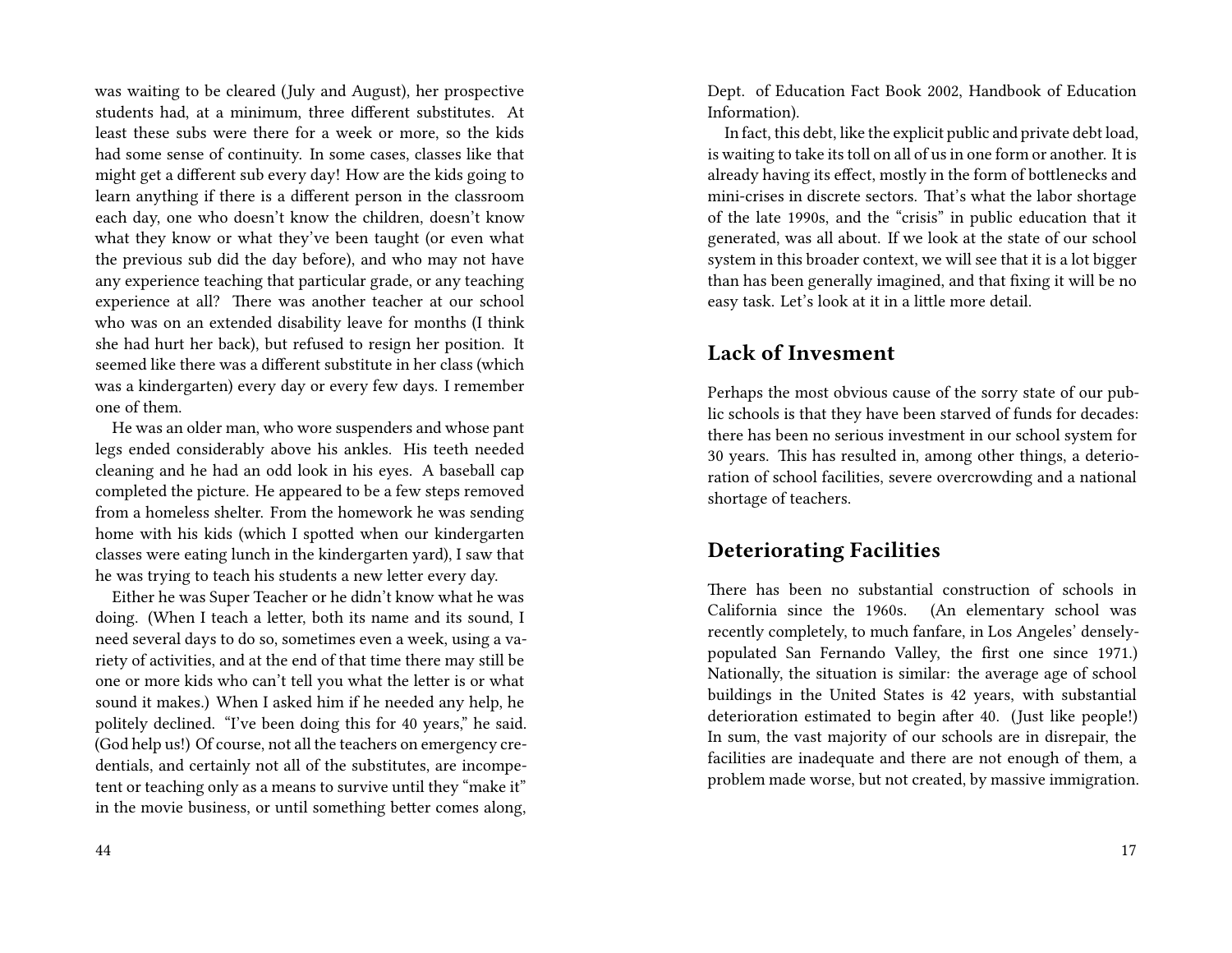was waiting to be cleared (July and August), her prospective students had, at a minimum, three different substitutes. At least these subs were there for a week or more, so the kids had some sense of continuity. In some cases, classes like that might get a different sub every day! How are the kids going to learn anything if there is a different person in the classroom each day, one who doesn't know the children, doesn't know what they know or what they've been taught (or even what the previous sub did the day before), and who may not have any experience teaching that particular grade, or any teaching experience at all? There was another teacher at our school who was on an extended disability leave for months (I think she had hurt her back), but refused to resign her position. It seemed like there was a different substitute in her class (which was a kindergarten) every day or every few days. I remember one of them.

He was an older man, who wore suspenders and whose pant legs ended considerably above his ankles. His teeth needed cleaning and he had an odd look in his eyes. A baseball cap completed the picture. He appeared to be a few steps removed from a homeless shelter. From the homework he was sending home with his kids (which I spotted when our kindergarten classes were eating lunch in the kindergarten yard), I saw that he was trying to teach his students a new letter every day.

Either he was Super Teacher or he didn't know what he was doing. (When I teach a letter, both its name and its sound, I need several days to do so, sometimes even a week, using a variety of activities, and at the end of that time there may still be one or more kids who can't tell you what the letter is or what sound it makes.) When I asked him if he needed any help, he politely declined. "I've been doing this for 40 years," he said. (God help us!) Of course, not all the teachers on emergency credentials, and certainly not all of the substitutes, are incompetent or teaching only as a means to survive until they "make it" in the movie business, or until something better comes along,

Dept. of Education Fact Book 2002, Handbook of Education Information).

In fact, this debt, like the explicit public and private debt load, is waiting to take its toll on all of us in one form or another. It is already having its effect, mostly in the form of bottlenecks and mini-crises in discrete sectors. That's what the labor shortage of the late 1990s, and the "crisis" in public education that it generated, was all about. If we look at the state of our school system in this broader context, we will see that it is a lot bigger than has been generally imagined, and that fixing it will be no easy task. Let's look at it in a little more detail.

## Lack of Invesment

Perhaps the most obvious cause of the sorry state of our public schools is that they have been starved of funds for decades: there has been no serious investment in our school system for 30 years. This has resulted in, among other things, a deterioration of school facilities, severe overcrowding and a national shortage of teachers.

## Deteriorating Facilities

There has been no substantial construction of schools in California since the 1960s. (An elementary school was recently completely, to much fanfare, in Los Angeles' densely-populated San Fernando Valley, the first one since 1971.) Nationally, the situation is similar: the average age of school buildings in the United States is 42 years, with substantial deterioration estimated to begin after 40. (Just like people!) In sum, the vast majority of our schools are in disrepair, the facilities are inadequate and there are not enough of them, a problem made worse, but not created, by massive immigration.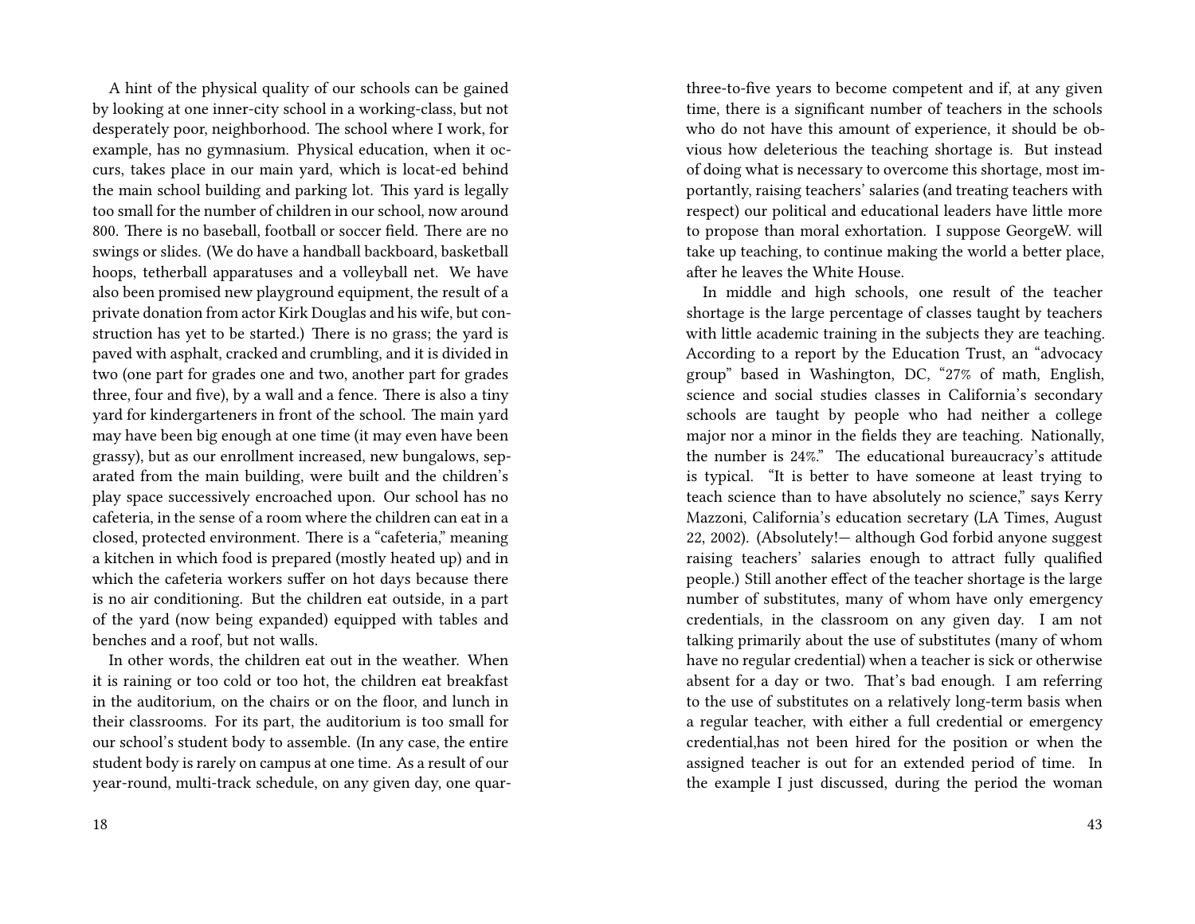A hint of the physical quality of our schools can be gained by looking at one inner-city school in a working-class, but not desperately poor, neighborhood. The school where I work, for example, has no gymnasium. Physical education, when it occurs, takes place in our main yard, which is locat-ed behind the main school building and parking lot. This yard is legally too small for the number of children in our school, now around 800. There is no baseball, football or soccer field. There are no swings or slides. (We do have a handball backboard, basketball hoops, tetherball apparatuses and a volleyball net. We have also been promised new playground equipment, the result of a private donation from actor Kirk Douglas and his wife, but construction has yet to be started.) There is no grass; the yard is paved with asphalt, cracked and crumbling, and it is divided in two (one part for grades one and two, another part for grades three, four and five), by a wall and a fence. There is also a tiny yard for kindergarteners in front of the school. The main yard may have been big enough at one time (it may even have been grassy), but as our enrollment increased, new bungalows, separated from the main building, were built and the children's play space successively encroached upon. Our school has no cafeteria, in the sense of a room where the children can eat in a closed, protected environment. There is a "cafeteria," meaning a kitchen in which food is prepared (mostly heated up) and in which the cafeteria workers suffer on hot days because there is no air conditioning. But the children eat outside, in a part of the yard (now being expanded) equipped with tables and benches and a roof, but not walls.

In other words, the children eat out in the weather. When it is raining or too cold or too hot, the children eat breakfast in the auditorium, on the chairs or on the floor, and lunch in their classrooms. For its part, the auditorium is too small for our school's student body to assemble. (In any case, the entire student body is rarely on campus at one time. As a result of our year-round, multi-track schedule, on any given day, one quar-

three-to-five years to become competent and if, at any given time, there is a significant number of teachers in the schools who do not have this amount of experience, it should be obvious how deleterious the teaching shortage is. But instead of doing what is necessary to overcome this shortage, most importantly, raising teachers' salaries (and treating teachers with respect) our political and educational leaders have little more to propose than moral exhortation. I suppose GeorgeW. will take up teaching, to continue making the world a better place, after he leaves the White House.

In middle and high schools, one result of the teacher shortage is the large percentage of classes taught by teachers with little academic training in the subjects they are teaching. According to a report by the Education Trust, an "advocacy group" based in Washington, DC, "27% of math, English, science and social studies classes in California's secondary schools are taught by people who had neither a college major nor a minor in the fields they are teaching. Nationally, the number is 24%." The educational bureaucracy's attitude is typical. "It is better to have someone at least trying to teach science than to have absolutely no science," says Kerry Mazzoni, California's education secretary (LA Times, August 22, 2002). (Absolutely!— although God forbid anyone suggest raising teachers' salaries enough to attract fully qualified people.) Still another effect of the teacher shortage is the large number of substitutes, many of whom have only emergency credentials, in the classroom on any given day. I am not talking primarily about the use of substitutes (many of whom have no regular credential) when a teacher is sick or otherwise absent for a day or two. That's bad enough. I am referring to the use of substitutes on a relatively long-term basis when a regular teacher, with either a full credential or emergency credential,has not been hired for the position or when the assigned teacher is out for an extended period of time. In the example I just discussed, during the period the woman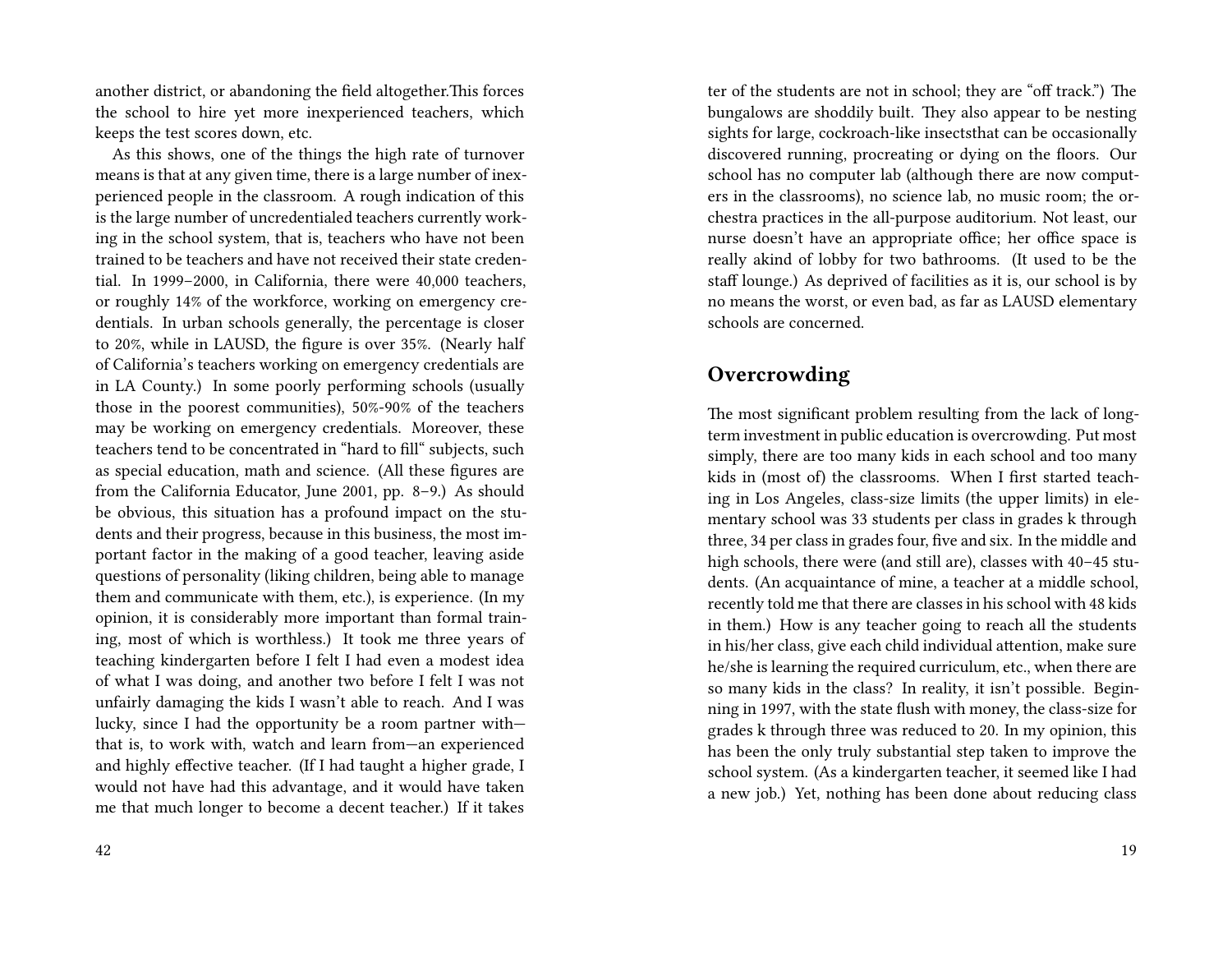another district, or abandoning the field altogether.This forces the school to hire yet more inexperienced teachers, which keeps the test scores down, etc.

As this shows, one of the things the high rate of turnover means is that at any given time, there is a large number of inexperienced people in the classroom. A rough indication of this is the large number of uncredentialed teachers currently working in the school system, that is, teachers who have not been trained to be teachers and have not received their state credential. In 1999–2000, in California, there were 40,000 teachers, or roughly 14% of the workforce, working on emergency credentials. In urban schools generally, the percentage is closer to 20%, while in LAUSD, the figure is over 35%. (Nearly half of California's teachers working on emergency credentials are in LA County.) In some poorly performing schools (usually those in the poorest communities), 50%-90% of the teachers may be working on emergency credentials. Moreover, these teachers tend to be concentrated in "hard to fill" subjects, such as special education, math and science. (All these figures are from the California Educator, June 2001, pp. 8–9.) As should be obvious, this situation has a profound impact on the students and their progress, because in this business, the most important factor in the making of a good teacher, leaving aside questions of personality (liking children, being able to manage them and communicate with them, etc.), is experience. (In my opinion, it is considerably more important than formal training, most of which is worthless.) It took me three years of teaching kindergarten before I felt I had even a modest idea of what I was doing, and another two before I felt I was not unfairly damaging the kids I wasn't able to reach. And I was lucky, since I had the opportunity be a room partner with—that is, to work with, watch and learn from—an experienced and highly effective teacher. (If I had taught a higher grade, I would not have had this advantage, and it would have taken me that much longer to become a decent teacher.) If it takes

ter of the students are not in school; they are "off track.") The bungalows are shoddily built. They also appear to be nesting sights for large, cockroach-like insectsthat can be occasionally discovered running, procreating or dying on the floors. Our school has no computer lab (although there are now computers in the classrooms), no science lab, no music room; the orchestra practices in the all-purpose auditorium. Not least, our nurse doesn't have an appropriate office; her office space is really akind of lobby for two bathrooms. (It used to be the staff lounge.) As deprived of facilities as it is, our school is by no means the worst, or even bad, as far as LAUSD elementary schools are concerned.

## Overcrowding

The most significant problem resulting from the lack of long-term investment in public education is overcrowding. Put most simply, there are too many kids in each school and too many kids in (most of) the classrooms. When I first started teaching in Los Angeles, class-size limits (the upper limits) in elementary school was 33 students per class in grades k through three, 34 per class in grades four, five and six. In the middle and high schools, there were (and still are), classes with 40–45 students. (An acquaintance of mine, a teacher at a middle school, recently told me that there are classes in his school with 48 kids in them.) How is any teacher going to reach all the students in his/her class, give each child individual attention, make sure he/she is learning the required curriculum, etc., when there are so many kids in the class? In reality, it isn't possible. Beginning in 1997, with the state flush with money, the class-size for grades k through three was reduced to 20. In my opinion, this has been the only truly substantial step taken to improve the school system. (As a kindergarten teacher, it seemed like I had a new job.) Yet, nothing has been done about reducing class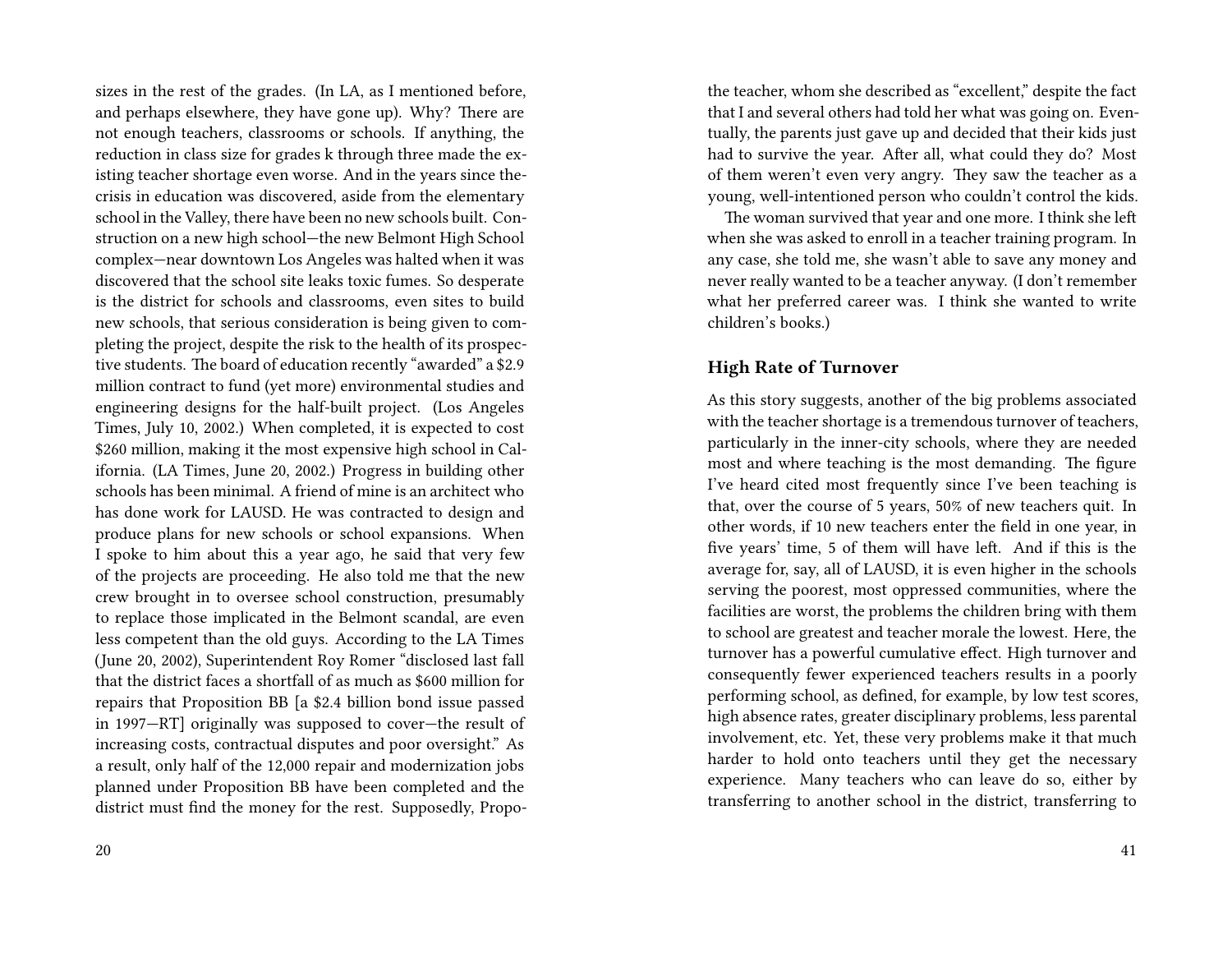sizes in the rest of the grades. (In LA, as I mentioned before, and perhaps elsewhere, they have gone up). Why? There are not enough teachers, classrooms or schools. If anything, the reduction in class size for grades k through three made the existing teacher shortage even worse. And in the years since the crisis in education was discovered, aside from the elementary school in the Valley, there have been no new schools built. Construction on a new high school—the new Belmont High School complex—near downtown Los Angeles was halted when it was discovered that the school site leaks toxic fumes. So desperate is the district for schools and classrooms, even sites to build new schools, that serious consideration is being given to completing the project, despite the risk to the health of its prospective students. The board of education recently "awarded" a $2.9 million contract to fund (yet more) environmental studies and engineering designs for the half-built project. (Los Angeles Times, July 10, 2002.) When completed, it is expected to cost $260 million, making it the most expensive high school in California. (LA Times, June 20, 2002.) Progress in building other schools has been minimal. A friend of mine is an architect who has done work for LAUSD. He was contracted to design and produce plans for new schools or school expansions. When I spoke to him about this a year ago, he said that very few of the projects are proceeding. He also told me that the new crew brought in to oversee school construction, presumably to replace those implicated in the Belmont scandal, are even less competent than the old guys. According to the LA Times (June 20, 2002), Superintendent Roy Romer "disclosed last fall that the district faces a shortfall of as much as $600 million for repairs that Proposition BB [a $2.4 billion bond issue passed in 1997—RT] originally was supposed to cover—the result of increasing costs, contractual disputes and poor oversight." As a result, only half of the 12,000 repair and modernization jobs planned under Proposition BB have been completed and the district must find the money for the rest. Supposedly, Propo-

the teacher, whom she described as "excellent," despite the fact that I and several others had told her what was going on. Eventually, the parents just gave up and decided that their kids just had to survive the year. After all, what could they do? Most of them weren't even very angry. They saw the teacher as a young, well-intentioned person who couldn't control the kids.

The woman survived that year and one more. I think she left when she was asked to enroll in a teacher training program. In any case, she told me, she wasn't able to save any money and never really wanted to be a teacher anyway. (I don't remember what her preferred career was. I think she wanted to write children's books.)

### High Rate of Turnover

As this story suggests, another of the big problems associated with the teacher shortage is a tremendous turnover of teachers, particularly in the inner-city schools, where they are needed most and where teaching is the most demanding. The figure I've heard cited most frequently since I've been teaching is that, over the course of 5 years, 50% of new teachers quit. In other words, if 10 new teachers enter the field in one year, in five years' time, 5 of them will have left. And if this is the average for, say, all of LAUSD, it is even higher in the schools serving the poorest, most oppressed communities, where the facilities are worst, the problems the children bring with them to school are greatest and teacher morale the lowest. Here, the turnover has a powerful cumulative effect. High turnover and consequently fewer experienced teachers results in a poorly performing school, as defined, for example, by low test scores, high absence rates, greater disciplinary problems, less parental involvement, etc. Yet, these very problems make it that much harder to hold onto teachers until they get the necessary experience. Many teachers who can leave do so, either by transferring to another school in the district, transferring to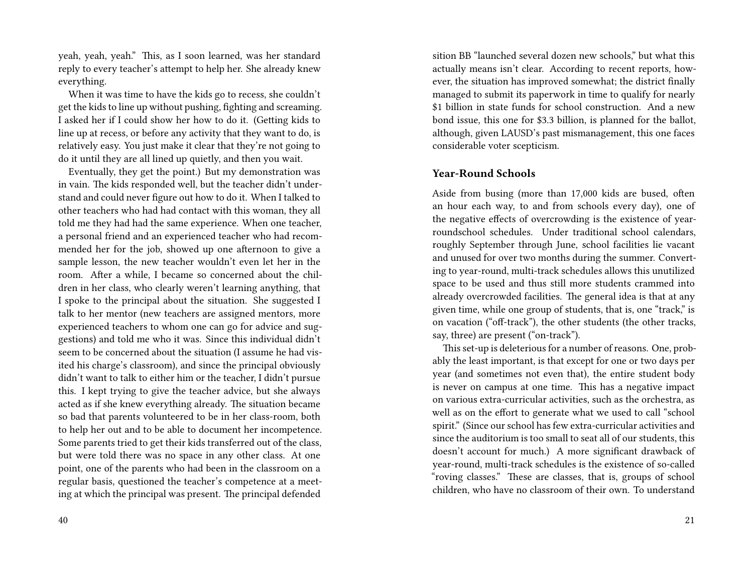yeah, yeah, yeah." This, as I soon learned, was her standard reply to every teacher's attempt to help her. She already knew everything.

When it was time to have the kids go to recess, she couldn't get the kids to line up without pushing, fighting and screaming. I asked her if I could show her how to do it. (Getting kids to line up at recess, or before any activity that they want to do, is relatively easy. You just make it clear that they're not going to do it until they are all lined up quietly, and then you wait.

Eventually, they get the point.) But my demonstration was in vain. The kids responded well, but the teacher didn't understand and could never figure out how to do it. When I talked to other teachers who had had contact with this woman, they all told me they had had the same experience. When one teacher, a personal friend and an experienced teacher who had recommended her for the job, showed up one afternoon to give a sample lesson, the new teacher wouldn't even let her in the room. After a while, I became so concerned about the children in her class, who clearly weren't learning anything, that I spoke to the principal about the situation. She suggested I talk to her mentor (new teachers are assigned mentors, more experienced teachers to whom one can go for advice and suggestions) and told me who it was. Since this individual didn't seem to be concerned about the situation (I assume he had visited his charge's classroom), and since the principal obviously didn't want to talk to either him or the teacher, I didn't pursue this. I kept trying to give the teacher advice, but she always acted as if she knew everything already. The situation became so bad that parents volunteered to be in her class-room, both to help her out and to be able to document her incompetence. Some parents tried to get their kids transferred out of the class, but were told there was no space in any other class. At one point, one of the parents who had been in the classroom on a regular basis, questioned the teacher's competence at a meeting at which the principal was present. The principal defended

sition BB "launched several dozen new schools," but what this actually means isn't clear. According to recent reports, however, the situation has improved somewhat; the district finally managed to submit its paperwork in time to qualify for nearly $1 billion in state funds for school construction. And a new bond issue, this one for $3.3 billion, is planned for the ballot, although, given LAUSD's past mismanagement, this one faces considerable voter scepticism.

### Year-Round Schools

Aside from busing (more than 17,000 kids are bused, often an hour each way, to and from schools every day), one of the negative effects of overcrowding is the existence of year-roundschool schedules. Under traditional school calendars, roughly September through June, school facilities lie vacant and unused for over two months during the summer. Converting to year-round, multi-track schedules allows this unutilized space to be used and thus still more students crammed into already overcrowded facilities. The general idea is that at any given time, while one group of students, that is, one "track," is on vacation ("off-track"), the other students (the other tracks, say, three) are present ("on-track").

This set-up is deleterious for a number of reasons. One, probably the least important, is that except for one or two days per year (and sometimes not even that), the entire student body is never on campus at one time. This has a negative impact on various extra-curricular activities, such as the orchestra, as well as on the effort to generate what we used to call "school spirit." (Since our school has few extra-curricular activities and since the auditorium is too small to seat all of our students, this doesn't account for much.) A more significant drawback of year-round, multi-track schedules is the existence of so-called "roving classes." These are classes, that is, groups of school children, who have no classroom of their own. To understand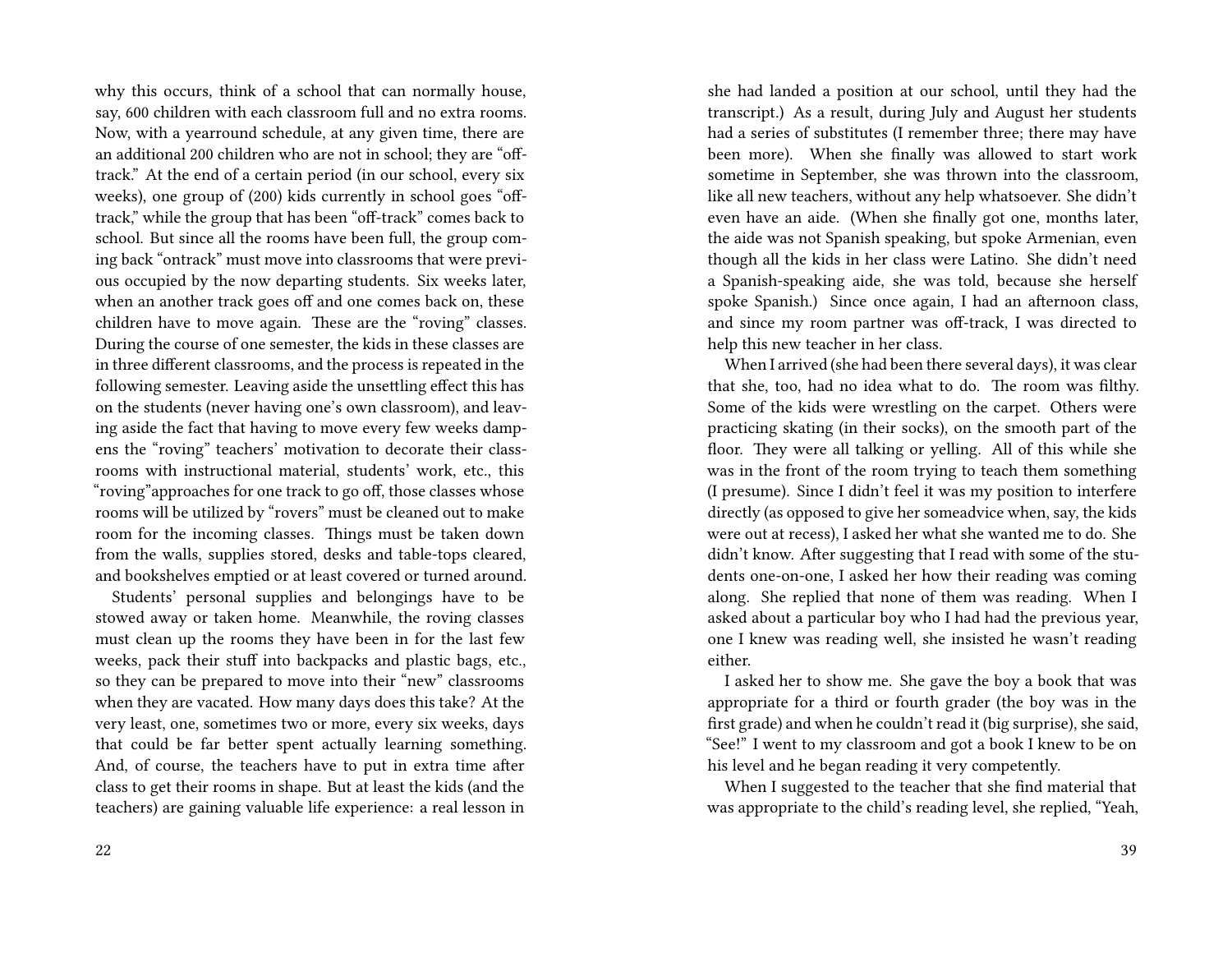why this occurs, think of a school that can normally house, say, 600 children with each classroom full and no extra rooms. Now, with a yearround schedule, at any given time, there are an additional 200 children who are not in school; they are "off-track." At the end of a certain period (in our school, every six weeks), one group of (200) kids currently in school goes "off-track," while the group that has been "off-track" comes back to school. But since all the rooms have been full, the group coming back "ontrack" must move into classrooms that were previous occupied by the now departing students. Six weeks later, when an another track goes off and one comes back on, these children have to move again. These are the "roving" classes. During the course of one semester, the kids in these classes are in three different classrooms, and the process is repeated in the following semester. Leaving aside the unsettling effect this has on the students (never having one's own classroom), and leaving aside the fact that having to move every few weeks dampens the "roving" teachers' motivation to decorate their classrooms with instructional material, students' work, etc., this "roving"approaches for one track to go off, those classes whose rooms will be utilized by "rovers" must be cleaned out to make room for the incoming classes. Things must be taken down from the walls, supplies stored, desks and table-tops cleared, and bookshelves emptied or at least covered or turned around.

Students' personal supplies and belongings have to be stowed away or taken home. Meanwhile, the roving classes must clean up the rooms they have been in for the last few weeks, pack their stuff into backpacks and plastic bags, etc., so they can be prepared to move into their "new" classrooms when they are vacated. How many days does this take? At the very least, one, sometimes two or more, every six weeks, days that could be far better spent actually learning something. And, of course, the teachers have to put in extra time after class to get their rooms in shape. But at least the kids (and the teachers) are gaining valuable life experience: a real lesson in

she had landed a position at our school, until they had the transcript.) As a result, during July and August her students had a series of substitutes (I remember three; there may have been more). When she finally was allowed to start work sometime in September, she was thrown into the classroom, like all new teachers, without any help whatsoever. She didn't even have an aide. (When she finally got one, months later, the aide was not Spanish speaking, but spoke Armenian, even though all the kids in her class were Latino. She didn't need a Spanish-speaking aide, she was told, because she herself spoke Spanish.) Since once again, I had an afternoon class, and since my room partner was off-track, I was directed to help this new teacher in her class.

When I arrived (she had been there several days), it was clear that she, too, had no idea what to do. The room was filthy. Some of the kids were wrestling on the carpet. Others were practicing skating (in their socks), on the smooth part of the floor. They were all talking or yelling. All of this while she was in the front of the room trying to teach them something (I presume). Since I didn't feel it was my position to interfere directly (as opposed to give her someadvice when, say, the kids were out at recess), I asked her what she wanted me to do. She didn't know. After suggesting that I read with some of the students one-on-one, I asked her how their reading was coming along. She replied that none of them was reading. When I asked about a particular boy who I had had the previous year, one I knew was reading well, she insisted he wasn't reading either.

I asked her to show me. She gave the boy a book that was appropriate for a third or fourth grader (the boy was in the first grade) and when he couldn't read it (big surprise), she said, "See!" I went to my classroom and got a book I knew to be on his level and he began reading it very competently.

When I suggested to the teacher that she find material that was appropriate to the child's reading level, she replied, "Yeah,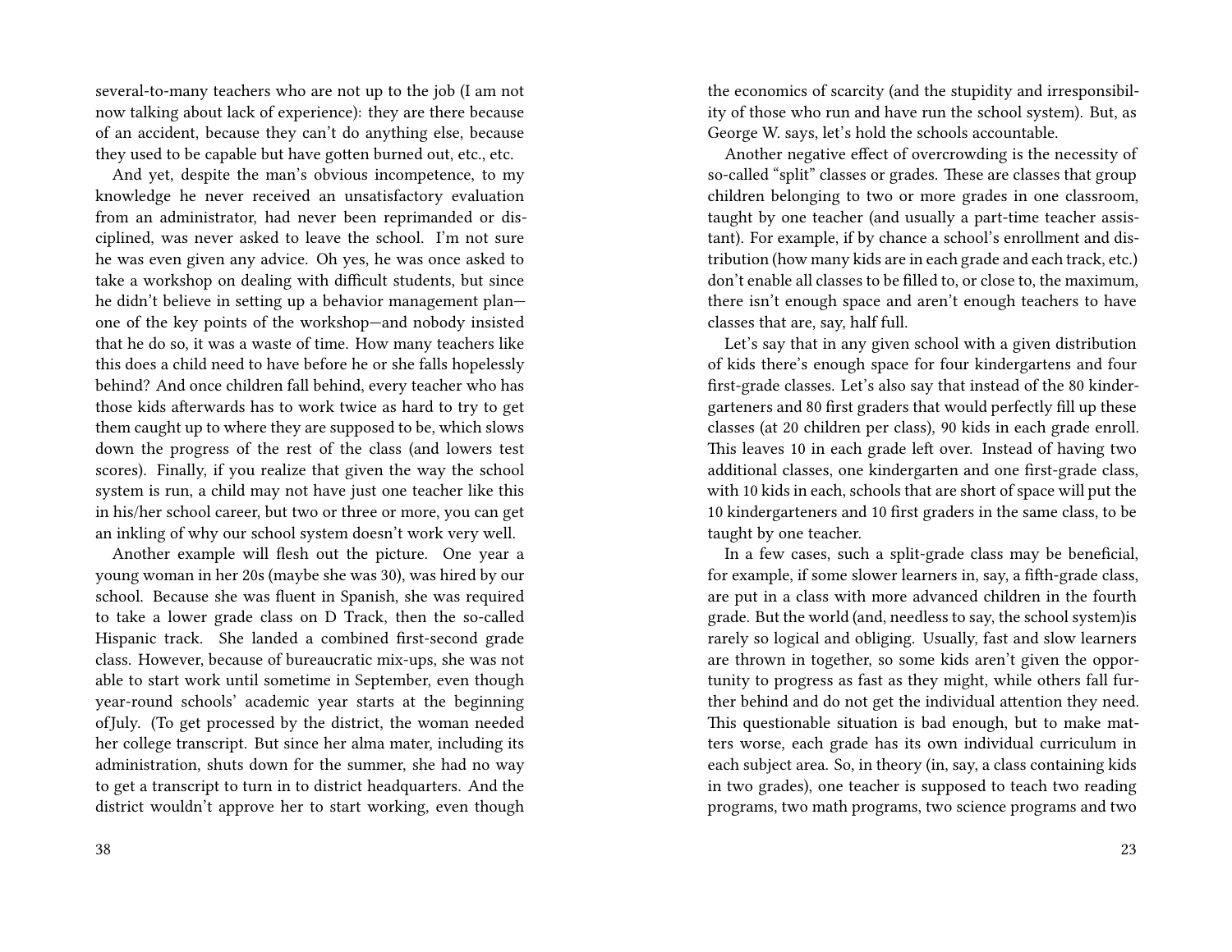several-to-many teachers who are not up to the job (I am not now talking about lack of experience): they are there because of an accident, because they can't do anything else, because they used to be capable but have gotten burned out, etc., etc.

And yet, despite the man's obvious incompetence, to my knowledge he never received an unsatisfactory evaluation from an administrator, had never been reprimanded or disciplined, was never asked to leave the school. I'm not sure he was even given any advice. Oh yes, he was once asked to take a workshop on dealing with difficult students, but since he didn't believe in setting up a behavior management plan—one of the key points of the workshop—and nobody insisted that he do so, it was a waste of time. How many teachers like this does a child need to have before he or she falls hopelessly behind? And once children fall behind, every teacher who has those kids afterwards has to work twice as hard to try to get them caught up to where they are supposed to be, which slows down the progress of the rest of the class (and lowers test scores). Finally, if you realize that given the way the school system is run, a child may not have just one teacher like this in his/her school career, but two or three or more, you can get an inkling of why our school system doesn't work very well.

Another example will flesh out the picture. One year a young woman in her 20s (maybe she was 30), was hired by our school. Because she was fluent in Spanish, she was required to take a lower grade class on D Track, then the so-called Hispanic track. She landed a combined first-second grade class. However, because of bureaucratic mix-ups, she was not able to start work until sometime in September, even though year-round schools' academic year starts at the beginning of July. (To get processed by the district, the woman needed her college transcript. But since her alma mater, including its administration, shuts down for the summer, she had no way to get a transcript to turn in to district headquarters. And the district wouldn't approve her to start working, even though

the economics of scarcity (and the stupidity and irresponsibility of those who run and have run the school system). But, as George W. says, let's hold the schools accountable.

Another negative effect of overcrowding is the necessity of so-called "split" classes or grades. These are classes that group children belonging to two or more grades in one classroom, taught by one teacher (and usually a part-time teacher assistant). For example, if by chance a school's enrollment and distribution (how many kids are in each grade and each track, etc.) don't enable all classes to be filled to, or close to, the maximum, there isn't enough space and aren't enough teachers to have classes that are, say, half full.

Let's say that in any given school with a given distribution of kids there's enough space for four kindergartens and four first-grade classes. Let's also say that instead of the 80 kindergarteners and 80 first graders that would perfectly fill up these classes (at 20 children per class), 90 kids in each grade enroll. This leaves 10 in each grade left over. Instead of having two additional classes, one kindergarten and one first-grade class, with 10 kids in each, schools that are short of space will put the 10 kindergarteners and 10 first graders in the same class, to be taught by one teacher.

In a few cases, such a split-grade class may be beneficial, for example, if some slower learners in, say, a fifth-grade class, are put in a class with more advanced children in the fourth grade. But the world (and, needless to say, the school system) is rarely so logical and obliging. Usually, fast and slow learners are thrown in together, so some kids aren't given the opportunity to progress as fast as they might, while others fall further behind and do not get the individual attention they need. This questionable situation is bad enough, but to make matters worse, each grade has its own individual curriculum in each subject area. So, in theory (in, say, a class containing kids in two grades), one teacher is supposed to teach two reading programs, two math programs, two science programs and two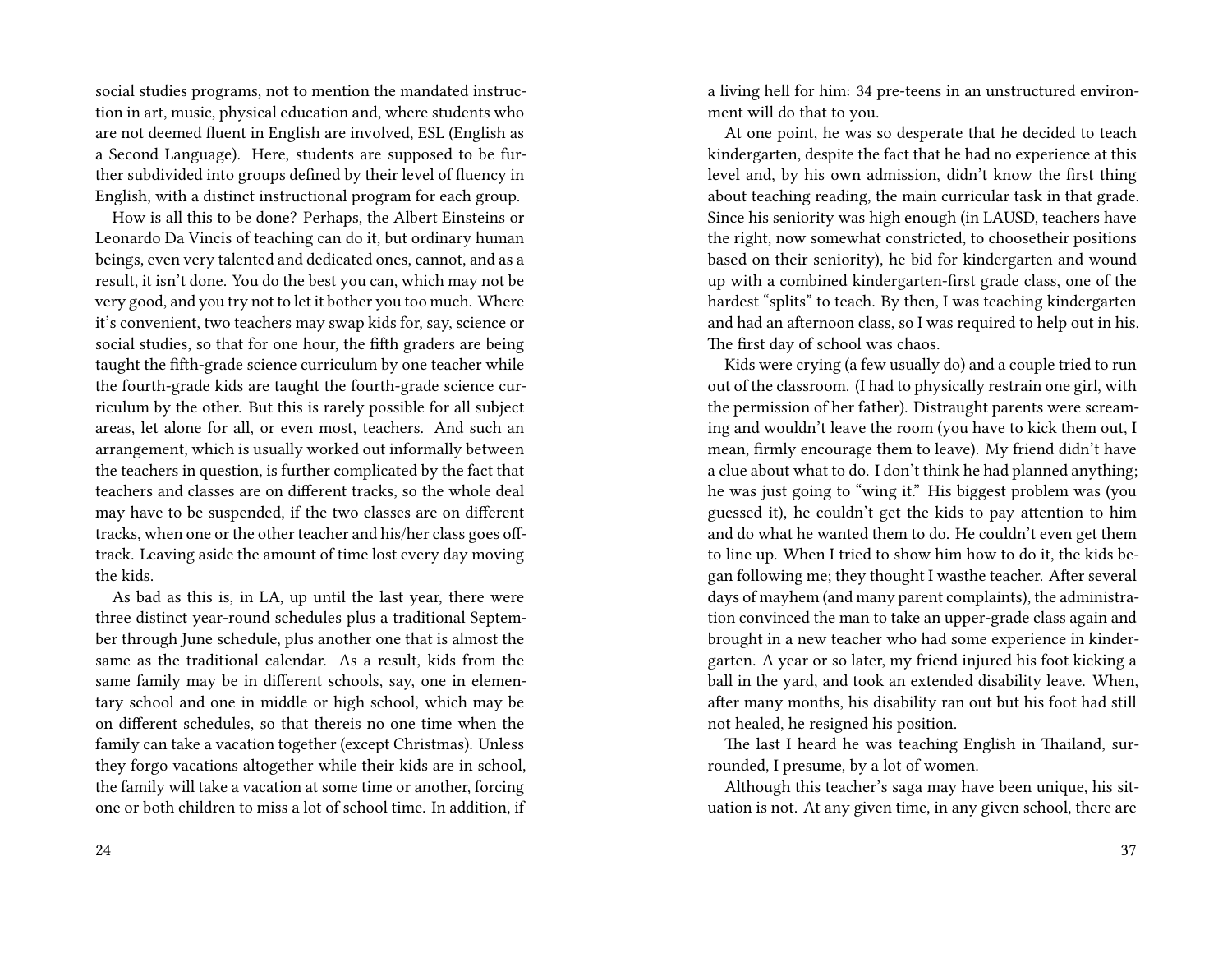social studies programs, not to mention the mandated instruction in art, music, physical education and, where students who are not deemed fluent in English are involved, ESL (English as a Second Language). Here, students are supposed to be further subdivided into groups defined by their level of fluency in English, with a distinct instructional program for each group.

How is all this to be done? Perhaps, the Albert Einsteins or Leonardo Da Vincis of teaching can do it, but ordinary human beings, even very talented and dedicated ones, cannot, and as a result, it isn't done. You do the best you can, which may not be very good, and you try not to let it bother you too much. Where it's convenient, two teachers may swap kids for, say, science or social studies, so that for one hour, the fifth graders are being taught the fifth-grade science curriculum by one teacher while the fourth-grade kids are taught the fourth-grade science curriculum by the other. But this is rarely possible for all subject areas, let alone for all, or even most, teachers. And such an arrangement, which is usually worked out informally between the teachers in question, is further complicated by the fact that teachers and classes are on different tracks, so the whole deal may have to be suspended, if the two classes are on different tracks, when one or the other teacher and his/her class goes off-track. Leaving aside the amount of time lost every day moving the kids.

As bad as this is, in LA, up until the last year, there were three distinct year-round schedules plus a traditional September through June schedule, plus another one that is almost the same as the traditional calendar. As a result, kids from the same family may be in different schools, say, one in elementary school and one in middle or high school, which may be on different schedules, so that thereis no one time when the family can take a vacation together (except Christmas). Unless they forgo vacations altogether while their kids are in school, the family will take a vacation at some time or another, forcing one or both children to miss a lot of school time. In addition, if

a living hell for him: 34 pre-teens in an unstructured environment will do that to you.

At one point, he was so desperate that he decided to teach kindergarten, despite the fact that he had no experience at this level and, by his own admission, didn't know the first thing about teaching reading, the main curricular task in that grade. Since his seniority was high enough (in LAUSD, teachers have the right, now somewhat constricted, to choosetheir positions based on their seniority), he bid for kindergarten and wound up with a combined kindergarten-first grade class, one of the hardest "splits" to teach. By then, I was teaching kindergarten and had an afternoon class, so I was required to help out in his. The first day of school was chaos.

Kids were crying (a few usually do) and a couple tried to run out of the classroom. (I had to physically restrain one girl, with the permission of her father). Distraught parents were screaming and wouldn't leave the room (you have to kick them out, I mean, firmly encourage them to leave). My friend didn't have a clue about what to do. I don't think he had planned anything; he was just going to "wing it." His biggest problem was (you guessed it), he couldn't get the kids to pay attention to him and do what he wanted them to do. He couldn't even get them to line up. When I tried to show him how to do it, the kids began following me; they thought I wasthe teacher. After several days of mayhem (and many parent complaints), the administration convinced the man to take an upper-grade class again and brought in a new teacher who had some experience in kindergarten. A year or so later, my friend injured his foot kicking a ball in the yard, and took an extended disability leave. When, after many months, his disability ran out but his foot had still not healed, he resigned his position.

The last I heard he was teaching English in Thailand, surrounded, I presume, by a lot of women.

Although this teacher's saga may have been unique, his situation is not. At any given time, in any given school, there are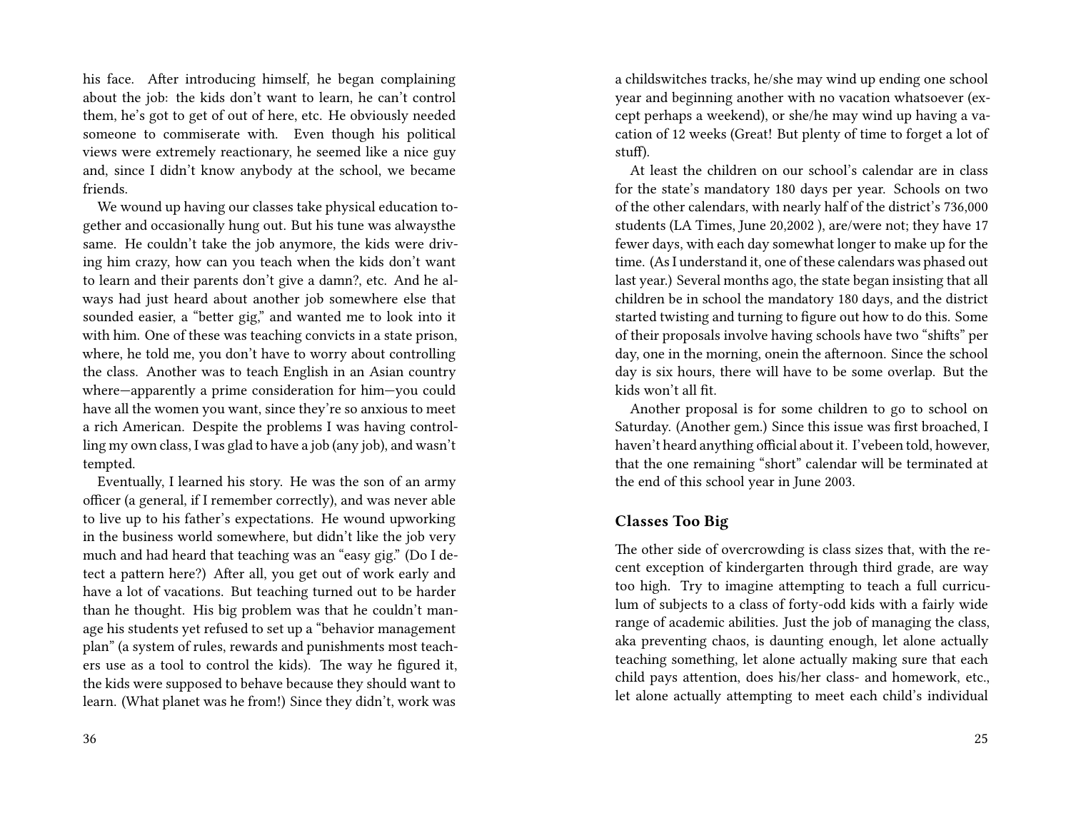his face. After introducing himself, he began complaining about the job: the kids don't want to learn, he can't control them, he's got to get of out of here, etc. He obviously needed someone to commiserate with. Even though his political views were extremely reactionary, he seemed like a nice guy and, since I didn't know anybody at the school, we became friends.

We wound up having our classes take physical education together and occasionally hung out. But his tune was alwaysthe same. He couldn't take the job anymore, the kids were driving him crazy, how can you teach when the kids don't want to learn and their parents don't give a damn?, etc. And he always had just heard about another job somewhere else that sounded easier, a "better gig," and wanted me to look into it with him. One of these was teaching convicts in a state prison, where, he told me, you don't have to worry about controlling the class. Another was to teach English in an Asian country where—apparently a prime consideration for him—you could have all the women you want, since they're so anxious to meet a rich American. Despite the problems I was having controlling my own class, I was glad to have a job (any job), and wasn't tempted.

Eventually, I learned his story. He was the son of an army officer (a general, if I remember correctly), and was never able to live up to his father's expectations. He wound upworking in the business world somewhere, but didn't like the job very much and had heard that teaching was an "easy gig." (Do I detect a pattern here?) After all, you get out of work early and have a lot of vacations. But teaching turned out to be harder than he thought. His big problem was that he couldn't manage his students yet refused to set up a "behavior management plan" (a system of rules, rewards and punishments most teachers use as a tool to control the kids). The way he figured it, the kids were supposed to behave because they should want to learn. (What planet was he from!) Since they didn't, work was

a childswitches tracks, he/she may wind up ending one school year and beginning another with no vacation whatsoever (except perhaps a weekend), or she/he may wind up having a vacation of 12 weeks (Great! But plenty of time to forget a lot of stuff).

At least the children on our school's calendar are in class for the state's mandatory 180 days per year. Schools on two of the other calendars, with nearly half of the district's 736,000 students (LA Times, June 20,2002 ), are/were not; they have 17 fewer days, with each day somewhat longer to make up for the time. (As I understand it, one of these calendars was phased out last year.) Several months ago, the state began insisting that all children be in school the mandatory 180 days, and the district started twisting and turning to figure out how to do this. Some of their proposals involve having schools have two "shifts" per day, one in the morning, onein the afternoon. Since the school day is six hours, there will have to be some overlap. But the kids won't all fit.

Another proposal is for some children to go to school on Saturday. (Another gem.) Since this issue was first broached, I haven't heard anything official about it. I'vebeen told, however, that the one remaining "short" calendar will be terminated at the end of this school year in June 2003.

### Classes Too Big

The other side of overcrowding is class sizes that, with the recent exception of kindergarten through third grade, are way too high. Try to imagine attempting to teach a full curriculum of subjects to a class of forty-odd kids with a fairly wide range of academic abilities. Just the job of managing the class, aka preventing chaos, is daunting enough, let alone actually teaching something, let alone actually making sure that each child pays attention, does his/her class- and homework, etc., let alone actually attempting to meet each child's individual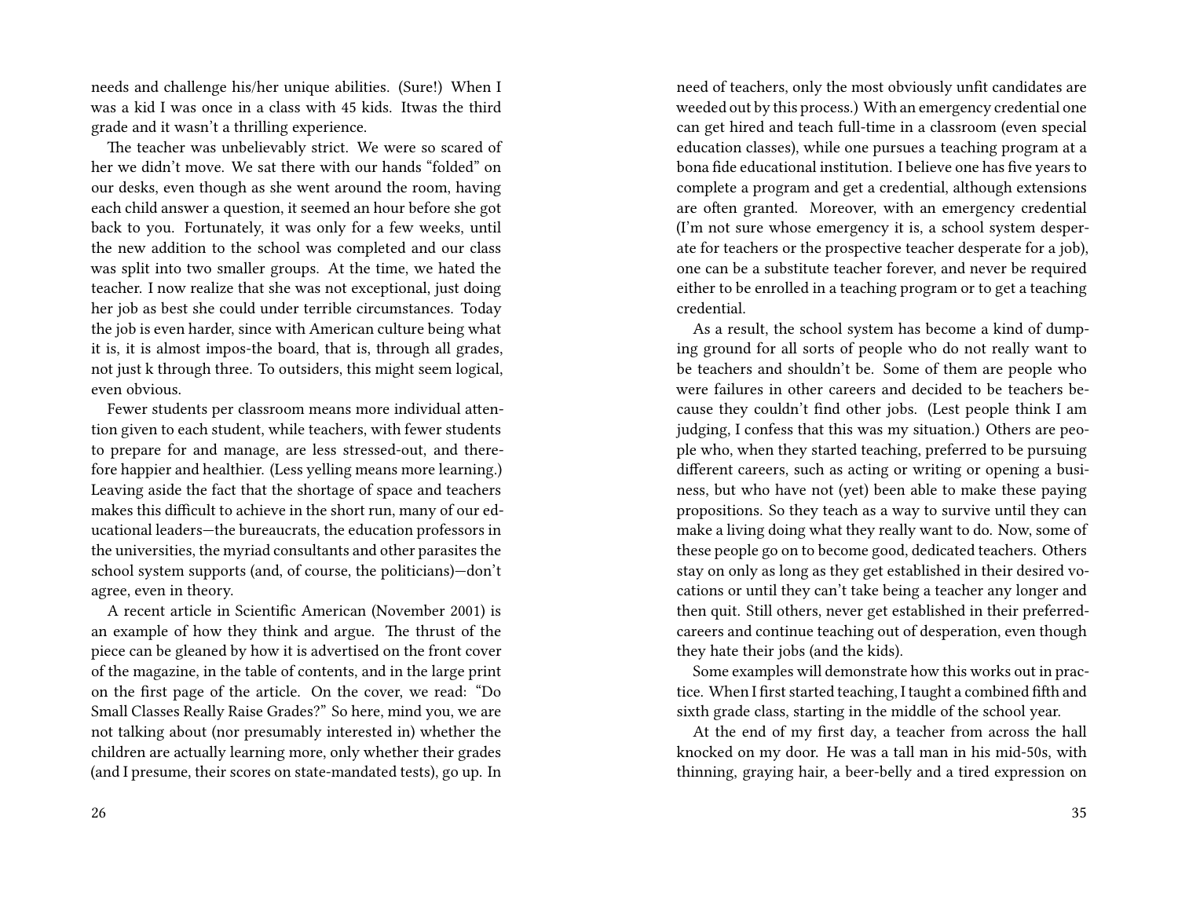needs and challenge his/her unique abilities. (Sure!) When I was a kid I was once in a class with 45 kids. Itwas the third grade and it wasn't a thrilling experience.

The teacher was unbelievably strict. We were so scared of her we didn't move. We sat there with our hands "folded" on our desks, even though as she went around the room, having each child answer a question, it seemed an hour before she got back to you. Fortunately, it was only for a few weeks, until the new addition to the school was completed and our class was split into two smaller groups. At the time, we hated the teacher. I now realize that she was not exceptional, just doing her job as best she could under terrible circumstances. Today the job is even harder, since with American culture being what it is, it is almost impos-the board, that is, through all grades, not just k through three. To outsiders, this might seem logical, even obvious.

Fewer students per classroom means more individual attention given to each student, while teachers, with fewer students to prepare for and manage, are less stressed-out, and therefore happier and healthier. (Less yelling means more learning.) Leaving aside the fact that the shortage of space and teachers makes this difficult to achieve in the short run, many of our educational leaders—the bureaucrats, the education professors in the universities, the myriad consultants and other parasites the school system supports (and, of course, the politicians)—don't agree, even in theory.

A recent article in Scientific American (November 2001) is an example of how they think and argue. The thrust of the piece can be gleaned by how it is advertised on the front cover of the magazine, in the table of contents, and in the large print on the first page of the article. On the cover, we read: "Do Small Classes Really Raise Grades?" So here, mind you, we are not talking about (nor presumably interested in) whether the children are actually learning more, only whether their grades (and I presume, their scores on state-mandated tests), go up. In

need of teachers, only the most obviously unfit candidates are weeded out by this process.) With an emergency credential one can get hired and teach full-time in a classroom (even special education classes), while one pursues a teaching program at a bona fide educational institution. I believe one has five years to complete a program and get a credential, although extensions are often granted. Moreover, with an emergency credential (I'm not sure whose emergency it is, a school system desperate for teachers or the prospective teacher desperate for a job), one can be a substitute teacher forever, and never be required either to be enrolled in a teaching program or to get a teaching credential.

As a result, the school system has become a kind of dumping ground for all sorts of people who do not really want to be teachers and shouldn't be. Some of them are people who were failures in other careers and decided to be teachers because they couldn't find other jobs. (Lest people think I am judging, I confess that this was my situation.) Others are people who, when they started teaching, preferred to be pursuing different careers, such as acting or writing or opening a business, but who have not (yet) been able to make these paying propositions. So they teach as a way to survive until they can make a living doing what they really want to do. Now, some of these people go on to become good, dedicated teachers. Others stay on only as long as they get established in their desired vocations or until they can't take being a teacher any longer and then quit. Still others, never get established in their preferredcareers and continue teaching out of desperation, even though they hate their jobs (and the kids).

Some examples will demonstrate how this works out in practice. When I first started teaching, I taught a combined fifth and sixth grade class, starting in the middle of the school year.

At the end of my first day, a teacher from across the hall knocked on my door. He was a tall man in his mid-50s, with thinning, graying hair, a beer-belly and a tired expression on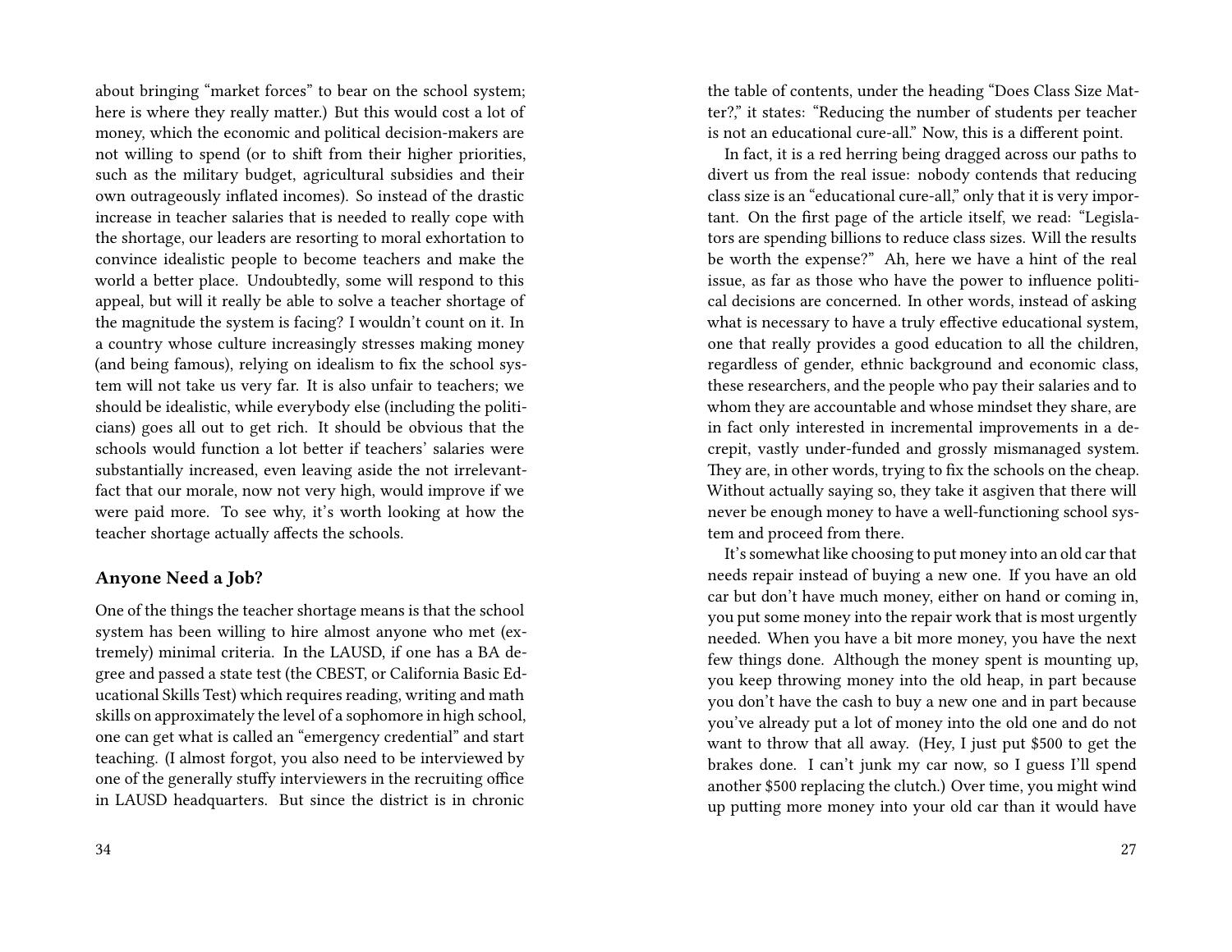about bringing "market forces" to bear on the school system; here is where they really matter.) But this would cost a lot of money, which the economic and political decision-makers are not willing to spend (or to shift from their higher priorities, such as the military budget, agricultural subsidies and their own outrageously inflated incomes). So instead of the drastic increase in teacher salaries that is needed to really cope with the shortage, our leaders are resorting to moral exhortation to convince idealistic people to become teachers and make the world a better place. Undoubtedly, some will respond to this appeal, but will it really be able to solve a teacher shortage of the magnitude the system is facing? I wouldn't count on it. In a country whose culture increasingly stresses making money (and being famous), relying on idealism to fix the school system will not take us very far. It is also unfair to teachers; we should be idealistic, while everybody else (including the politicians) goes all out to get rich. It should be obvious that the schools would function a lot better if teachers' salaries were substantially increased, even leaving aside the not irrelevant-fact that our morale, now not very high, would improve if we were paid more. To see why, it's worth looking at how the teacher shortage actually affects the schools.

### Anyone Need a Job?

One of the things the teacher shortage means is that the school system has been willing to hire almost anyone who met (extremely) minimal criteria. In the LAUSD, if one has a BA degree and passed a state test (the CBEST, or California Basic Educational Skills Test) which requires reading, writing and math skills on approximately the level of a sophomore in high school, one can get what is called an "emergency credential" and start teaching. (I almost forgot, you also need to be interviewed by one of the generally stuffy interviewers in the recruiting office in LAUSD headquarters. But since the district is in chronic

the table of contents, under the heading "Does Class Size Matter?," it states: "Reducing the number of students per teacher is not an educational cure-all." Now, this is a different point.

In fact, it is a red herring being dragged across our paths to divert us from the real issue: nobody contends that reducing class size is an "educational cure-all," only that it is very important. On the first page of the article itself, we read: "Legislators are spending billions to reduce class sizes. Will the results be worth the expense?" Ah, here we have a hint of the real issue, as far as those who have the power to influence political decisions are concerned. In other words, instead of asking what is necessary to have a truly effective educational system, one that really provides a good education to all the children, regardless of gender, ethnic background and economic class, these researchers, and the people who pay their salaries and to whom they are accountable and whose mindset they share, are in fact only interested in incremental improvements in a decrepit, vastly under-funded and grossly mismanaged system. They are, in other words, trying to fix the schools on the cheap. Without actually saying so, they take it asgiven that there will never be enough money to have a well-functioning school system and proceed from there.

It's somewhat like choosing to put money into an old car that needs repair instead of buying a new one. If you have an old car but don't have much money, either on hand or coming in, you put some money into the repair work that is most urgently needed. When you have a bit more money, you have the next few things done. Although the money spent is mounting up, you keep throwing money into the old heap, in part because you don't have the cash to buy a new one and in part because you've already put a lot of money into the old one and do not want to throw that all away. (Hey, I just put $500 to get the brakes done. I can't junk my car now, so I guess I'll spend another $500 replacing the clutch.) Over time, you might wind up putting more money into your old car than it would have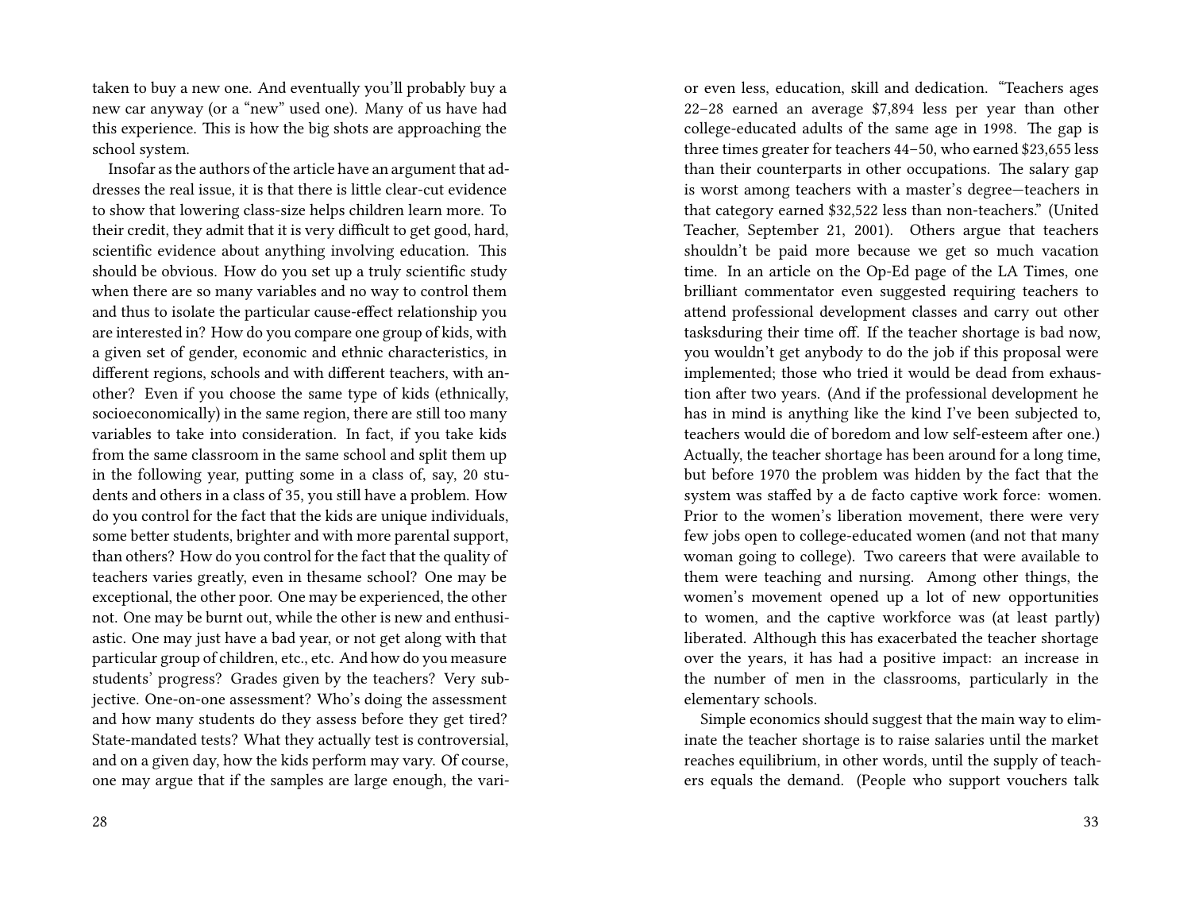taken to buy a new one. And eventually you'll probably buy a new car anyway (or a "new" used one). Many of us have had this experience. This is how the big shots are approaching the school system.

Insofar as the authors of the article have an argument that addresses the real issue, it is that there is little clear-cut evidence to show that lowering class-size helps children learn more. To their credit, they admit that it is very difficult to get good, hard, scientific evidence about anything involving education. This should be obvious. How do you set up a truly scientific study when there are so many variables and no way to control them and thus to isolate the particular cause-effect relationship you are interested in? How do you compare one group of kids, with a given set of gender, economic and ethnic characteristics, in different regions, schools and with different teachers, with another? Even if you choose the same type of kids (ethnically, socioeconomically) in the same region, there are still too many variables to take into consideration. In fact, if you take kids from the same classroom in the same school and split them up in the following year, putting some in a class of, say, 20 students and others in a class of 35, you still have a problem. How do you control for the fact that the kids are unique individuals, some better students, brighter and with more parental support, than others? How do you control for the fact that the quality of teachers varies greatly, even in thesame school? One may be exceptional, the other poor. One may be experienced, the other not. One may be burnt out, while the other is new and enthusiastic. One may just have a bad year, or not get along with that particular group of children, etc., etc. And how do you measure students' progress? Grades given by the teachers? Very subjective. One-on-one assessment? Who's doing the assessment and how many students do they assess before they get tired? State-mandated tests? What they actually test is controversial, and on a given day, how the kids perform may vary. Of course, one may argue that if the samples are large enough, the vari-

or even less, education, skill and dedication. "Teachers ages 22–28 earned an average $7,894 less per year than other college-educated adults of the same age in 1998. The gap is three times greater for teachers 44–50, who earned $23,655 less than their counterparts in other occupations. The salary gap is worst among teachers with a master's degree—teachers in that category earned $32,522 less than non-teachers." (United Teacher, September 21, 2001). Others argue that teachers shouldn't be paid more because we get so much vacation time. In an article on the Op-Ed page of the LA Times, one brilliant commentator even suggested requiring teachers to attend professional development classes and carry out other tasksduring their time off. If the teacher shortage is bad now, you wouldn't get anybody to do the job if this proposal were implemented; those who tried it would be dead from exhaustion after two years. (And if the professional development he has in mind is anything like the kind I've been subjected to, teachers would die of boredom and low self-esteem after one.) Actually, the teacher shortage has been around for a long time, but before 1970 the problem was hidden by the fact that the system was staffed by a de facto captive work force: women. Prior to the women's liberation movement, there were very few jobs open to college-educated women (and not that many woman going to college). Two careers that were available to them were teaching and nursing. Among other things, the women's movement opened up a lot of new opportunities to women, and the captive workforce was (at least partly) liberated. Although this has exacerbated the teacher shortage over the years, it has had a positive impact: an increase in the number of men in the classrooms, particularly in the elementary schools.

Simple economics should suggest that the main way to eliminate the teacher shortage is to raise salaries until the market reaches equilibrium, in other words, until the supply of teachers equals the demand. (People who support vouchers talk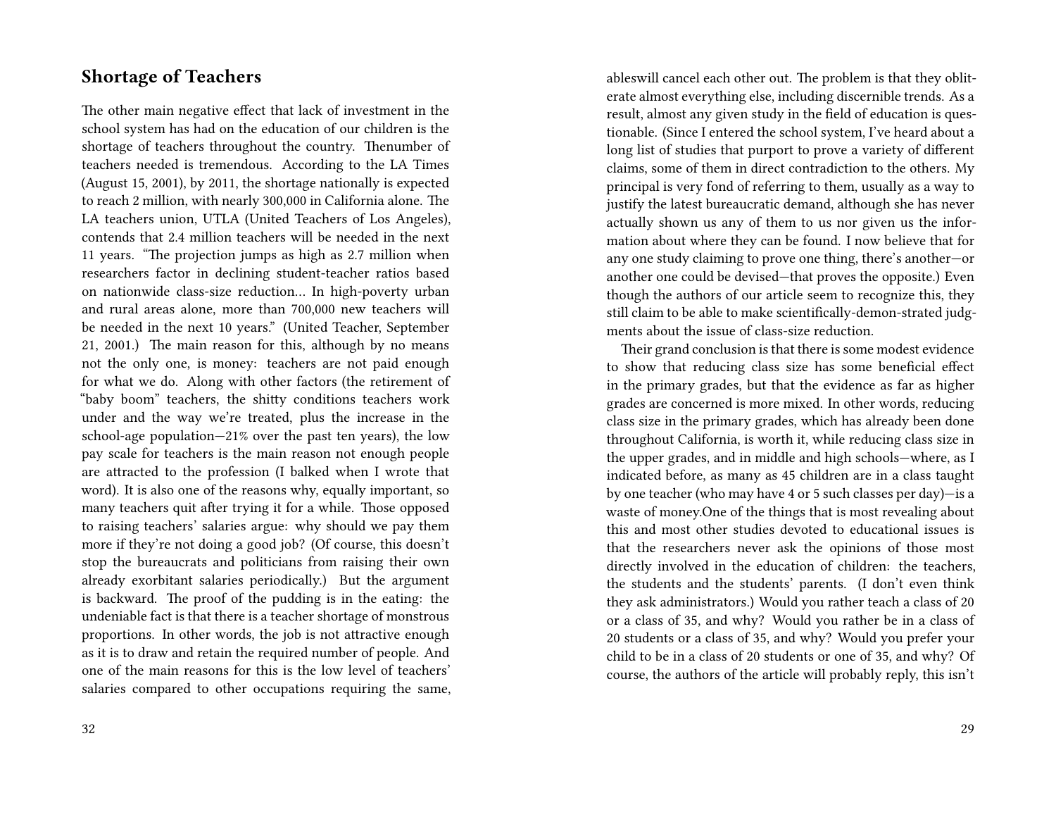## Shortage of Teachers

The other main negative effect that lack of investment in the school system has had on the education of our children is the shortage of teachers throughout the country. Thenumber of teachers needed is tremendous. According to the LA Times (August 15, 2001), by 2011, the shortage nationally is expected to reach 2 million, with nearly 300,000 in California alone. The LA teachers union, UTLA (United Teachers of Los Angeles), contends that 2.4 million teachers will be needed in the next 11 years. "The projection jumps as high as 2.7 million when researchers factor in declining student-teacher ratios based on nationwide class-size reduction… In high-poverty urban and rural areas alone, more than 700,000 new teachers will be needed in the next 10 years." (United Teacher, September 21, 2001.) The main reason for this, although by no means not the only one, is money: teachers are not paid enough for what we do. Along with other factors (the retirement of "baby boom" teachers, the shitty conditions teachers work under and the way we're treated, plus the increase in the school-age population—21% over the past ten years), the low pay scale for teachers is the main reason not enough people are attracted to the profession (I balked when I wrote that word). It is also one of the reasons why, equally important, so many teachers quit after trying it for a while. Those opposed to raising teachers' salaries argue: why should we pay them more if they're not doing a good job? (Of course, this doesn't stop the bureaucrats and politicians from raising their own already exorbitant salaries periodically.) But the argument is backward. The proof of the pudding is in the eating: the undeniable fact is that there is a teacher shortage of monstrous proportions. In other words, the job is not attractive enough as it is to draw and retain the required number of people. And one of the main reasons for this is the low level of teachers' salaries compared to other occupations requiring the same,

ableswill cancel each other out. The problem is that they obliterate almost everything else, including discernible trends. As a result, almost any given study in the field of education is questionable. (Since I entered the school system, I've heard about a long list of studies that purport to prove a variety of different claims, some of them in direct contradiction to the others. My principal is very fond of referring to them, usually as a way to justify the latest bureaucratic demand, although she has never actually shown us any of them to us nor given us the information about where they can be found. I now believe that for any one study claiming to prove one thing, there's another—or another one could be devised—that proves the opposite.) Even though the authors of our article seem to recognize this, they still claim to be able to make scientifically-demon-strated judgments about the issue of class-size reduction.

Their grand conclusion is that there is some modest evidence to show that reducing class size has some beneficial effect in the primary grades, but that the evidence as far as higher grades are concerned is more mixed. In other words, reducing class size in the primary grades, which has already been done throughout California, is worth it, while reducing class size in the upper grades, and in middle and high schools—where, as I indicated before, as many as 45 children are in a class taught by one teacher (who may have 4 or 5 such classes per day)—is a waste of money.One of the things that is most revealing about this and most other studies devoted to educational issues is that the researchers never ask the opinions of those most directly involved in the education of children: the teachers, the students and the students' parents. (I don't even think they ask administrators.) Would you rather teach a class of 20 or a class of 35, and why? Would you rather be in a class of 20 students or a class of 35, and why? Would you prefer your child to be in a class of 20 students or one of 35, and why? Of course, the authors of the article will probably reply, this isn't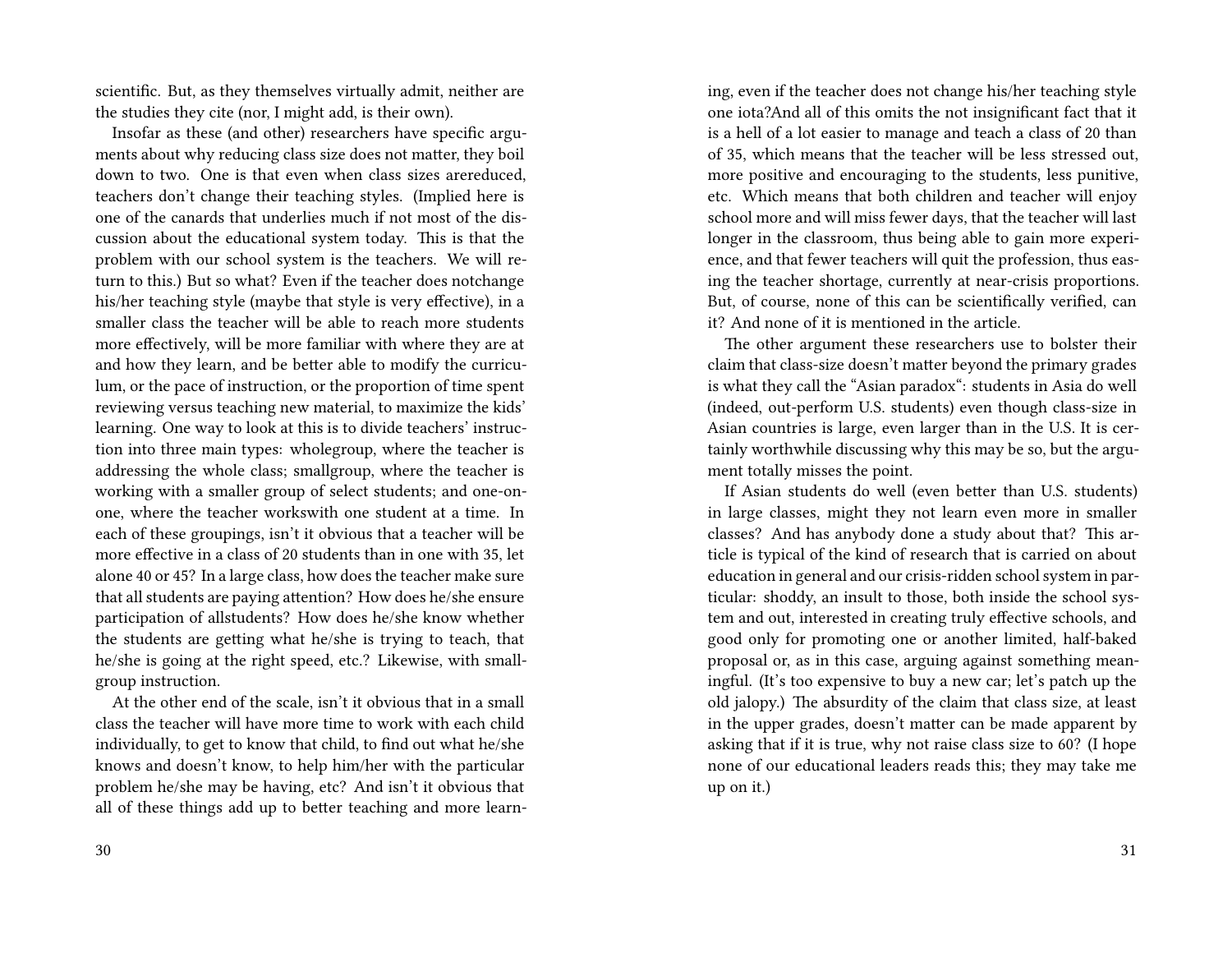scientific. But, as they themselves virtually admit, neither are the studies they cite (nor, I might add, is their own).

Insofar as these (and other) researchers have specific arguments about why reducing class size does not matter, they boil down to two. One is that even when class sizes arereduced, teachers don't change their teaching styles. (Implied here is one of the canards that underlies much if not most of the discussion about the educational system today. This is that the problem with our school system is the teachers. We will return to this.) But so what? Even if the teacher does notchange his/her teaching style (maybe that style is very effective), in a smaller class the teacher will be able to reach more students more effectively, will be more familiar with where they are at and how they learn, and be better able to modify the curriculum, or the pace of instruction, or the proportion of time spent reviewing versus teaching new material, to maximize the kids' learning. One way to look at this is to divide teachers' instruction into three main types: wholegroup, where the teacher is addressing the whole class; smallgroup, where the teacher is working with a smaller group of select students; and one-on-one, where the teacher workswith one student at a time. In each of these groupings, isn't it obvious that a teacher will be more effective in a class of 20 students than in one with 35, let alone 40 or 45? In a large class, how does the teacher make sure that all students are paying attention? How does he/she ensure participation of allstudents? How does he/she know whether the students are getting what he/she is trying to teach, that he/she is going at the right speed, etc.? Likewise, with small-group instruction.

At the other end of the scale, isn't it obvious that in a small class the teacher will have more time to work with each child individually, to get to know that child, to find out what he/she knows and doesn't know, to help him/her with the particular problem he/she may be having, etc? And isn't it obvious that all of these things add up to better teaching and more learning, even if the teacher does not change his/her teaching style one iota?And all of this omits the not insignificant fact that it is a hell of a lot easier to manage and teach a class of 20 than of 35, which means that the teacher will be less stressed out, more positive and encouraging to the students, less punitive, etc. Which means that both children and teacher will enjoy school more and will miss fewer days, that the teacher will last longer in the classroom, thus being able to gain more experience, and that fewer teachers will quit the profession, thus easing the teacher shortage, currently at near-crisis proportions. But, of course, none of this can be scientifically verified, can it? And none of it is mentioned in the article.

The other argument these researchers use to bolster their claim that class-size doesn't matter beyond the primary grades is what they call the "Asian paradox": students in Asia do well (indeed, out-perform U.S. students) even though class-size in Asian countries is large, even larger than in the U.S. It is certainly worthwhile discussing why this may be so, but the argument totally misses the point.

If Asian students do well (even better than U.S. students) in large classes, might they not learn even more in smaller classes? And has anybody done a study about that? This article is typical of the kind of research that is carried on about education in general and our crisis-ridden school system in particular: shoddy, an insult to those, both inside the school system and out, interested in creating truly effective schools, and good only for promoting one or another limited, half-baked proposal or, as in this case, arguing against something meaningful. (It's too expensive to buy a new car; let's patch up the old jalopy.) The absurdity of the claim that class size, at least in the upper grades, doesn't matter can be made apparent by asking that if it is true, why not raise class size to 60? (I hope none of our educational leaders reads this; they may take me up on it.)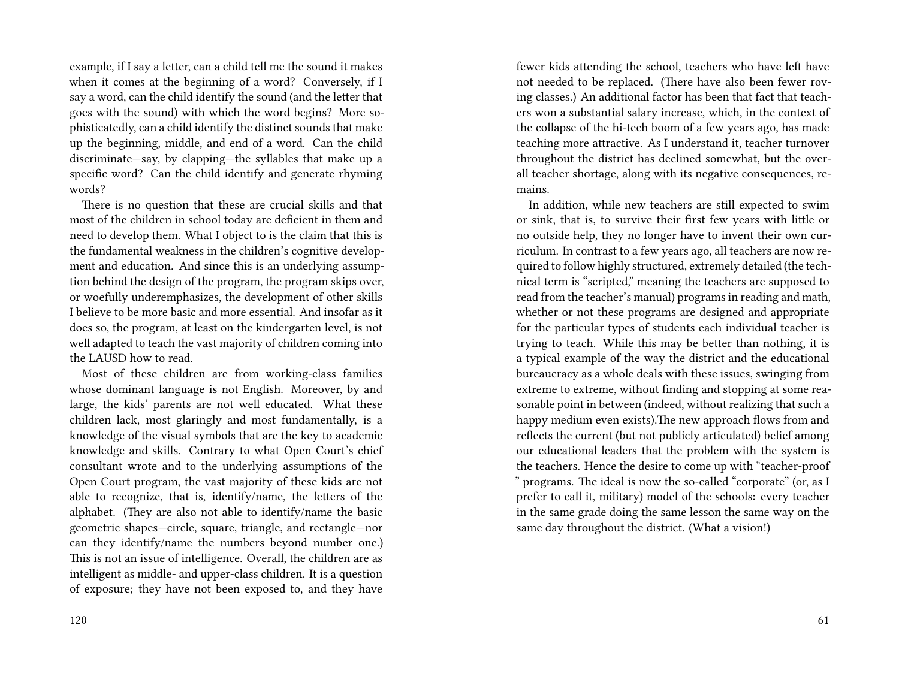example, if I say a letter, can a child tell me the sound it makes when it comes at the beginning of a word? Conversely, if I say a word, can the child identify the sound (and the letter that goes with the sound) with which the word begins? More sophisticatedly, can a child identify the distinct sounds that make up the beginning, middle, and end of a word. Can the child discriminate—say, by clapping—the syllables that make up a specific word? Can the child identify and generate rhyming words?

There is no question that these are crucial skills and that most of the children in school today are deficient in them and need to develop them. What I object to is the claim that this is the fundamental weakness in the children's cognitive development and education. And since this is an underlying assumption behind the design of the program, the program skips over, or woefully underemphasizes, the development of other skills I believe to be more basic and more essential. And insofar as it does so, the program, at least on the kindergarten level, is not well adapted to teach the vast majority of children coming into the LAUSD how to read.

Most of these children are from working-class families whose dominant language is not English. Moreover, by and large, the kids' parents are not well educated. What these children lack, most glaringly and most fundamentally, is a knowledge of the visual symbols that are the key to academic knowledge and skills. Contrary to what Open Court's chief consultant wrote and to the underlying assumptions of the Open Court program, the vast majority of these kids are not able to recognize, that is, identify/name, the letters of the alphabet. (They are also not able to identify/name the basic geometric shapes—circle, square, triangle, and rectangle—nor can they identify/name the numbers beyond number one.) This is not an issue of intelligence. Overall, the children are as intelligent as middle- and upper-class children. It is a question of exposure; they have not been exposed to, and they have

fewer kids attending the school, teachers who have left have not needed to be replaced. (There have also been fewer roving classes.) An additional factor has been that fact that teachers won a substantial salary increase, which, in the context of the collapse of the hi-tech boom of a few years ago, has made teaching more attractive. As I understand it, teacher turnover throughout the district has declined somewhat, but the overall teacher shortage, along with its negative consequences, remains.

In addition, while new teachers are still expected to swim or sink, that is, to survive their first few years with little or no outside help, they no longer have to invent their own curriculum. In contrast to a few years ago, all teachers are now required to follow highly structured, extremely detailed (the technical term is "scripted," meaning the teachers are supposed to read from the teacher's manual) programs in reading and math, whether or not these programs are designed and appropriate for the particular types of students each individual teacher is trying to teach. While this may be better than nothing, it is a typical example of the way the district and the educational bureaucracy as a whole deals with these issues, swinging from extreme to extreme, without finding and stopping at some reasonable point in between (indeed, without realizing that such a happy medium even exists).The new approach flows from and reflects the current (but not publicly articulated) belief among our educational leaders that the problem with the system is the teachers. Hence the desire to come up with "teacher-proof " programs. The ideal is now the so-called "corporate" (or, as I prefer to call it, military) model of the schools: every teacher in the same grade doing the same lesson the same way on the same day throughout the district. (What a vision!)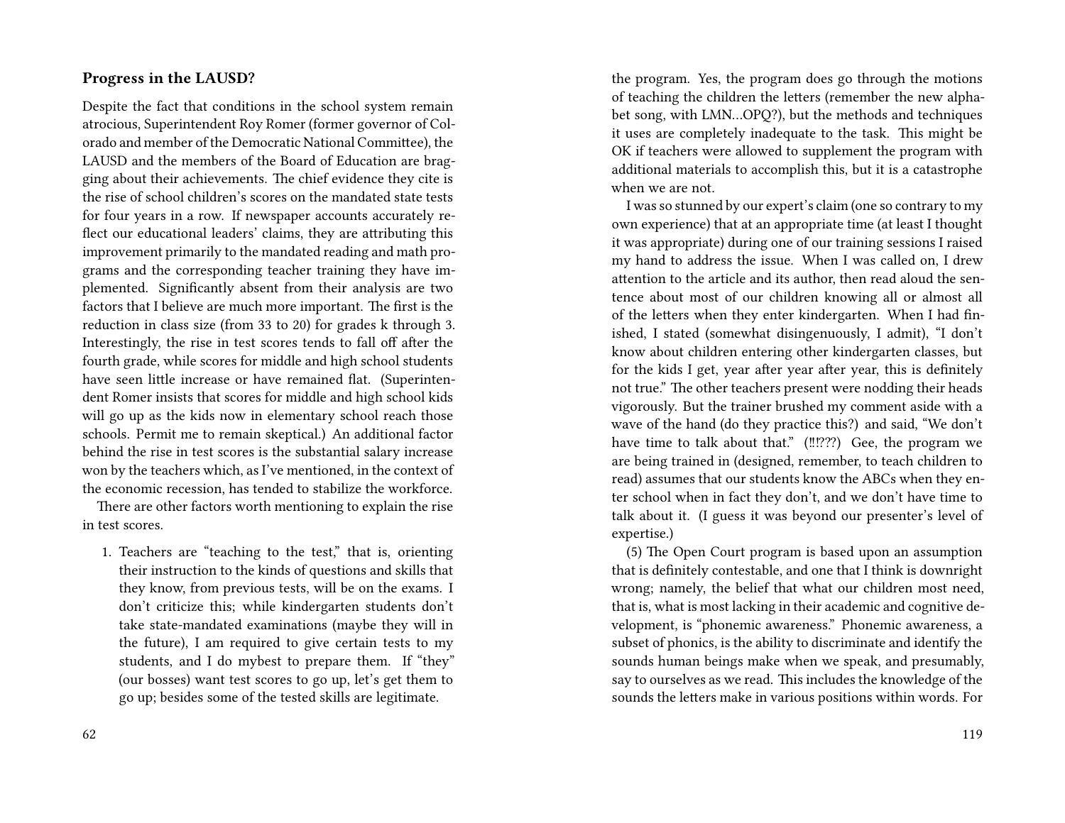### Progress in the LAUSD?

Despite the fact that conditions in the school system remain atrocious, Superintendent Roy Romer (former governor of Colorado and member of the Democratic National Committee), the LAUSD and the members of the Board of Education are bragging about their achievements. The chief evidence they cite is the rise of school children's scores on the mandated state tests for four years in a row. If newspaper accounts accurately reflect our educational leaders' claims, they are attributing this improvement primarily to the mandated reading and math programs and the corresponding teacher training they have implemented. Significantly absent from their analysis are two factors that I believe are much more important. The first is the reduction in class size (from 33 to 20) for grades k through 3. Interestingly, the rise in test scores tends to fall off after the fourth grade, while scores for middle and high school students have seen little increase or have remained flat. (Superintendent Romer insists that scores for middle and high school kids will go up as the kids now in elementary school reach those schools. Permit me to remain skeptical.) An additional factor behind the rise in test scores is the substantial salary increase won by the teachers which, as I've mentioned, in the context of the economic recession, has tended to stabilize the workforce.

There are other factors worth mentioning to explain the rise in test scores.

1. Teachers are "teaching to the test," that is, orienting their instruction to the kinds of questions and skills that they know, from previous tests, will be on the exams. I don't criticize this; while kindergarten students don't take state-mandated examinations (maybe they will in the future), I am required to give certain tests to my students, and I do mybest to prepare them. If "they" (our bosses) want test scores to go up, let's get them to go up; besides some of the tested skills are legitimate.

the program. Yes, the program does go through the motions of teaching the children the letters (remember the new alphabet song, with LMN…OPQ?), but the methods and techniques it uses are completely inadequate to the task. This might be OK if teachers were allowed to supplement the program with additional materials to accomplish this, but it is a catastrophe when we are not.

I was so stunned by our expert's claim (one so contrary to my own experience) that at an appropriate time (at least I thought it was appropriate) during one of our training sessions I raised my hand to address the issue. When I was called on, I drew attention to the article and its author, then read aloud the sentence about most of our children knowing all or almost all of the letters when they enter kindergarten. When I had finished, I stated (somewhat disingenuously, I admit), "I don't know about children entering other kindergarten classes, but for the kids I get, year after year after year, this is definitely not true." The other teachers present were nodding their heads vigorously. But the trainer brushed my comment aside with a wave of the hand (do they practice this?) and said, "We don't have time to talk about that." (!!!???) Gee, the program we are being trained in (designed, remember, to teach children to read) assumes that our students know the ABCs when they enter school when in fact they don't, and we don't have time to talk about it. (I guess it was beyond our presenter's level of expertise.)

(5) The Open Court program is based upon an assumption that is definitely contestable, and one that I think is downright wrong; namely, the belief that what our children most need, that is, what is most lacking in their academic and cognitive development, is "phonemic awareness." Phonemic awareness, a subset of phonics, is the ability to discriminate and identify the sounds human beings make when we speak, and presumably, say to ourselves as we read. This includes the knowledge of the sounds the letters make in various positions within words. For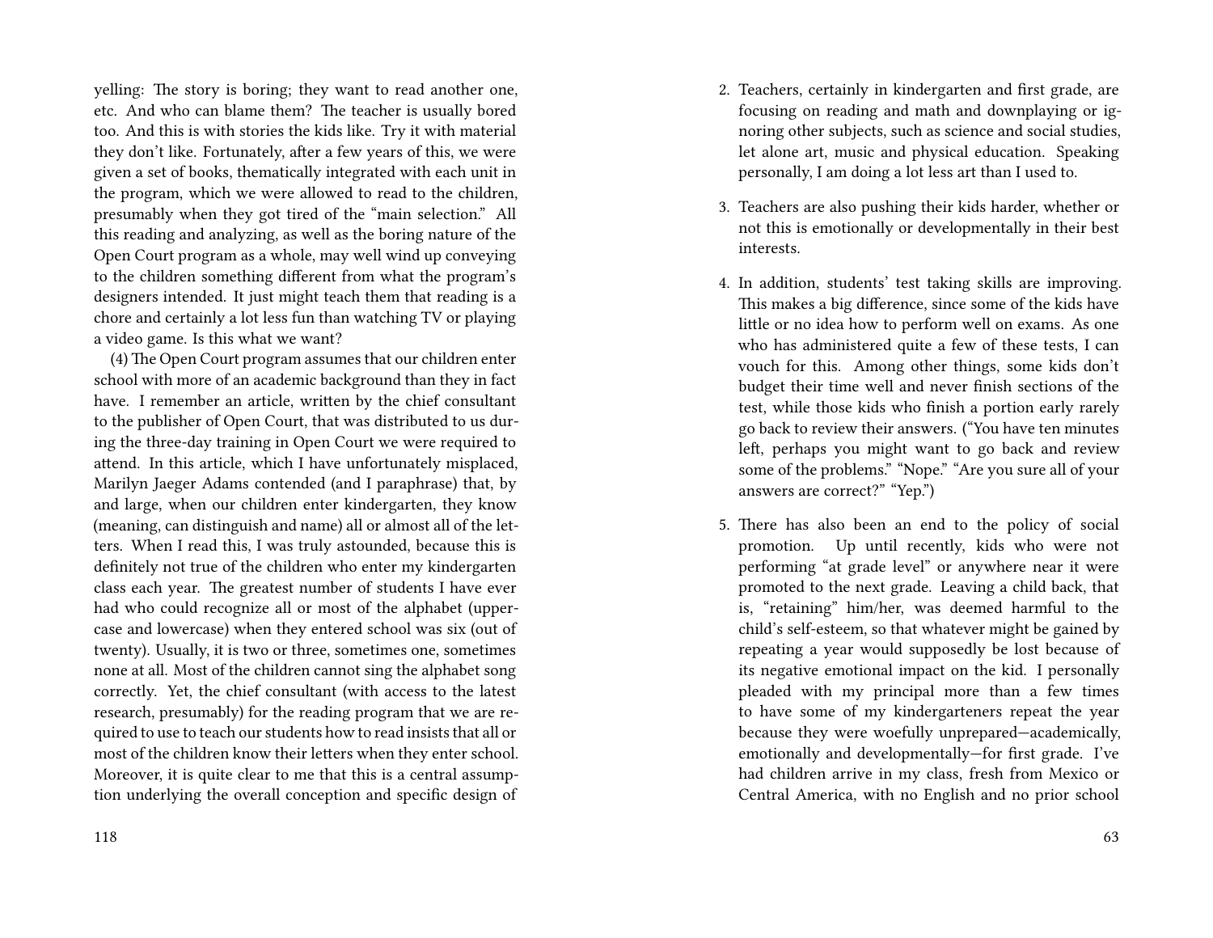yelling: The story is boring; they want to read another one, etc. And who can blame them? The teacher is usually bored too. And this is with stories the kids like. Try it with material they don't like. Fortunately, after a few years of this, we were given a set of books, thematically integrated with each unit in the program, which we were allowed to read to the children, presumably when they got tired of the "main selection." All this reading and analyzing, as well as the boring nature of the Open Court program as a whole, may well wind up conveying to the children something different from what the program's designers intended. It just might teach them that reading is a chore and certainly a lot less fun than watching TV or playing a video game. Is this what we want?

(4) The Open Court program assumes that our children enter school with more of an academic background than they in fact have. I remember an article, written by the chief consultant to the publisher of Open Court, that was distributed to us during the three-day training in Open Court we were required to attend. In this article, which I have unfortunately misplaced, Marilyn Jaeger Adams contended (and I paraphrase) that, by and large, when our children enter kindergarten, they know (meaning, can distinguish and name) all or almost all of the letters. When I read this, I was truly astounded, because this is definitely not true of the children who enter my kindergarten class each year. The greatest number of students I have ever had who could recognize all or most of the alphabet (uppercase and lowercase) when they entered school was six (out of twenty). Usually, it is two or three, sometimes one, sometimes none at all. Most of the children cannot sing the alphabet song correctly. Yet, the chief consultant (with access to the latest research, presumably) for the reading program that we are required to use to teach our students how to read insists that all or most of the children know their letters when they enter school. Moreover, it is quite clear to me that this is a central assumption underlying the overall conception and specific design of

2. Teachers, certainly in kindergarten and first grade, are focusing on reading and math and downplaying or ignoring other subjects, such as science and social studies, let alone art, music and physical education. Speaking personally, I am doing a lot less art than I used to.
3. Teachers are also pushing their kids harder, whether or not this is emotionally or developmentally in their best interests.
4. In addition, students' test taking skills are improving. This makes a big difference, since some of the kids have little or no idea how to perform well on exams. As one who has administered quite a few of these tests, I can vouch for this. Among other things, some kids don't budget their time well and never finish sections of the test, while those kids who finish a portion early rarely go back to review their answers. ("You have ten minutes left, perhaps you might want to go back and review some of the problems." "Nope." "Are you sure all of your answers are correct?" "Yep.")
5. There has also been an end to the policy of social promotion. Up until recently, kids who were not performing "at grade level" or anywhere near it were promoted to the next grade. Leaving a child back, that is, "retaining" him/her, was deemed harmful to the child's self-esteem, so that whatever might be gained by repeating a year would supposedly be lost because of its negative emotional impact on the kid. I personally pleaded with my principal more than a few times to have some of my kindergarteners repeat the year because they were woefully unprepared—academically, emotionally and developmentally—for first grade. I've had children arrive in my class, fresh from Mexico or Central America, with no English and no prior school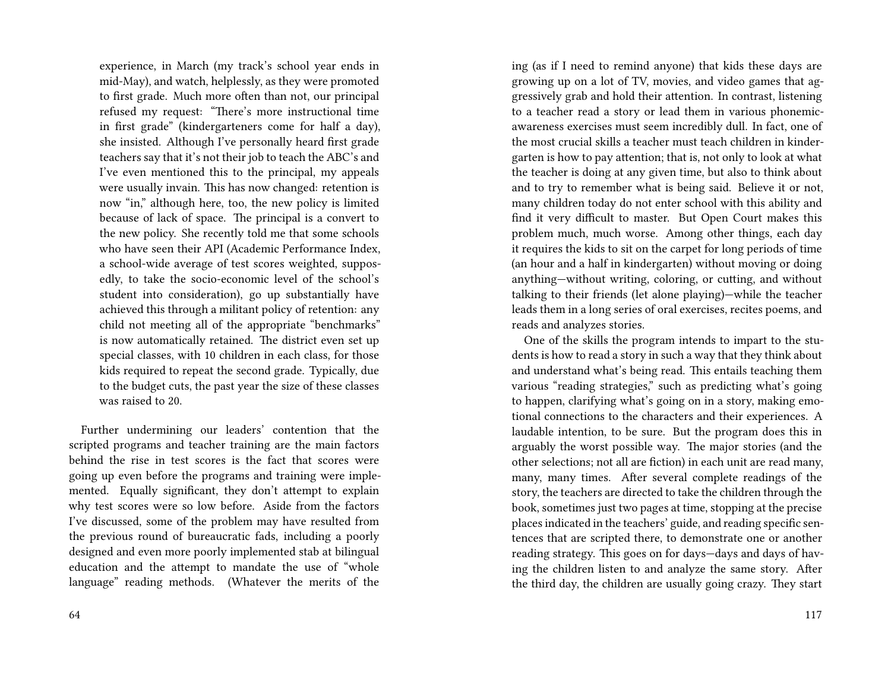experience, in March (my track's school year ends in mid-May), and watch, helplessly, as they were promoted to first grade. Much more often than not, our principal refused my request: "There's more instructional time in first grade" (kindergarteners come for half a day), she insisted. Although I've personally heard first grade teachers say that it's not their job to teach the ABC's and I've even mentioned this to the principal, my appeals were usually invain. This has now changed: retention is now "in," although here, too, the new policy is limited because of lack of space. The principal is a convert to the new policy. She recently told me that some schools who have seen their API (Academic Performance Index, a school-wide average of test scores weighted, supposedly, to take the socio-economic level of the school's student into consideration), go up substantially have achieved this through a militant policy of retention: any child not meeting all of the appropriate "benchmarks" is now automatically retained. The district even set up special classes, with 10 children in each class, for those kids required to repeat the second grade. Typically, due to the budget cuts, the past year the size of these classes was raised to 20.

Further undermining our leaders' contention that the scripted programs and teacher training are the main factors behind the rise in test scores is the fact that scores were going up even before the programs and training were implemented. Equally significant, they don't attempt to explain why test scores were so low before. Aside from the factors I've discussed, some of the problem may have resulted from the previous round of bureaucratic fads, including a poorly designed and even more poorly implemented stab at bilingual education and the attempt to mandate the use of "whole language" reading methods. (Whatever the merits of the

ing (as if I need to remind anyone) that kids these days are growing up on a lot of TV, movies, and video games that aggressively grab and hold their attention. In contrast, listening to a teacher read a story or lead them in various phonemic-awareness exercises must seem incredibly dull. In fact, one of the most crucial skills a teacher must teach children in kindergarten is how to pay attention; that is, not only to look at what the teacher is doing at any given time, but also to think about and to try to remember what is being said. Believe it or not, many children today do not enter school with this ability and find it very difficult to master. But Open Court makes this problem much, much worse. Among other things, each day it requires the kids to sit on the carpet for long periods of time (an hour and a half in kindergarten) without moving or doing anything—without writing, coloring, or cutting, and without talking to their friends (let alone playing)—while the teacher leads them in a long series of oral exercises, recites poems, and reads and analyzes stories.

One of the skills the program intends to impart to the students is how to read a story in such a way that they think about and understand what's being read. This entails teaching them various "reading strategies," such as predicting what's going to happen, clarifying what's going on in a story, making emotional connections to the characters and their experiences. A laudable intention, to be sure. But the program does this in arguably the worst possible way. The major stories (and the other selections; not all are fiction) in each unit are read many, many, many times. After several complete readings of the story, the teachers are directed to take the children through the book, sometimes just two pages at time, stopping at the precise places indicated in the teachers' guide, and reading specific sentences that are scripted there, to demonstrate one or another reading strategy. This goes on for days—days and days of having the children listen to and analyze the same story. After the third day, the children are usually going crazy. They start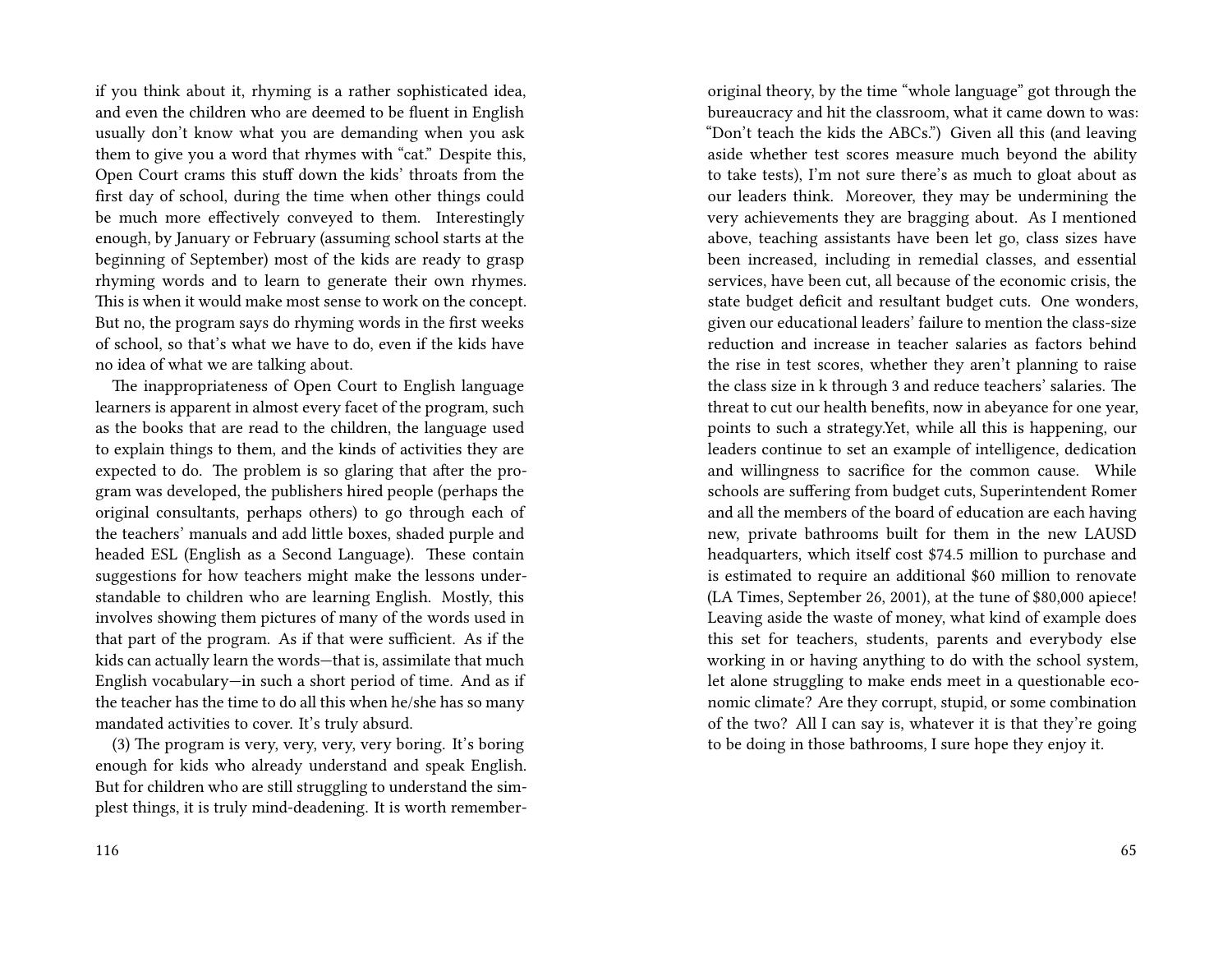if you think about it, rhyming is a rather sophisticated idea, and even the children who are deemed to be fluent in English usually don't know what you are demanding when you ask them to give you a word that rhymes with "cat." Despite this, Open Court crams this stuff down the kids' throats from the first day of school, during the time when other things could be much more effectively conveyed to them. Interestingly enough, by January or February (assuming school starts at the beginning of September) most of the kids are ready to grasp rhyming words and to learn to generate their own rhymes. This is when it would make most sense to work on the concept. But no, the program says do rhyming words in the first weeks of school, so that's what we have to do, even if the kids have no idea of what we are talking about.

The inappropriateness of Open Court to English language learners is apparent in almost every facet of the program, such as the books that are read to the children, the language used to explain things to them, and the kinds of activities they are expected to do. The problem is so glaring that after the program was developed, the publishers hired people (perhaps the original consultants, perhaps others) to go through each of the teachers' manuals and add little boxes, shaded purple and headed ESL (English as a Second Language). These contain suggestions for how teachers might make the lessons understandable to children who are learning English. Mostly, this involves showing them pictures of many of the words used in that part of the program. As if that were sufficient. As if the kids can actually learn the words—that is, assimilate that much English vocabulary—in such a short period of time. And as if the teacher has the time to do all this when he/she has so many mandated activities to cover. It's truly absurd.

(3) The program is very, very, very, very boring. It's boring enough for kids who already understand and speak English. But for children who are still struggling to understand the simplest things, it is truly mind-deadening. It is worth remember-

original theory, by the time "whole language" got through the bureaucracy and hit the classroom, what it came down to was: "Don't teach the kids the ABCs.") Given all this (and leaving aside whether test scores measure much beyond the ability to take tests), I'm not sure there's as much to gloat about as our leaders think. Moreover, they may be undermining the very achievements they are bragging about. As I mentioned above, teaching assistants have been let go, class sizes have been increased, including in remedial classes, and essential services, have been cut, all because of the economic crisis, the state budget deficit and resultant budget cuts. One wonders, given our educational leaders' failure to mention the class-size reduction and increase in teacher salaries as factors behind the rise in test scores, whether they aren't planning to raise the class size in k through 3 and reduce teachers' salaries. The threat to cut our health benefits, now in abeyance for one year, points to such a strategy.Yet, while all this is happening, our leaders continue to set an example of intelligence, dedication and willingness to sacrifice for the common cause. While schools are suffering from budget cuts, Superintendent Romer and all the members of the board of education are each having new, private bathrooms built for them in the new LAUSD headquarters, which itself cost $74.5 million to purchase and is estimated to require an additional $60 million to renovate (LA Times, September 26, 2001), at the tune of $80,000 apiece! Leaving aside the waste of money, what kind of example does this set for teachers, students, parents and everybody else working in or having anything to do with the school system, let alone struggling to make ends meet in a questionable economic climate? Are they corrupt, stupid, or some combination of the two? All I can say is, whatever it is that they're going to be doing in those bathrooms, I sure hope they enjoy it.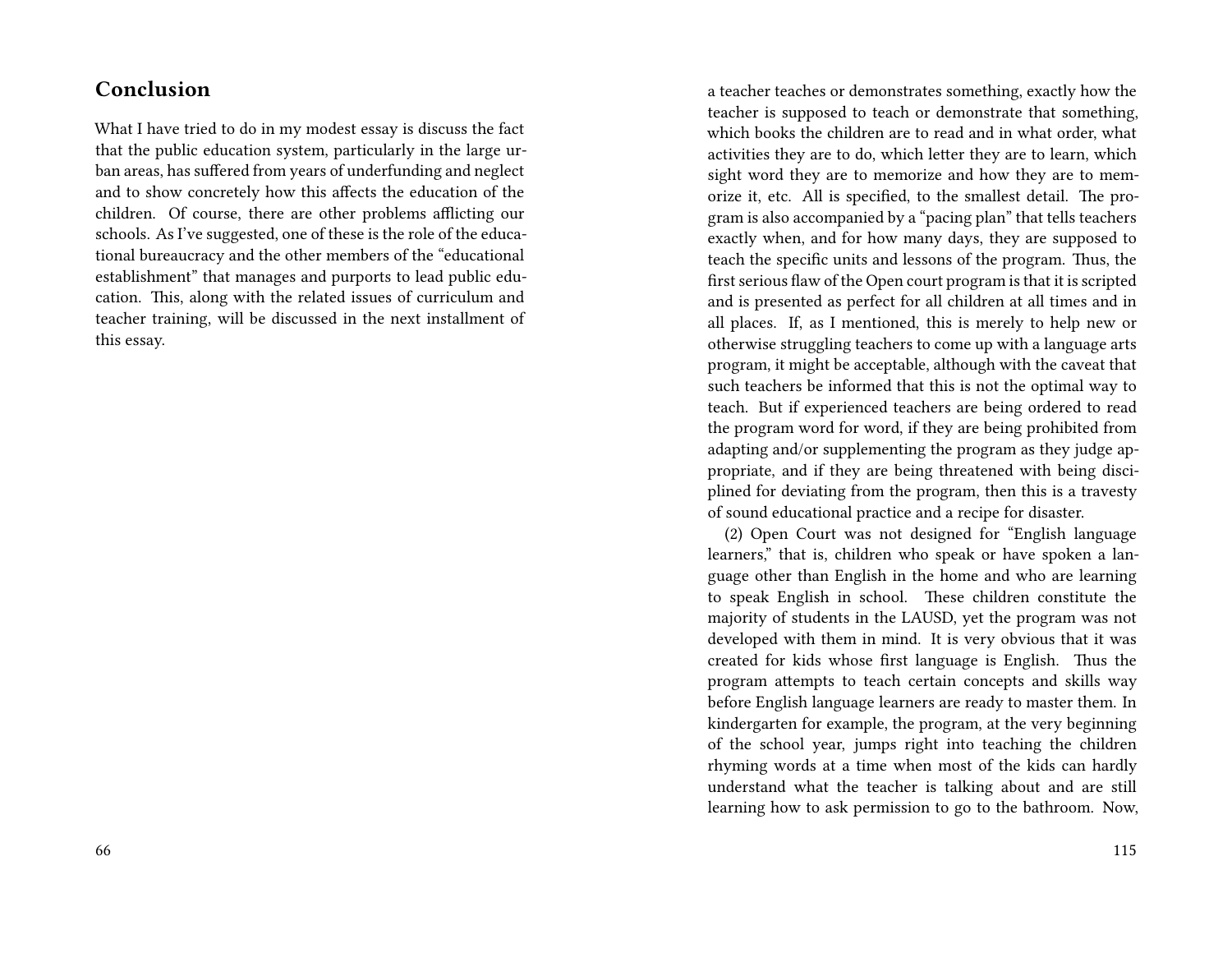## Conclusion

What I have tried to do in my modest essay is discuss the fact that the public education system, particularly in the large urban areas, has suffered from years of underfunding and neglect and to show concretely how this affects the education of the children. Of course, there are other problems afflicting our schools. As I've suggested, one of these is the role of the educational bureaucracy and the other members of the "educational establishment" that manages and purports to lead public education. This, along with the related issues of curriculum and teacher training, will be discussed in the next installment of this essay.

a teacher teaches or demonstrates something, exactly how the teacher is supposed to teach or demonstrate that something, which books the children are to read and in what order, what activities they are to do, which letter they are to learn, which sight word they are to memorize and how they are to memorize it, etc. All is specified, to the smallest detail. The program is also accompanied by a "pacing plan" that tells teachers exactly when, and for how many days, they are supposed to teach the specific units and lessons of the program. Thus, the first serious flaw of the Open court program is that it is scripted and is presented as perfect for all children at all times and in all places. If, as I mentioned, this is merely to help new or otherwise struggling teachers to come up with a language arts program, it might be acceptable, although with the caveat that such teachers be informed that this is not the optimal way to teach. But if experienced teachers are being ordered to read the program word for word, if they are being prohibited from adapting and/or supplementing the program as they judge appropriate, and if they are being threatened with being disciplined for deviating from the program, then this is a travesty of sound educational practice and a recipe for disaster.

(2) Open Court was not designed for "English language learners," that is, children who speak or have spoken a language other than English in the home and who are learning to speak English in school. These children constitute the majority of students in the LAUSD, yet the program was not developed with them in mind. It is very obvious that it was created for kids whose first language is English. Thus the program attempts to teach certain concepts and skills way before English language learners are ready to master them. In kindergarten for example, the program, at the very beginning of the school year, jumps right into teaching the children rhyming words at a time when most of the kids can hardly understand what the teacher is talking about and are still learning how to ask permission to go to the bathroom. Now,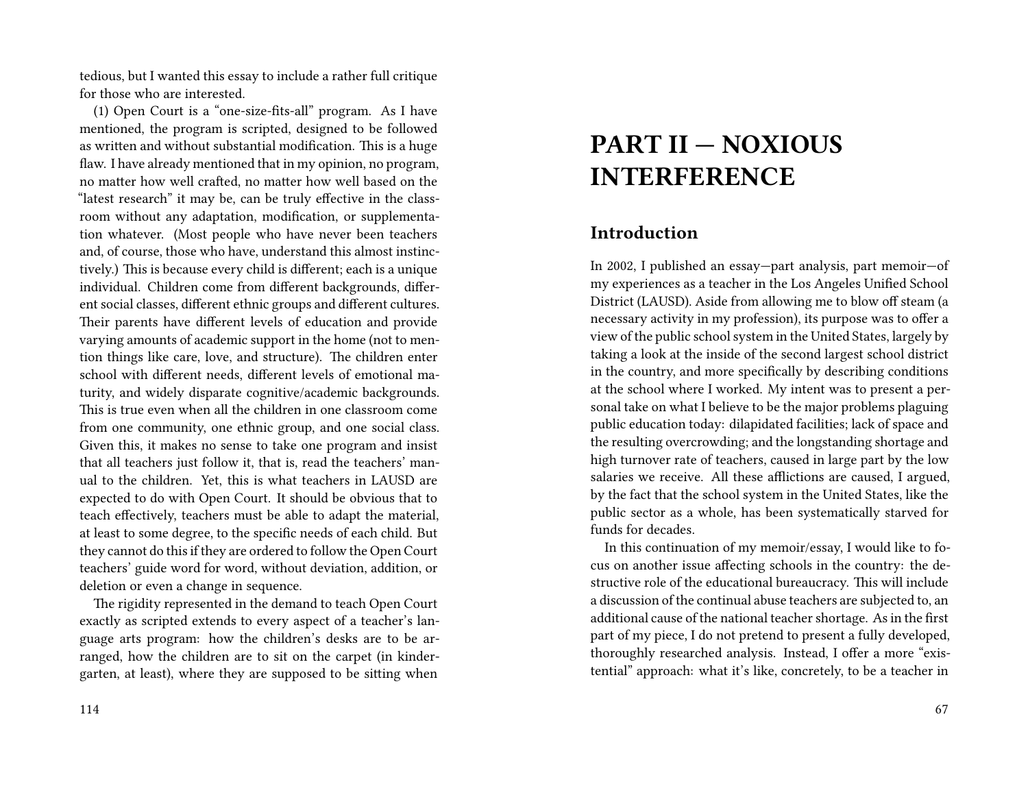tedious, but I wanted this essay to include a rather full critique for those who are interested.

(1) Open Court is a "one-size-fits-all" program. As I have mentioned, the program is scripted, designed to be followed as written and without substantial modification. This is a huge flaw. I have already mentioned that in my opinion, no program, no matter how well crafted, no matter how well based on the "latest research" it may be, can be truly effective in the classroom without any adaptation, modification, or supplementation whatever. (Most people who have never been teachers and, of course, those who have, understand this almost instinctively.) This is because every child is different; each is a unique individual. Children come from different backgrounds, different social classes, different ethnic groups and different cultures. Their parents have different levels of education and provide varying amounts of academic support in the home (not to mention things like care, love, and structure). The children enter school with different needs, different levels of emotional maturity, and widely disparate cognitive/academic backgrounds. This is true even when all the children in one classroom come from one community, one ethnic group, and one social class. Given this, it makes no sense to take one program and insist that all teachers just follow it, that is, read the teachers' manual to the children. Yet, this is what teachers in LAUSD are expected to do with Open Court. It should be obvious that to teach effectively, teachers must be able to adapt the material, at least to some degree, to the specific needs of each child. But they cannot do this if they are ordered to follow the Open Court teachers' guide word for word, without deviation, addition, or deletion or even a change in sequence.

The rigidity represented in the demand to teach Open Court exactly as scripted extends to every aspect of a teacher's language arts program: how the children's desks are to be arranged, how the children are to sit on the carpet (in kindergarten, at least), where they are supposed to be sitting when

# PART II — NOXIOUS INTERFERENCE

## Introduction

In 2002, I published an essay—part analysis, part memoir—of my experiences as a teacher in the Los Angeles Unified School District (LAUSD). Aside from allowing me to blow off steam (a necessary activity in my profession), its purpose was to offer a view of the public school system in the United States, largely by taking a look at the inside of the second largest school district in the country, and more specifically by describing conditions at the school where I worked. My intent was to present a personal take on what I believe to be the major problems plaguing public education today: dilapidated facilities; lack of space and the resulting overcrowding; and the longstanding shortage and high turnover rate of teachers, caused in large part by the low salaries we receive. All these afflictions are caused, I argued, by the fact that the school system in the United States, like the public sector as a whole, has been systematically starved for funds for decades.

In this continuation of my memoir/essay, I would like to focus on another issue affecting schools in the country: the destructive role of the educational bureaucracy. This will include a discussion of the continual abuse teachers are subjected to, an additional cause of the national teacher shortage. As in the first part of my piece, I do not pretend to present a fully developed, thoroughly researched analysis. Instead, I offer a more "existential" approach: what it's like, concretely, to be a teacher in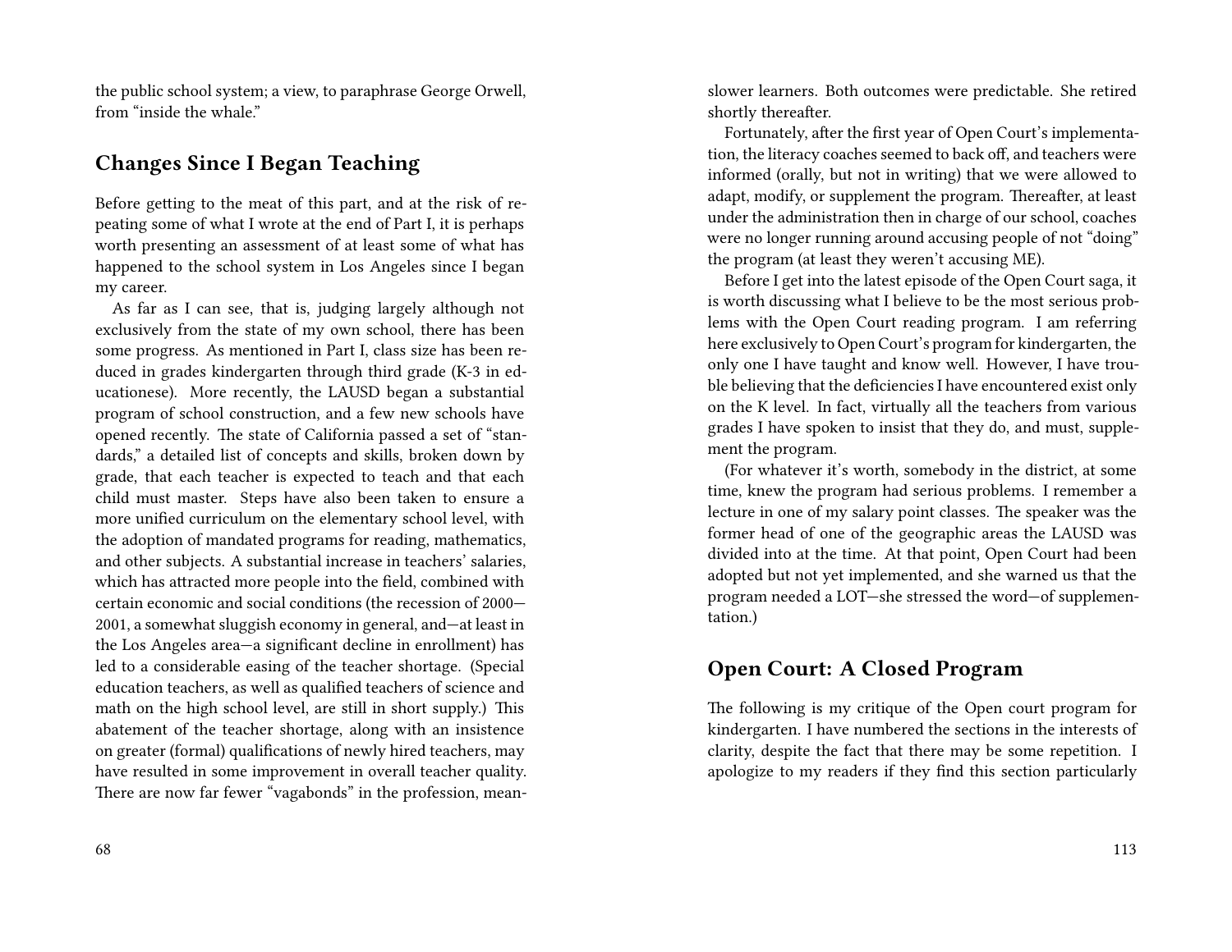the public school system; a view, to paraphrase George Orwell, from "inside the whale."

## Changes Since I Began Teaching

Before getting to the meat of this part, and at the risk of repeating some of what I wrote at the end of Part I, it is perhaps worth presenting an assessment of at least some of what has happened to the school system in Los Angeles since I began my career.

As far as I can see, that is, judging largely although not exclusively from the state of my own school, there has been some progress. As mentioned in Part I, class size has been reduced in grades kindergarten through third grade (K-3 in educationese). More recently, the LAUSD began a substantial program of school construction, and a few new schools have opened recently. The state of California passed a set of "standards," a detailed list of concepts and skills, broken down by grade, that each teacher is expected to teach and that each child must master. Steps have also been taken to ensure a more unified curriculum on the elementary school level, with the adoption of mandated programs for reading, mathematics, and other subjects. A substantial increase in teachers' salaries, which has attracted more people into the field, combined with certain economic and social conditions (the recession of 2000—2001, a somewhat sluggish economy in general, and—at least in the Los Angeles area—a significant decline in enrollment) has led to a considerable easing of the teacher shortage. (Special education teachers, as well as qualified teachers of science and math on the high school level, are still in short supply.) This abatement of the teacher shortage, along with an insistence on greater (formal) qualifications of newly hired teachers, may have resulted in some improvement in overall teacher quality. There are now far fewer "vagabonds" in the profession, mean-

slower learners. Both outcomes were predictable. She retired shortly thereafter.

Fortunately, after the first year of Open Court's implementation, the literacy coaches seemed to back off, and teachers were informed (orally, but not in writing) that we were allowed to adapt, modify, or supplement the program. Thereafter, at least under the administration then in charge of our school, coaches were no longer running around accusing people of not "doing" the program (at least they weren't accusing ME).

Before I get into the latest episode of the Open Court saga, it is worth discussing what I believe to be the most serious problems with the Open Court reading program. I am referring here exclusively to Open Court's program for kindergarten, the only one I have taught and know well. However, I have trouble believing that the deficiencies I have encountered exist only on the K level. In fact, virtually all the teachers from various grades I have spoken to insist that they do, and must, supplement the program.

(For whatever it's worth, somebody in the district, at some time, knew the program had serious problems. I remember a lecture in one of my salary point classes. The speaker was the former head of one of the geographic areas the LAUSD was divided into at the time. At that point, Open Court had been adopted but not yet implemented, and she warned us that the program needed a LOT—she stressed the word—of supplementation.)

## Open Court: A Closed Program

The following is my critique of the Open court program for kindergarten. I have numbered the sections in the interests of clarity, despite the fact that there may be some repetition. I apologize to my readers if they find this section particularly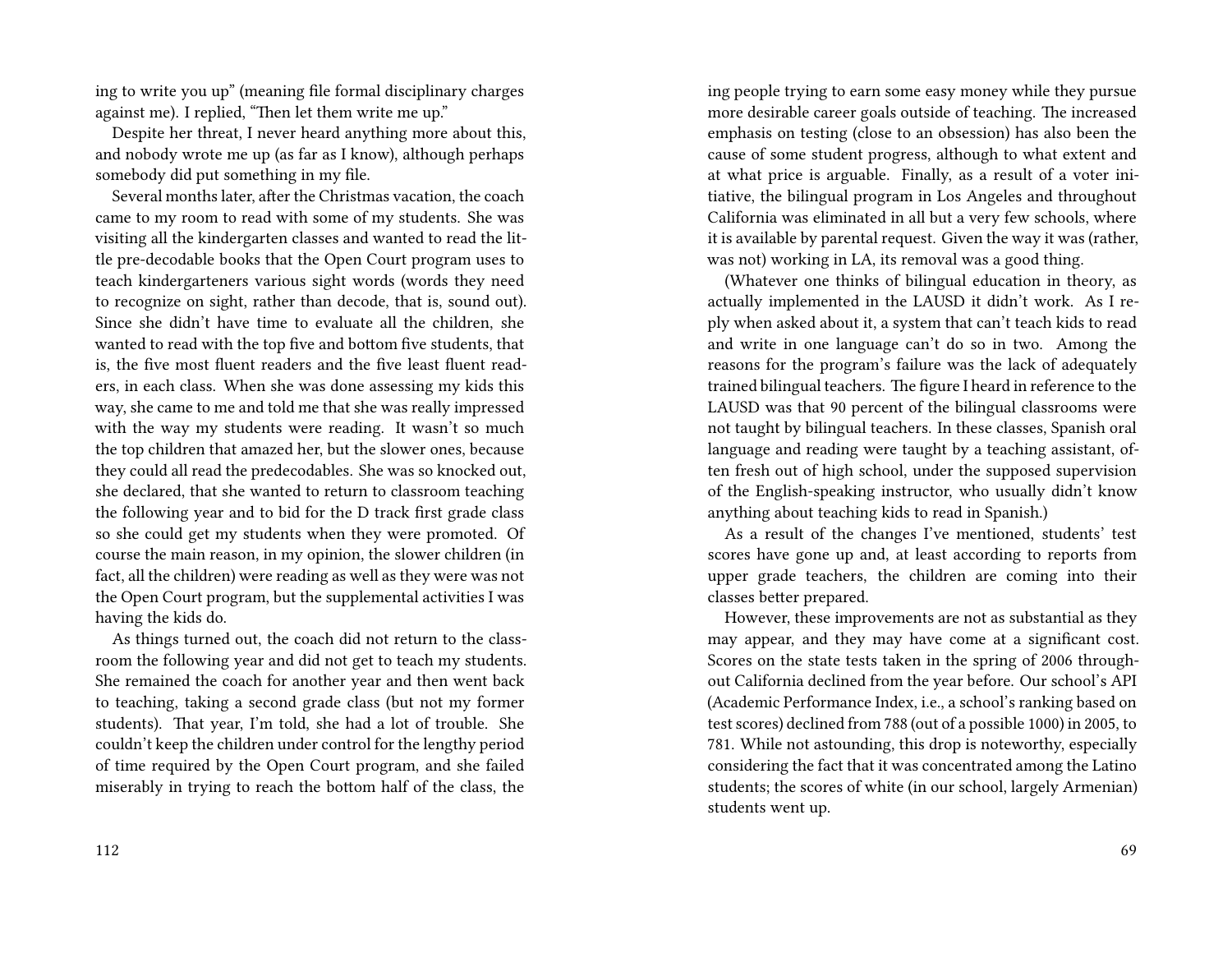ing to write you up" (meaning file formal disciplinary charges against me). I replied, "Then let them write me up."

Despite her threat, I never heard anything more about this, and nobody wrote me up (as far as I know), although perhaps somebody did put something in my file.

Several months later, after the Christmas vacation, the coach came to my room to read with some of my students. She was visiting all the kindergarten classes and wanted to read the little pre-decodable books that the Open Court program uses to teach kindergarteners various sight words (words they need to recognize on sight, rather than decode, that is, sound out). Since she didn't have time to evaluate all the children, she wanted to read with the top five and bottom five students, that is, the five most fluent readers and the five least fluent readers, in each class. When she was done assessing my kids this way, she came to me and told me that she was really impressed with the way my students were reading. It wasn't so much the top children that amazed her, but the slower ones, because they could all read the predecodables. She was so knocked out, she declared, that she wanted to return to classroom teaching the following year and to bid for the D track first grade class so she could get my students when they were promoted. Of course the main reason, in my opinion, the slower children (in fact, all the children) were reading as well as they were was not the Open Court program, but the supplemental activities I was having the kids do.

As things turned out, the coach did not return to the classroom the following year and did not get to teach my students. She remained the coach for another year and then went back to teaching, taking a second grade class (but not my former students). That year, I'm told, she had a lot of trouble. She couldn't keep the children under control for the lengthy period of time required by the Open Court program, and she failed miserably in trying to reach the bottom half of the class, the

ing people trying to earn some easy money while they pursue more desirable career goals outside of teaching. The increased emphasis on testing (close to an obsession) has also been the cause of some student progress, although to what extent and at what price is arguable. Finally, as a result of a voter initiative, the bilingual program in Los Angeles and throughout California was eliminated in all but a very few schools, where it is available by parental request. Given the way it was (rather, was not) working in LA, its removal was a good thing.

(Whatever one thinks of bilingual education in theory, as actually implemented in the LAUSD it didn't work. As I reply when asked about it, a system that can't teach kids to read and write in one language can't do so in two. Among the reasons for the program's failure was the lack of adequately trained bilingual teachers. The figure I heard in reference to the LAUSD was that 90 percent of the bilingual classrooms were not taught by bilingual teachers. In these classes, Spanish oral language and reading were taught by a teaching assistant, often fresh out of high school, under the supposed supervision of the English-speaking instructor, who usually didn't know anything about teaching kids to read in Spanish.)

As a result of the changes I've mentioned, students' test scores have gone up and, at least according to reports from upper grade teachers, the children are coming into their classes better prepared.

However, these improvements are not as substantial as they may appear, and they may have come at a significant cost. Scores on the state tests taken in the spring of 2006 throughout California declined from the year before. Our school's API (Academic Performance Index, i.e., a school's ranking based on test scores) declined from 788 (out of a possible 1000) in 2005, to 781. While not astounding, this drop is noteworthy, especially considering the fact that it was concentrated among the Latino students; the scores of white (in our school, largely Armenian) students went up.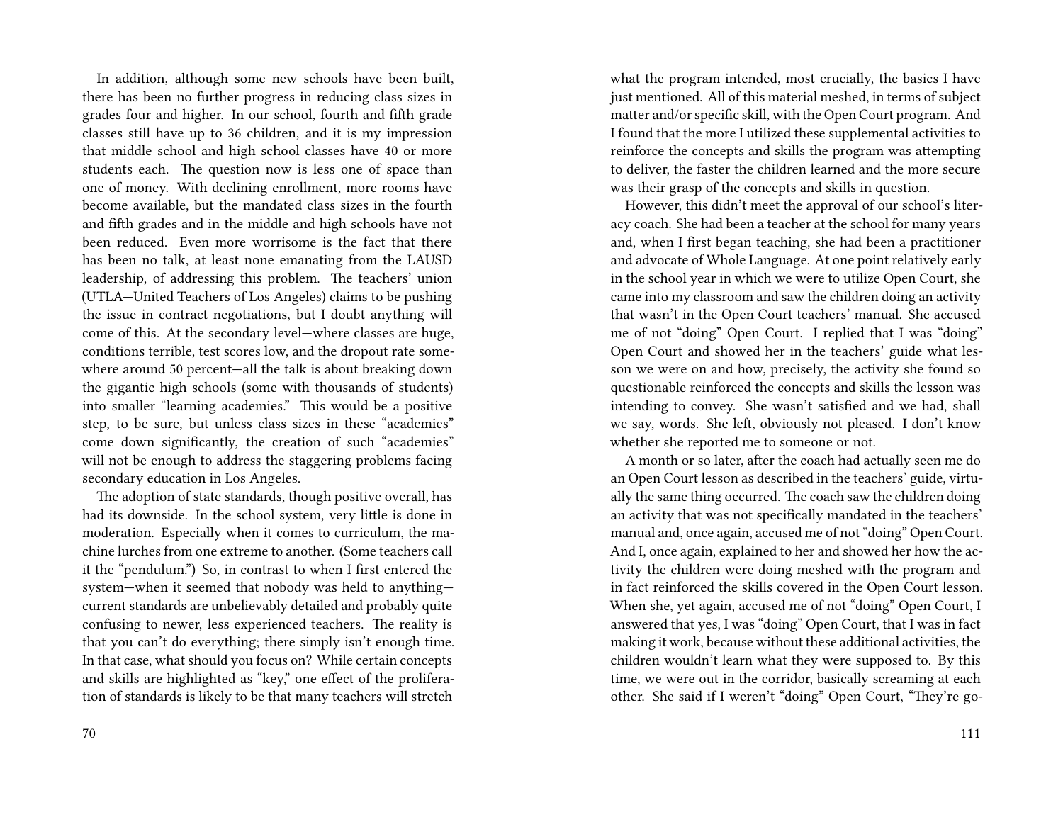In addition, although some new schools have been built, there has been no further progress in reducing class sizes in grades four and higher. In our school, fourth and fifth grade classes still have up to 36 children, and it is my impression that middle school and high school classes have 40 or more students each. The question now is less one of space than one of money. With declining enrollment, more rooms have become available, but the mandated class sizes in the fourth and fifth grades and in the middle and high schools have not been reduced. Even more worrisome is the fact that there has been no talk, at least none emanating from the LAUSD leadership, of addressing this problem. The teachers' union (UTLA—United Teachers of Los Angeles) claims to be pushing the issue in contract negotiations, but I doubt anything will come of this. At the secondary level—where classes are huge, conditions terrible, test scores low, and the dropout rate somewhere around 50 percent—all the talk is about breaking down the gigantic high schools (some with thousands of students) into smaller "learning academies." This would be a positive step, to be sure, but unless class sizes in these "academies" come down significantly, the creation of such "academies" will not be enough to address the staggering problems facing secondary education in Los Angeles.

The adoption of state standards, though positive overall, has had its downside. In the school system, very little is done in moderation. Especially when it comes to curriculum, the machine lurches from one extreme to another. (Some teachers call it the "pendulum.") So, in contrast to when I first entered the system—when it seemed that nobody was held to anything—current standards are unbelievably detailed and probably quite confusing to newer, less experienced teachers. The reality is that you can't do everything; there simply isn't enough time. In that case, what should you focus on? While certain concepts and skills are highlighted as "key," one effect of the proliferation of standards is likely to be that many teachers will stretch

what the program intended, most crucially, the basics I have just mentioned. All of this material meshed, in terms of subject matter and/or specific skill, with the Open Court program. And I found that the more I utilized these supplemental activities to reinforce the concepts and skills the program was attempting to deliver, the faster the children learned and the more secure was their grasp of the concepts and skills in question.

However, this didn't meet the approval of our school's literacy coach. She had been a teacher at the school for many years and, when I first began teaching, she had been a practitioner and advocate of Whole Language. At one point relatively early in the school year in which we were to utilize Open Court, she came into my classroom and saw the children doing an activity that wasn't in the Open Court teachers' manual. She accused me of not "doing" Open Court. I replied that I was "doing" Open Court and showed her in the teachers' guide what lesson we were on and how, precisely, the activity she found so questionable reinforced the concepts and skills the lesson was intending to convey. She wasn't satisfied and we had, shall we say, words. She left, obviously not pleased. I don't know whether she reported me to someone or not.

A month or so later, after the coach had actually seen me do an Open Court lesson as described in the teachers' guide, virtually the same thing occurred. The coach saw the children doing an activity that was not specifically mandated in the teachers' manual and, once again, accused me of not "doing" Open Court. And I, once again, explained to her and showed her how the activity the children were doing meshed with the program and in fact reinforced the skills covered in the Open Court lesson. When she, yet again, accused me of not "doing" Open Court, I answered that yes, I was "doing" Open Court, that I was in fact making it work, because without these additional activities, the children wouldn't learn what they were supposed to. By this time, we were out in the corridor, basically screaming at each other. She said if I weren't "doing" Open Court, "They're go-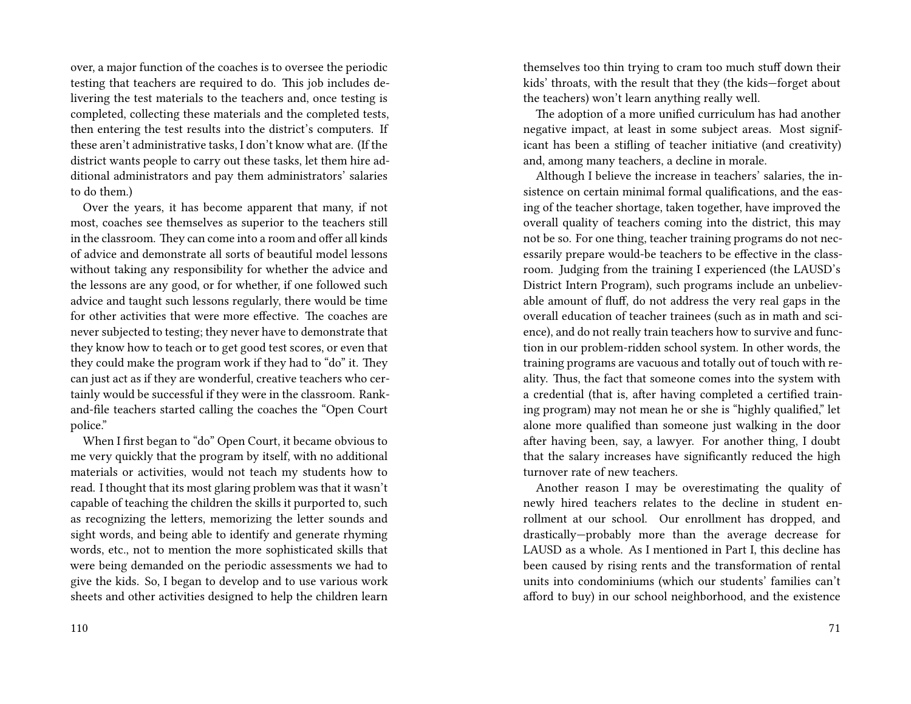over, a major function of the coaches is to oversee the periodic testing that teachers are required to do. This job includes delivering the test materials to the teachers and, once testing is completed, collecting these materials and the completed tests, then entering the test results into the district's computers. If these aren't administrative tasks, I don't know what are. (If the district wants people to carry out these tasks, let them hire additional administrators and pay them administrators' salaries to do them.)

Over the years, it has become apparent that many, if not most, coaches see themselves as superior to the teachers still in the classroom. They can come into a room and offer all kinds of advice and demonstrate all sorts of beautiful model lessons without taking any responsibility for whether the advice and the lessons are any good, or for whether, if one followed such advice and taught such lessons regularly, there would be time for other activities that were more effective. The coaches are never subjected to testing; they never have to demonstrate that they know how to teach or to get good test scores, or even that they could make the program work if they had to "do" it. They can just act as if they are wonderful, creative teachers who certainly would be successful if they were in the classroom. Rank-and-file teachers started calling the coaches the "Open Court police."

When I first began to "do" Open Court, it became obvious to me very quickly that the program by itself, with no additional materials or activities, would not teach my students how to read. I thought that its most glaring problem was that it wasn't capable of teaching the children the skills it purported to, such as recognizing the letters, memorizing the letter sounds and sight words, and being able to identify and generate rhyming words, etc., not to mention the more sophisticated skills that were being demanded on the periodic assessments we had to give the kids. So, I began to develop and to use various work sheets and other activities designed to help the children learn

themselves too thin trying to cram too much stuff down their kids' throats, with the result that they (the kids—forget about the teachers) won't learn anything really well.

The adoption of a more unified curriculum has had another negative impact, at least in some subject areas. Most significant has been a stifling of teacher initiative (and creativity) and, among many teachers, a decline in morale.

Although I believe the increase in teachers' salaries, the insistence on certain minimal formal qualifications, and the easing of the teacher shortage, taken together, have improved the overall quality of teachers coming into the district, this may not be so. For one thing, teacher training programs do not necessarily prepare would-be teachers to be effective in the classroom. Judging from the training I experienced (the LAUSD's District Intern Program), such programs include an unbelievable amount of fluff, do not address the very real gaps in the overall education of teacher trainees (such as in math and science), and do not really train teachers how to survive and function in our problem-ridden school system. In other words, the training programs are vacuous and totally out of touch with reality. Thus, the fact that someone comes into the system with a credential (that is, after having completed a certified training program) may not mean he or she is "highly qualified," let alone more qualified than someone just walking in the door after having been, say, a lawyer. For another thing, I doubt that the salary increases have significantly reduced the high turnover rate of new teachers.

Another reason I may be overestimating the quality of newly hired teachers relates to the decline in student enrollment at our school. Our enrollment has dropped, and drastically—probably more than the average decrease for LAUSD as a whole. As I mentioned in Part I, this decline has been caused by rising rents and the transformation of rental units into condominiums (which our students' families can't afford to buy) in our school neighborhood, and the existence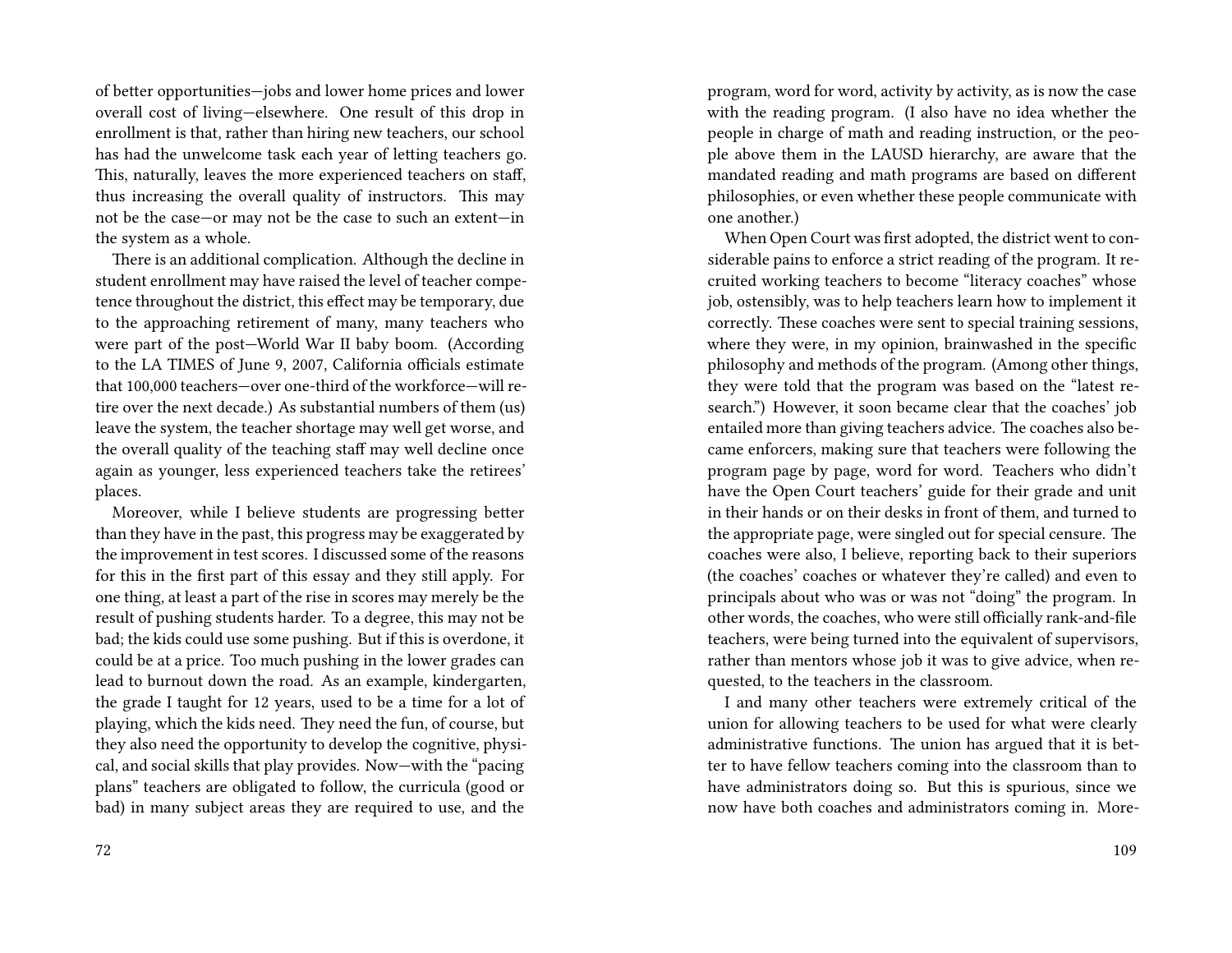of better opportunities—jobs and lower home prices and lower overall cost of living—elsewhere. One result of this drop in enrollment is that, rather than hiring new teachers, our school has had the unwelcome task each year of letting teachers go. This, naturally, leaves the more experienced teachers on staff, thus increasing the overall quality of instructors. This may not be the case—or may not be the case to such an extent—in the system as a whole.

There is an additional complication. Although the decline in student enrollment may have raised the level of teacher competence throughout the district, this effect may be temporary, due to the approaching retirement of many, many teachers who were part of the post—World War II baby boom. (According to the LA TIMES of June 9, 2007, California officials estimate that 100,000 teachers—over one-third of the workforce—will retire over the next decade.) As substantial numbers of them (us) leave the system, the teacher shortage may well get worse, and the overall quality of the teaching staff may well decline once again as younger, less experienced teachers take the retirees' places.

Moreover, while I believe students are progressing better than they have in the past, this progress may be exaggerated by the improvement in test scores. I discussed some of the reasons for this in the first part of this essay and they still apply. For one thing, at least a part of the rise in scores may merely be the result of pushing students harder. To a degree, this may not be bad; the kids could use some pushing. But if this is overdone, it could be at a price. Too much pushing in the lower grades can lead to burnout down the road. As an example, kindergarten, the grade I taught for 12 years, used to be a time for a lot of playing, which the kids need. They need the fun, of course, but they also need the opportunity to develop the cognitive, physical, and social skills that play provides. Now—with the "pacing plans" teachers are obligated to follow, the curricula (good or bad) in many subject areas they are required to use, and the

program, word for word, activity by activity, as is now the case with the reading program. (I also have no idea whether the people in charge of math and reading instruction, or the people above them in the LAUSD hierarchy, are aware that the mandated reading and math programs are based on different philosophies, or even whether these people communicate with one another.)

When Open Court was first adopted, the district went to considerable pains to enforce a strict reading of the program. It recruited working teachers to become "literacy coaches" whose job, ostensibly, was to help teachers learn how to implement it correctly. These coaches were sent to special training sessions, where they were, in my opinion, brainwashed in the specific philosophy and methods of the program. (Among other things, they were told that the program was based on the "latest research.") However, it soon became clear that the coaches' job entailed more than giving teachers advice. The coaches also became enforcers, making sure that teachers were following the program page by page, word for word. Teachers who didn't have the Open Court teachers' guide for their grade and unit in their hands or on their desks in front of them, and turned to the appropriate page, were singled out for special censure. The coaches were also, I believe, reporting back to their superiors (the coaches' coaches or whatever they're called) and even to principals about who was or was not "doing" the program. In other words, the coaches, who were still officially rank-and-file teachers, were being turned into the equivalent of supervisors, rather than mentors whose job it was to give advice, when requested, to the teachers in the classroom.

I and many other teachers were extremely critical of the union for allowing teachers to be used for what were clearly administrative functions. The union has argued that it is better to have fellow teachers coming into the classroom than to have administrators doing so. But this is spurious, since we now have both coaches and administrators coming in. More-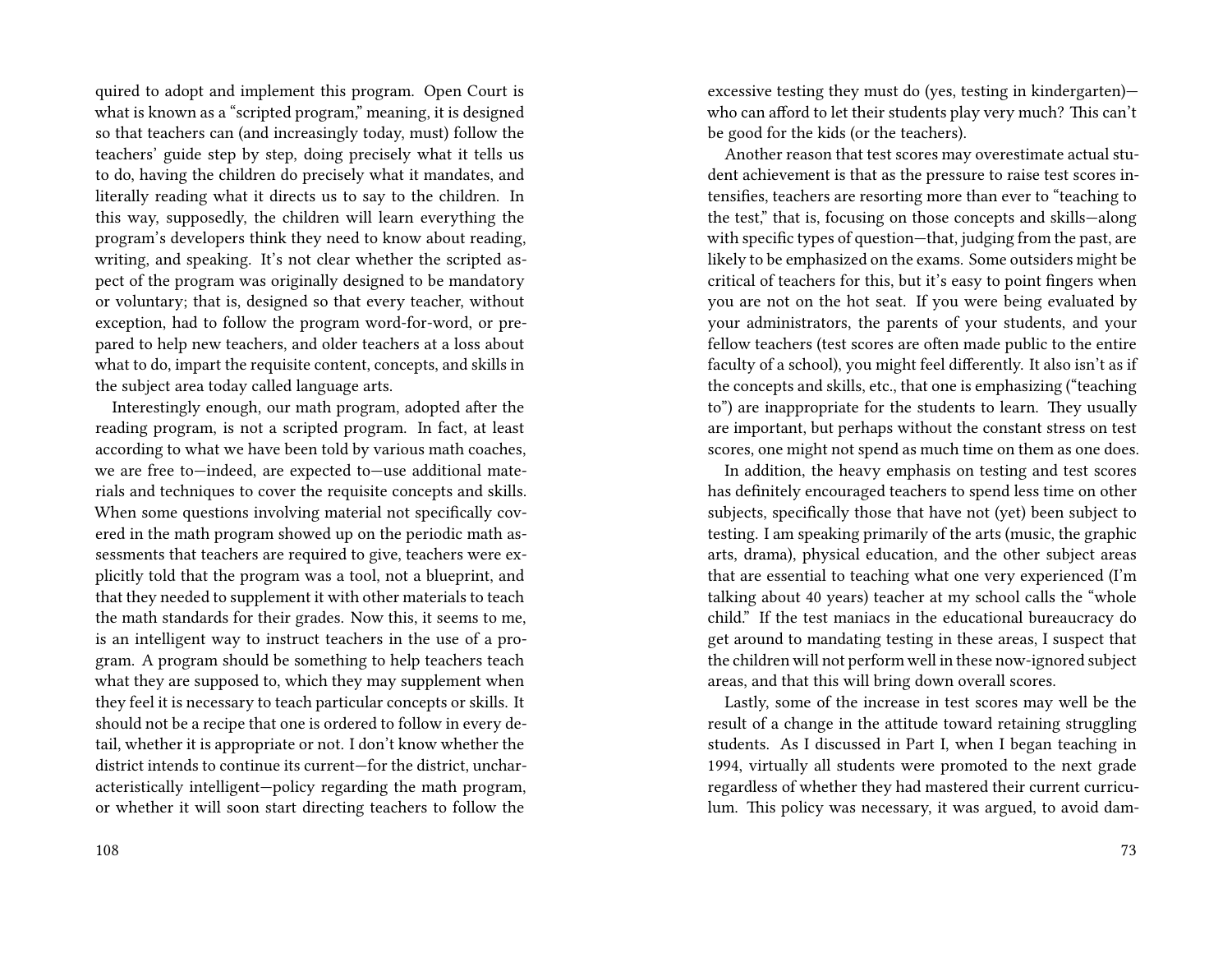quired to adopt and implement this program. Open Court is what is known as a "scripted program," meaning, it is designed so that teachers can (and increasingly today, must) follow the teachers' guide step by step, doing precisely what it tells us to do, having the children do precisely what it mandates, and literally reading what it directs us to say to the children. In this way, supposedly, the children will learn everything the program's developers think they need to know about reading, writing, and speaking. It's not clear whether the scripted aspect of the program was originally designed to be mandatory or voluntary; that is, designed so that every teacher, without exception, had to follow the program word-for-word, or prepared to help new teachers, and older teachers at a loss about what to do, impart the requisite content, concepts, and skills in the subject area today called language arts.

Interestingly enough, our math program, adopted after the reading program, is not a scripted program. In fact, at least according to what we have been told by various math coaches, we are free to—indeed, are expected to—use additional materials and techniques to cover the requisite concepts and skills. When some questions involving material not specifically covered in the math program showed up on the periodic math assessments that teachers are required to give, teachers were explicitly told that the program was a tool, not a blueprint, and that they needed to supplement it with other materials to teach the math standards for their grades. Now this, it seems to me, is an intelligent way to instruct teachers in the use of a program. A program should be something to help teachers teach what they are supposed to, which they may supplement when they feel it is necessary to teach particular concepts or skills. It should not be a recipe that one is ordered to follow in every detail, whether it is appropriate or not. I don't know whether the district intends to continue its current—for the district, uncharacteristically intelligent—policy regarding the math program, or whether it will soon start directing teachers to follow the

excessive testing they must do (yes, testing in kindergarten)—who can afford to let their students play very much? This can't be good for the kids (or the teachers).

Another reason that test scores may overestimate actual student achievement is that as the pressure to raise test scores intensifies, teachers are resorting more than ever to "teaching to the test," that is, focusing on those concepts and skills—along with specific types of question—that, judging from the past, are likely to be emphasized on the exams. Some outsiders might be critical of teachers for this, but it's easy to point fingers when you are not on the hot seat. If you were being evaluated by your administrators, the parents of your students, and your fellow teachers (test scores are often made public to the entire faculty of a school), you might feel differently. It also isn't as if the concepts and skills, etc., that one is emphasizing ("teaching to") are inappropriate for the students to learn. They usually are important, but perhaps without the constant stress on test scores, one might not spend as much time on them as one does.

In addition, the heavy emphasis on testing and test scores has definitely encouraged teachers to spend less time on other subjects, specifically those that have not (yet) been subject to testing. I am speaking primarily of the arts (music, the graphic arts, drama), physical education, and the other subject areas that are essential to teaching what one very experienced (I'm talking about 40 years) teacher at my school calls the "whole child." If the test maniacs in the educational bureaucracy do get around to mandating testing in these areas, I suspect that the children will not perform well in these now-ignored subject areas, and that this will bring down overall scores.

Lastly, some of the increase in test scores may well be the result of a change in the attitude toward retaining struggling students. As I discussed in Part I, when I began teaching in 1994, virtually all students were promoted to the next grade regardless of whether they had mastered their current curriculum. This policy was necessary, it was argued, to avoid dam-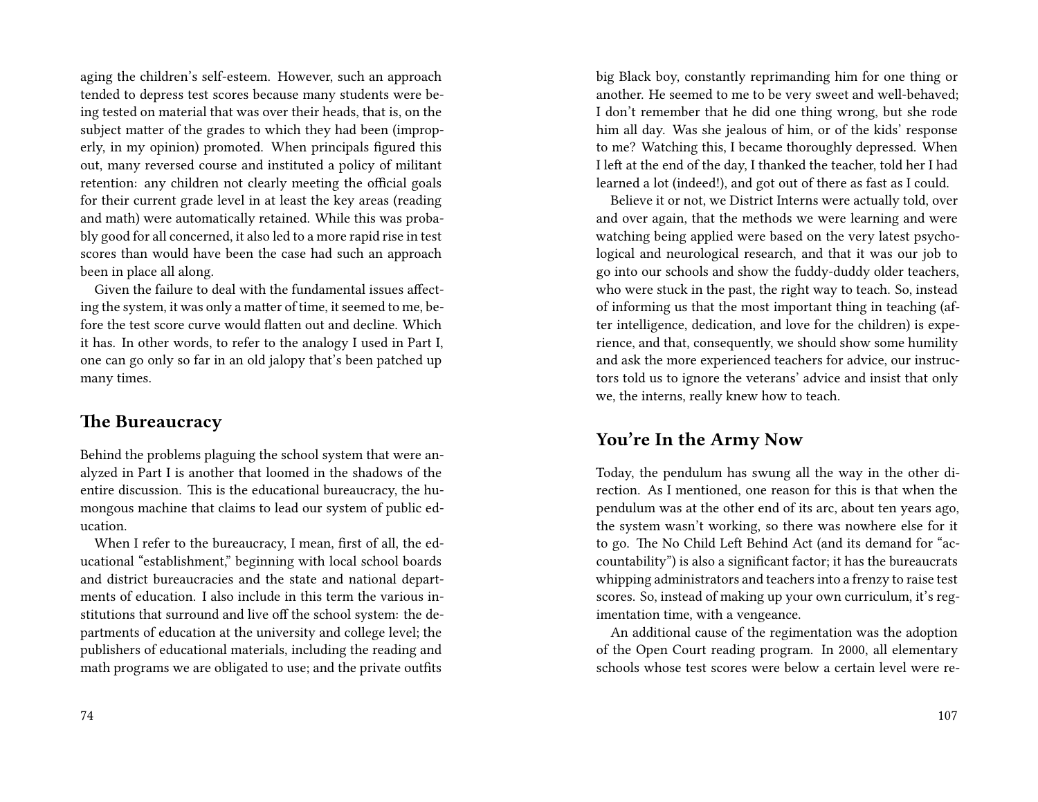aging the children's self-esteem. However, such an approach tended to depress test scores because many students were being tested on material that was over their heads, that is, on the subject matter of the grades to which they had been (improperly, in my opinion) promoted. When principals figured this out, many reversed course and instituted a policy of militant retention: any children not clearly meeting the official goals for their current grade level in at least the key areas (reading and math) were automatically retained. While this was probably good for all concerned, it also led to a more rapid rise in test scores than would have been the case had such an approach been in place all along.

Given the failure to deal with the fundamental issues affecting the system, it was only a matter of time, it seemed to me, before the test score curve would flatten out and decline. Which it has. In other words, to refer to the analogy I used in Part I, one can go only so far in an old jalopy that's been patched up many times.

## The Bureaucracy

Behind the problems plaguing the school system that were analyzed in Part I is another that loomed in the shadows of the entire discussion. This is the educational bureaucracy, the humongous machine that claims to lead our system of public education.

When I refer to the bureaucracy, I mean, first of all, the educational "establishment," beginning with local school boards and district bureaucracies and the state and national departments of education. I also include in this term the various institutions that surround and live off the school system: the departments of education at the university and college level; the publishers of educational materials, including the reading and math programs we are obligated to use; and the private outfits

big Black boy, constantly reprimanding him for one thing or another. He seemed to me to be very sweet and well-behaved; I don't remember that he did one thing wrong, but she rode him all day. Was she jealous of him, or of the kids' response to me? Watching this, I became thoroughly depressed. When I left at the end of the day, I thanked the teacher, told her I had learned a lot (indeed!), and got out of there as fast as I could.

Believe it or not, we District Interns were actually told, over and over again, that the methods we were learning and were watching being applied were based on the very latest psychological and neurological research, and that it was our job to go into our schools and show the fuddy-duddy older teachers, who were stuck in the past, the right way to teach. So, instead of informing us that the most important thing in teaching (after intelligence, dedication, and love for the children) is experience, and that, consequently, we should show some humility and ask the more experienced teachers for advice, our instructors told us to ignore the veterans' advice and insist that only we, the interns, really knew how to teach.

## You're In the Army Now

Today, the pendulum has swung all the way in the other direction. As I mentioned, one reason for this is that when the pendulum was at the other end of its arc, about ten years ago, the system wasn't working, so there was nowhere else for it to go. The No Child Left Behind Act (and its demand for "accountability") is also a significant factor; it has the bureaucrats whipping administrators and teachers into a frenzy to raise test scores. So, instead of making up your own curriculum, it's regimentation time, with a vengeance.

An additional cause of the regimentation was the adoption of the Open Court reading program. In 2000, all elementary schools whose test scores were below a certain level were re-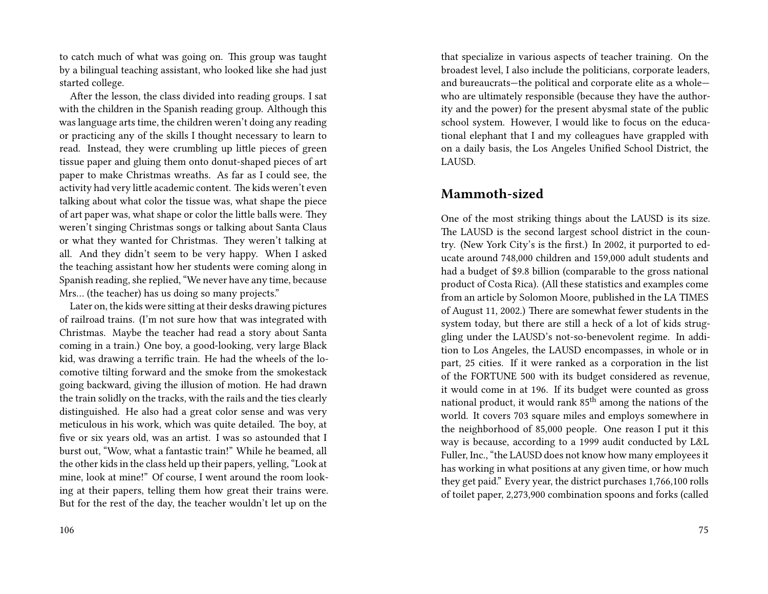to catch much of what was going on. This group was taught by a bilingual teaching assistant, who looked like she had just started college.

After the lesson, the class divided into reading groups. I sat with the children in the Spanish reading group. Although this was language arts time, the children weren't doing any reading or practicing any of the skills I thought necessary to learn to read. Instead, they were crumbling up little pieces of green tissue paper and gluing them onto donut-shaped pieces of art paper to make Christmas wreaths. As far as I could see, the activity had very little academic content. The kids weren't even talking about what color the tissue was, what shape the piece of art paper was, what shape or color the little balls were. They weren't singing Christmas songs or talking about Santa Claus or what they wanted for Christmas. They weren't talking at all. And they didn't seem to be very happy. When I asked the teaching assistant how her students were coming along in Spanish reading, she replied, "We never have any time, because Mrs… (the teacher) has us doing so many projects."

Later on, the kids were sitting at their desks drawing pictures of railroad trains. (I'm not sure how that was integrated with Christmas. Maybe the teacher had read a story about Santa coming in a train.) One boy, a good-looking, very large Black kid, was drawing a terrific train. He had the wheels of the locomotive tilting forward and the smoke from the smokestack going backward, giving the illusion of motion. He had drawn the train solidly on the tracks, with the rails and the ties clearly distinguished. He also had a great color sense and was very meticulous in his work, which was quite detailed. The boy, at five or six years old, was an artist. I was so astounded that I burst out, "Wow, what a fantastic train!" While he beamed, all the other kids in the class held up their papers, yelling, "Look at mine, look at mine!" Of course, I went around the room looking at their papers, telling them how great their trains were. But for the rest of the day, the teacher wouldn't let up on the

that specialize in various aspects of teacher training. On the broadest level, I also include the politicians, corporate leaders, and bureaucrats—the political and corporate elite as a whole—who are ultimately responsible (because they have the authority and the power) for the present abysmal state of the public school system. However, I would like to focus on the educational elephant that I and my colleagues have grappled with on a daily basis, the Los Angeles Unified School District, the LAUSD.

## Mammoth-sized

One of the most striking things about the LAUSD is its size. The LAUSD is the second largest school district in the country. (New York City's is the first.) In 2002, it purported to educate around 748,000 children and 159,000 adult students and had a budget of $9.8 billion (comparable to the gross national product of Costa Rica). (All these statistics and examples come from an article by Solomon Moore, published in the LA TIMES of August 11, 2002.) There are somewhat fewer students in the system today, but there are still a heck of a lot of kids struggling under the LAUSD's not-so-benevolent regime. In addition to Los Angeles, the LAUSD encompasses, in whole or in part, 25 cities. If it were ranked as a corporation in the list of the FORTUNE 500 with its budget considered as revenue, it would come in at 196. If its budget were counted as gross national product, it would rank 85th among the nations of the world. It covers 703 square miles and employs somewhere in the neighborhood of 85,000 people. One reason I put it this way is because, according to a 1999 audit conducted by L&L Fuller, Inc., "the LAUSD does not know how many employees it has working in what positions at any given time, or how much they get paid." Every year, the district purchases 1,766,100 rolls of toilet paper, 2,273,900 combination spoons and forks (called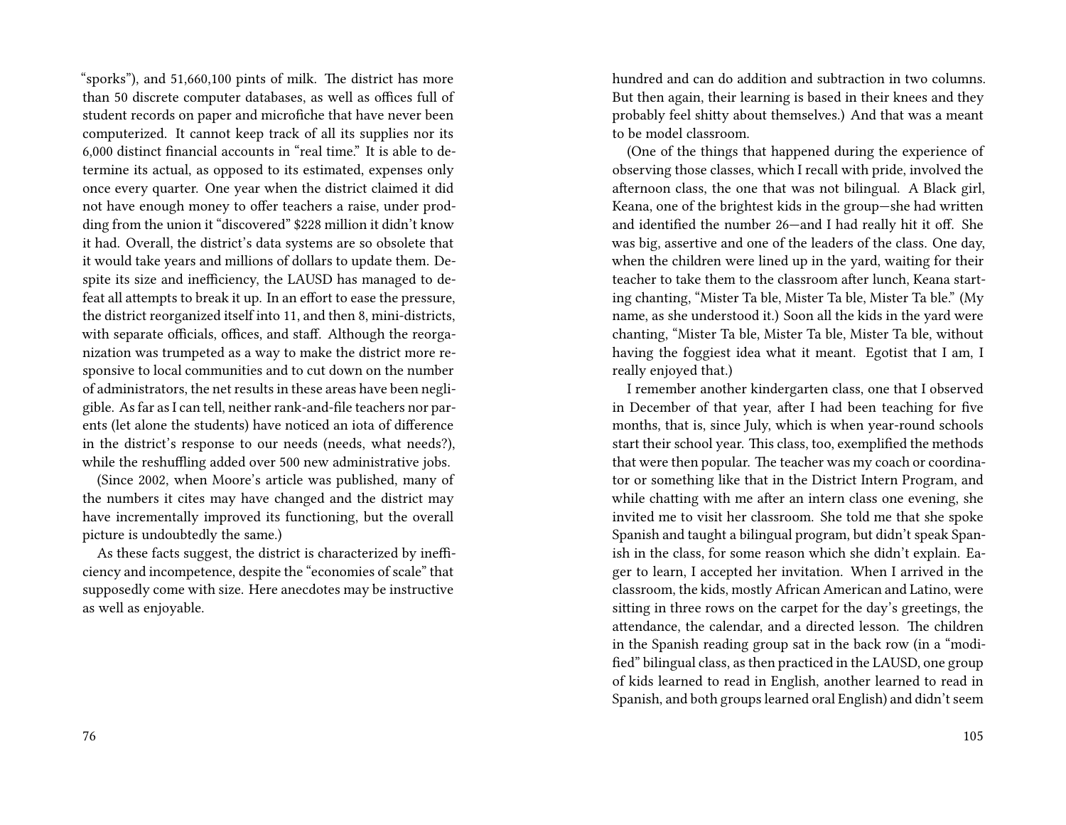"sporks"), and 51,660,100 pints of milk. The district has more than 50 discrete computer databases, as well as offices full of student records on paper and microfiche that have never been computerized. It cannot keep track of all its supplies nor its 6,000 distinct financial accounts in "real time." It is able to determine its actual, as opposed to its estimated, expenses only once every quarter. One year when the district claimed it did not have enough money to offer teachers a raise, under prodding from the union it "discovered" $228 million it didn't know it had. Overall, the district's data systems are so obsolete that it would take years and millions of dollars to update them. Despite its size and inefficiency, the LAUSD has managed to defeat all attempts to break it up. In an effort to ease the pressure, the district reorganized itself into 11, and then 8, mini-districts, with separate officials, offices, and staff. Although the reorganization was trumpeted as a way to make the district more responsive to local communities and to cut down on the number of administrators, the net results in these areas have been negligible. As far as I can tell, neither rank-and-file teachers nor parents (let alone the students) have noticed an iota of difference in the district's response to our needs (needs, what needs?), while the reshuffling added over 500 new administrative jobs.

(Since 2002, when Moore's article was published, many of the numbers it cites may have changed and the district may have incrementally improved its functioning, but the overall picture is undoubtedly the same.)

As these facts suggest, the district is characterized by inefficiency and incompetence, despite the "economies of scale" that supposedly come with size. Here anecdotes may be instructive as well as enjoyable.

hundred and can do addition and subtraction in two columns. But then again, their learning is based in their knees and they probably feel shitty about themselves.) And that was a meant to be model classroom.

(One of the things that happened during the experience of observing those classes, which I recall with pride, involved the afternoon class, the one that was not bilingual. A Black girl, Keana, one of the brightest kids in the group—she had written and identified the number 26—and I had really hit it off. She was big, assertive and one of the leaders of the class. One day, when the children were lined up in the yard, waiting for their teacher to take them to the classroom after lunch, Keana starting chanting, "Mister Ta ble, Mister Ta ble, Mister Ta ble." (My name, as she understood it.) Soon all the kids in the yard were chanting, "Mister Ta ble, Mister Ta ble, Mister Ta ble, without having the foggiest idea what it meant. Egotist that I am, I really enjoyed that.)

I remember another kindergarten class, one that I observed in December of that year, after I had been teaching for five months, that is, since July, which is when year-round schools start their school year. This class, too, exemplified the methods that were then popular. The teacher was my coach or coordinator or something like that in the District Intern Program, and while chatting with me after an intern class one evening, she invited me to visit her classroom. She told me that she spoke Spanish and taught a bilingual program, but didn't speak Spanish in the class, for some reason which she didn't explain. Eager to learn, I accepted her invitation. When I arrived in the classroom, the kids, mostly African American and Latino, were sitting in three rows on the carpet for the day's greetings, the attendance, the calendar, and a directed lesson. The children in the Spanish reading group sat in the back row (in a "modified" bilingual class, as then practiced in the LAUSD, one group of kids learned to read in English, another learned to read in Spanish, and both groups learned oral English) and didn't seem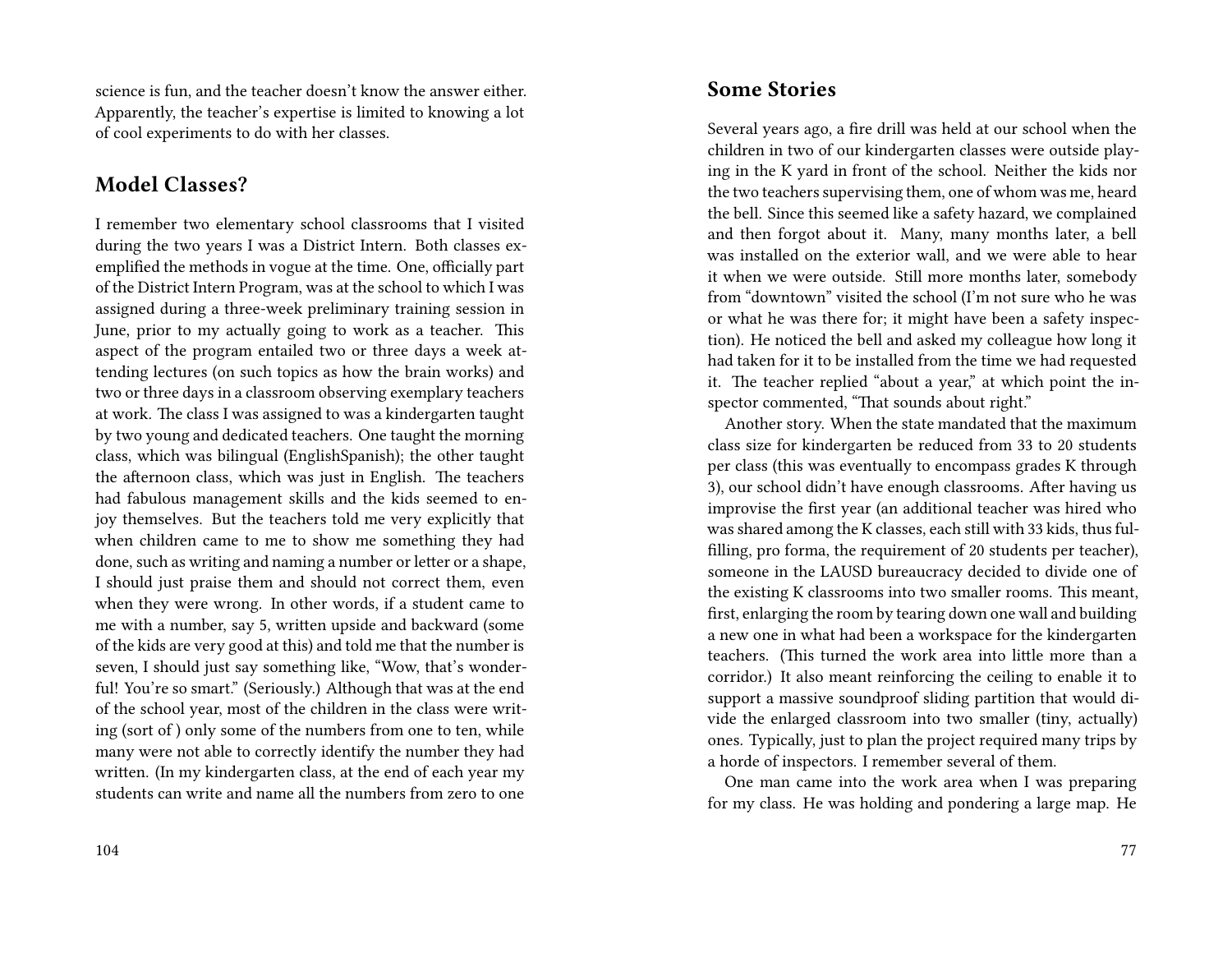science is fun, and the teacher doesn't know the answer either. Apparently, the teacher's expertise is limited to knowing a lot of cool experiments to do with her classes.

## Model Classes?

I remember two elementary school classrooms that I visited during the two years I was a District Intern. Both classes exemplified the methods in vogue at the time. One, officially part of the District Intern Program, was at the school to which I was assigned during a three-week preliminary training session in June, prior to my actually going to work as a teacher. This aspect of the program entailed two or three days a week attending lectures (on such topics as how the brain works) and two or three days in a classroom observing exemplary teachers at work. The class I was assigned to was a kindergarten taught by two young and dedicated teachers. One taught the morning class, which was bilingual (EnglishSpanish); the other taught the afternoon class, which was just in English. The teachers had fabulous management skills and the kids seemed to enjoy themselves. But the teachers told me very explicitly that when children came to me to show me something they had done, such as writing and naming a number or letter or a shape, I should just praise them and should not correct them, even when they were wrong. In other words, if a student came to me with a number, say 5, written upside and backward (some of the kids are very good at this) and told me that the number is seven, I should just say something like, "Wow, that's wonderful! You're so smart." (Seriously.) Although that was at the end of the school year, most of the children in the class were writing (sort of ) only some of the numbers from one to ten, while many were not able to correctly identify the number they had written. (In my kindergarten class, at the end of each year my students can write and name all the numbers from zero to one

## Some Stories

Several years ago, a fire drill was held at our school when the children in two of our kindergarten classes were outside playing in the K yard in front of the school. Neither the kids nor the two teachers supervising them, one of whom was me, heard the bell. Since this seemed like a safety hazard, we complained and then forgot about it. Many, many months later, a bell was installed on the exterior wall, and we were able to hear it when we were outside. Still more months later, somebody from "downtown" visited the school (I'm not sure who he was or what he was there for; it might have been a safety inspection). He noticed the bell and asked my colleague how long it had taken for it to be installed from the time we had requested it. The teacher replied "about a year," at which point the inspector commented, "That sounds about right."

Another story. When the state mandated that the maximum class size for kindergarten be reduced from 33 to 20 students per class (this was eventually to encompass grades K through 3), our school didn't have enough classrooms. After having us improvise the first year (an additional teacher was hired who was shared among the K classes, each still with 33 kids, thus fulfilling, pro forma, the requirement of 20 students per teacher), someone in the LAUSD bureaucracy decided to divide one of the existing K classrooms into two smaller rooms. This meant, first, enlarging the room by tearing down one wall and building a new one in what had been a workspace for the kindergarten teachers. (This turned the work area into little more than a corridor.) It also meant reinforcing the ceiling to enable it to support a massive soundproof sliding partition that would divide the enlarged classroom into two smaller (tiny, actually) ones. Typically, just to plan the project required many trips by a horde of inspectors. I remember several of them.

One man came into the work area when I was preparing for my class. He was holding and pondering a large map. He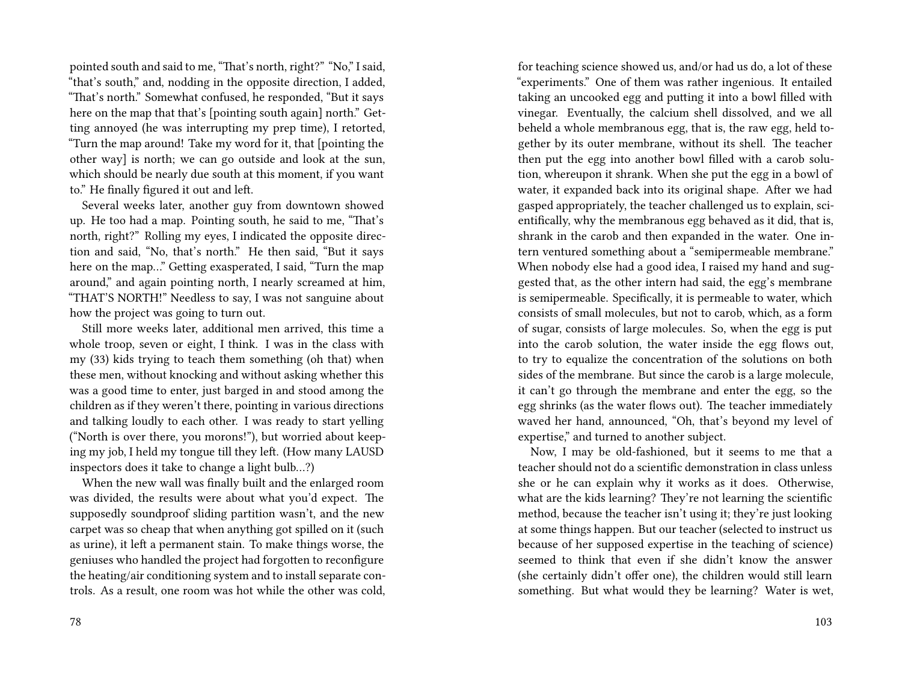pointed south and said to me, "That's north, right?" "No," I said, "that's south," and, nodding in the opposite direction, I added, "That's north." Somewhat confused, he responded, "But it says here on the map that that's [pointing south again] north." Getting annoyed (he was interrupting my prep time), I retorted, "Turn the map around! Take my word for it, that [pointing the other way] is north; we can go outside and look at the sun, which should be nearly due south at this moment, if you want to." He finally figured it out and left.

Several weeks later, another guy from downtown showed up. He too had a map. Pointing south, he said to me, "That's north, right?" Rolling my eyes, I indicated the opposite direction and said, "No, that's north." He then said, "But it says here on the map..." Getting exasperated, I said, "Turn the map around," and again pointing north, I nearly screamed at him, "THAT'S NORTH!" Needless to say, I was not sanguine about how the project was going to turn out.

Still more weeks later, additional men arrived, this time a whole troop, seven or eight, I think. I was in the class with my (33) kids trying to teach them something (oh that) when these men, without knocking and without asking whether this was a good time to enter, just barged in and stood among the children as if they weren't there, pointing in various directions and talking loudly to each other. I was ready to start yelling ("North is over there, you morons!"), but worried about keeping my job, I held my tongue till they left. (How many LAUSD inspectors does it take to change a light bulb...?)

When the new wall was finally built and the enlarged room was divided, the results were about what you'd expect. The supposedly soundproof sliding partition wasn't, and the new carpet was so cheap that when anything got spilled on it (such as urine), it left a permanent stain. To make things worse, the geniuses who handled the project had forgotten to reconfigure the heating/air conditioning system and to install separate controls. As a result, one room was hot while the other was cold,

for teaching science showed us, and/or had us do, a lot of these "experiments." One of them was rather ingenious. It entailed taking an uncooked egg and putting it into a bowl filled with vinegar. Eventually, the calcium shell dissolved, and we all beheld a whole membranous egg, that is, the raw egg, held together by its outer membrane, without its shell. The teacher then put the egg into another bowl filled with a carob solution, whereupon it shrank. When she put the egg in a bowl of water, it expanded back into its original shape. After we had gasped appropriately, the teacher challenged us to explain, scientifically, why the membranous egg behaved as it did, that is, shrank in the carob and then expanded in the water. One intern ventured something about a "semipermeable membrane." When nobody else had a good idea, I raised my hand and suggested that, as the other intern had said, the egg's membrane is semipermeable. Specifically, it is permeable to water, which consists of small molecules, but not to carob, which, as a form of sugar, consists of large molecules. So, when the egg is put into the carob solution, the water inside the egg flows out, to try to equalize the concentration of the solutions on both sides of the membrane. But since the carob is a large molecule, it can't go through the membrane and enter the egg, so the egg shrinks (as the water flows out). The teacher immediately waved her hand, announced, "Oh, that's beyond my level of expertise," and turned to another subject.

Now, I may be old-fashioned, but it seems to me that a teacher should not do a scientific demonstration in class unless she or he can explain why it works as it does. Otherwise, what are the kids learning? They're not learning the scientific method, because the teacher isn't using it; they're just looking at some things happen. But our teacher (selected to instruct us because of her supposed expertise in the teaching of science) seemed to think that even if she didn't know the answer (she certainly didn't offer one), the children would still learn something. But what would they be learning? Water is wet,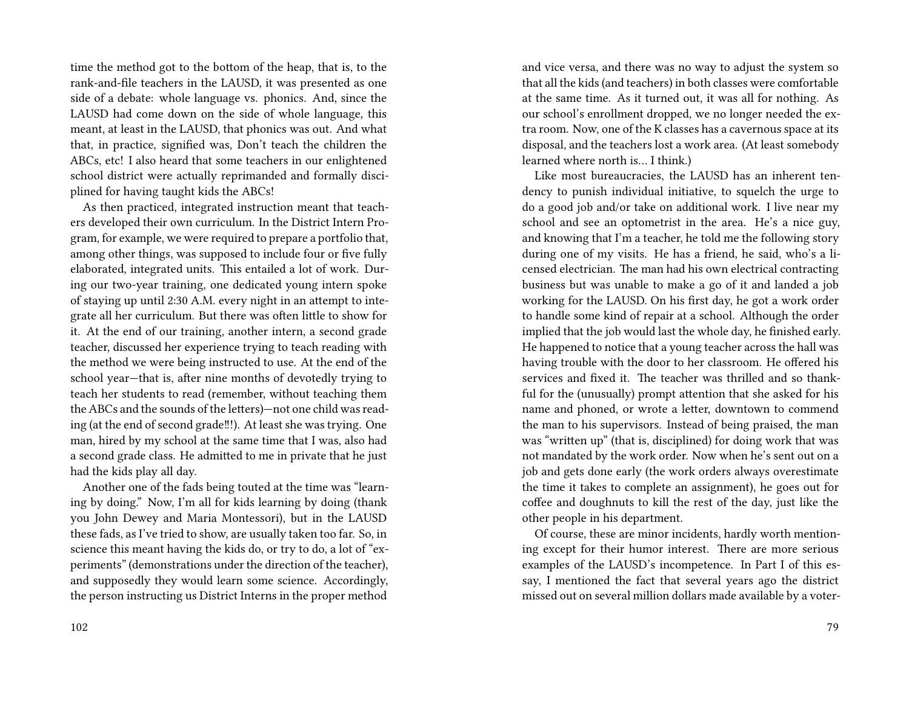time the method got to the bottom of the heap, that is, to the rank-and-file teachers in the LAUSD, it was presented as one side of a debate: whole language vs. phonics. And, since the LAUSD had come down on the side of whole language, this meant, at least in the LAUSD, that phonics was out. And what that, in practice, signified was, Don't teach the children the ABCs, etc! I also heard that some teachers in our enlightened school district were actually reprimanded and formally disciplined for having taught kids the ABCs!

As then practiced, integrated instruction meant that teachers developed their own curriculum. In the District Intern Program, for example, we were required to prepare a portfolio that, among other things, was supposed to include four or five fully elaborated, integrated units. This entailed a lot of work. During our two-year training, one dedicated young intern spoke of staying up until 2:30 A.M. every night in an attempt to integrate all her curriculum. But there was often little to show for it. At the end of our training, another intern, a second grade teacher, discussed her experience trying to teach reading with the method we were being instructed to use. At the end of the school year—that is, after nine months of devotedly trying to teach her students to read (remember, without teaching them the ABCs and the sounds of the letters)—not one child was reading (at the end of second grade!!!). At least she was trying. One man, hired by my school at the same time that I was, also had a second grade class. He admitted to me in private that he just had the kids play all day.

Another one of the fads being touted at the time was "learning by doing." Now, I'm all for kids learning by doing (thank you John Dewey and Maria Montessori), but in the LAUSD these fads, as I've tried to show, are usually taken too far. So, in science this meant having the kids do, or try to do, a lot of "experiments" (demonstrations under the direction of the teacher), and supposedly they would learn some science. Accordingly, the person instructing us District Interns in the proper method

and vice versa, and there was no way to adjust the system so that all the kids (and teachers) in both classes were comfortable at the same time. As it turned out, it was all for nothing. As our school's enrollment dropped, we no longer needed the extra room. Now, one of the K classes has a cavernous space at its disposal, and the teachers lost a work area. (At least somebody learned where north is... I think.)

Like most bureaucracies, the LAUSD has an inherent tendency to punish individual initiative, to squelch the urge to do a good job and/or take on additional work. I live near my school and see an optometrist in the area. He's a nice guy, and knowing that I'm a teacher, he told me the following story during one of my visits. He has a friend, he said, who's a licensed electrician. The man had his own electrical contracting business but was unable to make a go of it and landed a job working for the LAUSD. On his first day, he got a work order to handle some kind of repair at a school. Although the order implied that the job would last the whole day, he finished early. He happened to notice that a young teacher across the hall was having trouble with the door to her classroom. He offered his services and fixed it. The teacher was thrilled and so thankful for the (unusually) prompt attention that she asked for his name and phoned, or wrote a letter, downtown to commend the man to his supervisors. Instead of being praised, the man was "written up" (that is, disciplined) for doing work that was not mandated by the work order. Now when he's sent out on a job and gets done early (the work orders always overestimate the time it takes to complete an assignment), he goes out for coffee and doughnuts to kill the rest of the day, just like the other people in his department.

Of course, these are minor incidents, hardly worth mentioning except for their humor interest. There are more serious examples of the LAUSD's incompetence. In Part I of this essay, I mentioned the fact that several years ago the district missed out on several million dollars made available by a voter-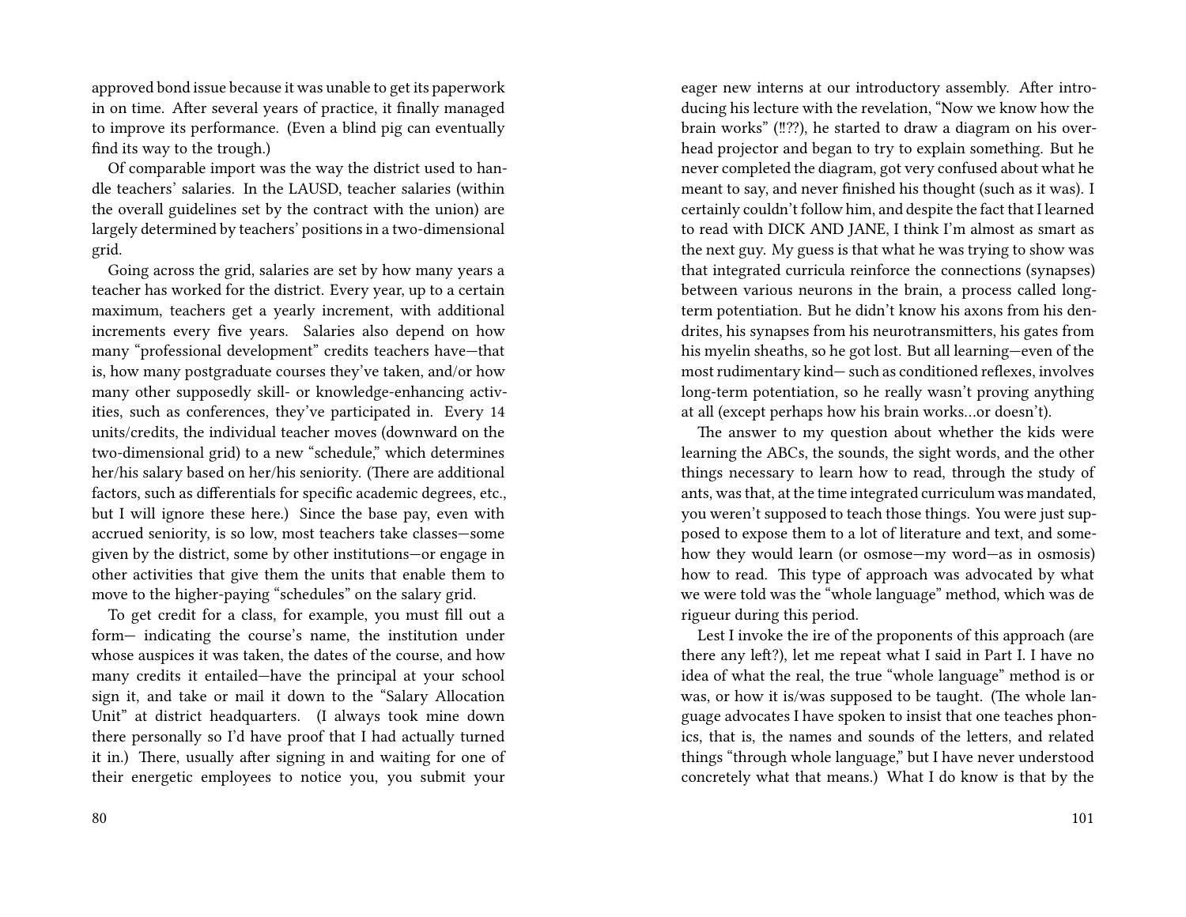approved bond issue because it was unable to get its paperwork in on time. After several years of practice, it finally managed to improve its performance. (Even a blind pig can eventually find its way to the trough.)

Of comparable import was the way the district used to handle teachers' salaries. In the LAUSD, teacher salaries (within the overall guidelines set by the contract with the union) are largely determined by teachers' positions in a two-dimensional grid.

Going across the grid, salaries are set by how many years a teacher has worked for the district. Every year, up to a certain maximum, teachers get a yearly increment, with additional increments every five years. Salaries also depend on how many "professional development" credits teachers have—that is, how many postgraduate courses they've taken, and/or how many other supposedly skill- or knowledge-enhancing activities, such as conferences, they've participated in. Every 14 units/credits, the individual teacher moves (downward on the two-dimensional grid) to a new "schedule," which determines her/his salary based on her/his seniority. (There are additional factors, such as differentials for specific academic degrees, etc., but I will ignore these here.) Since the base pay, even with accrued seniority, is so low, most teachers take classes—some given by the district, some by other institutions—or engage in other activities that give them the units that enable them to move to the higher-paying "schedules" on the salary grid.

To get credit for a class, for example, you must fill out a form— indicating the course's name, the institution under whose auspices it was taken, the dates of the course, and how many credits it entailed—have the principal at your school sign it, and take or mail it down to the "Salary Allocation Unit" at district headquarters. (I always took mine down there personally so I'd have proof that I had actually turned it in.) There, usually after signing in and waiting for one of their energetic employees to notice you, you submit your

eager new interns at our introductory assembly. After introducing his lecture with the revelation, "Now we know how the brain works" (!!??), he started to draw a diagram on his overhead projector and began to try to explain something. But he never completed the diagram, got very confused about what he meant to say, and never finished his thought (such as it was). I certainly couldn't follow him, and despite the fact that I learned to read with DICK AND JANE, I think I'm almost as smart as the next guy. My guess is that what he was trying to show was that integrated curricula reinforce the connections (synapses) between various neurons in the brain, a process called long-term potentiation. But he didn't know his axons from his dendrites, his synapses from his neurotransmitters, his gates from his myelin sheaths, so he got lost. But all learning—even of the most rudimentary kind— such as conditioned reflexes, involves long-term potentiation, so he really wasn't proving anything at all (except perhaps how his brain works…or doesn't).

The answer to my question about whether the kids were learning the ABCs, the sounds, the sight words, and the other things necessary to learn how to read, through the study of ants, was that, at the time integrated curriculum was mandated, you weren't supposed to teach those things. You were just supposed to expose them to a lot of literature and text, and somehow they would learn (or osmose—my word—as in osmosis) how to read. This type of approach was advocated by what we were told was the "whole language" method, which was de rigueur during this period.

Lest I invoke the ire of the proponents of this approach (are there any left?), let me repeat what I said in Part I. I have no idea of what the real, the true "whole language" method is or was, or how it is/was supposed to be taught. (The whole language advocates I have spoken to insist that one teaches phonics, that is, the names and sounds of the letters, and related things "through whole language," but I have never understood concretely what that means.) What I do know is that by the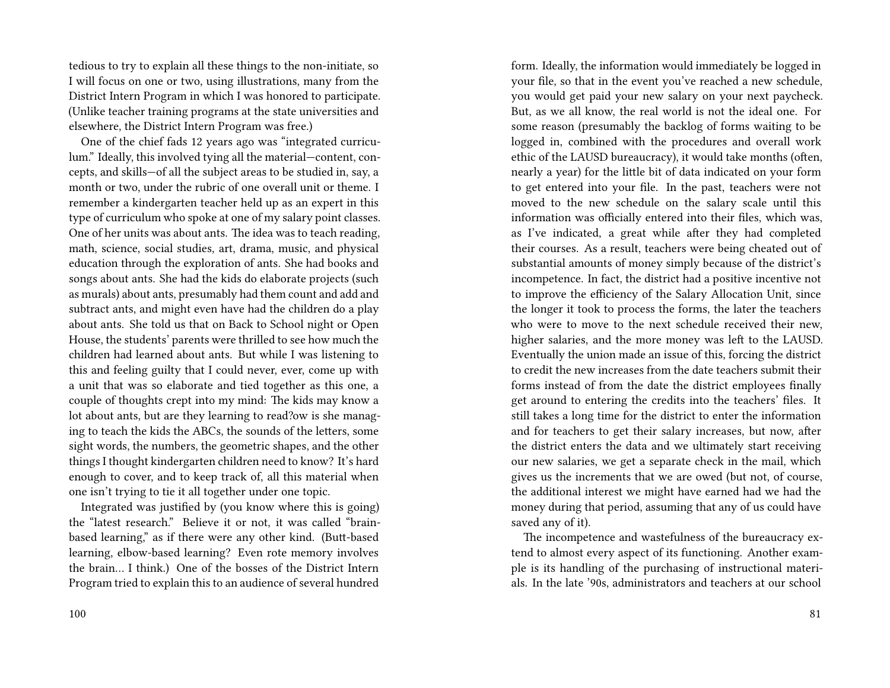tedious to try to explain all these things to the non-initiate, so I will focus on one or two, using illustrations, many from the District Intern Program in which I was honored to participate. (Unlike teacher training programs at the state universities and elsewhere, the District Intern Program was free.)

One of the chief fads 12 years ago was "integrated curriculum." Ideally, this involved tying all the material—content, concepts, and skills—of all the subject areas to be studied in, say, a month or two, under the rubric of one overall unit or theme. I remember a kindergarten teacher held up as an expert in this type of curriculum who spoke at one of my salary point classes. One of her units was about ants. The idea was to teach reading, math, science, social studies, art, drama, music, and physical education through the exploration of ants. She had books and songs about ants. She had the kids do elaborate projects (such as murals) about ants, presumably had them count and add and subtract ants, and might even have had the children do a play about ants. She told us that on Back to School night or Open House, the students' parents were thrilled to see how much the children had learned about ants. But while I was listening to this and feeling guilty that I could never, ever, come up with a unit that was so elaborate and tied together as this one, a couple of thoughts crept into my mind: The kids may know a lot about ants, but are they learning to read?ow is she managing to teach the kids the ABCs, the sounds of the letters, some sight words, the numbers, the geometric shapes, and the other things I thought kindergarten children need to know? It's hard enough to cover, and to keep track of, all this material when one isn't trying to tie it all together under one topic.

Integrated was justified by (you know where this is going) the "latest research." Believe it or not, it was called "brain-based learning," as if there were any other kind. (Butt-based learning, elbow-based learning? Even rote memory involves the brain… I think.) One of the bosses of the District Intern Program tried to explain this to an audience of several hundred

form. Ideally, the information would immediately be logged in your file, so that in the event you've reached a new schedule, you would get paid your new salary on your next paycheck. But, as we all know, the real world is not the ideal one. For some reason (presumably the backlog of forms waiting to be logged in, combined with the procedures and overall work ethic of the LAUSD bureaucracy), it would take months (often, nearly a year) for the little bit of data indicated on your form to get entered into your file. In the past, teachers were not moved to the new schedule on the salary scale until this information was officially entered into their files, which was, as I've indicated, a great while after they had completed their courses. As a result, teachers were being cheated out of substantial amounts of money simply because of the district's incompetence. In fact, the district had a positive incentive not to improve the efficiency of the Salary Allocation Unit, since the longer it took to process the forms, the later the teachers who were to move to the next schedule received their new, higher salaries, and the more money was left to the LAUSD. Eventually the union made an issue of this, forcing the district to credit the new increases from the date teachers submit their forms instead of from the date the district employees finally get around to entering the credits into the teachers' files. It still takes a long time for the district to enter the information and for teachers to get their salary increases, but now, after the district enters the data and we ultimately start receiving our new salaries, we get a separate check in the mail, which gives us the increments that we are owed (but not, of course, the additional interest we might have earned had we had the money during that period, assuming that any of us could have saved any of it).

The incompetence and wastefulness of the bureaucracy extend to almost every aspect of its functioning. Another example is its handling of the purchasing of instructional materials. In the late '90s, administrators and teachers at our school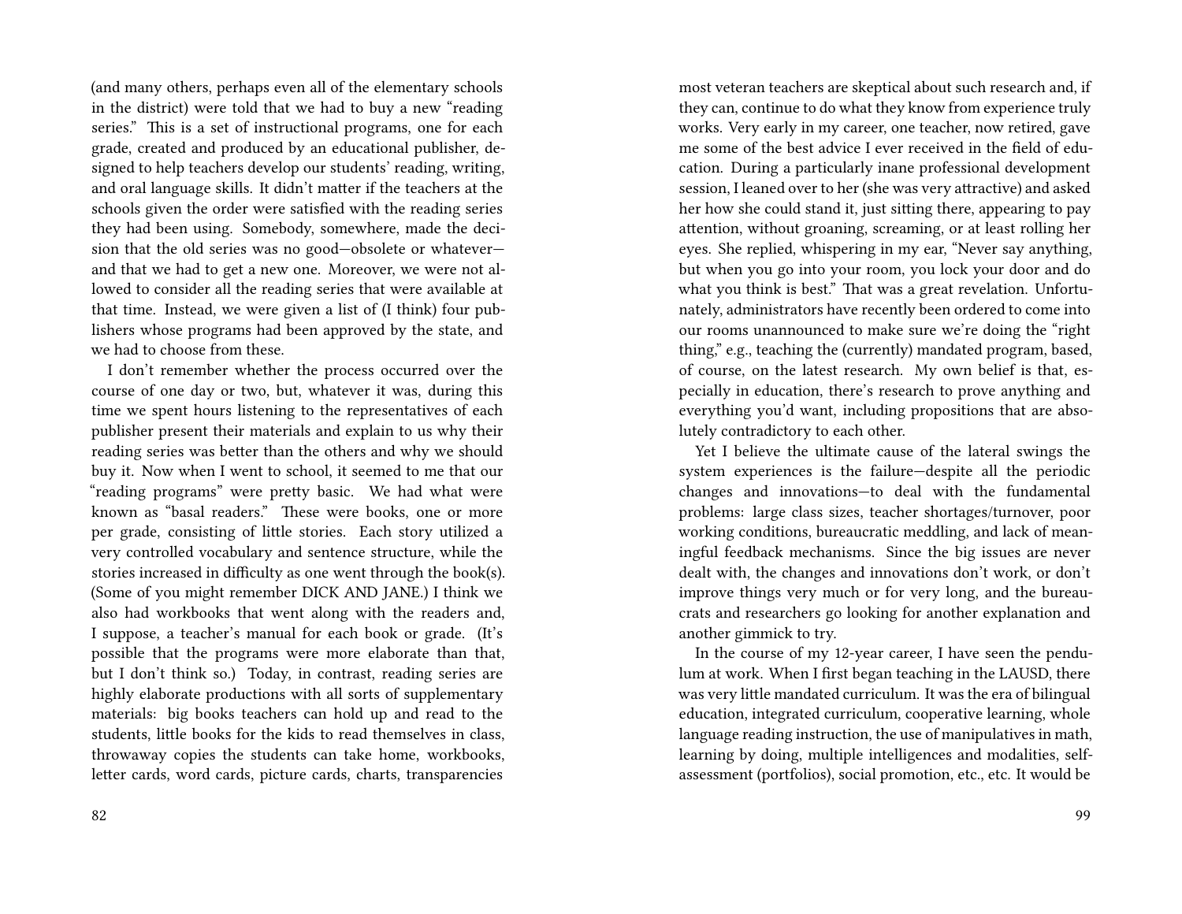(and many others, perhaps even all of the elementary schools in the district) were told that we had to buy a new "reading series." This is a set of instructional programs, one for each grade, created and produced by an educational publisher, designed to help teachers develop our students' reading, writing, and oral language skills. It didn't matter if the teachers at the schools given the order were satisfied with the reading series they had been using. Somebody, somewhere, made the decision that the old series was no good—obsolete or whatever—and that we had to get a new one. Moreover, we were not allowed to consider all the reading series that were available at that time. Instead, we were given a list of (I think) four publishers whose programs had been approved by the state, and we had to choose from these.

I don't remember whether the process occurred over the course of one day or two, but, whatever it was, during this time we spent hours listening to the representatives of each publisher present their materials and explain to us why their reading series was better than the others and why we should buy it. Now when I went to school, it seemed to me that our "reading programs" were pretty basic. We had what were known as "basal readers." These were books, one or more per grade, consisting of little stories. Each story utilized a very controlled vocabulary and sentence structure, while the stories increased in difficulty as one went through the book(s). (Some of you might remember DICK AND JANE.) I think we also had workbooks that went along with the readers and, I suppose, a teacher's manual for each book or grade. (It's possible that the programs were more elaborate than that, but I don't think so.) Today, in contrast, reading series are highly elaborate productions with all sorts of supplementary materials: big books teachers can hold up and read to the students, little books for the kids to read themselves in class, throwaway copies the students can take home, workbooks, letter cards, word cards, picture cards, charts, transparencies

most veteran teachers are skeptical about such research and, if they can, continue to do what they know from experience truly works. Very early in my career, one teacher, now retired, gave me some of the best advice I ever received in the field of education. During a particularly inane professional development session, I leaned over to her (she was very attractive) and asked her how she could stand it, just sitting there, appearing to pay attention, without groaning, screaming, or at least rolling her eyes. She replied, whispering in my ear, "Never say anything, but when you go into your room, you lock your door and do what you think is best." That was a great revelation. Unfortunately, administrators have recently been ordered to come into our rooms unannounced to make sure we're doing the "right thing," e.g., teaching the (currently) mandated program, based, of course, on the latest research. My own belief is that, especially in education, there's research to prove anything and everything you'd want, including propositions that are absolutely contradictory to each other.

Yet I believe the ultimate cause of the lateral swings the system experiences is the failure—despite all the periodic changes and innovations—to deal with the fundamental problems: large class sizes, teacher shortages/turnover, poor working conditions, bureaucratic meddling, and lack of meaningful feedback mechanisms. Since the big issues are never dealt with, the changes and innovations don't work, or don't improve things very much or for very long, and the bureaucrats and researchers go looking for another explanation and another gimmick to try.

In the course of my 12-year career, I have seen the pendulum at work. When I first began teaching in the LAUSD, there was very little mandated curriculum. It was the era of bilingual education, integrated curriculum, cooperative learning, whole language reading instruction, the use of manipulatives in math, learning by doing, multiple intelligences and modalities, self-assessment (portfolios), social promotion, etc., etc. It would be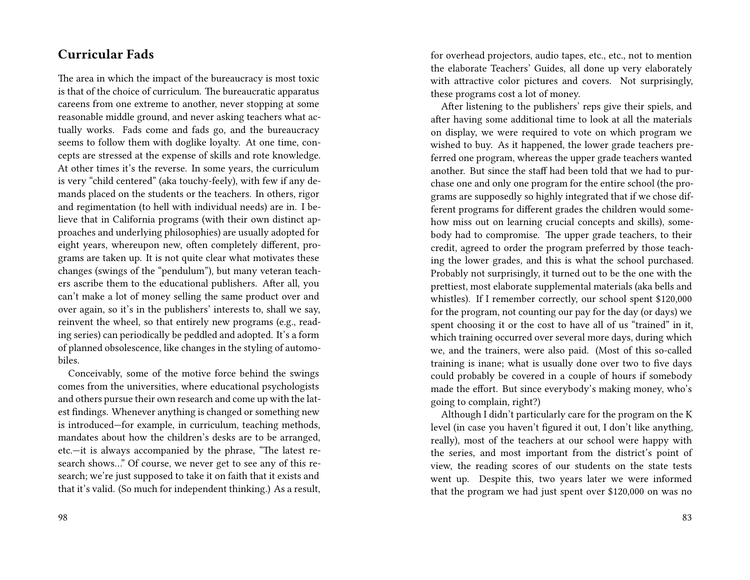## Curricular Fads

The area in which the impact of the bureaucracy is most toxic is that of the choice of curriculum. The bureaucratic apparatus careens from one extreme to another, never stopping at some reasonable middle ground, and never asking teachers what actually works. Fads come and fads go, and the bureaucracy seems to follow them with doglike loyalty. At one time, concepts are stressed at the expense of skills and rote knowledge. At other times it's the reverse. In some years, the curriculum is very "child centered" (aka touchy-feely), with few if any demands placed on the students or the teachers. In others, rigor and regimentation (to hell with individual needs) are in. I believe that in California programs (with their own distinct approaches and underlying philosophies) are usually adopted for eight years, whereupon new, often completely different, programs are taken up. It is not quite clear what motivates these changes (swings of the "pendulum"), but many veteran teachers ascribe them to the educational publishers. After all, you can't make a lot of money selling the same product over and over again, so it's in the publishers' interests to, shall we say, reinvent the wheel, so that entirely new programs (e.g., reading series) can periodically be peddled and adopted. It's a form of planned obsolescence, like changes in the styling of automobiles.

Conceivably, some of the motive force behind the swings comes from the universities, where educational psychologists and others pursue their own research and come up with the latest findings. Whenever anything is changed or something new is introduced—for example, in curriculum, teaching methods, mandates about how the children's desks are to be arranged, etc.—it is always accompanied by the phrase, "The latest research shows…" Of course, we never get to see any of this research; we're just supposed to take it on faith that it exists and that it's valid. (So much for independent thinking.) As a result,

for overhead projectors, audio tapes, etc., etc., not to mention the elaborate Teachers' Guides, all done up very elaborately with attractive color pictures and covers. Not surprisingly, these programs cost a lot of money.

After listening to the publishers' reps give their spiels, and after having some additional time to look at all the materials on display, we were required to vote on which program we wished to buy. As it happened, the lower grade teachers preferred one program, whereas the upper grade teachers wanted another. But since the staff had been told that we had to purchase one and only one program for the entire school (the programs are supposedly so highly integrated that if we chose different programs for different grades the children would somehow miss out on learning crucial concepts and skills), somebody had to compromise. The upper grade teachers, to their credit, agreed to order the program preferred by those teaching the lower grades, and this is what the school purchased. Probably not surprisingly, it turned out to be the one with the prettiest, most elaborate supplemental materials (aka bells and whistles). If I remember correctly, our school spent $120,000 for the program, not counting our pay for the day (or days) we spent choosing it or the cost to have all of us "trained" in it, which training occurred over several more days, during which we, and the trainers, were also paid. (Most of this so-called training is inane; what is usually done over two to five days could probably be covered in a couple of hours if somebody made the effort. But since everybody's making money, who's going to complain, right?)

Although I didn't particularly care for the program on the K level (in case you haven't figured it out, I don't like anything, really), most of the teachers at our school were happy with the series, and most important from the district's point of view, the reading scores of our students on the state tests went up. Despite this, two years later we were informed that the program we had just spent over $120,000 on was no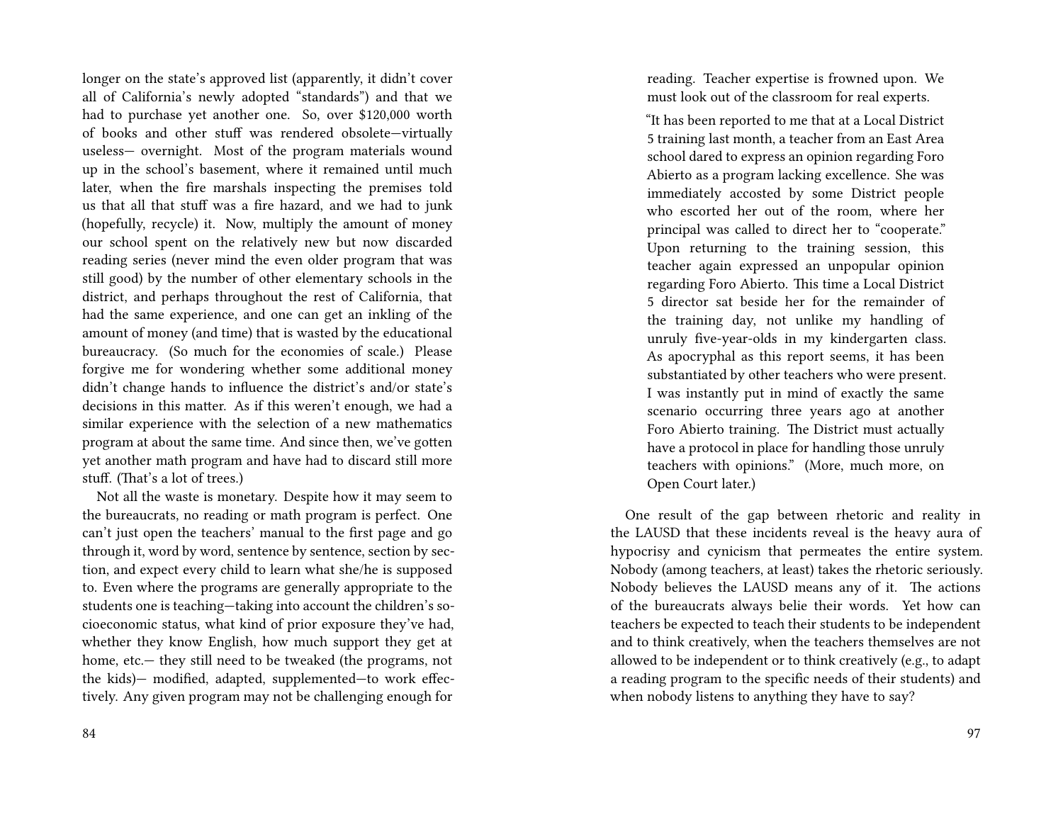longer on the state's approved list (apparently, it didn't cover all of California's newly adopted "standards") and that we had to purchase yet another one. So, over $120,000 worth of books and other stuff was rendered obsolete—virtually useless— overnight. Most of the program materials wound up in the school's basement, where it remained until much later, when the fire marshals inspecting the premises told us that all that stuff was a fire hazard, and we had to junk (hopefully, recycle) it. Now, multiply the amount of money our school spent on the relatively new but now discarded reading series (never mind the even older program that was still good) by the number of other elementary schools in the district, and perhaps throughout the rest of California, that had the same experience, and one can get an inkling of the amount of money (and time) that is wasted by the educational bureaucracy. (So much for the economies of scale.) Please forgive me for wondering whether some additional money didn't change hands to influence the district's and/or state's decisions in this matter. As if this weren't enough, we had a similar experience with the selection of a new mathematics program at about the same time. And since then, we've gotten yet another math program and have had to discard still more stuff. (That's a lot of trees.)

Not all the waste is monetary. Despite how it may seem to the bureaucrats, no reading or math program is perfect. One can't just open the teachers' manual to the first page and go through it, word by word, sentence by sentence, section by section, and expect every child to learn what she/he is supposed to. Even where the programs are generally appropriate to the students one is teaching—taking into account the children's socioeconomic status, what kind of prior exposure they've had, whether they know English, how much support they get at home, etc.— they still need to be tweaked (the programs, not the kids)— modified, adapted, supplemented—to work effectively. Any given program may not be challenging enough for

> reading. Teacher expertise is frowned upon. We must look out of the classroom for real experts.
>
> "It has been reported to me that at a Local District 5 training last month, a teacher from an East Area school dared to express an opinion regarding Foro Abierto as a program lacking excellence. She was immediately accosted by some District people who escorted her out of the room, where her principal was called to direct her to "cooperate." Upon returning to the training session, this teacher again expressed an unpopular opinion regarding Foro Abierto. This time a Local District 5 director sat beside her for the remainder of the training day, not unlike my handling of unruly five-year-olds in my kindergarten class. As apocryphal as this report seems, it has been substantiated by other teachers who were present. I was instantly put in mind of exactly the same scenario occurring three years ago at another Foro Abierto training. The District must actually have a protocol in place for handling those unruly teachers with opinions." (More, much more, on Open Court later.)

One result of the gap between rhetoric and reality in the LAUSD that these incidents reveal is the heavy aura of hypocrisy and cynicism that permeates the entire system. Nobody (among teachers, at least) takes the rhetoric seriously. Nobody believes the LAUSD means any of it. The actions of the bureaucrats always belie their words. Yet how can teachers be expected to teach their students to be independent and to think creatively, when the teachers themselves are not allowed to be independent or to think creatively (e.g., to adapt a reading program to the specific needs of their students) and when nobody listens to anything they have to say?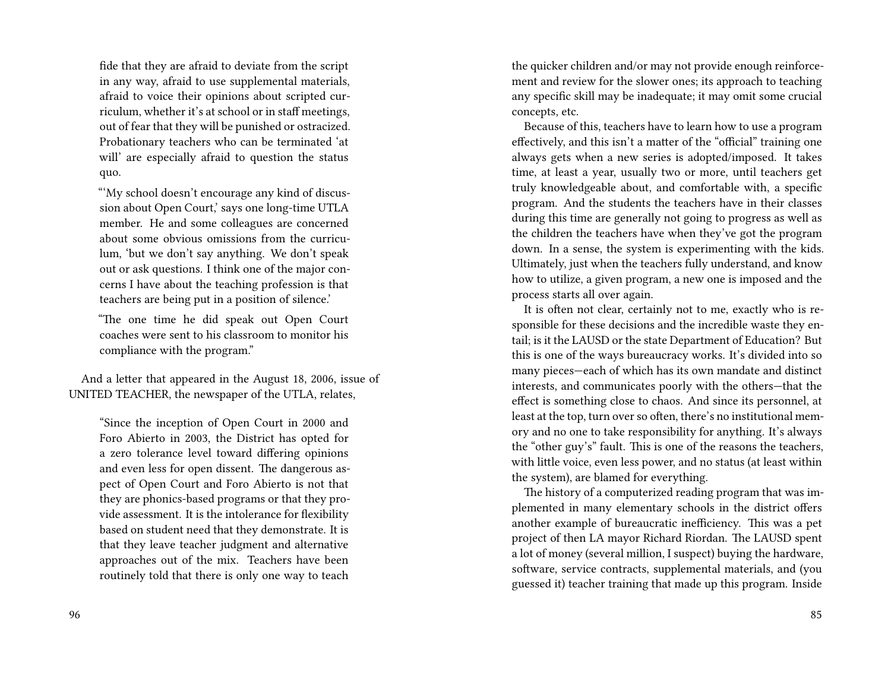fide that they are afraid to deviate from the script in any way, afraid to use supplemental materials, afraid to voice their opinions about scripted curriculum, whether it's at school or in staff meetings, out of fear that they will be punished or ostracized. Probationary teachers who can be terminated 'at will' are especially afraid to question the status quo.

> "'My school doesn't encourage any kind of discussion about Open Court,' says one long-time UTLA member. He and some colleagues are concerned about some obvious omissions from the curriculum, 'but we don't say anything. We don't speak out or ask questions. I think one of the major concerns I have about the teaching profession is that teachers are being put in a position of silence.'
>
> "The one time he did speak out Open Court coaches were sent to his classroom to monitor his compliance with the program."

And a letter that appeared in the August 18, 2006, issue of UNITED TEACHER, the newspaper of the UTLA, relates,

> "Since the inception of Open Court in 2000 and Foro Abierto in 2003, the District has opted for a zero tolerance level toward differing opinions and even less for open dissent. The dangerous aspect of Open Court and Foro Abierto is not that they are phonics-based programs or that they provide assessment. It is the intolerance for flexibility based on student need that they demonstrate. It is that they leave teacher judgment and alternative approaches out of the mix. Teachers have been routinely told that there is only one way to teach

the quicker children and/or may not provide enough reinforcement and review for the slower ones; its approach to teaching any specific skill may be inadequate; it may omit some crucial concepts, etc.

Because of this, teachers have to learn how to use a program effectively, and this isn't a matter of the "official" training one always gets when a new series is adopted/imposed. It takes time, at least a year, usually two or more, until teachers get truly knowledgeable about, and comfortable with, a specific program. And the students the teachers have in their classes during this time are generally not going to progress as well as the children the teachers have when they've got the program down. In a sense, the system is experimenting with the kids. Ultimately, just when the teachers fully understand, and know how to utilize, a given program, a new one is imposed and the process starts all over again.

It is often not clear, certainly not to me, exactly who is responsible for these decisions and the incredible waste they entail; is it the LAUSD or the state Department of Education? But this is one of the ways bureaucracy works. It's divided into so many pieces—each of which has its own mandate and distinct interests, and communicates poorly with the others—that the effect is something close to chaos. And since its personnel, at least at the top, turn over so often, there's no institutional memory and no one to take responsibility for anything. It's always the "other guy's" fault. This is one of the reasons the teachers, with little voice, even less power, and no status (at least within the system), are blamed for everything.

The history of a computerized reading program that was implemented in many elementary schools in the district offers another example of bureaucratic inefficiency. This was a pet project of then LA mayor Richard Riordan. The LAUSD spent a lot of money (several million, I suspect) buying the hardware, software, service contracts, supplemental materials, and (you guessed it) teacher training that made up this program. Inside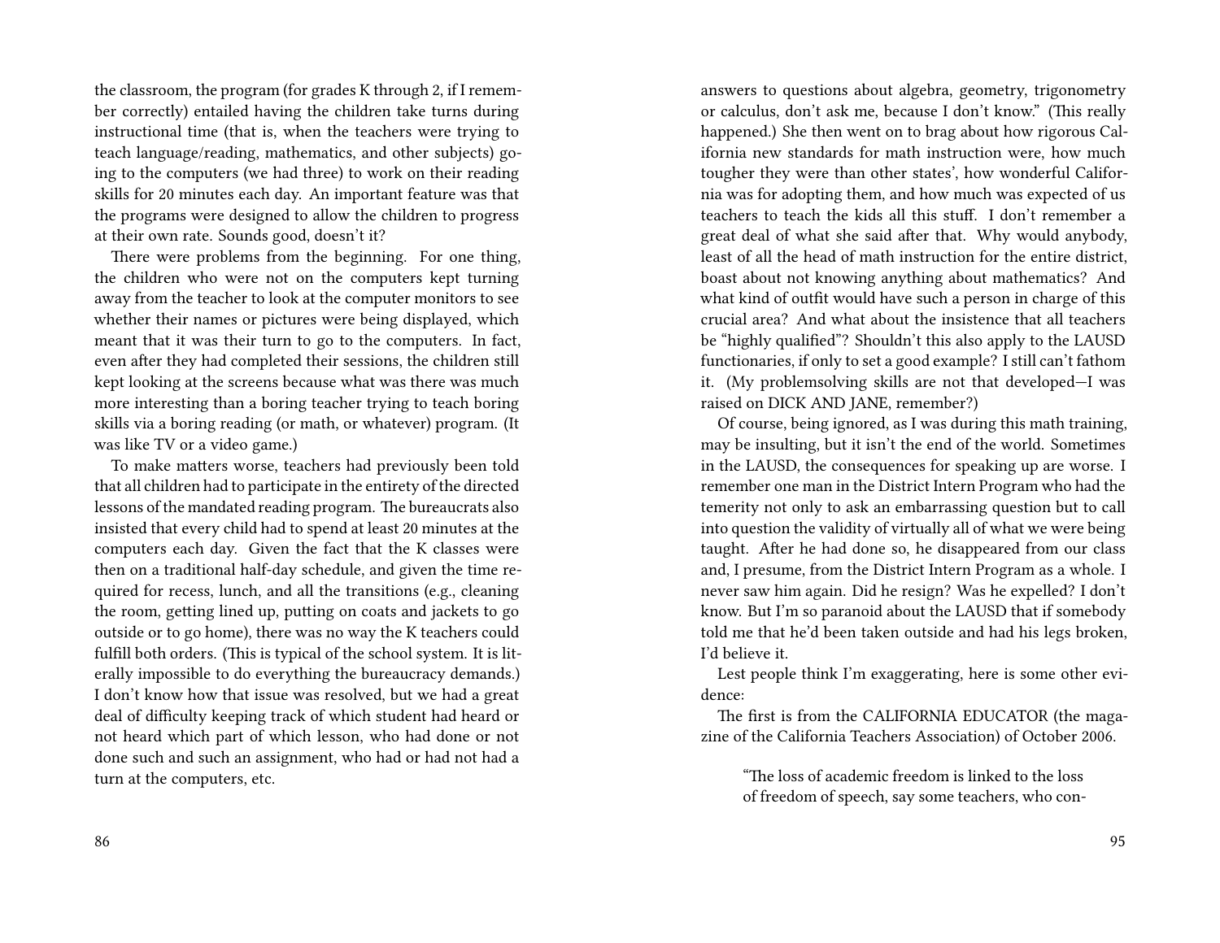the classroom, the program (for grades K through 2, if I remember correctly) entailed having the children take turns during instructional time (that is, when the teachers were trying to teach language/reading, mathematics, and other subjects) going to the computers (we had three) to work on their reading skills for 20 minutes each day. An important feature was that the programs were designed to allow the children to progress at their own rate. Sounds good, doesn't it?

There were problems from the beginning. For one thing, the children who were not on the computers kept turning away from the teacher to look at the computer monitors to see whether their names or pictures were being displayed, which meant that it was their turn to go to the computers. In fact, even after they had completed their sessions, the children still kept looking at the screens because what was there was much more interesting than a boring teacher trying to teach boring skills via a boring reading (or math, or whatever) program. (It was like TV or a video game.)

To make matters worse, teachers had previously been told that all children had to participate in the entirety of the directed lessons of the mandated reading program. The bureaucrats also insisted that every child had to spend at least 20 minutes at the computers each day. Given the fact that the K classes were then on a traditional half-day schedule, and given the time required for recess, lunch, and all the transitions (e.g., cleaning the room, getting lined up, putting on coats and jackets to go outside or to go home), there was no way the K teachers could fulfill both orders. (This is typical of the school system. It is literally impossible to do everything the bureaucracy demands.) I don't know how that issue was resolved, but we had a great deal of difficulty keeping track of which student had heard or not heard which part of which lesson, who had done or not done such and such an assignment, who had or had not had a turn at the computers, etc.

answers to questions about algebra, geometry, trigonometry or calculus, don't ask me, because I don't know." (This really happened.) She then went on to brag about how rigorous California new standards for math instruction were, how much tougher they were than other states', how wonderful California was for adopting them, and how much was expected of us teachers to teach the kids all this stuff. I don't remember a great deal of what she said after that. Why would anybody, least of all the head of math instruction for the entire district, boast about not knowing anything about mathematics? And what kind of outfit would have such a person in charge of this crucial area? And what about the insistence that all teachers be "highly qualified"? Shouldn't this also apply to the LAUSD functionaries, if only to set a good example? I still can't fathom it. (My problemsolving skills are not that developed—I was raised on DICK AND JANE, remember?)

Of course, being ignored, as I was during this math training, may be insulting, but it isn't the end of the world. Sometimes in the LAUSD, the consequences for speaking up are worse. I remember one man in the District Intern Program who had the temerity not only to ask an embarrassing question but to call into question the validity of virtually all of what we were being taught. After he had done so, he disappeared from our class and, I presume, from the District Intern Program as a whole. I never saw him again. Did he resign? Was he expelled? I don't know. But I'm so paranoid about the LAUSD that if somebody told me that he'd been taken outside and had his legs broken, I'd believe it.

Lest people think I'm exaggerating, here is some other evidence:

The first is from the CALIFORNIA EDUCATOR (the magazine of the California Teachers Association) of October 2006.

> "The loss of academic freedom is linked to the loss of freedom of speech, say some teachers, who con-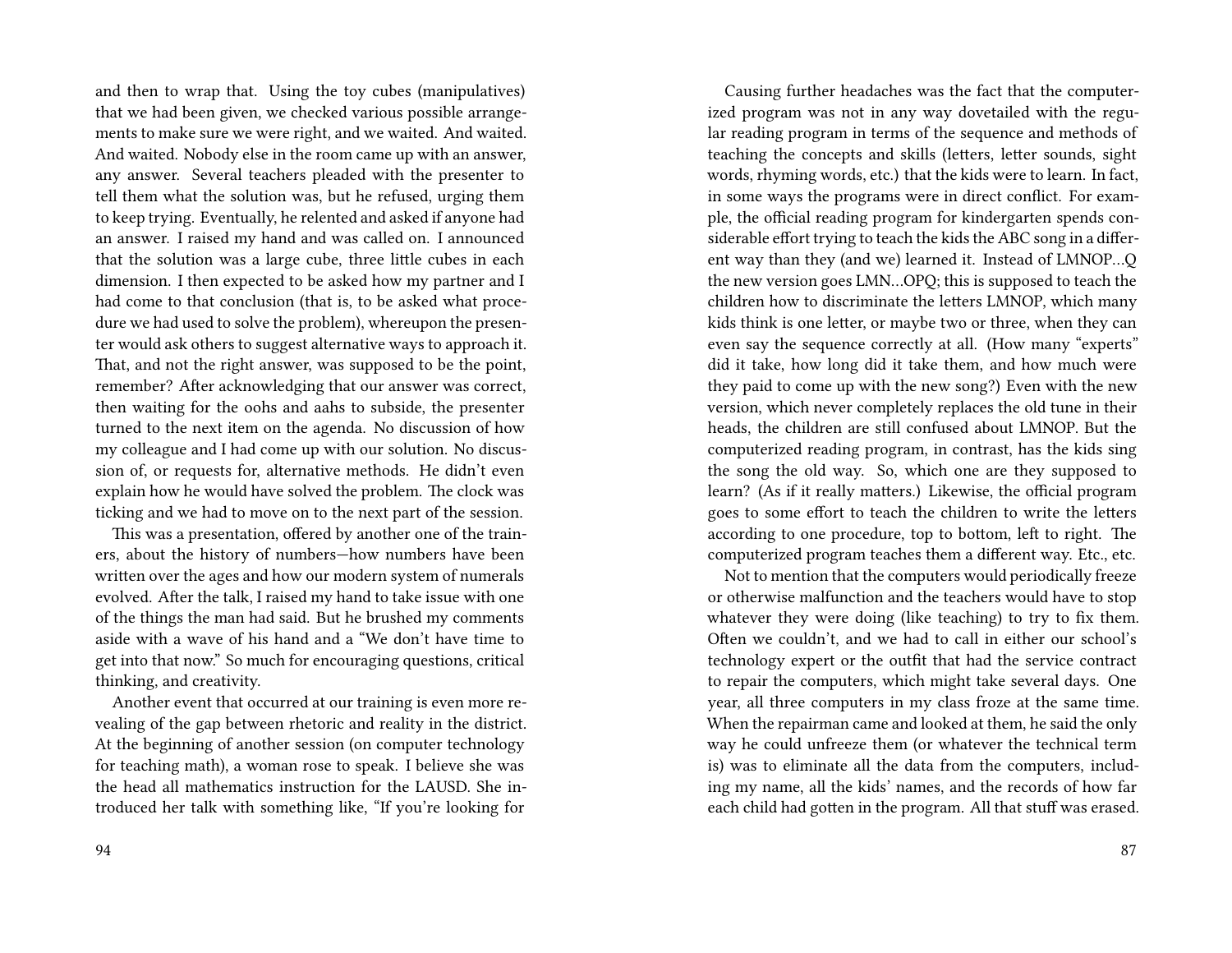and then to wrap that. Using the toy cubes (manipulatives) that we had been given, we checked various possible arrangements to make sure we were right, and we waited. And waited. And waited. Nobody else in the room came up with an answer, any answer. Several teachers pleaded with the presenter to tell them what the solution was, but he refused, urging them to keep trying. Eventually, he relented and asked if anyone had an answer. I raised my hand and was called on. I announced that the solution was a large cube, three little cubes in each dimension. I then expected to be asked how my partner and I had come to that conclusion (that is, to be asked what procedure we had used to solve the problem), whereupon the presenter would ask others to suggest alternative ways to approach it. That, and not the right answer, was supposed to be the point, remember? After acknowledging that our answer was correct, then waiting for the oohs and aahs to subside, the presenter turned to the next item on the agenda. No discussion of how my colleague and I had come up with our solution. No discussion of, or requests for, alternative methods. He didn't even explain how he would have solved the problem. The clock was ticking and we had to move on to the next part of the session.

This was a presentation, offered by another one of the trainers, about the history of numbers—how numbers have been written over the ages and how our modern system of numerals evolved. After the talk, I raised my hand to take issue with one of the things the man had said. But he brushed my comments aside with a wave of his hand and a "We don't have time to get into that now." So much for encouraging questions, critical thinking, and creativity.

Another event that occurred at our training is even more revealing of the gap between rhetoric and reality in the district. At the beginning of another session (on computer technology for teaching math), a woman rose to speak. I believe she was the head all mathematics instruction for the LAUSD. She introduced her talk with something like, "If you're looking for

Causing further headaches was the fact that the computerized program was not in any way dovetailed with the regular reading program in terms of the sequence and methods of teaching the concepts and skills (letters, letter sounds, sight words, rhyming words, etc.) that the kids were to learn. In fact, in some ways the programs were in direct conflict. For example, the official reading program for kindergarten spends considerable effort trying to teach the kids the ABC song in a different way than they (and we) learned it. Instead of LMNOP…Q the new version goes LMN…OPQ; this is supposed to teach the children how to discriminate the letters LMNOP, which many kids think is one letter, or maybe two or three, when they can even say the sequence correctly at all. (How many "experts" did it take, how long did it take them, and how much were they paid to come up with the new song?) Even with the new version, which never completely replaces the old tune in their heads, the children are still confused about LMNOP. But the computerized reading program, in contrast, has the kids sing the song the old way. So, which one are they supposed to learn? (As if it really matters.) Likewise, the official program goes to some effort to teach the children to write the letters according to one procedure, top to bottom, left to right. The computerized program teaches them a different way. Etc., etc.

Not to mention that the computers would periodically freeze or otherwise malfunction and the teachers would have to stop whatever they were doing (like teaching) to try to fix them. Often we couldn't, and we had to call in either our school's technology expert or the outfit that had the service contract to repair the computers, which might take several days. One year, all three computers in my class froze at the same time. When the repairman came and looked at them, he said the only way he could unfreeze them (or whatever the technical term is) was to eliminate all the data from the computers, including my name, all the kids' names, and the records of how far each child had gotten in the program. All that stuff was erased.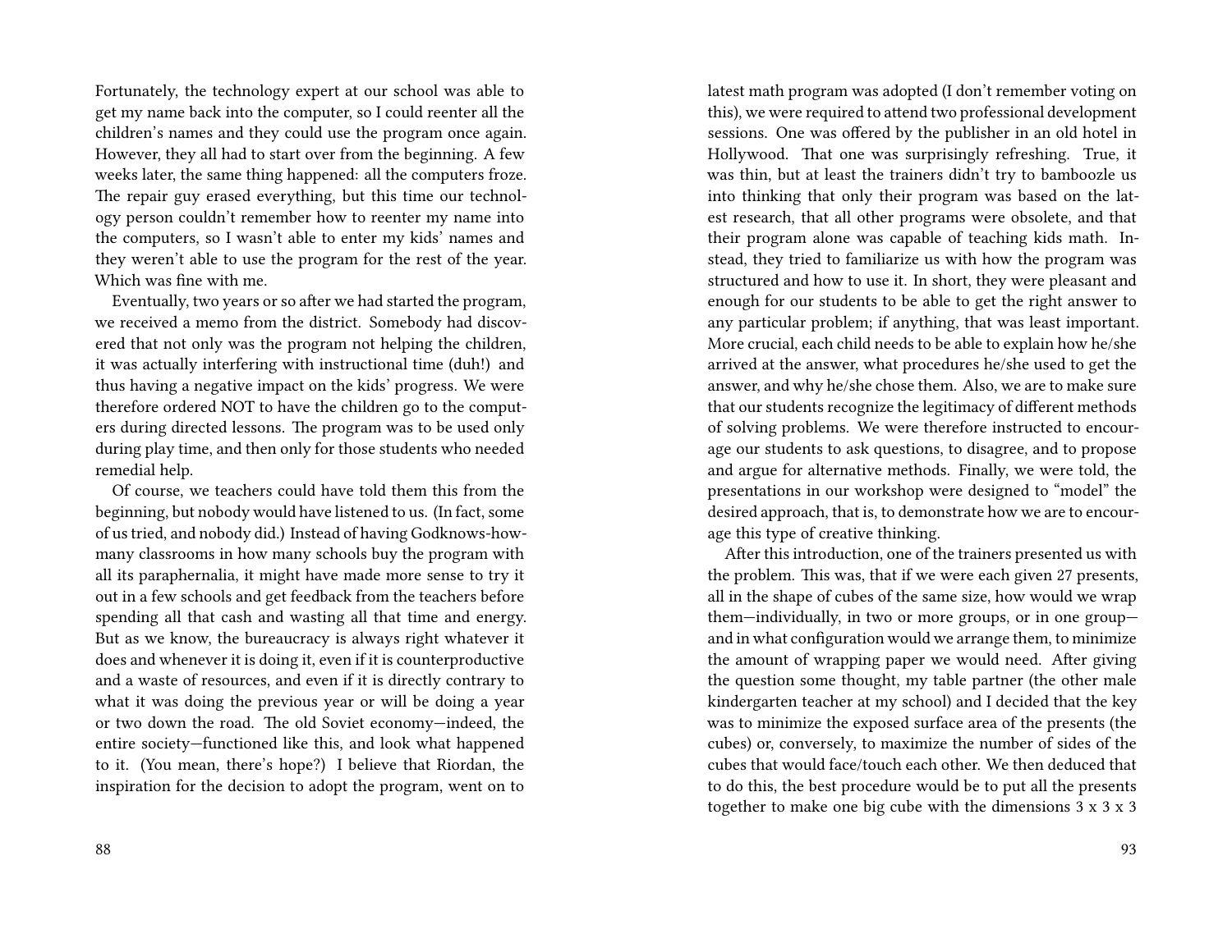Fortunately, the technology expert at our school was able to get my name back into the computer, so I could reenter all the children's names and they could use the program once again. However, they all had to start over from the beginning. A few weeks later, the same thing happened: all the computers froze. The repair guy erased everything, but this time our technology person couldn't remember how to reenter my name into the computers, so I wasn't able to enter my kids' names and they weren't able to use the program for the rest of the year. Which was fine with me.

Eventually, two years or so after we had started the program, we received a memo from the district. Somebody had discovered that not only was the program not helping the children, it was actually interfering with instructional time (duh!) and thus having a negative impact on the kids' progress. We were therefore ordered NOT to have the children go to the computers during directed lessons. The program was to be used only during play time, and then only for those students who needed remedial help.

Of course, we teachers could have told them this from the beginning, but nobody would have listened to us. (In fact, some of us tried, and nobody did.) Instead of having Godknows-how-many classrooms in how many schools buy the program with all its paraphernalia, it might have made more sense to try it out in a few schools and get feedback from the teachers before spending all that cash and wasting all that time and energy. But as we know, the bureaucracy is always right whatever it does and whenever it is doing it, even if it is counterproductive and a waste of resources, and even if it is directly contrary to what it was doing the previous year or will be doing a year or two down the road. The old Soviet economy—indeed, the entire society—functioned like this, and look what happened to it. (You mean, there's hope?) I believe that Riordan, the inspiration for the decision to adopt the program, went on to

latest math program was adopted (I don't remember voting on this), we were required to attend two professional development sessions. One was offered by the publisher in an old hotel in Hollywood. That one was surprisingly refreshing. True, it was thin, but at least the trainers didn't try to bamboozle us into thinking that only their program was based on the latest research, that all other programs were obsolete, and that their program alone was capable of teaching kids math. Instead, they tried to familiarize us with how the program was structured and how to use it. In short, they were pleasant and enough for our students to be able to get the right answer to any particular problem; if anything, that was least important. More crucial, each child needs to be able to explain how he/she arrived at the answer, what procedures he/she used to get the answer, and why he/she chose them. Also, we are to make sure that our students recognize the legitimacy of different methods of solving problems. We were therefore instructed to encourage our students to ask questions, to disagree, and to propose and argue for alternative methods. Finally, we were told, the presentations in our workshop were designed to "model" the desired approach, that is, to demonstrate how we are to encourage this type of creative thinking.

After this introduction, one of the trainers presented us with the problem. This was, that if we were each given 27 presents, all in the shape of cubes of the same size, how would we wrap them—individually, in two or more groups, or in one group—and in what configuration would we arrange them, to minimize the amount of wrapping paper we would need. After giving the question some thought, my table partner (the other male kindergarten teacher at my school) and I decided that the key was to minimize the exposed surface area of the presents (the cubes) or, conversely, to maximize the number of sides of the cubes that would face/touch each other. We then deduced that to do this, the best procedure would be to put all the presents together to make one big cube with the dimensions 3 x 3 x 3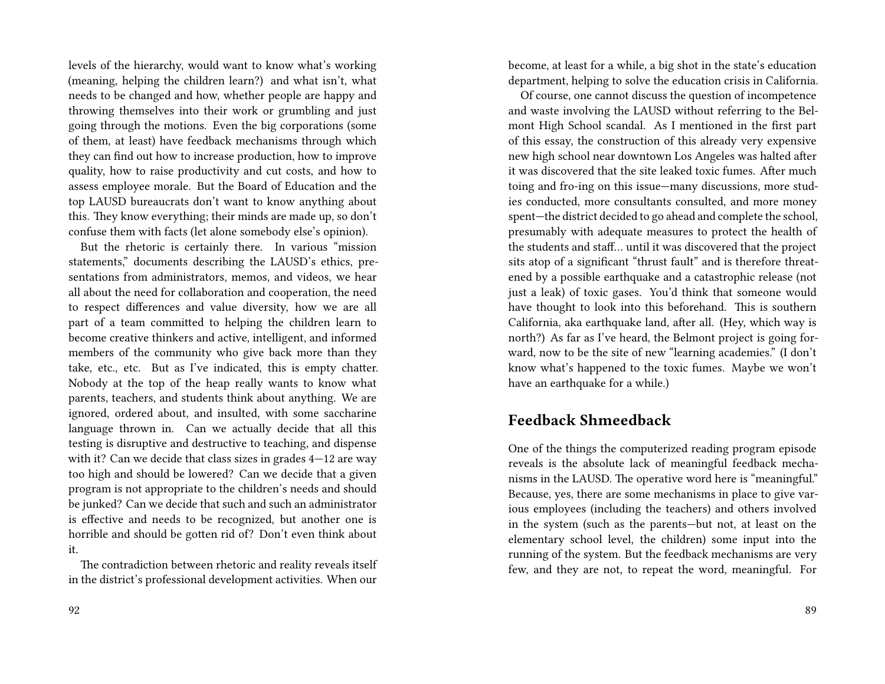levels of the hierarchy, would want to know what's working (meaning, helping the children learn?) and what isn't, what needs to be changed and how, whether people are happy and throwing themselves into their work or grumbling and just going through the motions. Even the big corporations (some of them, at least) have feedback mechanisms through which they can find out how to increase production, how to improve quality, how to raise productivity and cut costs, and how to assess employee morale. But the Board of Education and the top LAUSD bureaucrats don't want to know anything about this. They know everything; their minds are made up, so don't confuse them with facts (let alone somebody else's opinion).

But the rhetoric is certainly there. In various "mission statements," documents describing the LAUSD's ethics, presentations from administrators, memos, and videos, we hear all about the need for collaboration and cooperation, the need to respect differences and value diversity, how we are all part of a team committed to helping the children learn to become creative thinkers and active, intelligent, and informed members of the community who give back more than they take, etc., etc. But as I've indicated, this is empty chatter. Nobody at the top of the heap really wants to know what parents, teachers, and students think about anything. We are ignored, ordered about, and insulted, with some saccharine language thrown in. Can we actually decide that all this testing is disruptive and destructive to teaching, and dispense with it? Can we decide that class sizes in grades 4—12 are way too high and should be lowered? Can we decide that a given program is not appropriate to the children's needs and should be junked? Can we decide that such and such an administrator is effective and needs to be recognized, but another one is horrible and should be gotten rid of? Don't even think about it.

The contradiction between rhetoric and reality reveals itself in the district's professional development activities. When our

become, at least for a while, a big shot in the state's education department, helping to solve the education crisis in California.

Of course, one cannot discuss the question of incompetence and waste involving the LAUSD without referring to the Belmont High School scandal. As I mentioned in the first part of this essay, the construction of this already very expensive new high school near downtown Los Angeles was halted after it was discovered that the site leaked toxic fumes. After much toing and fro-ing on this issue—many discussions, more studies conducted, more consultants consulted, and more money spent—the district decided to go ahead and complete the school, presumably with adequate measures to protect the health of the students and staff… until it was discovered that the project sits atop of a significant "thrust fault" and is therefore threatened by a possible earthquake and a catastrophic release (not just a leak) of toxic gases. You'd think that someone would have thought to look into this beforehand. This is southern California, aka earthquake land, after all. (Hey, which way is north?) As far as I've heard, the Belmont project is going forward, now to be the site of new "learning academies." (I don't know what's happened to the toxic fumes. Maybe we won't have an earthquake for a while.)

## Feedback Shmeedback

One of the things the computerized reading program episode reveals is the absolute lack of meaningful feedback mechanisms in the LAUSD. The operative word here is "meaningful." Because, yes, there are some mechanisms in place to give various employees (including the teachers) and others involved in the system (such as the parents—but not, at least on the elementary school level, the children) some input into the running of the system. But the feedback mechanisms are very few, and they are not, to repeat the word, meaningful. For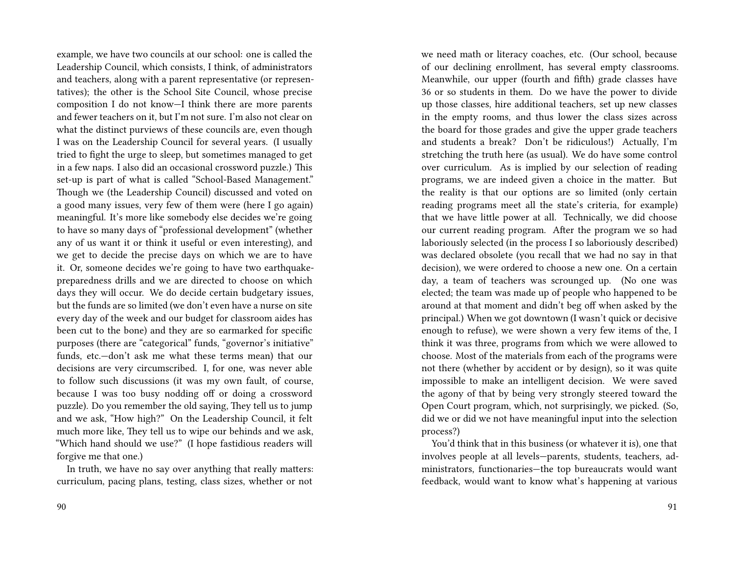example, we have two councils at our school: one is called the Leadership Council, which consists, I think, of administrators and teachers, along with a parent representative (or representatives); the other is the School Site Council, whose precise composition I do not know—I think there are more parents and fewer teachers on it, but I'm not sure. I'm also not clear on what the distinct purviews of these councils are, even though I was on the Leadership Council for several years. (I usually tried to fight the urge to sleep, but sometimes managed to get in a few naps. I also did an occasional crossword puzzle.) This set-up is part of what is called "School-Based Management." Though we (the Leadership Council) discussed and voted on a good many issues, very few of them were (here I go again) meaningful. It's more like somebody else decides we're going to have so many days of "professional development" (whether any of us want it or think it useful or even interesting), and we get to decide the precise days on which we are to have it. Or, someone decides we're going to have two earthquake-preparedness drills and we are directed to choose on which days they will occur. We do decide certain budgetary issues, but the funds are so limited (we don't even have a nurse on site every day of the week and our budget for classroom aides has been cut to the bone) and they are so earmarked for specific purposes (there are "categorical" funds, "governor's initiative" funds, etc.—don't ask me what these terms mean) that our decisions are very circumscribed. I, for one, was never able to follow such discussions (it was my own fault, of course, because I was too busy nodding off or doing a crossword puzzle). Do you remember the old saying, They tell us to jump and we ask, "How high?" On the Leadership Council, it felt much more like, They tell us to wipe our behinds and we ask, "Which hand should we use?" (I hope fastidious readers will forgive me that one.)

In truth, we have no say over anything that really matters: curriculum, pacing plans, testing, class sizes, whether or not we need math or literacy coaches, etc. (Our school, because of our declining enrollment, has several empty classrooms. Meanwhile, our upper (fourth and fifth) grade classes have 36 or so students in them. Do we have the power to divide up those classes, hire additional teachers, set up new classes in the empty rooms, and thus lower the class sizes across the board for those grades and give the upper grade teachers and students a break? Don't be ridiculous!) Actually, I'm stretching the truth here (as usual). We do have some control over curriculum. As is implied by our selection of reading programs, we are indeed given a choice in the matter. But the reality is that our options are so limited (only certain reading programs meet all the state's criteria, for example) that we have little power at all. Technically, we did choose our current reading program. After the program we so had laboriously selected (in the process I so laboriously described) was declared obsolete (you recall that we had no say in that decision), we were ordered to choose a new one. On a certain day, a team of teachers was scrounged up. (No one was elected; the team was made up of people who happened to be around at that moment and didn't beg off when asked by the principal.) When we got downtown (I wasn't quick or decisive enough to refuse), we were shown a very few items of the, I think it was three, programs from which we were allowed to choose. Most of the materials from each of the programs were not there (whether by accident or by design), so it was quite impossible to make an intelligent decision. We were saved the agony of that by being very strongly steered toward the Open Court program, which, not surprisingly, we picked. (So, did we or did we not have meaningful input into the selection process?)

You'd think that in this business (or whatever it is), one that involves people at all levels—parents, students, teachers, administrators, functionaries—the top bureaucrats would want feedback, would want to know what's happening at various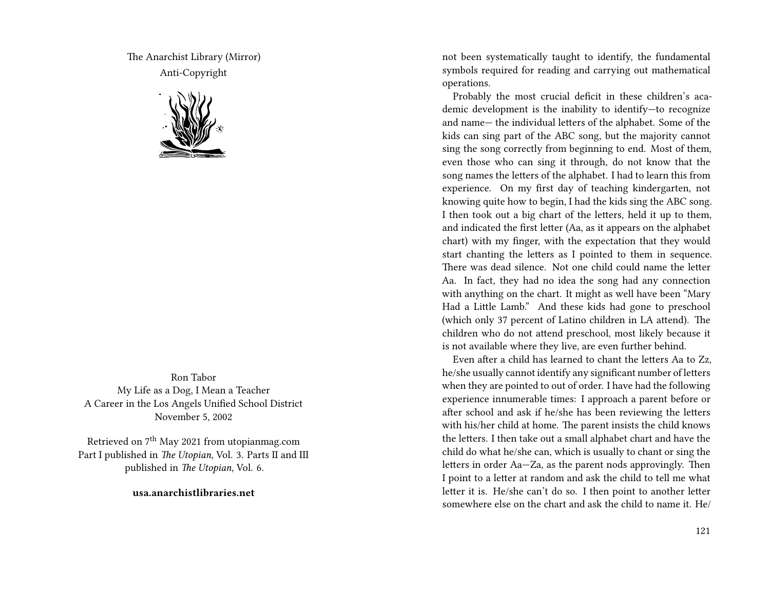The Anarchist Library (Mirror)
Anti-Copyright

Ron Tabor
My Life as a Dog, I Mean a Teacher
A Career in the Los Angels Unified School District
November 5, 2002

Retrieved on 7th May 2021 from utopianmag.com
Part I published in *The Utopian*, Vol. 3. Parts II and III published in *The Utopian*, Vol. 6.

**usa.anarchistlibraries.net**

not been systematically taught to identify, the fundamental symbols required for reading and carrying out mathematical operations.

Probably the most crucial deficit in these children's academic development is the inability to identify—to recognize and name— the individual letters of the alphabet. Some of the kids can sing part of the ABC song, but the majority cannot sing the song correctly from beginning to end. Most of them, even those who can sing it through, do not know that the song names the letters of the alphabet. I had to learn this from experience. On my first day of teaching kindergarten, not knowing quite how to begin, I had the kids sing the ABC song. I then took out a big chart of the letters, held it up to them, and indicated the first letter (Aa, as it appears on the alphabet chart) with my finger, with the expectation that they would start chanting the letters as I pointed to them in sequence. There was dead silence. Not one child could name the letter Aa. In fact, they had no idea the song had any connection with anything on the chart. It might as well have been "Mary Had a Little Lamb." And these kids had gone to preschool (which only 37 percent of Latino children in LA attend). The children who do not attend preschool, most likely because it is not available where they live, are even further behind.

Even after a child has learned to chant the letters Aa to Zz, he/she usually cannot identify any significant number of letters when they are pointed to out of order. I have had the following experience innumerable times: I approach a parent before or after school and ask if he/she has been reviewing the letters with his/her child at home. The parent insists the child knows the letters. I then take out a small alphabet chart and have the child do what he/she can, which is usually to chant or sing the letters in order Aa—Za, as the parent nods approvingly. Then I point to a letter at random and ask the child to tell me what letter it is. He/she can't do so. I then point to another letter somewhere else on the chart and ask the child to name it. He/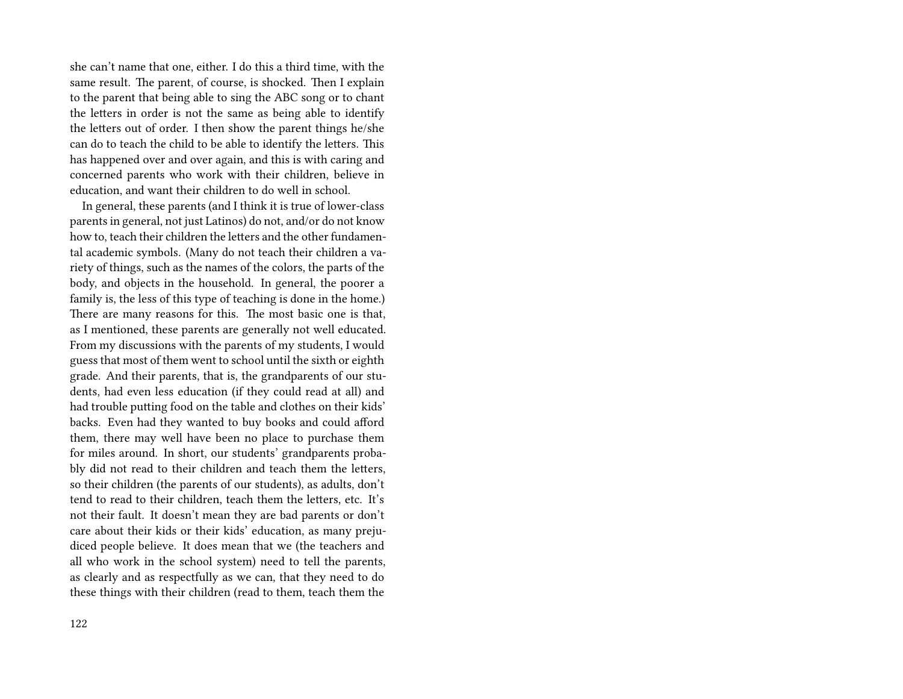she can't name that one, either. I do this a third time, with the same result. The parent, of course, is shocked. Then I explain to the parent that being able to sing the ABC song or to chant the letters in order is not the same as being able to identify the letters out of order. I then show the parent things he/she can do to teach the child to be able to identify the letters. This has happened over and over again, and this is with caring and concerned parents who work with their children, believe in education, and want their children to do well in school.

In general, these parents (and I think it is true of lower-class parents in general, not just Latinos) do not, and/or do not know how to, teach their children the letters and the other fundamental academic symbols. (Many do not teach their children a variety of things, such as the names of the colors, the parts of the body, and objects in the household. In general, the poorer a family is, the less of this type of teaching is done in the home.) There are many reasons for this. The most basic one is that, as I mentioned, these parents are generally not well educated. From my discussions with the parents of my students, I would guess that most of them went to school until the sixth or eighth grade. And their parents, that is, the grandparents of our students, had even less education (if they could read at all) and had trouble putting food on the table and clothes on their kids' backs. Even had they wanted to buy books and could afford them, there may well have been no place to purchase them for miles around. In short, our students' grandparents probably did not read to their children and teach them the letters, so their children (the parents of our students), as adults, don't tend to read to their children, teach them the letters, etc. It's not their fault. It doesn't mean they are bad parents or don't care about their kids or their kids' education, as many prejudiced people believe. It does mean that we (the teachers and all who work in the school system) need to tell the parents, as clearly and as respectfully as we can, that they need to do these things with their children (read to them, teach them the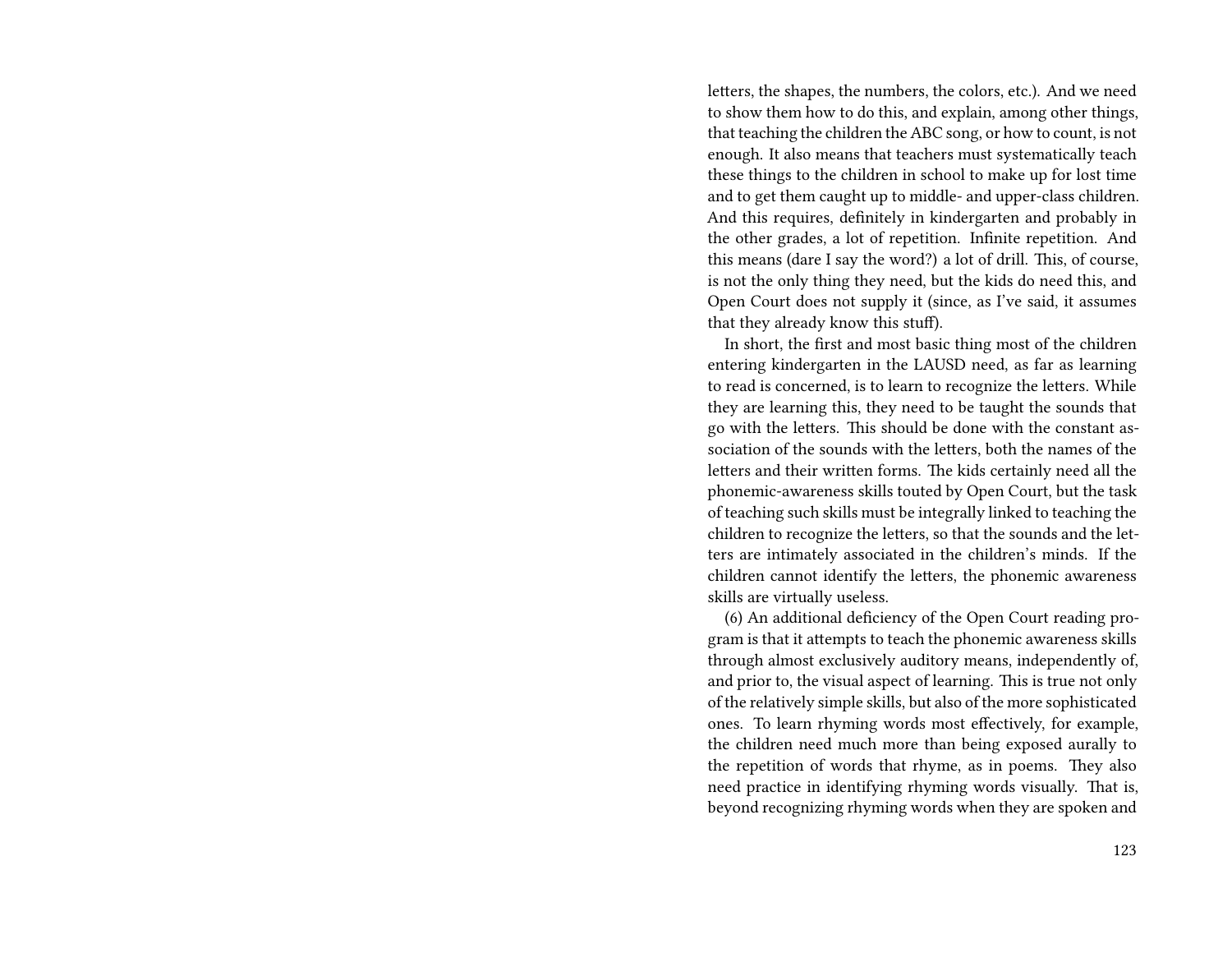letters, the shapes, the numbers, the colors, etc.). And we need to show them how to do this, and explain, among other things, that teaching the children the ABC song, or how to count, is not enough. It also means that teachers must systematically teach these things to the children in school to make up for lost time and to get them caught up to middle- and upper-class children. And this requires, definitely in kindergarten and probably in the other grades, a lot of repetition. Infinite repetition. And this means (dare I say the word?) a lot of drill. This, of course, is not the only thing they need, but the kids do need this, and Open Court does not supply it (since, as I've said, it assumes that they already know this stuff).

In short, the first and most basic thing most of the children entering kindergarten in the LAUSD need, as far as learning to read is concerned, is to learn to recognize the letters. While they are learning this, they need to be taught the sounds that go with the letters. This should be done with the constant association of the sounds with the letters, both the names of the letters and their written forms. The kids certainly need all the phonemic-awareness skills touted by Open Court, but the task of teaching such skills must be integrally linked to teaching the children to recognize the letters, so that the sounds and the letters are intimately associated in the children's minds. If the children cannot identify the letters, the phonemic awareness skills are virtually useless.

(6) An additional deficiency of the Open Court reading program is that it attempts to teach the phonemic awareness skills through almost exclusively auditory means, independently of, and prior to, the visual aspect of learning. This is true not only of the relatively simple skills, but also of the more sophisticated ones. To learn rhyming words most effectively, for example, the children need much more than being exposed aurally to the repetition of words that rhyme, as in poems. They also need practice in identifying rhyming words visually. That is, beyond recognizing rhyming words when they are spoken and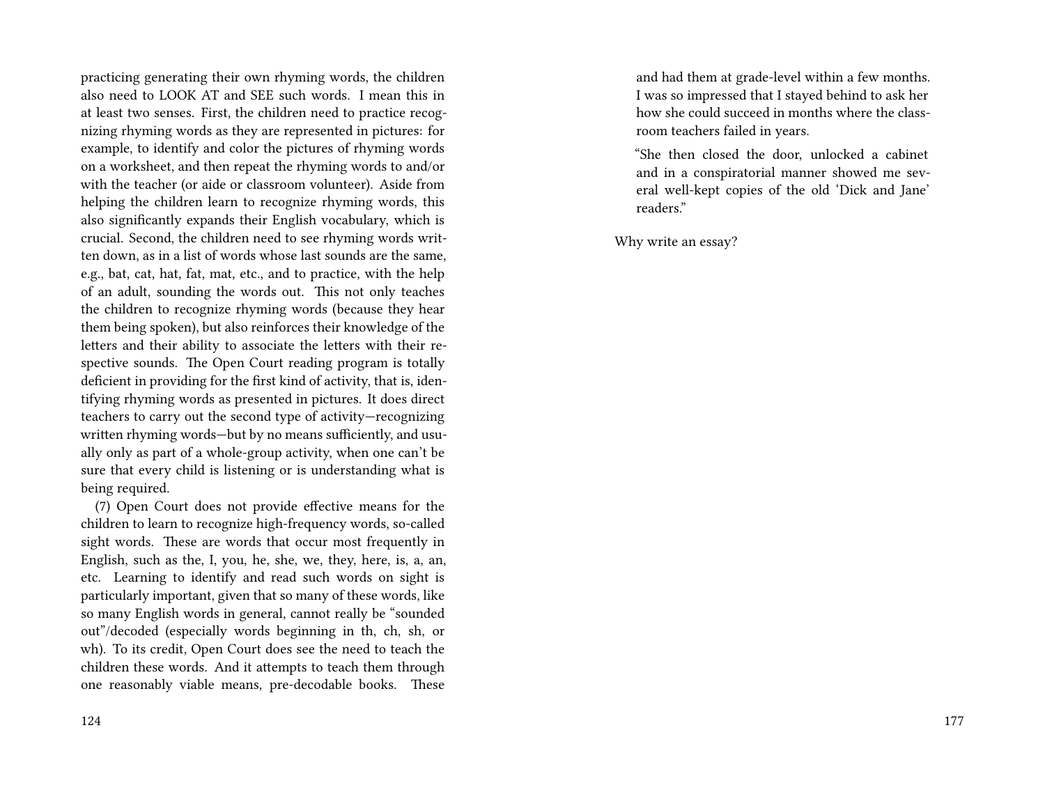practicing generating their own rhyming words, the children also need to LOOK AT and SEE such words. I mean this in at least two senses. First, the children need to practice recognizing rhyming words as they are represented in pictures: for example, to identify and color the pictures of rhyming words on a worksheet, and then repeat the rhyming words to and/or with the teacher (or aide or classroom volunteer). Aside from helping the children learn to recognize rhyming words, this also significantly expands their English vocabulary, which is crucial. Second, the children need to see rhyming words written down, as in a list of words whose last sounds are the same, e.g., bat, cat, hat, fat, mat, etc., and to practice, with the help of an adult, sounding the words out. This not only teaches the children to recognize rhyming words (because they hear them being spoken), but also reinforces their knowledge of the letters and their ability to associate the letters with their respective sounds. The Open Court reading program is totally deficient in providing for the first kind of activity, that is, identifying rhyming words as presented in pictures. It does direct teachers to carry out the second type of activity—recognizing written rhyming words—but by no means sufficiently, and usually only as part of a whole-group activity, when one can't be sure that every child is listening or is understanding what is being required.

(7) Open Court does not provide effective means for the children to learn to recognize high-frequency words, so-called sight words. These are words that occur most frequently in English, such as the, I, you, he, she, we, they, here, is, a, an, etc. Learning to identify and read such words on sight is particularly important, given that so many of these words, like so many English words in general, cannot really be "sounded out"/decoded (especially words beginning in th, ch, sh, or wh). To its credit, Open Court does see the need to teach the children these words. And it attempts to teach them through one reasonably viable means, pre-decodable books. These

> and had them at grade-level within a few months. I was so impressed that I stayed behind to ask her how she could succeed in months where the classroom teachers failed in years.
>
> "She then closed the door, unlocked a cabinet and in a conspiratorial manner showed me several well-kept copies of the old 'Dick and Jane' readers."

Why write an essay?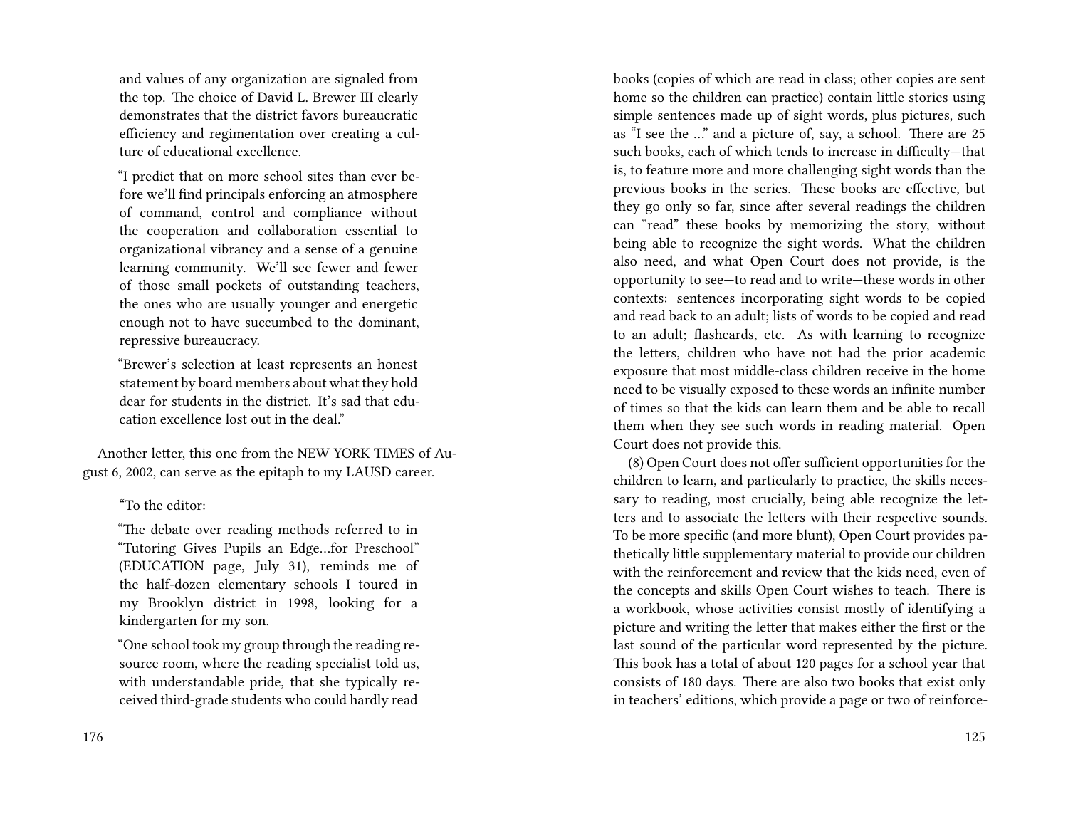and values of any organization are signaled from the top. The choice of David L. Brewer III clearly demonstrates that the district favors bureaucratic efficiency and regimentation over creating a culture of educational excellence.

> "I predict that on more school sites than ever before we'll find principals enforcing an atmosphere of command, control and compliance without the cooperation and collaboration essential to organizational vibrancy and a sense of a genuine learning community. We'll see fewer and fewer of those small pockets of outstanding teachers, the ones who are usually younger and energetic enough not to have succumbed to the dominant, repressive bureaucracy.
>
> "Brewer's selection at least represents an honest statement by board members about what they hold dear for students in the district. It's sad that education excellence lost out in the deal."

Another letter, this one from the NEW YORK TIMES of August 6, 2002, can serve as the epitaph to my LAUSD career.

> "To the editor:
>
> "The debate over reading methods referred to in "Tutoring Gives Pupils an Edge…for Preschool" (EDUCATION page, July 31), reminds me of the half-dozen elementary schools I toured in my Brooklyn district in 1998, looking for a kindergarten for my son.
>
> "One school took my group through the reading resource room, where the reading specialist told us, with understandable pride, that she typically received third-grade students who could hardly read

books (copies of which are read in class; other copies are sent home so the children can practice) contain little stories using simple sentences made up of sight words, plus pictures, such as "I see the …" and a picture of, say, a school. There are 25 such books, each of which tends to increase in difficulty—that is, to feature more and more challenging sight words than the previous books in the series. These books are effective, but they go only so far, since after several readings the children can "read" these books by memorizing the story, without being able to recognize the sight words. What the children also need, and what Open Court does not provide, is the opportunity to see—to read and to write—these words in other contexts: sentences incorporating sight words to be copied and read back to an adult; lists of words to be copied and read to an adult; flashcards, etc. As with learning to recognize the letters, children who have not had the prior academic exposure that most middle-class children receive in the home need to be visually exposed to these words an infinite number of times so that the kids can learn them and be able to recall them when they see such words in reading material. Open Court does not provide this.

(8) Open Court does not offer sufficient opportunities for the children to learn, and particularly to practice, the skills necessary to reading, most crucially, being able recognize the letters and to associate the letters with their respective sounds. To be more specific (and more blunt), Open Court provides pathetically little supplementary material to provide our children with the reinforcement and review that the kids need, even of the concepts and skills Open Court wishes to teach. There is a workbook, whose activities consist mostly of identifying a picture and writing the letter that makes either the first or the last sound of the particular word represented by the picture. This book has a total of about 120 pages for a school year that consists of 180 days. There are also two books that exist only in teachers' editions, which provide a page or two of reinforce-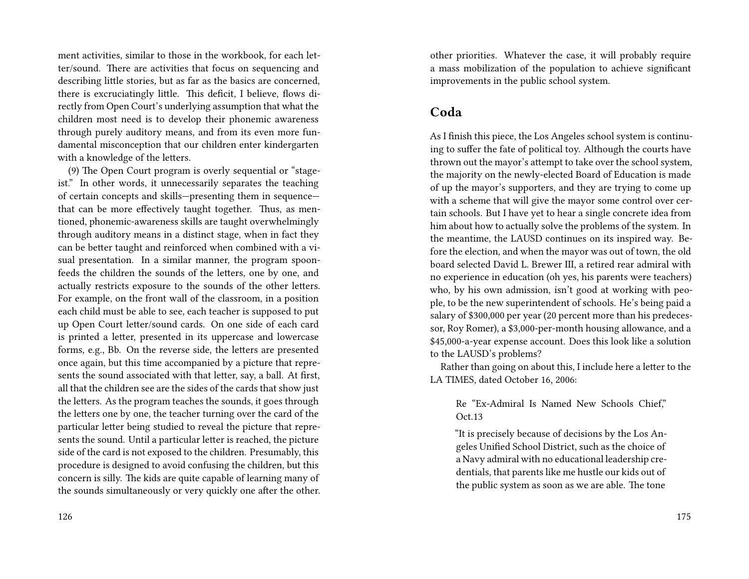ment activities, similar to those in the workbook, for each letter/sound. There are activities that focus on sequencing and describing little stories, but as far as the basics are concerned, there is excruciatingly little. This deficit, I believe, flows directly from Open Court's underlying assumption that what the children most need is to develop their phonemic awareness through purely auditory means, and from its even more fundamental misconception that our children enter kindergarten with a knowledge of the letters.

(9) The Open Court program is overly sequential or "stage-ist." In other words, it unnecessarily separates the teaching of certain concepts and skills—presenting them in sequence—that can be more effectively taught together. Thus, as mentioned, phonemic-awareness skills are taught overwhelmingly through auditory means in a distinct stage, when in fact they can be better taught and reinforced when combined with a visual presentation. In a similar manner, the program spoon-feeds the children the sounds of the letters, one by one, and actually restricts exposure to the sounds of the other letters. For example, on the front wall of the classroom, in a position each child must be able to see, each teacher is supposed to put up Open Court letter/sound cards. On one side of each card is printed a letter, presented in its uppercase and lowercase forms, e.g., Bb. On the reverse side, the letters are presented once again, but this time accompanied by a picture that represents the sound associated with that letter, say, a ball. At first, all that the children see are the sides of the cards that show just the letters. As the program teaches the sounds, it goes through the letters one by one, the teacher turning over the card of the particular letter being studied to reveal the picture that represents the sound. Until a particular letter is reached, the picture side of the card is not exposed to the children. Presumably, this procedure is designed to avoid confusing the children, but this concern is silly. The kids are quite capable of learning many of the sounds simultaneously or very quickly one after the other.

other priorities. Whatever the case, it will probably require a mass mobilization of the population to achieve significant improvements in the public school system.

## Coda

As I finish this piece, the Los Angeles school system is continuing to suffer the fate of political toy. Although the courts have thrown out the mayor's attempt to take over the school system, the majority on the newly-elected Board of Education is made of up the mayor's supporters, and they are trying to come up with a scheme that will give the mayor some control over certain schools. But I have yet to hear a single concrete idea from him about how to actually solve the problems of the system. In the meantime, the LAUSD continues on its inspired way. Before the election, and when the mayor was out of town, the old board selected David L. Brewer III, a retired rear admiral with no experience in education (oh yes, his parents were teachers) who, by his own admission, isn't good at working with people, to be the new superintendent of schools. He's being paid a salary of $300,000 per year (20 percent more than his predecessor, Roy Romer), a $3,000-per-month housing allowance, and a $45,000-a-year expense account. Does this look like a solution to the LAUSD's problems?

Rather than going on about this, I include here a letter to the LA TIMES, dated October 16, 2006:

> Re "Ex-Admiral Is Named New Schools Chief," Oct.13
>
> "It is precisely because of decisions by the Los Angeles Unified School District, such as the choice of a Navy admiral with no educational leadership credentials, that parents like me hustle our kids out of the public system as soon as we are able. The tone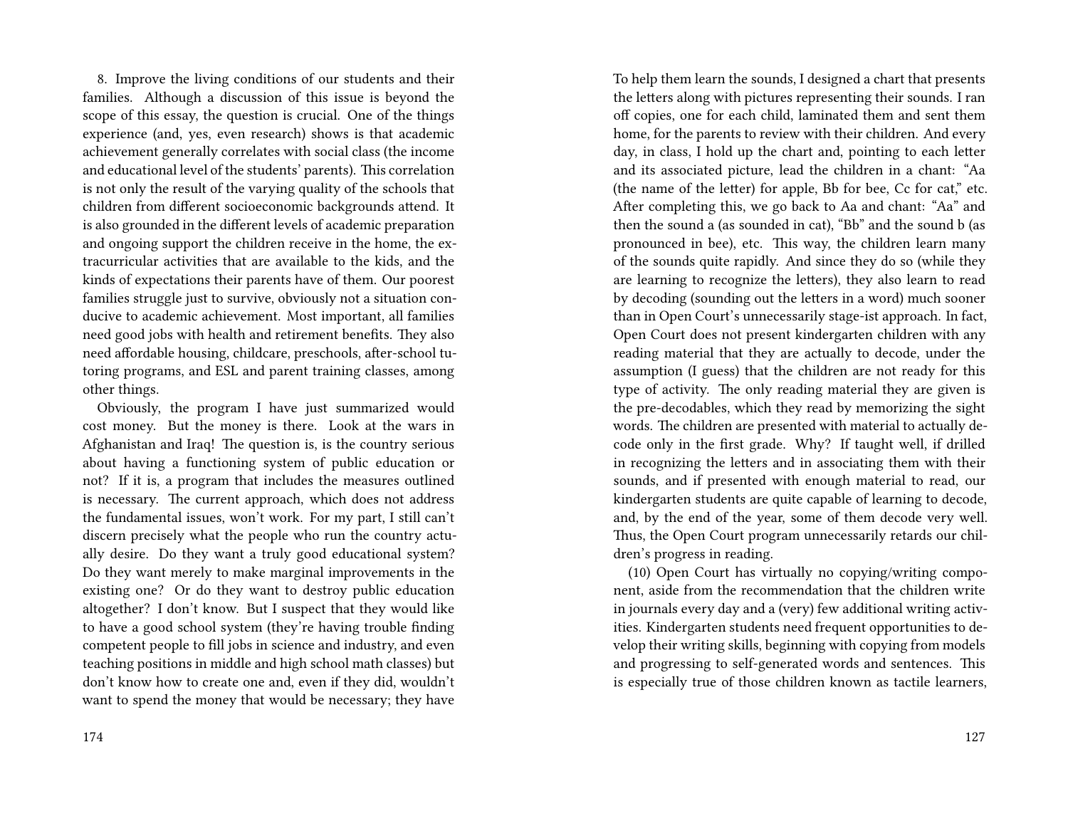8. Improve the living conditions of our students and their families. Although a discussion of this issue is beyond the scope of this essay, the question is crucial. One of the things experience (and, yes, even research) shows is that academic achievement generally correlates with social class (the income and educational level of the students' parents). This correlation is not only the result of the varying quality of the schools that children from different socioeconomic backgrounds attend. It is also grounded in the different levels of academic preparation and ongoing support the children receive in the home, the extracurricular activities that are available to the kids, and the kinds of expectations their parents have of them. Our poorest families struggle just to survive, obviously not a situation conducive to academic achievement. Most important, all families need good jobs with health and retirement benefits. They also need affordable housing, childcare, preschools, after-school tutoring programs, and ESL and parent training classes, among other things.

Obviously, the program I have just summarized would cost money. But the money is there. Look at the wars in Afghanistan and Iraq! The question is, is the country serious about having a functioning system of public education or not? If it is, a program that includes the measures outlined is necessary. The current approach, which does not address the fundamental issues, won't work. For my part, I still can't discern precisely what the people who run the country actually desire. Do they want a truly good educational system? Do they want merely to make marginal improvements in the existing one? Or do they want to destroy public education altogether? I don't know. But I suspect that they would like to have a good school system (they're having trouble finding competent people to fill jobs in science and industry, and even teaching positions in middle and high school math classes) but don't know how to create one and, even if they did, wouldn't want to spend the money that would be necessary; they have

To help them learn the sounds, I designed a chart that presents the letters along with pictures representing their sounds. I ran off copies, one for each child, laminated them and sent them home, for the parents to review with their children. And every day, in class, I hold up the chart and, pointing to each letter and its associated picture, lead the children in a chant: "Aa (the name of the letter) for apple, Bb for bee, Cc for cat," etc. After completing this, we go back to Aa and chant: "Aa" and then the sound a (as sounded in cat), "Bb" and the sound b (as pronounced in bee), etc. This way, the children learn many of the sounds quite rapidly. And since they do so (while they are learning to recognize the letters), they also learn to read by decoding (sounding out the letters in a word) much sooner than in Open Court's unnecessarily stage-ist approach. In fact, Open Court does not present kindergarten children with any reading material that they are actually to decode, under the assumption (I guess) that the children are not ready for this type of activity. The only reading material they are given is the pre-decodables, which they read by memorizing the sight words. The children are presented with material to actually decode only in the first grade. Why? If taught well, if drilled in recognizing the letters and in associating them with their sounds, and if presented with enough material to read, our kindergarten students are quite capable of learning to decode, and, by the end of the year, some of them decode very well. Thus, the Open Court program unnecessarily retards our children's progress in reading.

(10) Open Court has virtually no copying/writing component, aside from the recommendation that the children write in journals every day and a (very) few additional writing activities. Kindergarten students need frequent opportunities to develop their writing skills, beginning with copying from models and progressing to self-generated words and sentences. This is especially true of those children known as tactile learners,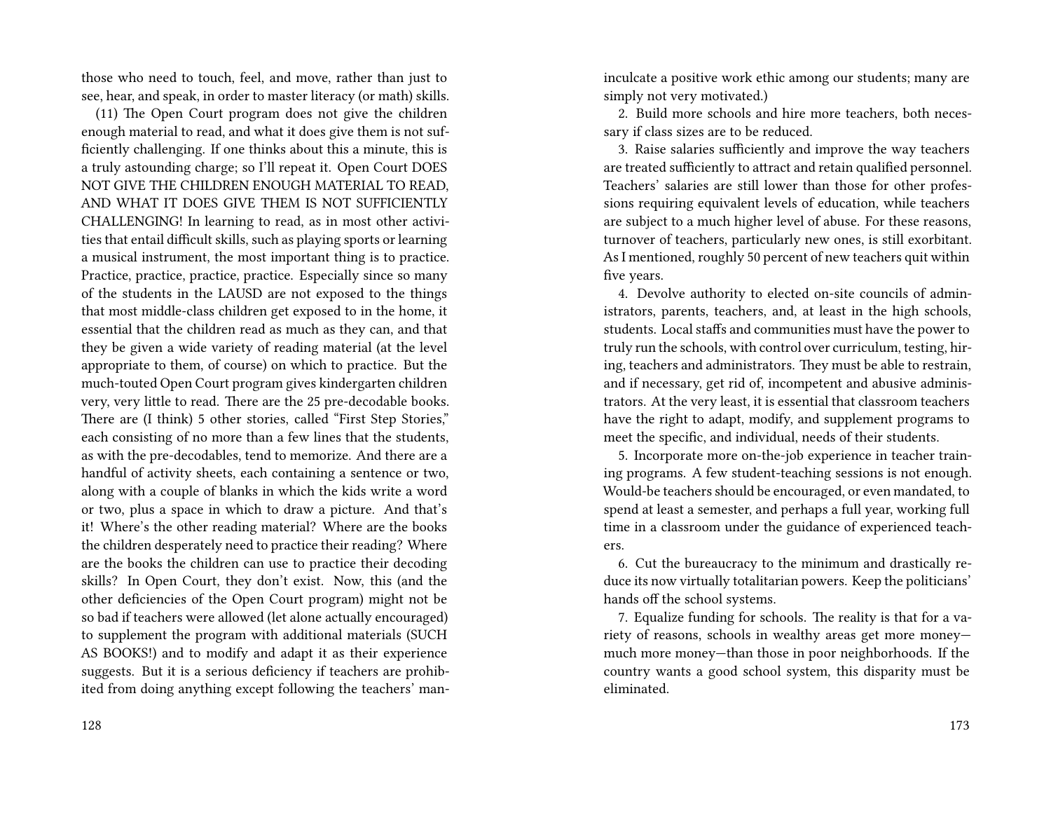those who need to touch, feel, and move, rather than just to see, hear, and speak, in order to master literacy (or math) skills.

(11) The Open Court program does not give the children enough material to read, and what it does give them is not sufficiently challenging. If one thinks about this a minute, this is a truly astounding charge; so I'll repeat it. Open Court DOES NOT GIVE THE CHILDREN ENOUGH MATERIAL TO READ, AND WHAT IT DOES GIVE THEM IS NOT SUFFICIENTLY CHALLENGING! In learning to read, as in most other activities that entail difficult skills, such as playing sports or learning a musical instrument, the most important thing is to practice. Practice, practice, practice, practice. Especially since so many of the students in the LAUSD are not exposed to the things that most middle-class children get exposed to in the home, it essential that the children read as much as they can, and that they be given a wide variety of reading material (at the level appropriate to them, of course) on which to practice. But the much-touted Open Court program gives kindergarten children very, very little to read. There are the 25 pre-decodable books. There are (I think) 5 other stories, called "First Step Stories," each consisting of no more than a few lines that the students, as with the pre-decodables, tend to memorize. And there are a handful of activity sheets, each containing a sentence or two, along with a couple of blanks in which the kids write a word or two, plus a space in which to draw a picture. And that's it! Where's the other reading material? Where are the books the children desperately need to practice their reading? Where are the books the children can use to practice their decoding skills? In Open Court, they don't exist. Now, this (and the other deficiencies of the Open Court program) might not be so bad if teachers were allowed (let alone actually encouraged) to supplement the program with additional materials (SUCH AS BOOKS!) and to modify and adapt it as their experience suggests. But it is a serious deficiency if teachers are prohibited from doing anything except following the teachers' man-

inculcate a positive work ethic among our students; many are simply not very motivated.)

2. Build more schools and hire more teachers, both necessary if class sizes are to be reduced.

3. Raise salaries sufficiently and improve the way teachers are treated sufficiently to attract and retain qualified personnel. Teachers' salaries are still lower than those for other professions requiring equivalent levels of education, while teachers are subject to a much higher level of abuse. For these reasons, turnover of teachers, particularly new ones, is still exorbitant. As I mentioned, roughly 50 percent of new teachers quit within five years.

4. Devolve authority to elected on-site councils of administrators, parents, teachers, and, at least in the high schools, students. Local staffs and communities must have the power to truly run the schools, with control over curriculum, testing, hiring, teachers and administrators. They must be able to restrain, and if necessary, get rid of, incompetent and abusive administrators. At the very least, it is essential that classroom teachers have the right to adapt, modify, and supplement programs to meet the specific, and individual, needs of their students.

5. Incorporate more on-the-job experience in teacher training programs. A few student-teaching sessions is not enough. Would-be teachers should be encouraged, or even mandated, to spend at least a semester, and perhaps a full year, working full time in a classroom under the guidance of experienced teachers.

6. Cut the bureaucracy to the minimum and drastically reduce its now virtually totalitarian powers. Keep the politicians' hands off the school systems.

7. Equalize funding for schools. The reality is that for a variety of reasons, schools in wealthy areas get more money—much more money—than those in poor neighborhoods. If the country wants a good school system, this disparity must be eliminated.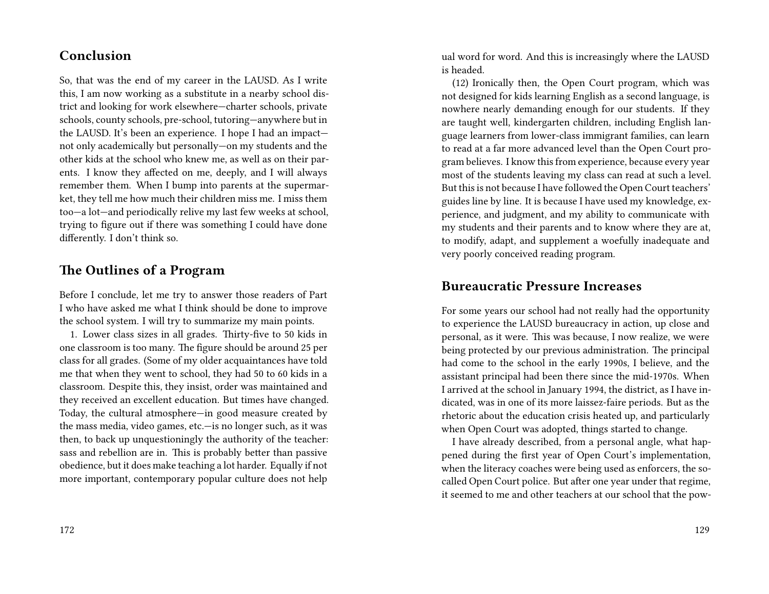## Conclusion

So, that was the end of my career in the LAUSD. As I write this, I am now working as a substitute in a nearby school district and looking for work elsewhere—charter schools, private schools, county schools, pre-school, tutoring—anywhere but in the LAUSD. It's been an experience. I hope I had an impact—not only academically but personally—on my students and the other kids at the school who knew me, as well as on their parents. I know they affected on me, deeply, and I will always remember them. When I bump into parents at the supermarket, they tell me how much their children miss me. I miss them too—a lot—and periodically relive my last few weeks at school, trying to figure out if there was something I could have done differently. I don't think so.

## The Outlines of a Program

Before I conclude, let me try to answer those readers of Part I who have asked me what I think should be done to improve the school system. I will try to summarize my main points.

1. Lower class sizes in all grades. Thirty-five to 50 kids in one classroom is too many. The figure should be around 25 per class for all grades. (Some of my older acquaintances have told me that when they went to school, they had 50 to 60 kids in a classroom. Despite this, they insist, order was maintained and they received an excellent education. But times have changed. Today, the cultural atmosphere—in good measure created by the mass media, video games, etc.—is no longer such, as it was then, to back up unquestioningly the authority of the teacher: sass and rebellion are in. This is probably better than passive obedience, but it does make teaching a lot harder. Equally if not more important, contemporary popular culture does not help

ual word for word. And this is increasingly where the LAUSD is headed.

(12) Ironically then, the Open Court program, which was not designed for kids learning English as a second language, is nowhere nearly demanding enough for our students. If they are taught well, kindergarten children, including English language learners from lower-class immigrant families, can learn to read at a far more advanced level than the Open Court program believes. I know this from experience, because every year most of the students leaving my class can read at such a level. But this is not because I have followed the Open Court teachers' guides line by line. It is because I have used my knowledge, experience, and judgment, and my ability to communicate with my students and their parents and to know where they are at, to modify, adapt, and supplement a woefully inadequate and very poorly conceived reading program.

## Bureaucratic Pressure Increases

For some years our school had not really had the opportunity to experience the LAUSD bureaucracy in action, up close and personal, as it were. This was because, I now realize, we were being protected by our previous administration. The principal had come to the school in the early 1990s, I believe, and the assistant principal had been there since the mid-1970s. When I arrived at the school in January 1994, the district, as I have indicated, was in one of its more laissez-faire periods. But as the rhetoric about the education crisis heated up, and particularly when Open Court was adopted, things started to change.

I have already described, from a personal angle, what happened during the first year of Open Court's implementation, when the literacy coaches were being used as enforcers, the so-called Open Court police. But after one year under that regime, it seemed to me and other teachers at our school that the pow-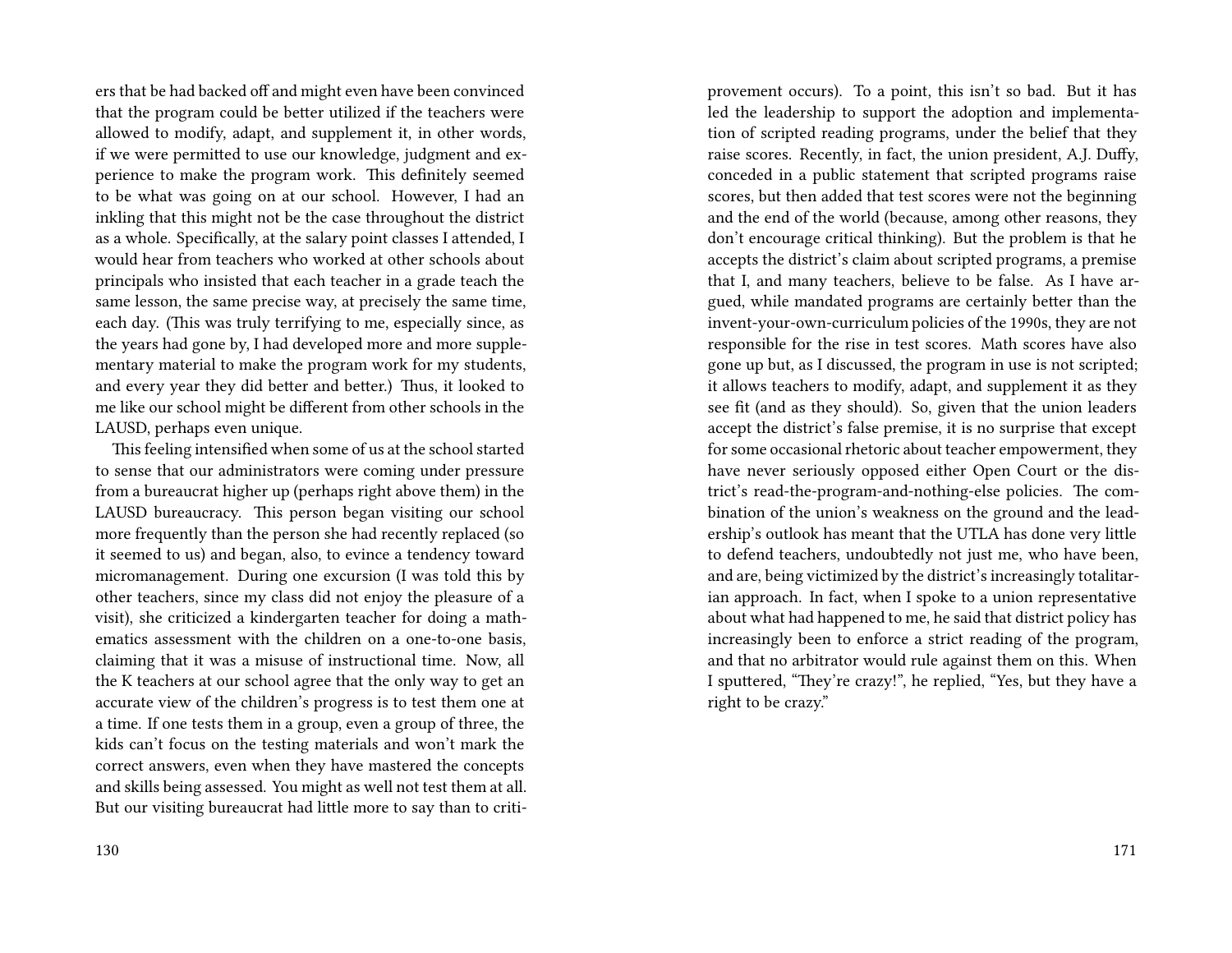ers that be had backed off and might even have been convinced that the program could be better utilized if the teachers were allowed to modify, adapt, and supplement it, in other words, if we were permitted to use our knowledge, judgment and experience to make the program work. This definitely seemed to be what was going on at our school. However, I had an inkling that this might not be the case throughout the district as a whole. Specifically, at the salary point classes I attended, I would hear from teachers who worked at other schools about principals who insisted that each teacher in a grade teach the same lesson, the same precise way, at precisely the same time, each day. (This was truly terrifying to me, especially since, as the years had gone by, I had developed more and more supplementary material to make the program work for my students, and every year they did better and better.) Thus, it looked to me like our school might be different from other schools in the LAUSD, perhaps even unique.

This feeling intensified when some of us at the school started to sense that our administrators were coming under pressure from a bureaucrat higher up (perhaps right above them) in the LAUSD bureaucracy. This person began visiting our school more frequently than the person she had recently replaced (so it seemed to us) and began, also, to evince a tendency toward micromanagement. During one excursion (I was told this by other teachers, since my class did not enjoy the pleasure of a visit), she criticized a kindergarten teacher for doing a mathematics assessment with the children on a one-to-one basis, claiming that it was a misuse of instructional time. Now, all the K teachers at our school agree that the only way to get an accurate view of the children's progress is to test them one at a time. If one tests them in a group, even a group of three, the kids can't focus on the testing materials and won't mark the correct answers, even when they have mastered the concepts and skills being assessed. You might as well not test them at all. But our visiting bureaucrat had little more to say than to criti-

provement occurs). To a point, this isn't so bad. But it has led the leadership to support the adoption and implementation of scripted reading programs, under the belief that they raise scores. Recently, in fact, the union president, A.J. Duffy, conceded in a public statement that scripted programs raise scores, but then added that test scores were not the beginning and the end of the world (because, among other reasons, they don't encourage critical thinking). But the problem is that he accepts the district's claim about scripted programs, a premise that I, and many teachers, believe to be false. As I have argued, while mandated programs are certainly better than the invent-your-own-curriculum policies of the 1990s, they are not responsible for the rise in test scores. Math scores have also gone up but, as I discussed, the program in use is not scripted; it allows teachers to modify, adapt, and supplement it as they see fit (and as they should). So, given that the union leaders accept the district's false premise, it is no surprise that except for some occasional rhetoric about teacher empowerment, they have never seriously opposed either Open Court or the district's read-the-program-and-nothing-else policies. The combination of the union's weakness on the ground and the leadership's outlook has meant that the UTLA has done very little to defend teachers, undoubtedly not just me, who have been, and are, being victimized by the district's increasingly totalitarian approach. In fact, when I spoke to a union representative about what had happened to me, he said that district policy has increasingly been to enforce a strict reading of the program, and that no arbitrator would rule against them on this. When I sputtered, "They're crazy!", he replied, "Yes, but they have a right to be crazy."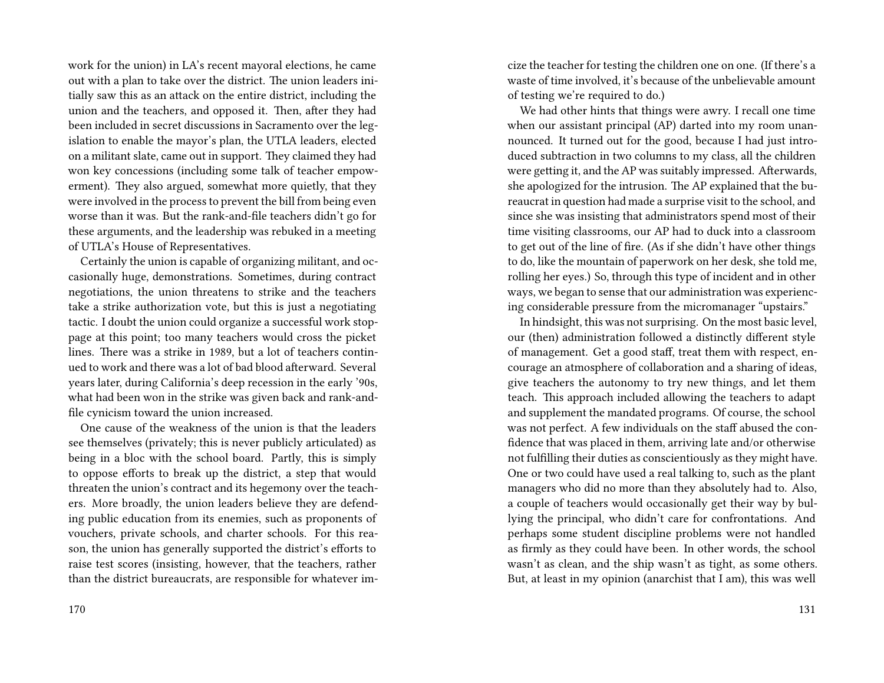work for the union) in LA's recent mayoral elections, he came out with a plan to take over the district. The union leaders initially saw this as an attack on the entire district, including the union and the teachers, and opposed it. Then, after they had been included in secret discussions in Sacramento over the legislation to enable the mayor's plan, the UTLA leaders, elected on a militant slate, came out in support. They claimed they had won key concessions (including some talk of teacher empowerment). They also argued, somewhat more quietly, that they were involved in the process to prevent the bill from being even worse than it was. But the rank-and-file teachers didn't go for these arguments, and the leadership was rebuked in a meeting of UTLA's House of Representatives.

Certainly the union is capable of organizing militant, and occasionally huge, demonstrations. Sometimes, during contract negotiations, the union threatens to strike and the teachers take a strike authorization vote, but this is just a negotiating tactic. I doubt the union could organize a successful work stoppage at this point; too many teachers would cross the picket lines. There was a strike in 1989, but a lot of teachers continued to work and there was a lot of bad blood afterward. Several years later, during California's deep recession in the early '90s, what had been won in the strike was given back and rank-and-file cynicism toward the union increased.

One cause of the weakness of the union is that the leaders see themselves (privately; this is never publicly articulated) as being in a bloc with the school board. Partly, this is simply to oppose efforts to break up the district, a step that would threaten the union's contract and its hegemony over the teachers. More broadly, the union leaders believe they are defending public education from its enemies, such as proponents of vouchers, private schools, and charter schools. For this reason, the union has generally supported the district's efforts to raise test scores (insisting, however, that the teachers, rather than the district bureaucrats, are responsible for whatever im-

cize the teacher for testing the children one on one. (If there's a waste of time involved, it's because of the unbelievable amount of testing we're required to do.)

We had other hints that things were awry. I recall one time when our assistant principal (AP) darted into my room unannounced. It turned out for the good, because I had just introduced subtraction in two columns to my class, all the children were getting it, and the AP was suitably impressed. Afterwards, she apologized for the intrusion. The AP explained that the bureaucrat in question had made a surprise visit to the school, and since she was insisting that administrators spend most of their time visiting classrooms, our AP had to duck into a classroom to get out of the line of fire. (As if she didn't have other things to do, like the mountain of paperwork on her desk, she told me, rolling her eyes.) So, through this type of incident and in other ways, we began to sense that our administration was experiencing considerable pressure from the micromanager "upstairs."

In hindsight, this was not surprising. On the most basic level, our (then) administration followed a distinctly different style of management. Get a good staff, treat them with respect, encourage an atmosphere of collaboration and a sharing of ideas, give teachers the autonomy to try new things, and let them teach. This approach included allowing the teachers to adapt and supplement the mandated programs. Of course, the school was not perfect. A few individuals on the staff abused the confidence that was placed in them, arriving late and/or otherwise not fulfilling their duties as conscientiously as they might have. One or two could have used a real talking to, such as the plant managers who did no more than they absolutely had to. Also, a couple of teachers would occasionally get their way by bullying the principal, who didn't care for confrontations. And perhaps some student discipline problems were not handled as firmly as they could have been. In other words, the school wasn't as clean, and the ship wasn't as tight, as some others. But, at least in my opinion (anarchist that I am), this was well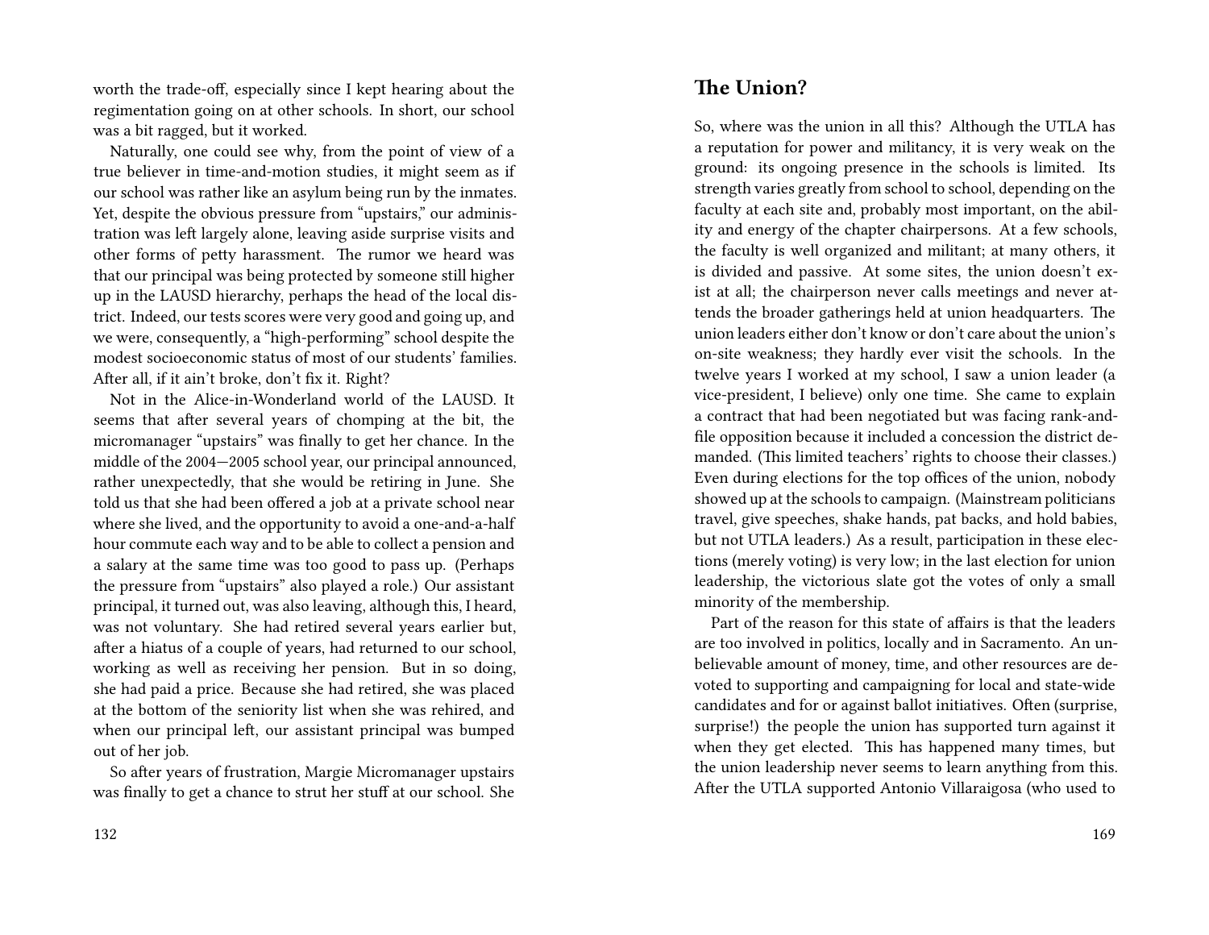worth the trade-off, especially since I kept hearing about the regimentation going on at other schools. In short, our school was a bit ragged, but it worked.

Naturally, one could see why, from the point of view of a true believer in time-and-motion studies, it might seem as if our school was rather like an asylum being run by the inmates. Yet, despite the obvious pressure from "upstairs," our administration was left largely alone, leaving aside surprise visits and other forms of petty harassment. The rumor we heard was that our principal was being protected by someone still higher up in the LAUSD hierarchy, perhaps the head of the local district. Indeed, our tests scores were very good and going up, and we were, consequently, a "high-performing" school despite the modest socioeconomic status of most of our students' families. After all, if it ain't broke, don't fix it. Right?

Not in the Alice-in-Wonderland world of the LAUSD. It seems that after several years of chomping at the bit, the micromanager "upstairs" was finally to get her chance. In the middle of the 2004—2005 school year, our principal announced, rather unexpectedly, that she would be retiring in June. She told us that she had been offered a job at a private school near where she lived, and the opportunity to avoid a one-and-a-half hour commute each way and to be able to collect a pension and a salary at the same time was too good to pass up. (Perhaps the pressure from "upstairs" also played a role.) Our assistant principal, it turned out, was also leaving, although this, I heard, was not voluntary. She had retired several years earlier but, after a hiatus of a couple of years, had returned to our school, working as well as receiving her pension. But in so doing, she had paid a price. Because she had retired, she was placed at the bottom of the seniority list when she was rehired, and when our principal left, our assistant principal was bumped out of her job.

So after years of frustration, Margie Micromanager upstairs was finally to get a chance to strut her stuff at our school. She

## The Union?

So, where was the union in all this? Although the UTLA has a reputation for power and militancy, it is very weak on the ground: its ongoing presence in the schools is limited. Its strength varies greatly from school to school, depending on the faculty at each site and, probably most important, on the ability and energy of the chapter chairpersons. At a few schools, the faculty is well organized and militant; at many others, it is divided and passive. At some sites, the union doesn't exist at all; the chairperson never calls meetings and never attends the broader gatherings held at union headquarters. The union leaders either don't know or don't care about the union's on-site weakness; they hardly ever visit the schools. In the twelve years I worked at my school, I saw a union leader (a vice-president, I believe) only one time. She came to explain a contract that had been negotiated but was facing rank-and-file opposition because it included a concession the district demanded. (This limited teachers' rights to choose their classes.) Even during elections for the top offices of the union, nobody showed up at the schools to campaign. (Mainstream politicians travel, give speeches, shake hands, pat backs, and hold babies, but not UTLA leaders.) As a result, participation in these elections (merely voting) is very low; in the last election for union leadership, the victorious slate got the votes of only a small minority of the membership.

Part of the reason for this state of affairs is that the leaders are too involved in politics, locally and in Sacramento. An unbelievable amount of money, time, and other resources are devoted to supporting and campaigning for local and state-wide candidates and for or against ballot initiatives. Often (surprise, surprise!) the people the union has supported turn against it when they get elected. This has happened many times, but the union leadership never seems to learn anything from this. After the UTLA supported Antonio Villaraigosa (who used to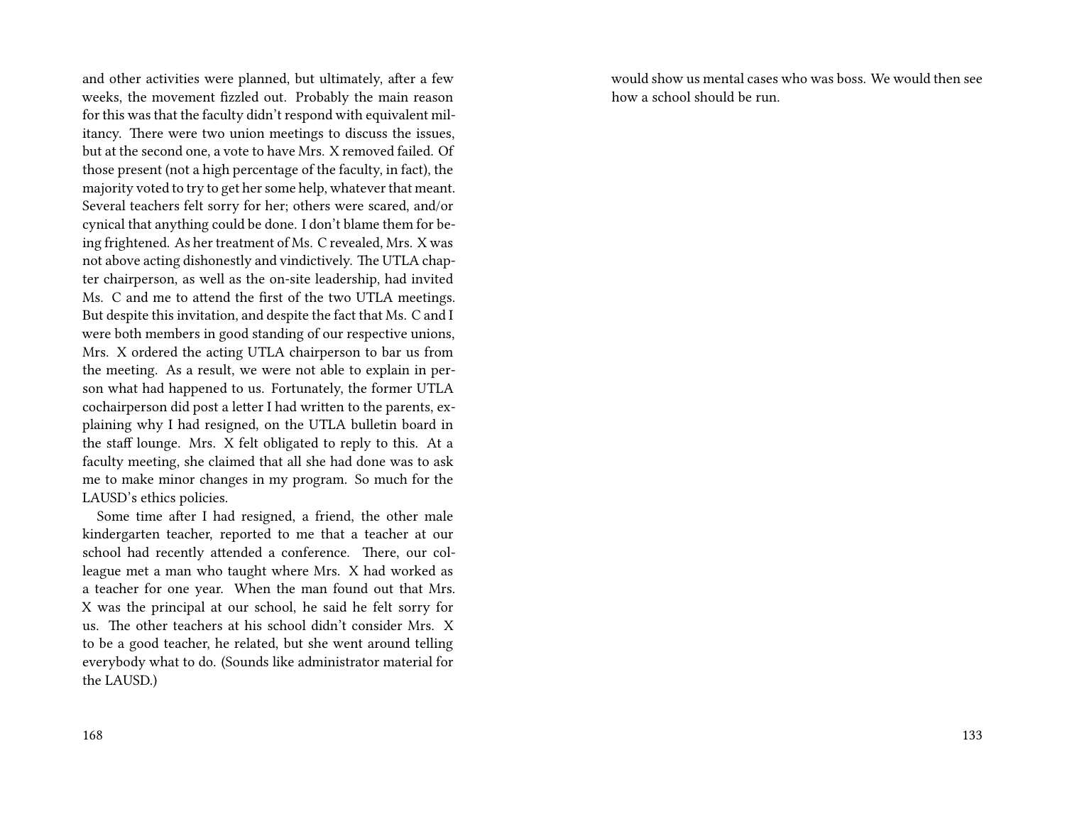and other activities were planned, but ultimately, after a few weeks, the movement fizzled out. Probably the main reason for this was that the faculty didn't respond with equivalent militancy. There were two union meetings to discuss the issues, but at the second one, a vote to have Mrs. X removed failed. Of those present (not a high percentage of the faculty, in fact), the majority voted to try to get her some help, whatever that meant. Several teachers felt sorry for her; others were scared, and/or cynical that anything could be done. I don't blame them for being frightened. As her treatment of Ms. C revealed, Mrs. X was not above acting dishonestly and vindictively. The UTLA chapter chairperson, as well as the on-site leadership, had invited Ms. C and me to attend the first of the two UTLA meetings. But despite this invitation, and despite the fact that Ms. C and I were both members in good standing of our respective unions, Mrs. X ordered the acting UTLA chairperson to bar us from the meeting. As a result, we were not able to explain in person what had happened to us. Fortunately, the former UTLA cochairperson did post a letter I had written to the parents, explaining why I had resigned, on the UTLA bulletin board in the staff lounge. Mrs. X felt obligated to reply to this. At a faculty meeting, she claimed that all she had done was to ask me to make minor changes in my program. So much for the LAUSD's ethics policies.

Some time after I had resigned, a friend, the other male kindergarten teacher, reported to me that a teacher at our school had recently attended a conference. There, our colleague met a man who taught where Mrs. X had worked as a teacher for one year. When the man found out that Mrs. X was the principal at our school, he said he felt sorry for us. The other teachers at his school didn't consider Mrs. X to be a good teacher, he related, but she went around telling everybody what to do. (Sounds like administrator material for the LAUSD.)

would show us mental cases who was boss. We would then see how a school should be run.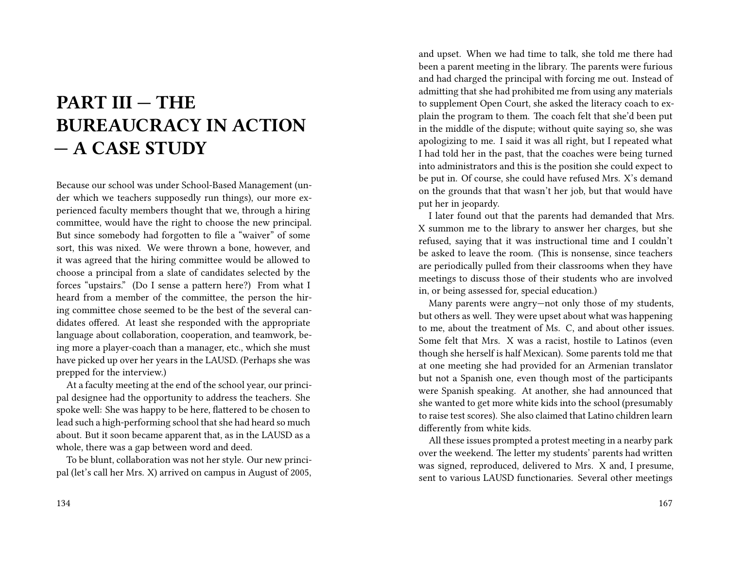# PART III — THE BUREAUCRACY IN ACTION — A CASE STUDY

Because our school was under School-Based Management (under which we teachers supposedly run things), our more experienced faculty members thought that we, through a hiring committee, would have the right to choose the new principal. But since somebody had forgotten to file a "waiver" of some sort, this was nixed. We were thrown a bone, however, and it was agreed that the hiring committee would be allowed to choose a principal from a slate of candidates selected by the forces "upstairs." (Do I sense a pattern here?) From what I heard from a member of the committee, the person the hiring committee chose seemed to be the best of the several candidates offered. At least she responded with the appropriate language about collaboration, cooperation, and teamwork, being more a player-coach than a manager, etc., which she must have picked up over her years in the LAUSD. (Perhaps she was prepped for the interview.)

At a faculty meeting at the end of the school year, our principal designee had the opportunity to address the teachers. She spoke well: She was happy to be here, flattered to be chosen to lead such a high-performing school that she had heard so much about. But it soon became apparent that, as in the LAUSD as a whole, there was a gap between word and deed.

To be blunt, collaboration was not her style. Our new principal (let's call her Mrs. X) arrived on campus in August of 2005,

and upset. When we had time to talk, she told me there had been a parent meeting in the library. The parents were furious and had charged the principal with forcing me out. Instead of admitting that she had prohibited me from using any materials to supplement Open Court, she asked the literacy coach to explain the program to them. The coach felt that she'd been put in the middle of the dispute; without quite saying so, she was apologizing to me. I said it was all right, but I repeated what I had told her in the past, that the coaches were being turned into administrators and this is the position she could expect to be put in. Of course, she could have refused Mrs. X's demand on the grounds that that wasn't her job, but that would have put her in jeopardy.

I later found out that the parents had demanded that Mrs. X summon me to the library to answer her charges, but she refused, saying that it was instructional time and I couldn't be asked to leave the room. (This is nonsense, since teachers are periodically pulled from their classrooms when they have meetings to discuss those of their students who are involved in, or being assessed for, special education.)

Many parents were angry—not only those of my students, but others as well. They were upset about what was happening to me, about the treatment of Ms. C, and about other issues. Some felt that Mrs. X was a racist, hostile to Latinos (even though she herself is half Mexican). Some parents told me that at one meeting she had provided for an Armenian translator but not a Spanish one, even though most of the participants were Spanish speaking. At another, she had announced that she wanted to get more white kids into the school (presumably to raise test scores). She also claimed that Latino children learn differently from white kids.

All these issues prompted a protest meeting in a nearby park over the weekend. The letter my students' parents had written was signed, reproduced, delivered to Mrs. X and, I presume, sent to various LAUSD functionaries. Several other meetings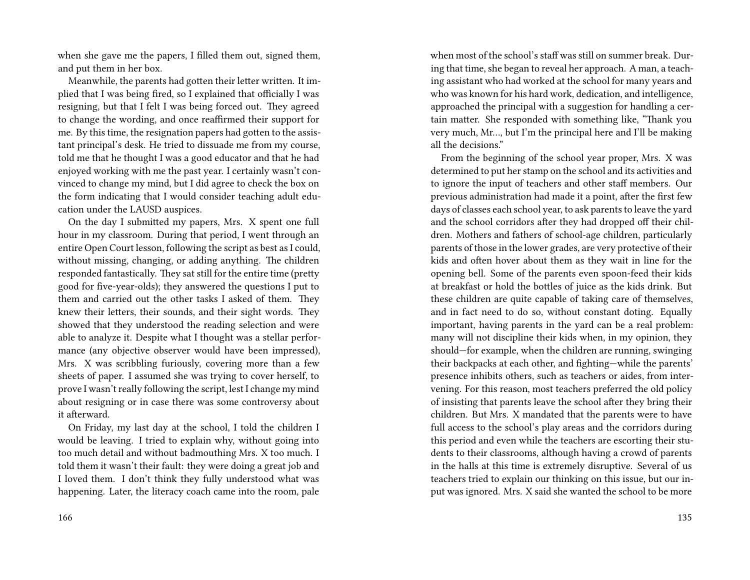when she gave me the papers, I filled them out, signed them, and put them in her box.

Meanwhile, the parents had gotten their letter written. It implied that I was being fired, so I explained that officially I was resigning, but that I felt I was being forced out. They agreed to change the wording, and once reaffirmed their support for me. By this time, the resignation papers had gotten to the assistant principal's desk. He tried to dissuade me from my course, told me that he thought I was a good educator and that he had enjoyed working with me the past year. I certainly wasn't convinced to change my mind, but I did agree to check the box on the form indicating that I would consider teaching adult education under the LAUSD auspices.

On the day I submitted my papers, Mrs. X spent one full hour in my classroom. During that period, I went through an entire Open Court lesson, following the script as best as I could, without missing, changing, or adding anything. The children responded fantastically. They sat still for the entire time (pretty good for five-year-olds); they answered the questions I put to them and carried out the other tasks I asked of them. They knew their letters, their sounds, and their sight words. They showed that they understood the reading selection and were able to analyze it. Despite what I thought was a stellar performance (any objective observer would have been impressed), Mrs. X was scribbling furiously, covering more than a few sheets of paper. I assumed she was trying to cover herself, to prove I wasn't really following the script, lest I change my mind about resigning or in case there was some controversy about it afterward.

On Friday, my last day at the school, I told the children I would be leaving. I tried to explain why, without going into too much detail and without badmouthing Mrs. X too much. I told them it wasn't their fault: they were doing a great job and I loved them. I don't think they fully understood what was happening. Later, the literacy coach came into the room, pale

when most of the school's staff was still on summer break. During that time, she began to reveal her approach. A man, a teaching assistant who had worked at the school for many years and who was known for his hard work, dedication, and intelligence, approached the principal with a suggestion for handling a certain matter. She responded with something like, "Thank you very much, Mr..., but I'm the principal here and I'll be making all the decisions."

From the beginning of the school year proper, Mrs. X was determined to put her stamp on the school and its activities and to ignore the input of teachers and other staff members. Our previous administration had made it a point, after the first few days of classes each school year, to ask parents to leave the yard and the school corridors after they had dropped off their children. Mothers and fathers of school-age children, particularly parents of those in the lower grades, are very protective of their kids and often hover about them as they wait in line for the opening bell. Some of the parents even spoon-feed their kids at breakfast or hold the bottles of juice as the kids drink. But these children are quite capable of taking care of themselves, and in fact need to do so, without constant doting. Equally important, having parents in the yard can be a real problem: many will not discipline their kids when, in my opinion, they should—for example, when the children are running, swinging their backpacks at each other, and fighting—while the parents' presence inhibits others, such as teachers or aides, from intervening. For this reason, most teachers preferred the old policy of insisting that parents leave the school after they bring their children. But Mrs. X mandated that the parents were to have full access to the school's play areas and the corridors during this period and even while the teachers are escorting their students to their classrooms, although having a crowd of parents in the halls at this time is extremely disruptive. Several of us teachers tried to explain our thinking on this issue, but our input was ignored. Mrs. X said she wanted the school to be more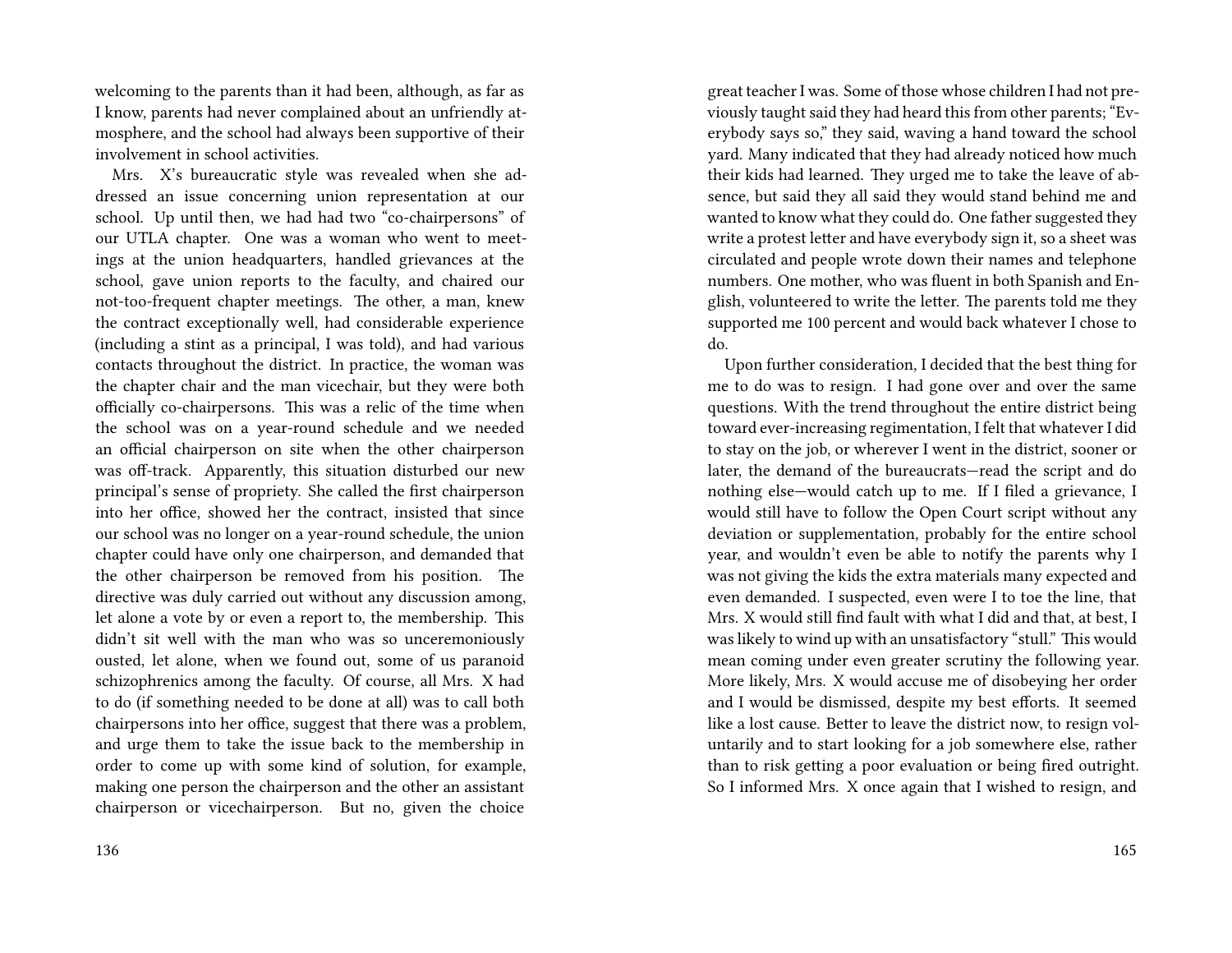welcoming to the parents than it had been, although, as far as I know, parents had never complained about an unfriendly atmosphere, and the school had always been supportive of their involvement in school activities.

Mrs. X's bureaucratic style was revealed when she addressed an issue concerning union representation at our school. Up until then, we had had two "co-chairpersons" of our UTLA chapter. One was a woman who went to meetings at the union headquarters, handled grievances at the school, gave union reports to the faculty, and chaired our not-too-frequent chapter meetings. The other, a man, knew the contract exceptionally well, had considerable experience (including a stint as a principal, I was told), and had various contacts throughout the district. In practice, the woman was the chapter chair and the man vicechair, but they were both officially co-chairpersons. This was a relic of the time when the school was on a year-round schedule and we needed an official chairperson on site when the other chairperson was off-track. Apparently, this situation disturbed our new principal's sense of propriety. She called the first chairperson into her office, showed her the contract, insisted that since our school was no longer on a year-round schedule, the union chapter could have only one chairperson, and demanded that the other chairperson be removed from his position. The directive was duly carried out without any discussion among, let alone a vote by or even a report to, the membership. This didn't sit well with the man who was so unceremoniously ousted, let alone, when we found out, some of us paranoid schizophrenics among the faculty. Of course, all Mrs. X had to do (if something needed to be done at all) was to call both chairpersons into her office, suggest that there was a problem, and urge them to take the issue back to the membership in order to come up with some kind of solution, for example, making one person the chairperson and the other an assistant chairperson or vicechairperson. But no, given the choice

great teacher I was. Some of those whose children I had not previously taught said they had heard this from other parents; "Everybody says so," they said, waving a hand toward the school yard. Many indicated that they had already noticed how much their kids had learned. They urged me to take the leave of absence, but said they all said they would stand behind me and wanted to know what they could do. One father suggested they write a protest letter and have everybody sign it, so a sheet was circulated and people wrote down their names and telephone numbers. One mother, who was fluent in both Spanish and English, volunteered to write the letter. The parents told me they supported me 100 percent and would back whatever I chose to do.

Upon further consideration, I decided that the best thing for me to do was to resign. I had gone over and over the same questions. With the trend throughout the entire district being toward ever-increasing regimentation, I felt that whatever I did to stay on the job, or wherever I went in the district, sooner or later, the demand of the bureaucrats—read the script and do nothing else—would catch up to me. If I filed a grievance, I would still have to follow the Open Court script without any deviation or supplementation, probably for the entire school year, and wouldn't even be able to notify the parents why I was not giving the kids the extra materials many expected and even demanded. I suspected, even were I to toe the line, that Mrs. X would still find fault with what I did and that, at best, I was likely to wind up with an unsatisfactory "stull." This would mean coming under even greater scrutiny the following year. More likely, Mrs. X would accuse me of disobeying her order and I would be dismissed, despite my best efforts. It seemed like a lost cause. Better to leave the district now, to resign voluntarily and to start looking for a job somewhere else, rather than to risk getting a poor evaluation or being fired outright. So I informed Mrs. X once again that I wished to resign, and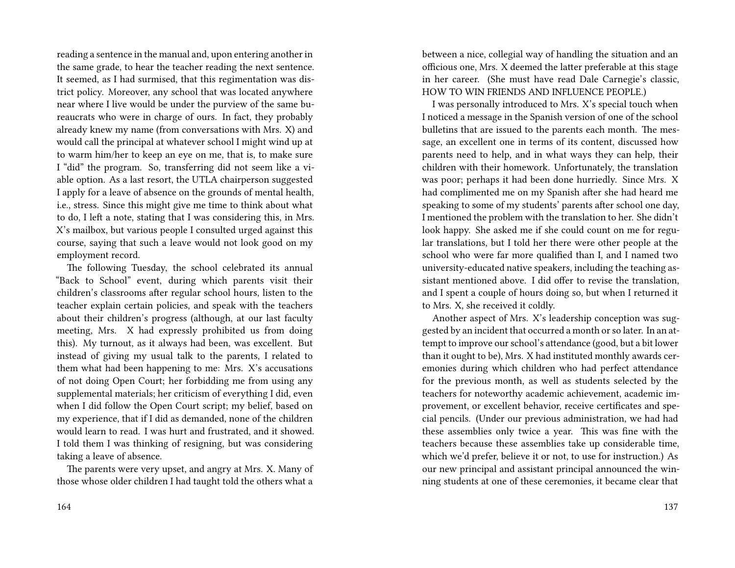reading a sentence in the manual and, upon entering another in the same grade, to hear the teacher reading the next sentence. It seemed, as I had surmised, that this regimentation was district policy. Moreover, any school that was located anywhere near where I live would be under the purview of the same bureaucrats who were in charge of ours. In fact, they probably already knew my name (from conversations with Mrs. X) and would call the principal at whatever school I might wind up at to warm him/her to keep an eye on me, that is, to make sure I "did" the program. So, transferring did not seem like a viable option. As a last resort, the UTLA chairperson suggested I apply for a leave of absence on the grounds of mental health, i.e., stress. Since this might give me time to think about what to do, I left a note, stating that I was considering this, in Mrs. X's mailbox, but various people I consulted urged against this course, saying that such a leave would not look good on my employment record.

The following Tuesday, the school celebrated its annual "Back to School" event, during which parents visit their children's classrooms after regular school hours, listen to the teacher explain certain policies, and speak with the teachers about their children's progress (although, at our last faculty meeting, Mrs. X had expressly prohibited us from doing this). My turnout, as it always had been, was excellent. But instead of giving my usual talk to the parents, I related to them what had been happening to me: Mrs. X's accusations of not doing Open Court; her forbidding me from using any supplemental materials; her criticism of everything I did, even when I did follow the Open Court script; my belief, based on my experience, that if I did as demanded, none of the children would learn to read. I was hurt and frustrated, and it showed. I told them I was thinking of resigning, but was considering taking a leave of absence.

The parents were very upset, and angry at Mrs. X. Many of those whose older children I had taught told the others what a

between a nice, collegial way of handling the situation and an officious one, Mrs. X deemed the latter preferable at this stage in her career. (She must have read Dale Carnegie's classic, HOW TO WIN FRIENDS AND INFLUENCE PEOPLE.)

I was personally introduced to Mrs. X's special touch when I noticed a message in the Spanish version of one of the school bulletins that are issued to the parents each month. The message, an excellent one in terms of its content, discussed how parents need to help, and in what ways they can help, their children with their homework. Unfortunately, the translation was poor; perhaps it had been done hurriedly. Since Mrs. X had complimented me on my Spanish after she had heard me speaking to some of my students' parents after school one day, I mentioned the problem with the translation to her. She didn't look happy. She asked me if she could count on me for regular translations, but I told her there were other people at the school who were far more qualified than I, and I named two university-educated native speakers, including the teaching assistant mentioned above. I did offer to revise the translation, and I spent a couple of hours doing so, but when I returned it to Mrs. X, she received it coldly.

Another aspect of Mrs. X's leadership conception was suggested by an incident that occurred a month or so later. In an attempt to improve our school's attendance (good, but a bit lower than it ought to be), Mrs. X had instituted monthly awards ceremonies during which children who had perfect attendance for the previous month, as well as students selected by the teachers for noteworthy academic achievement, academic improvement, or excellent behavior, receive certificates and special pencils. (Under our previous administration, we had had these assemblies only twice a year. This was fine with the teachers because these assemblies take up considerable time, which we'd prefer, believe it or not, to use for instruction.) As our new principal and assistant principal announced the winning students at one of these ceremonies, it became clear that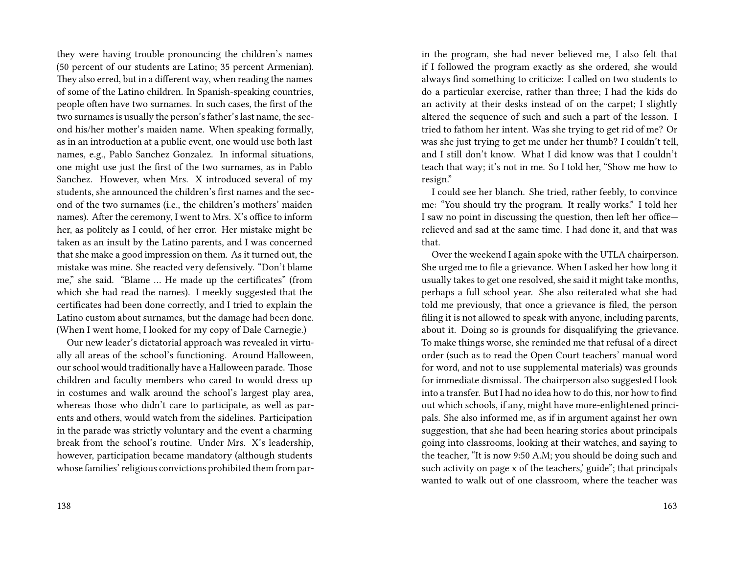they were having trouble pronouncing the children's names (50 percent of our students are Latino; 35 percent Armenian). They also erred, but in a different way, when reading the names of some of the Latino children. In Spanish-speaking countries, people often have two surnames. In such cases, the first of the two surnames is usually the person's father's last name, the second his/her mother's maiden name. When speaking formally, as in an introduction at a public event, one would use both last names, e.g., Pablo Sanchez Gonzalez. In informal situations, one might use just the first of the two surnames, as in Pablo Sanchez. However, when Mrs. X introduced several of my students, she announced the children's first names and the second of the two surnames (i.e., the children's mothers' maiden names). After the ceremony, I went to Mrs. X's office to inform her, as politely as I could, of her error. Her mistake might be taken as an insult by the Latino parents, and I was concerned that she make a good impression on them. As it turned out, the mistake was mine. She reacted very defensively. "Don't blame me," she said. "Blame ... He made up the certificates" (from which she had read the names). I meekly suggested that the certificates had been done correctly, and I tried to explain the Latino custom about surnames, but the damage had been done. (When I went home, I looked for my copy of Dale Carnegie.)

Our new leader's dictatorial approach was revealed in virtually all areas of the school's functioning. Around Halloween, our school would traditionally have a Halloween parade. Those children and faculty members who cared to would dress up in costumes and walk around the school's largest play area, whereas those who didn't care to participate, as well as parents and others, would watch from the sidelines. Participation in the parade was strictly voluntary and the event a charming break from the school's routine. Under Mrs. X's leadership, however, participation became mandatory (although students whose families' religious convictions prohibited them from par-

in the program, she had never believed me, I also felt that if I followed the program exactly as she ordered, she would always find something to criticize: I called on two students to do a particular exercise, rather than three; I had the kids do an activity at their desks instead of on the carpet; I slightly altered the sequence of such and such a part of the lesson. I tried to fathom her intent. Was she trying to get rid of me? Or was she just trying to get me under her thumb? I couldn't tell, and I still don't know. What I did know was that I couldn't teach that way; it's not in me. So I told her, "Show me how to resign."

I could see her blanch. She tried, rather feebly, to convince me: "You should try the program. It really works." I told her I saw no point in discussing the question, then left her office—relieved and sad at the same time. I had done it, and that was that.

Over the weekend I again spoke with the UTLA chairperson. She urged me to file a grievance. When I asked her how long it usually takes to get one resolved, she said it might take months, perhaps a full school year. She also reiterated what she had told me previously, that once a grievance is filed, the person filing it is not allowed to speak with anyone, including parents, about it. Doing so is grounds for disqualifying the grievance. To make things worse, she reminded me that refusal of a direct order (such as to read the Open Court teachers' manual word for word, and not to use supplemental materials) was grounds for immediate dismissal. The chairperson also suggested I look into a transfer. But I had no idea how to do this, nor how to find out which schools, if any, might have more-enlightened principals. She also informed me, as if in argument against her own suggestion, that she had been hearing stories about principals going into classrooms, looking at their watches, and saying to the teacher, "It is now 9:50 A.M; you should be doing such and such activity on page x of the teachers,' guide"; that principals wanted to walk out of one classroom, where the teacher was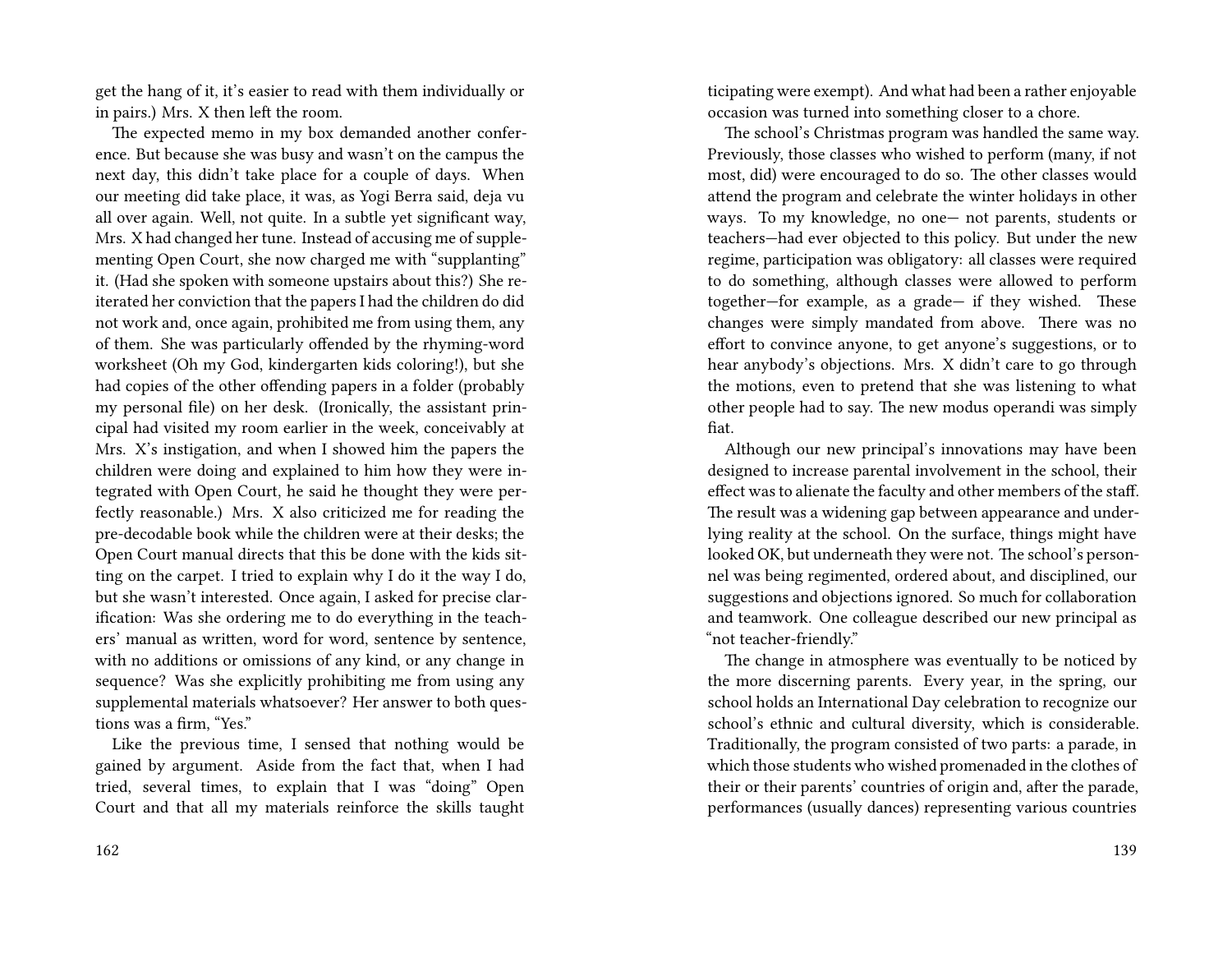get the hang of it, it's easier to read with them individually or in pairs.) Mrs. X then left the room.

The expected memo in my box demanded another conference. But because she was busy and wasn't on the campus the next day, this didn't take place for a couple of days. When our meeting did take place, it was, as Yogi Berra said, deja vu all over again. Well, not quite. In a subtle yet significant way, Mrs. X had changed her tune. Instead of accusing me of supplementing Open Court, she now charged me with "supplanting" it. (Had she spoken with someone upstairs about this?) She reiterated her conviction that the papers I had the children do did not work and, once again, prohibited me from using them, any of them. She was particularly offended by the rhyming-word worksheet (Oh my God, kindergarten kids coloring!), but she had copies of the other offending papers in a folder (probably my personal file) on her desk. (Ironically, the assistant principal had visited my room earlier in the week, conceivably at Mrs. X's instigation, and when I showed him the papers the children were doing and explained to him how they were integrated with Open Court, he said he thought they were perfectly reasonable.) Mrs. X also criticized me for reading the pre-decodable book while the children were at their desks; the Open Court manual directs that this be done with the kids sitting on the carpet. I tried to explain why I do it the way I do, but she wasn't interested. Once again, I asked for precise clarification: Was she ordering me to do everything in the teachers' manual as written, word for word, sentence by sentence, with no additions or omissions of any kind, or any change in sequence? Was she explicitly prohibiting me from using any supplemental materials whatsoever? Her answer to both questions was a firm, "Yes."

Like the previous time, I sensed that nothing would be gained by argument. Aside from the fact that, when I had tried, several times, to explain that I was "doing" Open Court and that all my materials reinforce the skills taught

ticipating were exempt). And what had been a rather enjoyable occasion was turned into something closer to a chore.

The school's Christmas program was handled the same way. Previously, those classes who wished to perform (many, if not most, did) were encouraged to do so. The other classes would attend the program and celebrate the winter holidays in other ways. To my knowledge, no one— not parents, students or teachers—had ever objected to this policy. But under the new regime, participation was obligatory: all classes were required to do something, although classes were allowed to perform together—for example, as a grade— if they wished. These changes were simply mandated from above. There was no effort to convince anyone, to get anyone's suggestions, or to hear anybody's objections. Mrs. X didn't care to go through the motions, even to pretend that she was listening to what other people had to say. The new modus operandi was simply fiat.

Although our new principal's innovations may have been designed to increase parental involvement in the school, their effect was to alienate the faculty and other members of the staff. The result was a widening gap between appearance and underlying reality at the school. On the surface, things might have looked OK, but underneath they were not. The school's personnel was being regimented, ordered about, and disciplined, our suggestions and objections ignored. So much for collaboration and teamwork. One colleague described our new principal as "not teacher-friendly."

The change in atmosphere was eventually to be noticed by the more discerning parents. Every year, in the spring, our school holds an International Day celebration to recognize our school's ethnic and cultural diversity, which is considerable. Traditionally, the program consisted of two parts: a parade, in which those students who wished promenaded in the clothes of their or their parents' countries of origin and, after the parade, performances (usually dances) representing various countries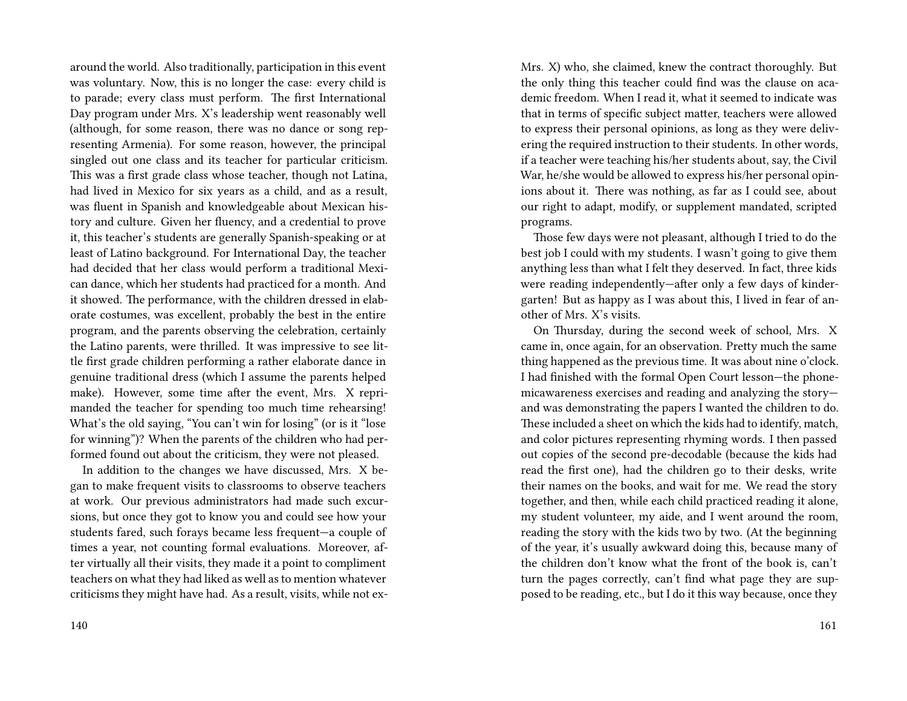around the world. Also traditionally, participation in this event was voluntary. Now, this is no longer the case: every child is to parade; every class must perform. The first International Day program under Mrs. X's leadership went reasonably well (although, for some reason, there was no dance or song representing Armenia). For some reason, however, the principal singled out one class and its teacher for particular criticism. This was a first grade class whose teacher, though not Latina, had lived in Mexico for six years as a child, and as a result, was fluent in Spanish and knowledgeable about Mexican history and culture. Given her fluency, and a credential to prove it, this teacher's students are generally Spanish-speaking or at least of Latino background. For International Day, the teacher had decided that her class would perform a traditional Mexican dance, which her students had practiced for a month. And it showed. The performance, with the children dressed in elaborate costumes, was excellent, probably the best in the entire program, and the parents observing the celebration, certainly the Latino parents, were thrilled. It was impressive to see little first grade children performing a rather elaborate dance in genuine traditional dress (which I assume the parents helped make). However, some time after the event, Mrs. X reprimanded the teacher for spending too much time rehearsing! What's the old saying, "You can't win for losing" (or is it "lose for winning")? When the parents of the children who had performed found out about the criticism, they were not pleased.

In addition to the changes we have discussed, Mrs. X began to make frequent visits to classrooms to observe teachers at work. Our previous administrators had made such excursions, but once they got to know you and could see how your students fared, such forays became less frequent—a couple of times a year, not counting formal evaluations. Moreover, after virtually all their visits, they made it a point to compliment teachers on what they had liked as well as to mention whatever criticisms they might have had. As a result, visits, while not ex-

Mrs. X) who, she claimed, knew the contract thoroughly. But the only thing this teacher could find was the clause on academic freedom. When I read it, what it seemed to indicate was that in terms of specific subject matter, teachers were allowed to express their personal opinions, as long as they were delivering the required instruction to their students. In other words, if a teacher were teaching his/her students about, say, the Civil War, he/she would be allowed to express his/her personal opinions about it. There was nothing, as far as I could see, about our right to adapt, modify, or supplement mandated, scripted programs.

Those few days were not pleasant, although I tried to do the best job I could with my students. I wasn't going to give them anything less than what I felt they deserved. In fact, three kids were reading independently—after only a few days of kindergarten! But as happy as I was about this, I lived in fear of another of Mrs. X's visits.

On Thursday, during the second week of school, Mrs. X came in, once again, for an observation. Pretty much the same thing happened as the previous time. It was about nine o'clock. I had finished with the formal Open Court lesson—the phonemicawareness exercises and reading and analyzing the story—and was demonstrating the papers I wanted the children to do. These included a sheet on which the kids had to identify, match, and color pictures representing rhyming words. I then passed out copies of the second pre-decodable (because the kids had read the first one), had the children go to their desks, write their names on the books, and wait for me. We read the story together, and then, while each child practiced reading it alone, my student volunteer, my aide, and I went around the room, reading the story with the kids two by two. (At the beginning of the year, it's usually awkward doing this, because many of the children don't know what the front of the book is, can't turn the pages correctly, can't find what page they are supposed to be reading, etc., but I do it this way because, once they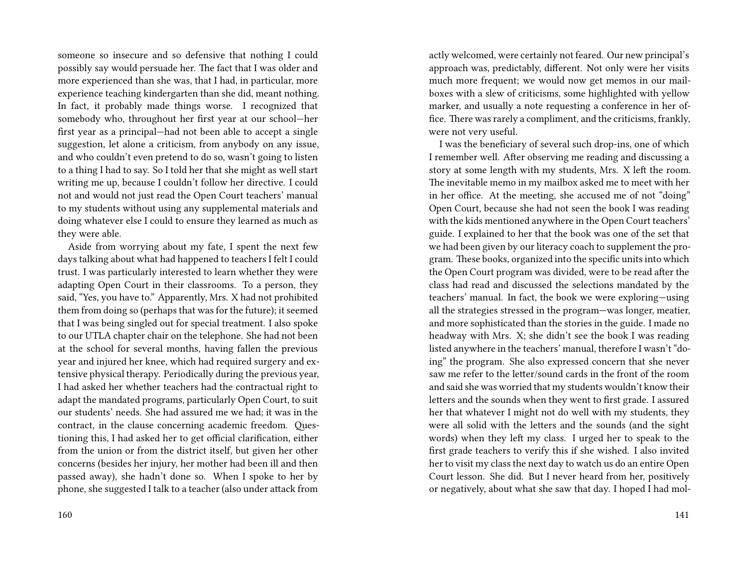someone so insecure and so defensive that nothing I could possibly say would persuade her. The fact that I was older and more experienced than she was, that I had, in particular, more experience teaching kindergarten than she did, meant nothing. In fact, it probably made things worse. I recognized that somebody who, throughout her first year at our school—her first year as a principal—had not been able to accept a single suggestion, let alone a criticism, from anybody on any issue, and who couldn't even pretend to do so, wasn't going to listen to a thing I had to say. So I told her that she might as well start writing me up, because I couldn't follow her directive. I could not and would not just read the Open Court teachers' manual to my students without using any supplemental materials and doing whatever else I could to ensure they learned as much as they were able.

Aside from worrying about my fate, I spent the next few days talking about what had happened to teachers I felt I could trust. I was particularly interested to learn whether they were adapting Open Court in their classrooms. To a person, they said, "Yes, you have to." Apparently, Mrs. X had not prohibited them from doing so (perhaps that was for the future); it seemed that I was being singled out for special treatment. I also spoke to our UTLA chapter chair on the telephone. She had not been at the school for several months, having fallen the previous year and injured her knee, which had required surgery and extensive physical therapy. Periodically during the previous year, I had asked her whether teachers had the contractual right to adapt the mandated programs, particularly Open Court, to suit our students' needs. She had assured me we had; it was in the contract, in the clause concerning academic freedom. Questioning this, I had asked her to get official clarification, either from the union or from the district itself, but given her other concerns (besides her injury, her mother had been ill and then passed away), she hadn't done so. When I spoke to her by phone, she suggested I talk to a teacher (also under attack from

actly welcomed, were certainly not feared. Our new principal's approach was, predictably, different. Not only were her visits much more frequent; we would now get memos in our mailboxes with a slew of criticisms, some highlighted with yellow marker, and usually a note requesting a conference in her office. There was rarely a compliment, and the criticisms, frankly, were not very useful.

I was the beneficiary of several such drop-ins, one of which I remember well. After observing me reading and discussing a story at some length with my students, Mrs. X left the room. The inevitable memo in my mailbox asked me to meet with her in her office. At the meeting, she accused me of not "doing" Open Court, because she had not seen the book I was reading with the kids mentioned anywhere in the Open Court teachers' guide. I explained to her that the book was one of the set that we had been given by our literacy coach to supplement the program. These books, organized into the specific units into which the Open Court program was divided, were to be read after the class had read and discussed the selections mandated by the teachers' manual. In fact, the book we were exploring—using all the strategies stressed in the program—was longer, meatier, and more sophisticated than the stories in the guide. I made no headway with Mrs. X; she didn't see the book I was reading listed anywhere in the teachers' manual, therefore I wasn't "doing" the program. She also expressed concern that she never saw me refer to the letter/sound cards in the front of the room and said she was worried that my students wouldn't know their letters and the sounds when they went to first grade. I assured her that whatever I might not do well with my students, they were all solid with the letters and the sounds (and the sight words) when they left my class. I urged her to speak to the first grade teachers to verify this if she wished. I also invited her to visit my class the next day to watch us do an entire Open Court lesson. She did. But I never heard from her, positively or negatively, about what she saw that day. I hoped I had mol-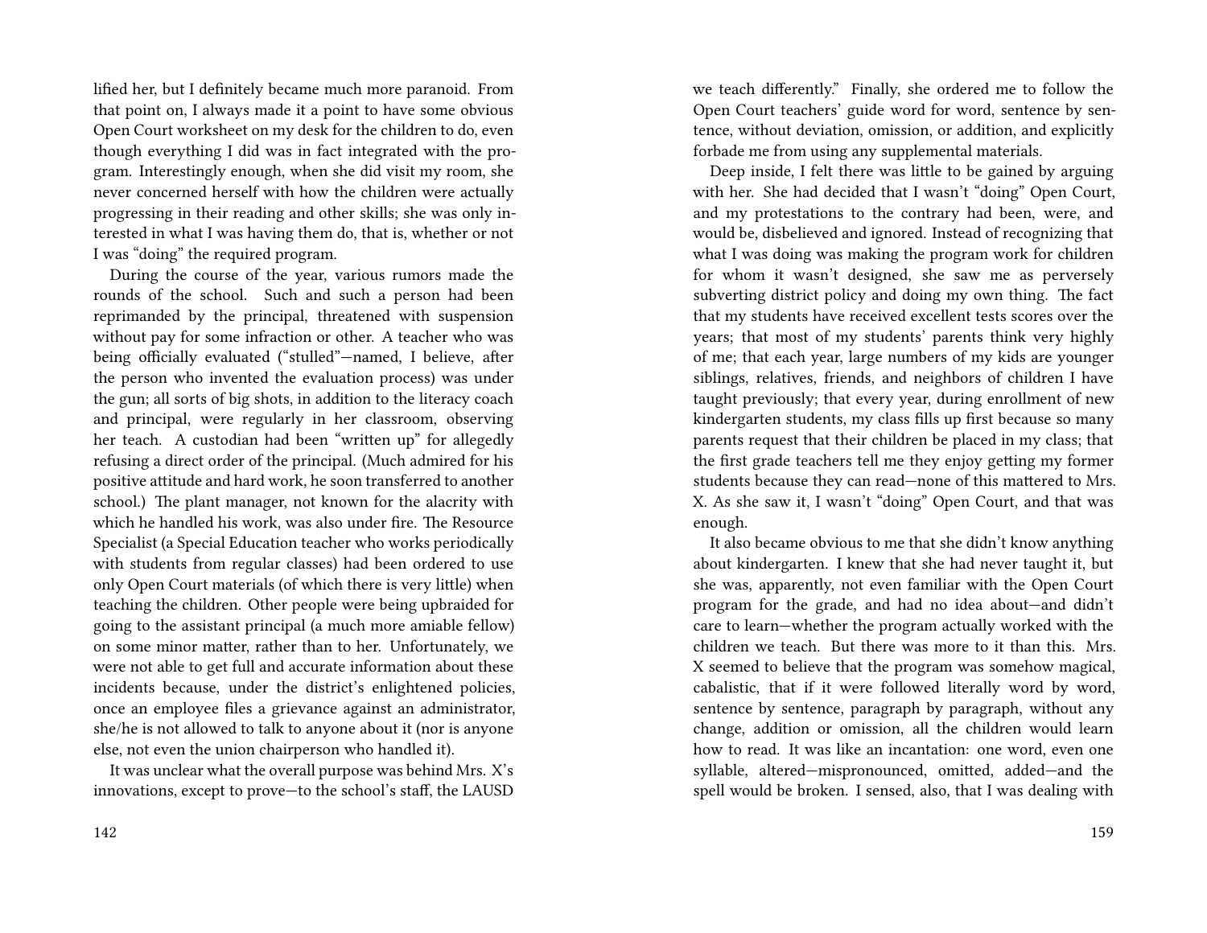lified her, but I definitely became much more paranoid. From that point on, I always made it a point to have some obvious Open Court worksheet on my desk for the children to do, even though everything I did was in fact integrated with the program. Interestingly enough, when she did visit my room, she never concerned herself with how the children were actually progressing in their reading and other skills; she was only interested in what I was having them do, that is, whether or not I was "doing" the required program.

During the course of the year, various rumors made the rounds of the school. Such and such a person had been reprimanded by the principal, threatened with suspension without pay for some infraction or other. A teacher who was being officially evaluated ("stulled"—named, I believe, after the person who invented the evaluation process) was under the gun; all sorts of big shots, in addition to the literacy coach and principal, were regularly in her classroom, observing her teach. A custodian had been "written up" for allegedly refusing a direct order of the principal. (Much admired for his positive attitude and hard work, he soon transferred to another school.) The plant manager, not known for the alacrity with which he handled his work, was also under fire. The Resource Specialist (a Special Education teacher who works periodically with students from regular classes) had been ordered to use only Open Court materials (of which there is very little) when teaching the children. Other people were being upbraided for going to the assistant principal (a much more amiable fellow) on some minor matter, rather than to her. Unfortunately, we were not able to get full and accurate information about these incidents because, under the district's enlightened policies, once an employee files a grievance against an administrator, she/he is not allowed to talk to anyone about it (nor is anyone else, not even the union chairperson who handled it).

It was unclear what the overall purpose was behind Mrs. X's innovations, except to prove—to the school's staff, the LAUSD

we teach differently." Finally, she ordered me to follow the Open Court teachers' guide word for word, sentence by sentence, without deviation, omission, or addition, and explicitly forbade me from using any supplemental materials.

Deep inside, I felt there was little to be gained by arguing with her. She had decided that I wasn't "doing" Open Court, and my protestations to the contrary had been, were, and would be, disbelieved and ignored. Instead of recognizing that what I was doing was making the program work for children for whom it wasn't designed, she saw me as perversely subverting district policy and doing my own thing. The fact that my students have received excellent tests scores over the years; that most of my students' parents think very highly of me; that each year, large numbers of my kids are younger siblings, relatives, friends, and neighbors of children I have taught previously; that every year, during enrollment of new kindergarten students, my class fills up first because so many parents request that their children be placed in my class; that the first grade teachers tell me they enjoy getting my former students because they can read—none of this mattered to Mrs. X. As she saw it, I wasn't "doing" Open Court, and that was enough.

It also became obvious to me that she didn't know anything about kindergarten. I knew that she had never taught it, but she was, apparently, not even familiar with the Open Court program for the grade, and had no idea about—and didn't care to learn—whether the program actually worked with the children we teach. But there was more to it than this. Mrs. X seemed to believe that the program was somehow magical, cabalistic, that if it were followed literally word by word, sentence by sentence, paragraph by paragraph, without any change, addition or omission, all the children would learn how to read. It was like an incantation: one word, even one syllable, altered—mispronounced, omitted, added—and the spell would be broken. I sensed, also, that I was dealing with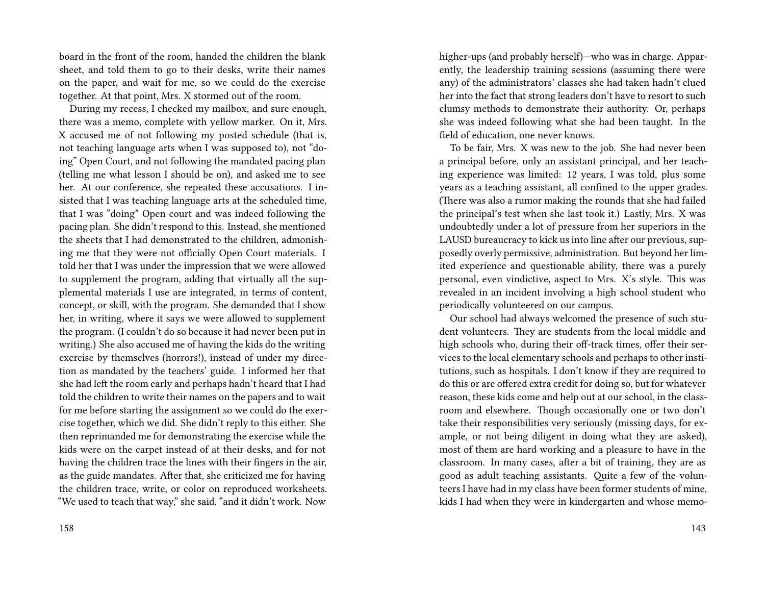board in the front of the room, handed the children the blank sheet, and told them to go to their desks, write their names on the paper, and wait for me, so we could do the exercise together. At that point, Mrs. X stormed out of the room.

During my recess, I checked my mailbox, and sure enough, there was a memo, complete with yellow marker. On it, Mrs. X accused me of not following my posted schedule (that is, not teaching language arts when I was supposed to), not "doing" Open Court, and not following the mandated pacing plan (telling me what lesson I should be on), and asked me to see her. At our conference, she repeated these accusations. I insisted that I was teaching language arts at the scheduled time, that I was "doing" Open court and was indeed following the pacing plan. She didn't respond to this. Instead, she mentioned the sheets that I had demonstrated to the children, admonishing me that they were not officially Open Court materials. I told her that I was under the impression that we were allowed to supplement the program, adding that virtually all the supplemental materials I use are integrated, in terms of content, concept, or skill, with the program. She demanded that I show her, in writing, where it says we were allowed to supplement the program. (I couldn't do so because it had never been put in writing.) She also accused me of having the kids do the writing exercise by themselves (horrors!), instead of under my direction as mandated by the teachers' guide. I informed her that she had left the room early and perhaps hadn't heard that I had told the children to write their names on the papers and to wait for me before starting the assignment so we could do the exercise together, which we did. She didn't reply to this either. She then reprimanded me for demonstrating the exercise while the kids were on the carpet instead of at their desks, and for not having the children trace the lines with their fingers in the air, as the guide mandates. After that, she criticized me for having the children trace, write, or color on reproduced worksheets. "We used to teach that way," she said, "and it didn't work. Now

higher-ups (and probably herself)—who was in charge. Apparently, the leadership training sessions (assuming there were any) of the administrators' classes she had taken hadn't clued her into the fact that strong leaders don't have to resort to such clumsy methods to demonstrate their authority. Or, perhaps she was indeed following what she had been taught. In the field of education, one never knows.

To be fair, Mrs. X was new to the job. She had never been a principal before, only an assistant principal, and her teaching experience was limited: 12 years, I was told, plus some years as a teaching assistant, all confined to the upper grades. (There was also a rumor making the rounds that she had failed the principal's test when she last took it.) Lastly, Mrs. X was undoubtedly under a lot of pressure from her superiors in the LAUSD bureaucracy to kick us into line after our previous, supposedly overly permissive, administration. But beyond her limited experience and questionable ability, there was a purely personal, even vindictive, aspect to Mrs. X's style. This was revealed in an incident involving a high school student who periodically volunteered on our campus.

Our school had always welcomed the presence of such student volunteers. They are students from the local middle and high schools who, during their off-track times, offer their services to the local elementary schools and perhaps to other institutions, such as hospitals. I don't know if they are required to do this or are offered extra credit for doing so, but for whatever reason, these kids come and help out at our school, in the classroom and elsewhere. Though occasionally one or two don't take their responsibilities very seriously (missing days, for example, or not being diligent in doing what they are asked), most of them are hard working and a pleasure to have in the classroom. In many cases, after a bit of training, they are as good as adult teaching assistants. Quite a few of the volunteers I have had in my class have been former students of mine, kids I had when they were in kindergarten and whose memo-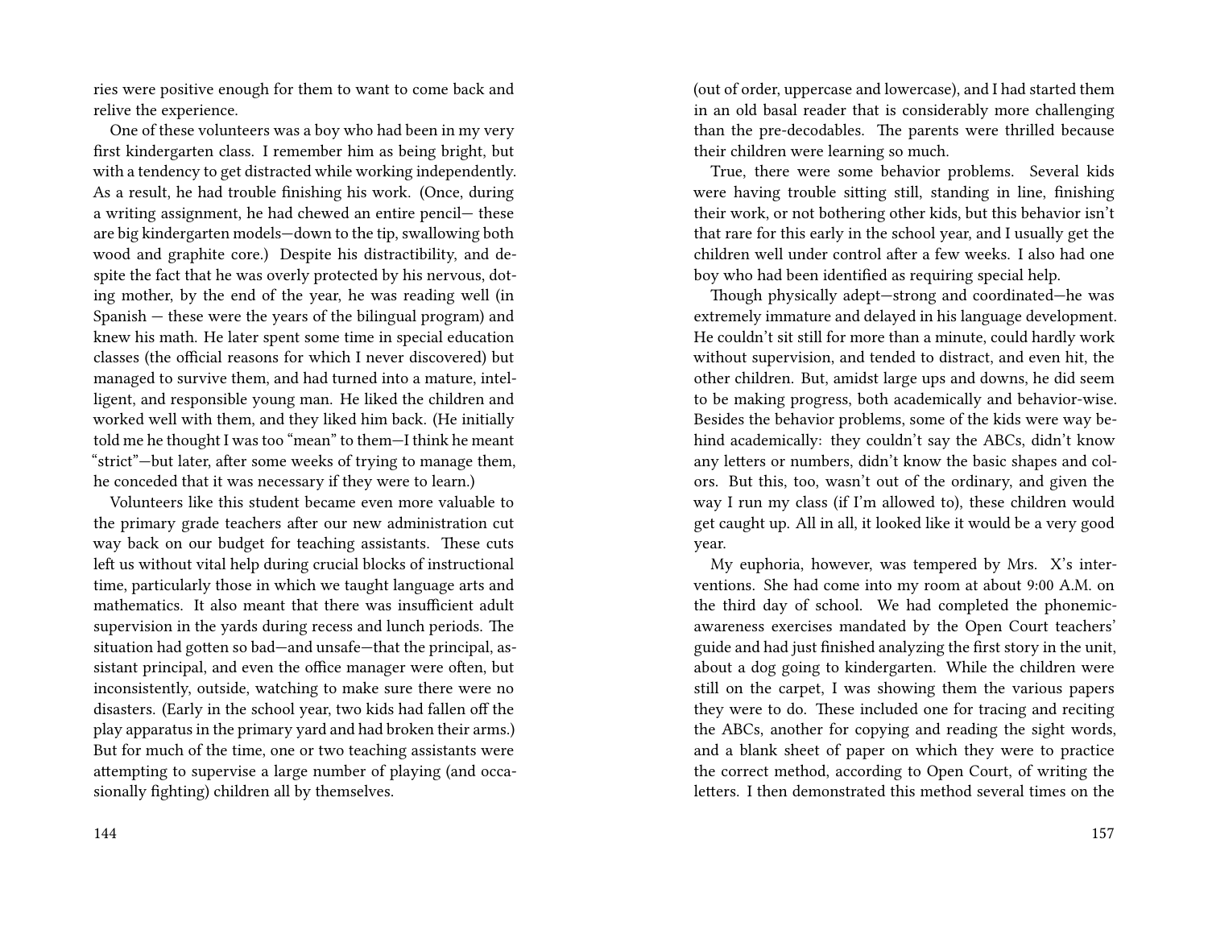ries were positive enough for them to want to come back and relive the experience.

One of these volunteers was a boy who had been in my very first kindergarten class. I remember him as being bright, but with a tendency to get distracted while working independently. As a result, he had trouble finishing his work. (Once, during a writing assignment, he had chewed an entire pencil— these are big kindergarten models—down to the tip, swallowing both wood and graphite core.) Despite his distractibility, and despite the fact that he was overly protected by his nervous, doting mother, by the end of the year, he was reading well (in Spanish — these were the years of the bilingual program) and knew his math. He later spent some time in special education classes (the official reasons for which I never discovered) but managed to survive them, and had turned into a mature, intelligent, and responsible young man. He liked the children and worked well with them, and they liked him back. (He initially told me he thought I was too "mean" to them—I think he meant "strict"—but later, after some weeks of trying to manage them, he conceded that it was necessary if they were to learn.)

Volunteers like this student became even more valuable to the primary grade teachers after our new administration cut way back on our budget for teaching assistants. These cuts left us without vital help during crucial blocks of instructional time, particularly those in which we taught language arts and mathematics. It also meant that there was insufficient adult supervision in the yards during recess and lunch periods. The situation had gotten so bad—and unsafe—that the principal, assistant principal, and even the office manager were often, but inconsistently, outside, watching to make sure there were no disasters. (Early in the school year, two kids had fallen off the play apparatus in the primary yard and had broken their arms.) But for much of the time, one or two teaching assistants were attempting to supervise a large number of playing (and occasionally fighting) children all by themselves.

(out of order, uppercase and lowercase), and I had started them in an old basal reader that is considerably more challenging than the pre-decodables. The parents were thrilled because their children were learning so much.

True, there were some behavior problems. Several kids were having trouble sitting still, standing in line, finishing their work, or not bothering other kids, but this behavior isn't that rare for this early in the school year, and I usually get the children well under control after a few weeks. I also had one boy who had been identified as requiring special help.

Though physically adept—strong and coordinated—he was extremely immature and delayed in his language development. He couldn't sit still for more than a minute, could hardly work without supervision, and tended to distract, and even hit, the other children. But, amidst large ups and downs, he did seem to be making progress, both academically and behavior-wise. Besides the behavior problems, some of the kids were way behind academically: they couldn't say the ABCs, didn't know any letters or numbers, didn't know the basic shapes and colors. But this, too, wasn't out of the ordinary, and given the way I run my class (if I'm allowed to), these children would get caught up. All in all, it looked like it would be a very good year.

My euphoria, however, was tempered by Mrs. X's interventions. She had come into my room at about 9:00 A.M. on the third day of school. We had completed the phonemic-awareness exercises mandated by the Open Court teachers' guide and had just finished analyzing the first story in the unit, about a dog going to kindergarten. While the children were still on the carpet, I was showing them the various papers they were to do. These included one for tracing and reciting the ABCs, another for copying and reading the sight words, and a blank sheet of paper on which they were to practice the correct method, according to Open Court, of writing the letters. I then demonstrated this method several times on the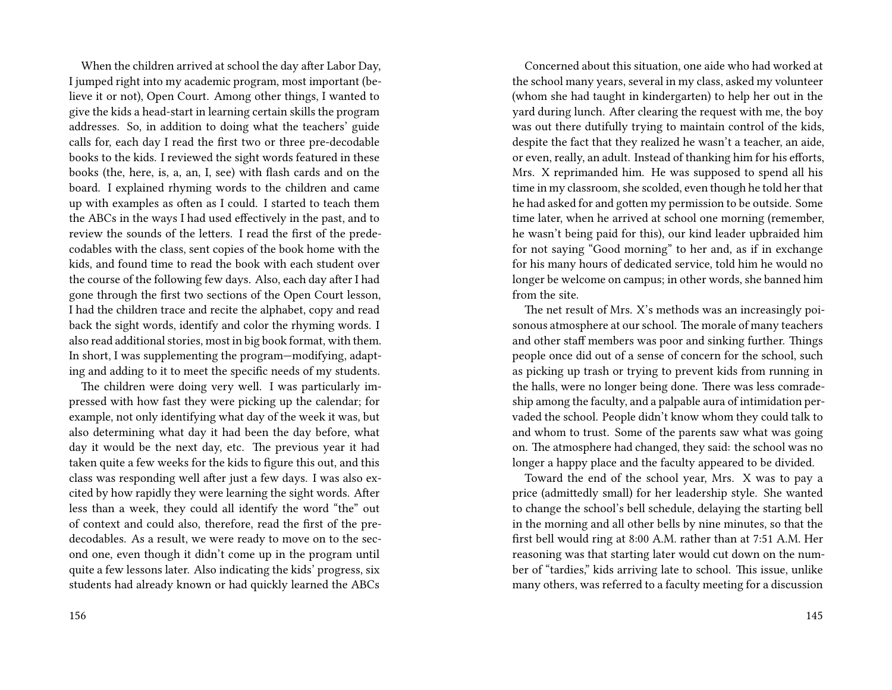When the children arrived at school the day after Labor Day, I jumped right into my academic program, most important (believe it or not), Open Court. Among other things, I wanted to give the kids a head-start in learning certain skills the program addresses. So, in addition to doing what the teachers' guide calls for, each day I read the first two or three pre-decodable books to the kids. I reviewed the sight words featured in these books (the, here, is, a, an, I, see) with flash cards and on the board. I explained rhyming words to the children and came up with examples as often as I could. I started to teach them the ABCs in the ways I had used effectively in the past, and to review the sounds of the letters. I read the first of the predecodables with the class, sent copies of the book home with the kids, and found time to read the book with each student over the course of the following few days. Also, each day after I had gone through the first two sections of the Open Court lesson, I had the children trace and recite the alphabet, copy and read back the sight words, identify and color the rhyming words. I also read additional stories, most in big book format, with them. In short, I was supplementing the program—modifying, adapting and adding to it to meet the specific needs of my students.

The children were doing very well. I was particularly impressed with how fast they were picking up the calendar; for example, not only identifying what day of the week it was, but also determining what day it had been the day before, what day it would be the next day, etc. The previous year it had taken quite a few weeks for the kids to figure this out, and this class was responding well after just a few days. I was also excited by how rapidly they were learning the sight words. After less than a week, they could all identify the word "the" out of context and could also, therefore, read the first of the predecodables. As a result, we were ready to move on to the second one, even though it didn't come up in the program until quite a few lessons later. Also indicating the kids' progress, six students had already known or had quickly learned the ABCs

Concerned about this situation, one aide who had worked at the school many years, several in my class, asked my volunteer (whom she had taught in kindergarten) to help her out in the yard during lunch. After clearing the request with me, the boy was out there dutifully trying to maintain control of the kids, despite the fact that they realized he wasn't a teacher, an aide, or even, really, an adult. Instead of thanking him for his efforts, Mrs. X reprimanded him. He was supposed to spend all his time in my classroom, she scolded, even though he told her that he had asked for and gotten my permission to be outside. Some time later, when he arrived at school one morning (remember, he wasn't being paid for this), our kind leader upbraided him for not saying "Good morning" to her and, as if in exchange for his many hours of dedicated service, told him he would no longer be welcome on campus; in other words, she banned him from the site.

The net result of Mrs. X's methods was an increasingly poisonous atmosphere at our school. The morale of many teachers and other staff members was poor and sinking further. Things people once did out of a sense of concern for the school, such as picking up trash or trying to prevent kids from running in the halls, were no longer being done. There was less comradeship among the faculty, and a palpable aura of intimidation pervaded the school. People didn't know whom they could talk to and whom to trust. Some of the parents saw what was going on. The atmosphere had changed, they said: the school was no longer a happy place and the faculty appeared to be divided.

Toward the end of the school year, Mrs. X was to pay a price (admittedly small) for her leadership style. She wanted to change the school's bell schedule, delaying the starting bell in the morning and all other bells by nine minutes, so that the first bell would ring at 8:00 A.M. rather than at 7:51 A.M. Her reasoning was that starting later would cut down on the number of "tardies," kids arriving late to school. This issue, unlike many others, was referred to a faculty meeting for a discussion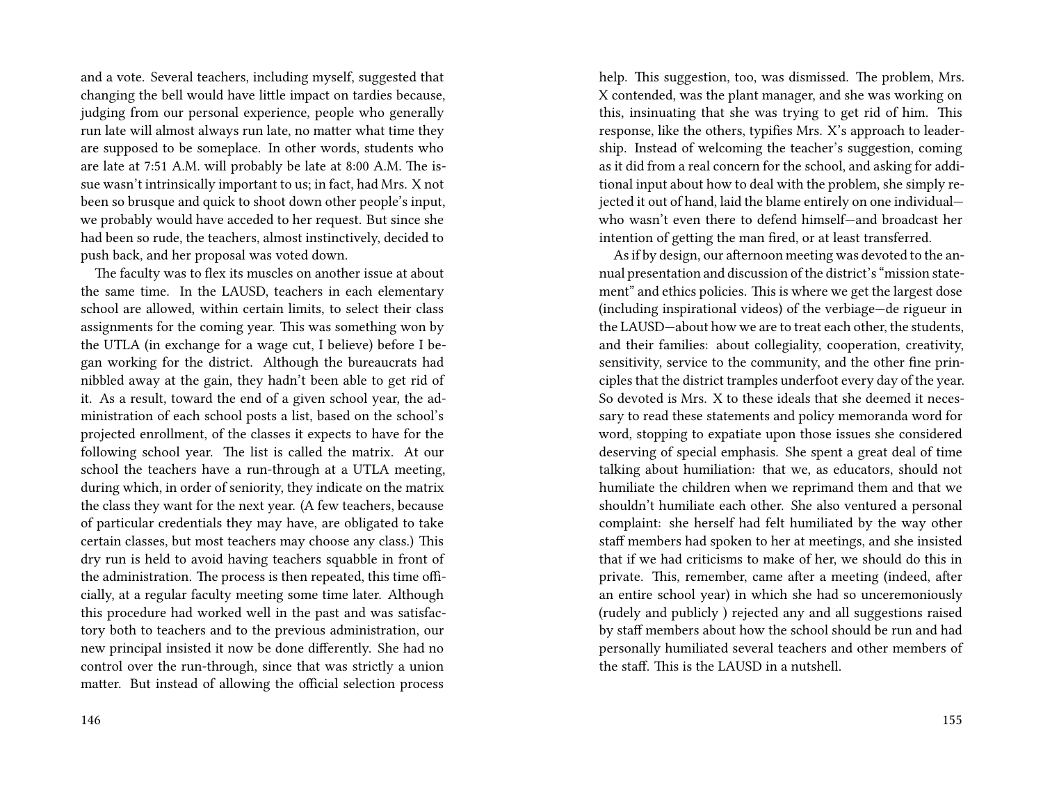and a vote. Several teachers, including myself, suggested that changing the bell would have little impact on tardies because, judging from our personal experience, people who generally run late will almost always run late, no matter what time they are supposed to be someplace. In other words, students who are late at 7:51 A.M. will probably be late at 8:00 A.M. The issue wasn't intrinsically important to us; in fact, had Mrs. X not been so brusque and quick to shoot down other people's input, we probably would have acceded to her request. But since she had been so rude, the teachers, almost instinctively, decided to push back, and her proposal was voted down.

The faculty was to flex its muscles on another issue at about the same time. In the LAUSD, teachers in each elementary school are allowed, within certain limits, to select their class assignments for the coming year. This was something won by the UTLA (in exchange for a wage cut, I believe) before I began working for the district. Although the bureaucrats had nibbled away at the gain, they hadn't been able to get rid of it. As a result, toward the end of a given school year, the administration of each school posts a list, based on the school's projected enrollment, of the classes it expects to have for the following school year. The list is called the matrix. At our school the teachers have a run-through at a UTLA meeting, during which, in order of seniority, they indicate on the matrix the class they want for the next year. (A few teachers, because of particular credentials they may have, are obligated to take certain classes, but most teachers may choose any class.) This dry run is held to avoid having teachers squabble in front of the administration. The process is then repeated, this time officially, at a regular faculty meeting some time later. Although this procedure had worked well in the past and was satisfactory both to teachers and to the previous administration, our new principal insisted it now be done differently. She had no control over the run-through, since that was strictly a union matter. But instead of allowing the official selection process

help. This suggestion, too, was dismissed. The problem, Mrs. X contended, was the plant manager, and she was working on this, insinuating that she was trying to get rid of him. This response, like the others, typifies Mrs. X's approach to leadership. Instead of welcoming the teacher's suggestion, coming as it did from a real concern for the school, and asking for additional input about how to deal with the problem, she simply rejected it out of hand, laid the blame entirely on one individual—who wasn't even there to defend himself—and broadcast her intention of getting the man fired, or at least transferred.

As if by design, our afternoon meeting was devoted to the annual presentation and discussion of the district's "mission statement" and ethics policies. This is where we get the largest dose (including inspirational videos) of the verbiage—de rigueur in the LAUSD—about how we are to treat each other, the students, and their families: about collegiality, cooperation, creativity, sensitivity, service to the community, and the other fine principles that the district tramples underfoot every day of the year. So devoted is Mrs. X to these ideals that she deemed it necessary to read these statements and policy memoranda word for word, stopping to expatiate upon those issues she considered deserving of special emphasis. She spent a great deal of time talking about humiliation: that we, as educators, should not humiliate the children when we reprimand them and that we shouldn't humiliate each other. She also ventured a personal complaint: she herself had felt humiliated by the way other staff members had spoken to her at meetings, and she insisted that if we had criticisms to make of her, we should do this in private. This, remember, came after a meeting (indeed, after an entire school year) in which she had so unceremoniously (rudely and publicly ) rejected any and all suggestions raised by staff members about how the school should be run and had personally humiliated several teachers and other members of the staff. This is the LAUSD in a nutshell.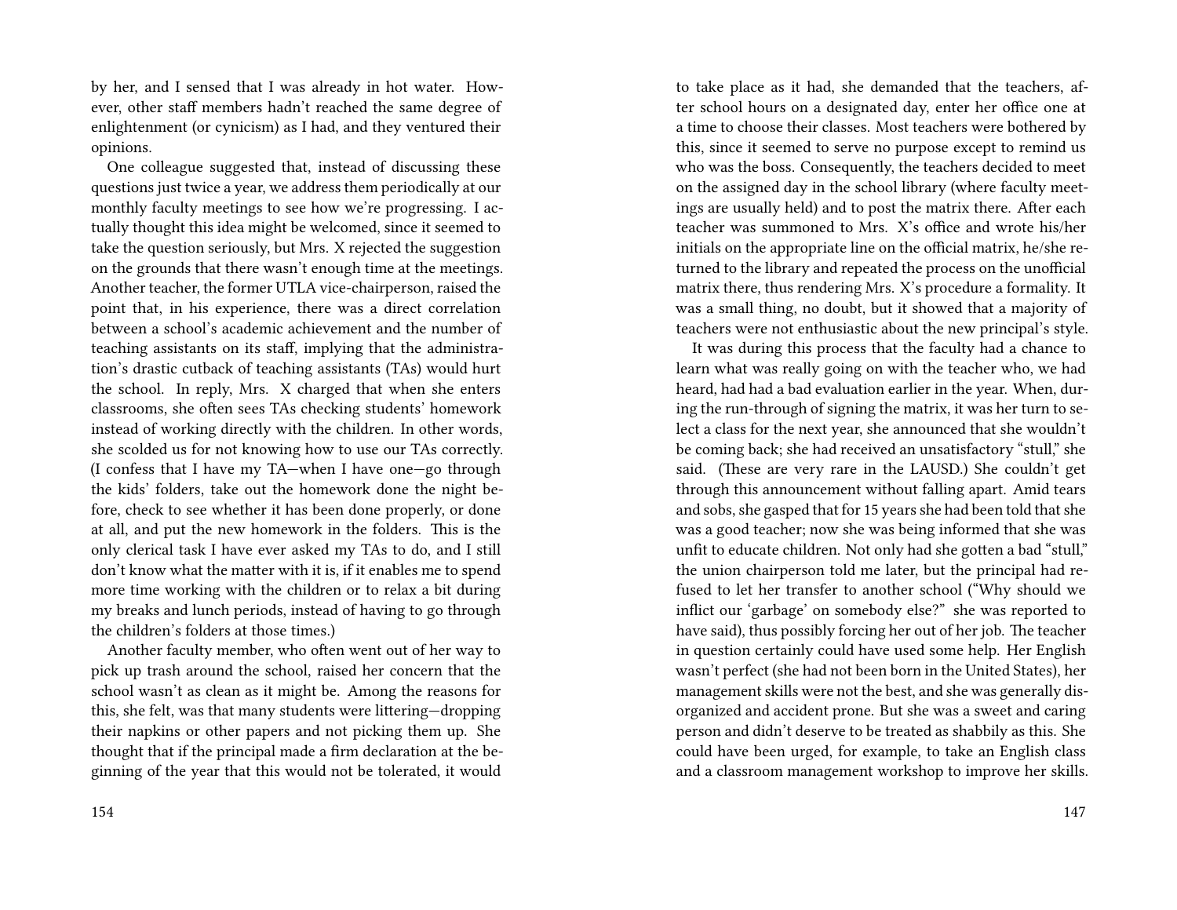by her, and I sensed that I was already in hot water. However, other staff members hadn't reached the same degree of enlightenment (or cynicism) as I had, and they ventured their opinions.

One colleague suggested that, instead of discussing these questions just twice a year, we address them periodically at our monthly faculty meetings to see how we're progressing. I actually thought this idea might be welcomed, since it seemed to take the question seriously, but Mrs. X rejected the suggestion on the grounds that there wasn't enough time at the meetings. Another teacher, the former UTLA vice-chairperson, raised the point that, in his experience, there was a direct correlation between a school's academic achievement and the number of teaching assistants on its staff, implying that the administration's drastic cutback of teaching assistants (TAs) would hurt the school. In reply, Mrs. X charged that when she enters classrooms, she often sees TAs checking students' homework instead of working directly with the children. In other words, she scolded us for not knowing how to use our TAs correctly. (I confess that I have my TA—when I have one—go through the kids' folders, take out the homework done the night before, check to see whether it has been done properly, or done at all, and put the new homework in the folders. This is the only clerical task I have ever asked my TAs to do, and I still don't know what the matter with it is, if it enables me to spend more time working with the children or to relax a bit during my breaks and lunch periods, instead of having to go through the children's folders at those times.)

Another faculty member, who often went out of her way to pick up trash around the school, raised her concern that the school wasn't as clean as it might be. Among the reasons for this, she felt, was that many students were littering—dropping their napkins or other papers and not picking them up. She thought that if the principal made a firm declaration at the beginning of the year that this would not be tolerated, it would

to take place as it had, she demanded that the teachers, after school hours on a designated day, enter her office one at a time to choose their classes. Most teachers were bothered by this, since it seemed to serve no purpose except to remind us who was the boss. Consequently, the teachers decided to meet on the assigned day in the school library (where faculty meetings are usually held) and to post the matrix there. After each teacher was summoned to Mrs. X's office and wrote his/her initials on the appropriate line on the official matrix, he/she returned to the library and repeated the process on the unofficial matrix there, thus rendering Mrs. X's procedure a formality. It was a small thing, no doubt, but it showed that a majority of teachers were not enthusiastic about the new principal's style.

It was during this process that the faculty had a chance to learn what was really going on with the teacher who, we had heard, had had a bad evaluation earlier in the year. When, during the run-through of signing the matrix, it was her turn to select a class for the next year, she announced that she wouldn't be coming back; she had received an unsatisfactory "stull," she said. (These are very rare in the LAUSD.) She couldn't get through this announcement without falling apart. Amid tears and sobs, she gasped that for 15 years she had been told that she was a good teacher; now she was being informed that she was unfit to educate children. Not only had she gotten a bad "stull," the union chairperson told me later, but the principal had refused to let her transfer to another school ("Why should we inflict our 'garbage' on somebody else?" she was reported to have said), thus possibly forcing her out of her job. The teacher in question certainly could have used some help. Her English wasn't perfect (she had not been born in the United States), her management skills were not the best, and she was generally disorganized and accident prone. But she was a sweet and caring person and didn't deserve to be treated as shabbily as this. She could have been urged, for example, to take an English class and a classroom management workshop to improve her skills.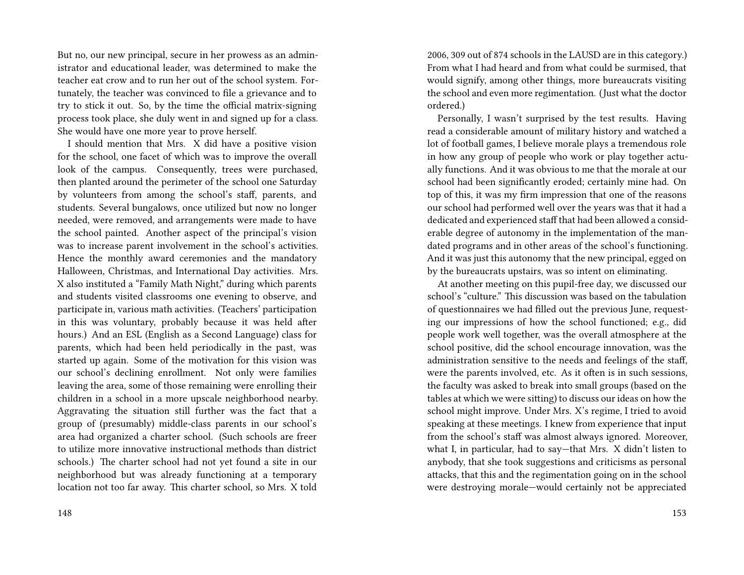But no, our new principal, secure in her prowess as an administrator and educational leader, was determined to make the teacher eat crow and to run her out of the school system. Fortunately, the teacher was convinced to file a grievance and to try to stick it out. So, by the time the official matrix-signing process took place, she duly went in and signed up for a class. She would have one more year to prove herself.

I should mention that Mrs. X did have a positive vision for the school, one facet of which was to improve the overall look of the campus. Consequently, trees were purchased, then planted around the perimeter of the school one Saturday by volunteers from among the school's staff, parents, and students. Several bungalows, once utilized but now no longer needed, were removed, and arrangements were made to have the school painted. Another aspect of the principal's vision was to increase parent involvement in the school's activities. Hence the monthly award ceremonies and the mandatory Halloween, Christmas, and International Day activities. Mrs. X also instituted a "Family Math Night," during which parents and students visited classrooms one evening to observe, and participate in, various math activities. (Teachers' participation in this was voluntary, probably because it was held after hours.) And an ESL (English as a Second Language) class for parents, which had been held periodically in the past, was started up again. Some of the motivation for this vision was our school's declining enrollment. Not only were families leaving the area, some of those remaining were enrolling their children in a school in a more upscale neighborhood nearby. Aggravating the situation still further was the fact that a group of (presumably) middle-class parents in our school's area had organized a charter school. (Such schools are freer to utilize more innovative instructional methods than district schools.) The charter school had not yet found a site in our neighborhood but was already functioning at a temporary location not too far away. This charter school, so Mrs. X told

2006, 309 out of 874 schools in the LAUSD are in this category.) From what I had heard and from what could be surmised, that would signify, among other things, more bureaucrats visiting the school and even more regimentation. (Just what the doctor ordered.)

Personally, I wasn't surprised by the test results. Having read a considerable amount of military history and watched a lot of football games, I believe morale plays a tremendous role in how any group of people who work or play together actually functions. And it was obvious to me that the morale at our school had been significantly eroded; certainly mine had. On top of this, it was my firm impression that one of the reasons our school had performed well over the years was that it had a dedicated and experienced staff that had been allowed a considerable degree of autonomy in the implementation of the mandated programs and in other areas of the school's functioning. And it was just this autonomy that the new principal, egged on by the bureaucrats upstairs, was so intent on eliminating.

At another meeting on this pupil-free day, we discussed our school's "culture." This discussion was based on the tabulation of questionnaires we had filled out the previous June, requesting our impressions of how the school functioned; e.g., did people work well together, was the overall atmosphere at the school positive, did the school encourage innovation, was the administration sensitive to the needs and feelings of the staff, were the parents involved, etc. As it often is in such sessions, the faculty was asked to break into small groups (based on the tables at which we were sitting) to discuss our ideas on how the school might improve. Under Mrs. X's regime, I tried to avoid speaking at these meetings. I knew from experience that input from the school's staff was almost always ignored. Moreover, what I, in particular, had to say—that Mrs. X didn't listen to anybody, that she took suggestions and criticisms as personal attacks, that this and the regimentation going on in the school were destroying morale—would certainly not be appreciated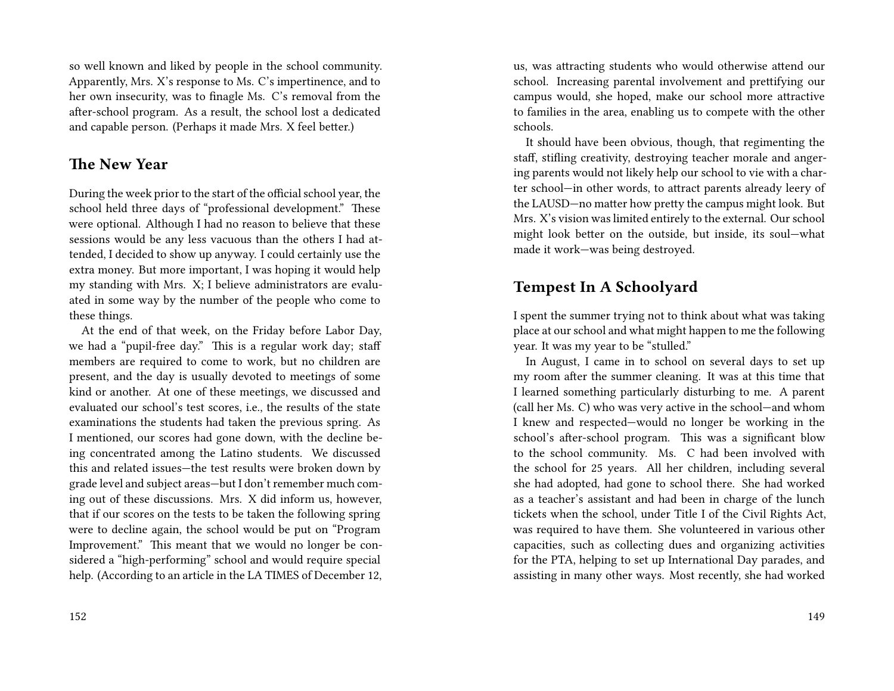so well known and liked by people in the school community. Apparently, Mrs. X's response to Ms. C's impertinence, and to her own insecurity, was to finagle Ms. C's removal from the after-school program. As a result, the school lost a dedicated and capable person. (Perhaps it made Mrs. X feel better.)

## The New Year

During the week prior to the start of the official school year, the school held three days of "professional development." These were optional. Although I had no reason to believe that these sessions would be any less vacuous than the others I had attended, I decided to show up anyway. I could certainly use the extra money. But more important, I was hoping it would help my standing with Mrs. X; I believe administrators are evaluated in some way by the number of the people who come to these things.

At the end of that week, on the Friday before Labor Day, we had a "pupil-free day." This is a regular work day; staff members are required to come to work, but no children are present, and the day is usually devoted to meetings of some kind or another. At one of these meetings, we discussed and evaluated our school's test scores, i.e., the results of the state examinations the students had taken the previous spring. As I mentioned, our scores had gone down, with the decline being concentrated among the Latino students. We discussed this and related issues—the test results were broken down by grade level and subject areas—but I don't remember much coming out of these discussions. Mrs. X did inform us, however, that if our scores on the tests to be taken the following spring were to decline again, the school would be put on "Program Improvement." This meant that we would no longer be considered a "high-performing" school and would require special help. (According to an article in the LA TIMES of December 12,

us, was attracting students who would otherwise attend our school. Increasing parental involvement and prettifying our campus would, she hoped, make our school more attractive to families in the area, enabling us to compete with the other schools.

It should have been obvious, though, that regimenting the staff, stifling creativity, destroying teacher morale and angering parents would not likely help our school to vie with a charter school—in other words, to attract parents already leery of the LAUSD—no matter how pretty the campus might look. But Mrs. X's vision was limited entirely to the external. Our school might look better on the outside, but inside, its soul—what made it work—was being destroyed.

## Tempest In A Schoolyard

I spent the summer trying not to think about what was taking place at our school and what might happen to me the following year. It was my year to be "stulled."

In August, I came in to school on several days to set up my room after the summer cleaning. It was at this time that I learned something particularly disturbing to me. A parent (call her Ms. C) who was very active in the school—and whom I knew and respected—would no longer be working in the school's after-school program. This was a significant blow to the school community. Ms. C had been involved with the school for 25 years. All her children, including several she had adopted, had gone to school there. She had worked as a teacher's assistant and had been in charge of the lunch tickets when the school, under Title I of the Civil Rights Act, was required to have them. She volunteered in various other capacities, such as collecting dues and organizing activities for the PTA, helping to set up International Day parades, and assisting in many other ways. Most recently, she had worked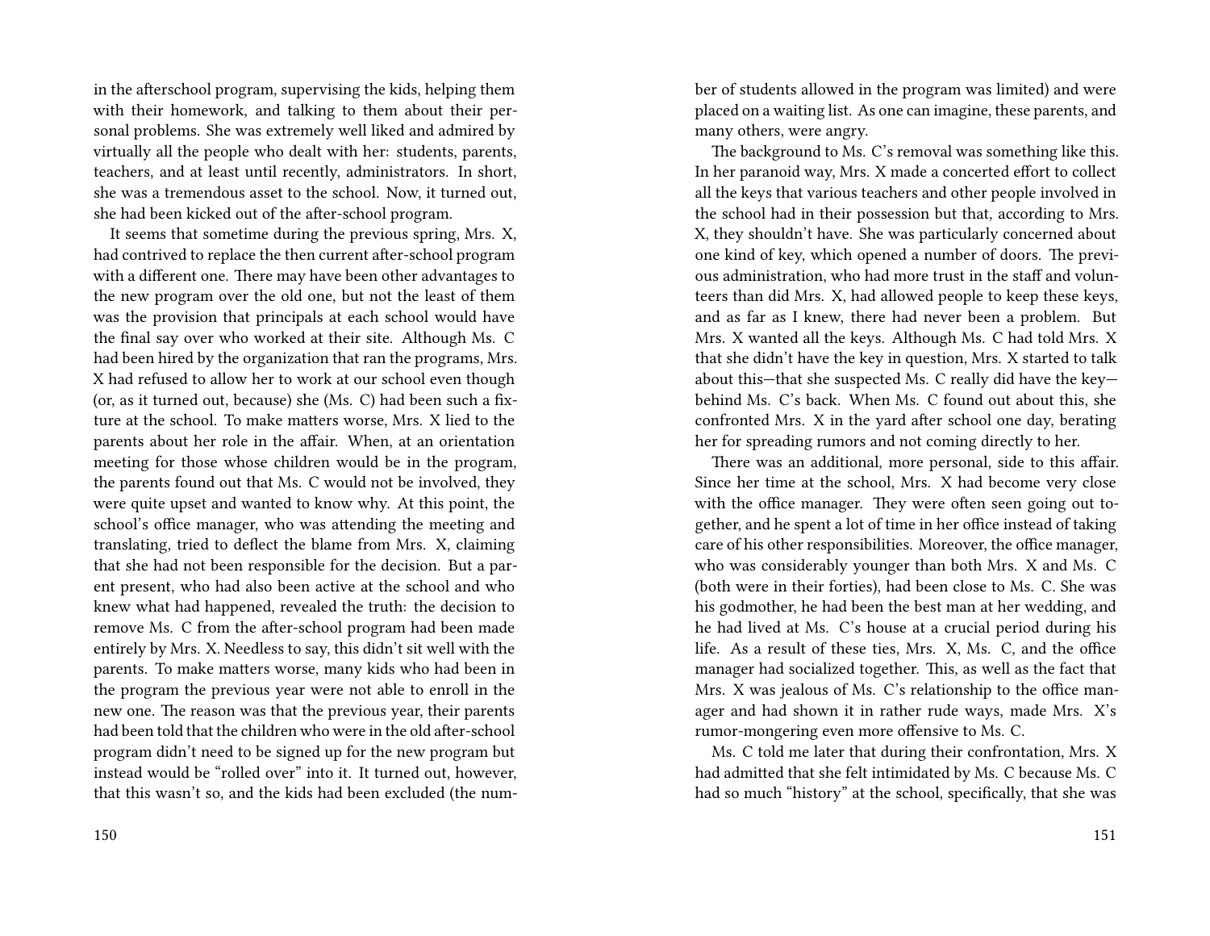in the afterschool program, supervising the kids, helping them with their homework, and talking to them about their personal problems. She was extremely well liked and admired by virtually all the people who dealt with her: students, parents, teachers, and at least until recently, administrators. In short, she was a tremendous asset to the school. Now, it turned out, she had been kicked out of the after-school program.

It seems that sometime during the previous spring, Mrs. X, had contrived to replace the then current after-school program with a different one. There may have been other advantages to the new program over the old one, but not the least of them was the provision that principals at each school would have the final say over who worked at their site. Although Ms. C had been hired by the organization that ran the programs, Mrs. X had refused to allow her to work at our school even though (or, as it turned out, because) she (Ms. C) had been such a fixture at the school. To make matters worse, Mrs. X lied to the parents about her role in the affair. When, at an orientation meeting for those whose children would be in the program, the parents found out that Ms. C would not be involved, they were quite upset and wanted to know why. At this point, the school's office manager, who was attending the meeting and translating, tried to deflect the blame from Mrs. X, claiming that she had not been responsible for the decision. But a parent present, who had also been active at the school and who knew what had happened, revealed the truth: the decision to remove Ms. C from the after-school program had been made entirely by Mrs. X. Needless to say, this didn't sit well with the parents. To make matters worse, many kids who had been in the program the previous year were not able to enroll in the new one. The reason was that the previous year, their parents had been told that the children who were in the old after-school program didn't need to be signed up for the new program but instead would be "rolled over" into it. It turned out, however, that this wasn't so, and the kids had been excluded (the number of students allowed in the program was limited) and were placed on a waiting list. As one can imagine, these parents, and many others, were angry.

The background to Ms. C's removal was something like this. In her paranoid way, Mrs. X made a concerted effort to collect all the keys that various teachers and other people involved in the school had in their possession but that, according to Mrs. X, they shouldn't have. She was particularly concerned about one kind of key, which opened a number of doors. The previous administration, who had more trust in the staff and volunteers than did Mrs. X, had allowed people to keep these keys, and as far as I knew, there had never been a problem. But Mrs. X wanted all the keys. Although Ms. C had told Mrs. X that she didn't have the key in question, Mrs. X started to talk about this—that she suspected Ms. C really did have the key—behind Ms. C's back. When Ms. C found out about this, she confronted Mrs. X in the yard after school one day, berating her for spreading rumors and not coming directly to her.

There was an additional, more personal, side to this affair. Since her time at the school, Mrs. X had become very close with the office manager. They were often seen going out together, and he spent a lot of time in her office instead of taking care of his other responsibilities. Moreover, the office manager, who was considerably younger than both Mrs. X and Ms. C (both were in their forties), had been close to Ms. C. She was his godmother, he had been the best man at her wedding, and he had lived at Ms. C's house at a crucial period during his life. As a result of these ties, Mrs. X, Ms. C, and the office manager had socialized together. This, as well as the fact that Mrs. X was jealous of Ms. C's relationship to the office manager and had shown it in rather rude ways, made Mrs. X's rumor-mongering even more offensive to Ms. C.

Ms. C told me later that during their confrontation, Mrs. X had admitted that she felt intimidated by Ms. C because Ms. C had so much "history" at the school, specifically, that she was